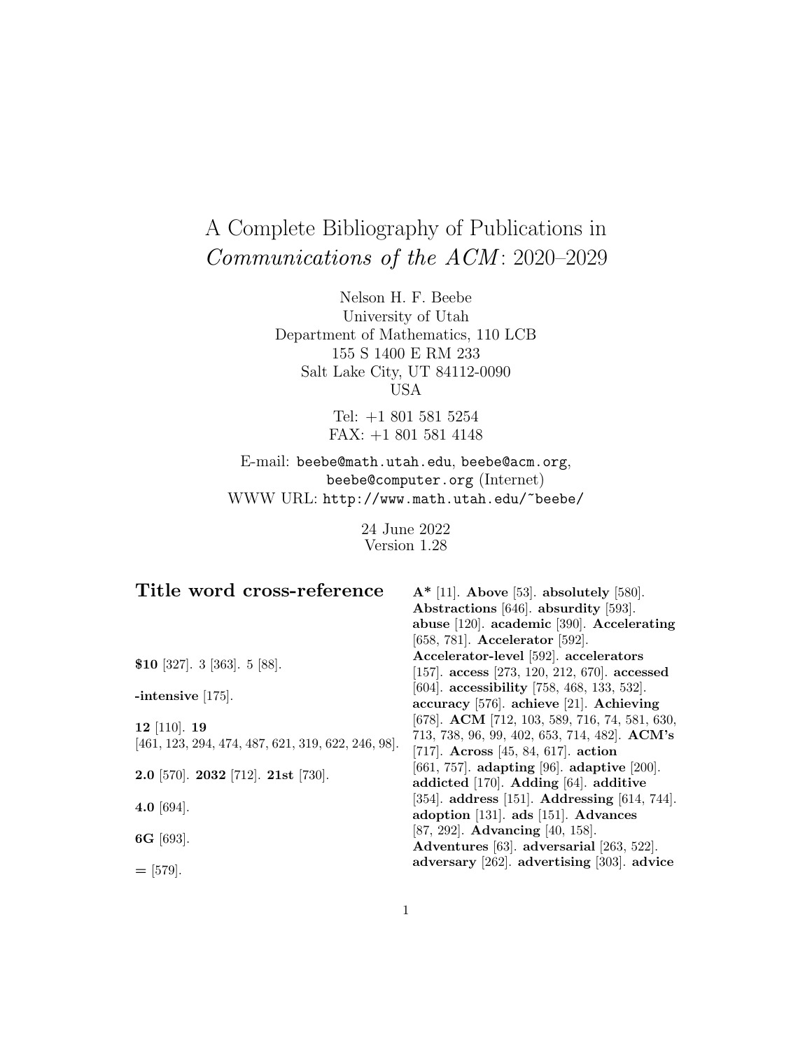# A Complete Bibliography of Publications in *Communications of the ACM*: 2020–2029

Nelson H. F. Beebe
University of Utah
Department of Mathematics, 110 LCB
155 S 1400 E RM 233
Salt Lake City, UT 84112-0090
USA

Tel: +1 801 581 5254
FAX: +1 801 581 4148

E-mail: `beebe@math.utah.edu`, `beebe@acm.org`, `beebe@computer.org` (Internet)
WWW URL: `http://www.math.utah.edu/~beebe/`

24 June 2022
Version 1.28

## Title word cross-reference

**$10** [327]. 3 [363]. 5 [88].

**-intensive** [175].

**12** [110]. **19** [461, 123, 294, 474, 487, 621, 319, 622, 246, 98].

**2.0** [570]. **2032** [712]. **21st** [730].

**4.0** [694].

**6G** [693].

**=** [579].

**A*** [11]. **Above** [53]. **absolutely** [580]. **Abstractions** [646]. **absurdity** [593]. **abuse** [120]. **academic** [390]. **Accelerating** [658, 781]. **Accelerator** [592]. **Accelerator-level** [592]. **accelerators** [157]. **access** [273, 120, 212, 670]. **accessed** [604]. **accessibility** [758, 468, 133, 532]. **accuracy** [576]. **achieve** [21]. **Achieving** [678]. **ACM** [712, 103, 589, 716, 74, 581, 630, 713, 738, 96, 99, 402, 653, 714, 482]. **ACM's** [717]. **Across** [45, 84, 617]. **action** [661, 757]. **adapting** [96]. **adaptive** [200]. **addicted** [170]. **Adding** [64]. **additive** [354]. **address** [151]. **Addressing** [614, 744]. **adoption** [131]. **ads** [151]. **Advances** [87, 292]. **Advancing** [40, 158]. **Adventures** [63]. **adversarial** [263, 522]. **adversary** [262]. **advertising** [303]. **advice**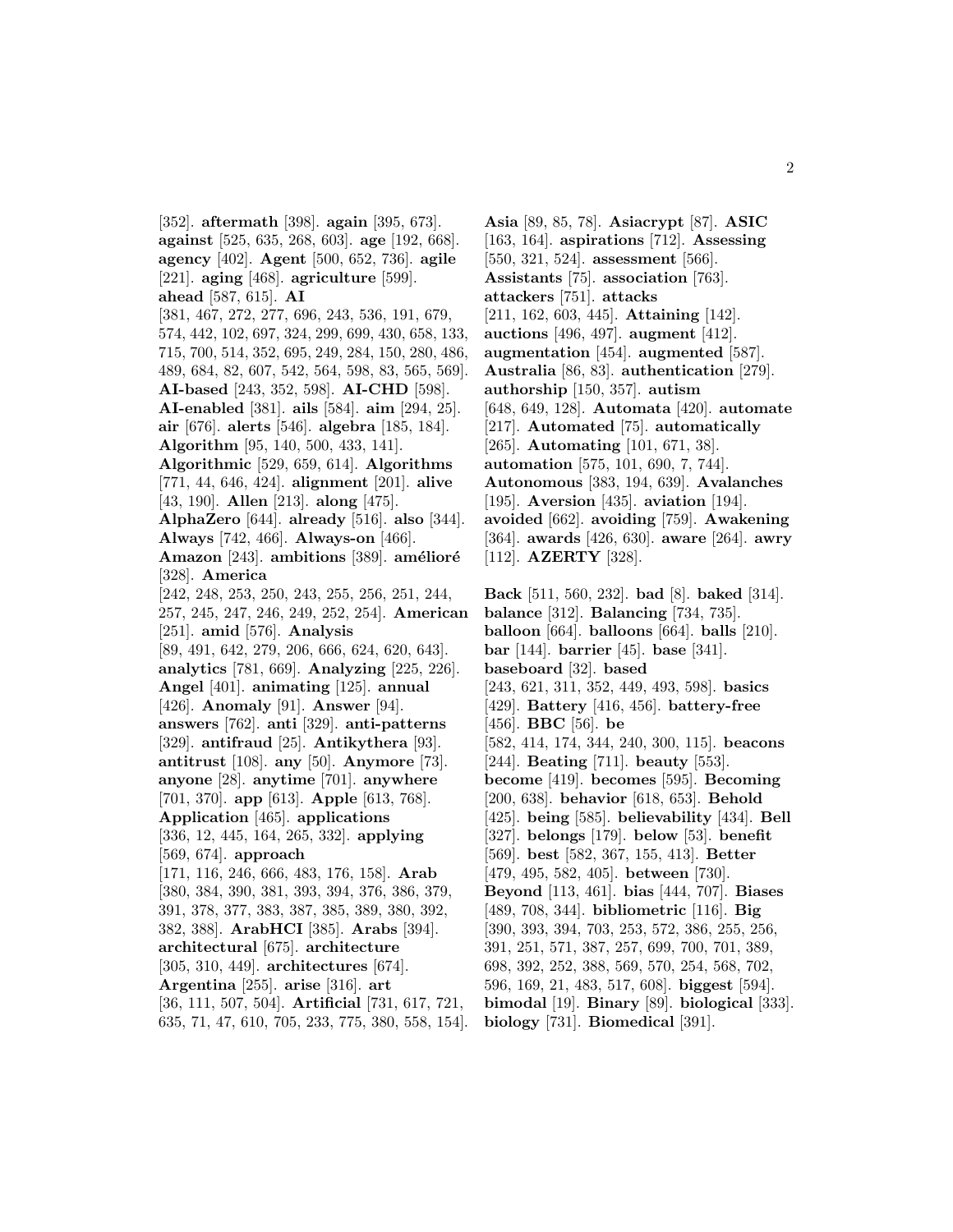[352]. **aftermath** [398]. **again** [395, 673]. **against** [525, 635, 268, 603]. **age** [192, 668]. **agency** [402]. **Agent** [500, 652, 736]. **agile** [221]. **aging** [468]. **agriculture** [599]. **ahead** [587, 615]. **AI** [381, 467, 272, 277, 696, 243, 536, 191, 679, 574, 442, 102, 697, 324, 299, 699, 430, 658, 133, 715, 700, 514, 352, 695, 249, 284, 150, 280, 486, 489, 684, 82, 607, 542, 564, 598, 83, 565, 569]. **AI-based** [243, 352, 598]. **AI-CHD** [598]. **AI-enabled** [381]. **ails** [584]. **aim** [294, 25]. **air** [676]. **alerts** [546]. **algebra** [185, 184]. **Algorithm** [95, 140, 500, 433, 141]. **Algorithmic** [529, 659, 614]. **Algorithms** [771, 44, 646, 424]. **alignment** [201]. **alive** [43, 190]. **Allen** [213]. **along** [475]. **AlphaZero** [644]. **already** [516]. **also** [344]. **Always** [742, 466]. **Always-on** [466]. **Amazon** [243]. **ambitions** [389]. **amélioré** [328]. **America** [242, 248, 253, 250, 243, 255, 256, 251, 244, 257, 245, 247, 246, 249, 252, 254]. **American** [251]. **amid** [576]. **Analysis** [89, 491, 642, 279, 206, 666, 624, 620, 643]. **analytics** [781, 669]. **Analyzing** [225, 226]. **Angel** [401]. **animating** [125]. **annual** [426]. **Anomaly** [91]. **Answer** [94]. **answers** [762]. **anti** [329]. **anti-patterns** [329]. **antifraud** [25]. **Antikythera** [93]. **antitrust** [108]. **any** [50]. **Anymore** [73]. **anyone** [28]. **anytime** [701]. **anywhere** [701, 370]. **app** [613]. **Apple** [613, 768]. **Application** [465]. **applications** [336, 12, 445, 164, 265, 332]. **applying** [569, 674]. **approach** [171, 116, 246, 666, 483, 176, 158]. **Arab** [380, 384, 390, 381, 393, 394, 376, 386, 379, 391, 378, 377, 383, 387, 385, 389, 380, 392, 382, 388]. **ArabHCI** [385]. **Arabs** [394]. **architectural** [675]. **architecture** [305, 310, 449]. **architectures** [674]. **Argentina** [255]. **arise** [316]. **art** [36, 111, 507, 504]. **Artificial** [731, 617, 721, 635, 71, 47, 610, 705, 233, 775, 380, 558, 154].

**Asia** [89, 85, 78]. **Asiacrypt** [87]. **ASIC** [163, 164]. **aspirations** [712]. **Assessing** [550, 321, 524]. **assessment** [566]. **Assistants** [75]. **association** [763]. **attackers** [751]. **attacks** [211, 162, 603, 445]. **Attaining** [142]. **auctions** [496, 497]. **augment** [412]. **augmentation** [454]. **augmented** [587]. **Australia** [86, 83]. **authentication** [279]. **authorship** [150, 357]. **autism** [648, 649, 128]. **Automata** [420]. **automate** [217]. **Automated** [75]. **automatically** [265]. **Automating** [101, 671, 38]. **automation** [575, 101, 690, 7, 744]. **Autonomous** [383, 194, 639]. **Avalanches** [195]. **Aversion** [435]. **aviation** [194]. **avoided** [662]. **avoiding** [759]. **Awakening** [364]. **awards** [426, 630]. **aware** [264]. **awry** [112]. **AZERTY** [328].

**Back** [511, 560, 232]. **bad** [8]. **baked** [314]. **balance** [312]. **Balancing** [734, 735]. **balloon** [664]. **balloons** [664]. **balls** [210]. **bar** [144]. **barrier** [45]. **base** [341]. **baseboard** [32]. **based** [243, 621, 311, 352, 449, 493, 598]. **basics** [429]. **Battery** [416, 456]. **battery-free** [456]. **BBC** [56]. **be** [582, 414, 174, 344, 240, 300, 115]. **beacons** [244]. **Beating** [711]. **beauty** [553]. **become** [419]. **becomes** [595]. **Becoming** [200, 638]. **behavior** [618, 653]. **Behold** [425]. **being** [585]. **believability** [434]. **Bell** [327]. **belongs** [179]. **below** [53]. **benefit** [569]. **best** [582, 367, 155, 413]. **Better** [479, 495, 582, 405]. **between** [730]. **Beyond** [113, 461]. **bias** [444, 707]. **Biases** [489, 708, 344]. **bibliometric** [116]. **Big** [390, 393, 394, 703, 253, 572, 386, 255, 256, 391, 251, 571, 387, 257, 699, 700, 701, 389, 698, 392, 252, 388, 569, 570, 254, 568, 702, 596, 169, 21, 483, 517, 608]. **biggest** [594]. **bimodal** [19]. **Binary** [89]. **biological** [333]. **biology** [731]. **Biomedical** [391].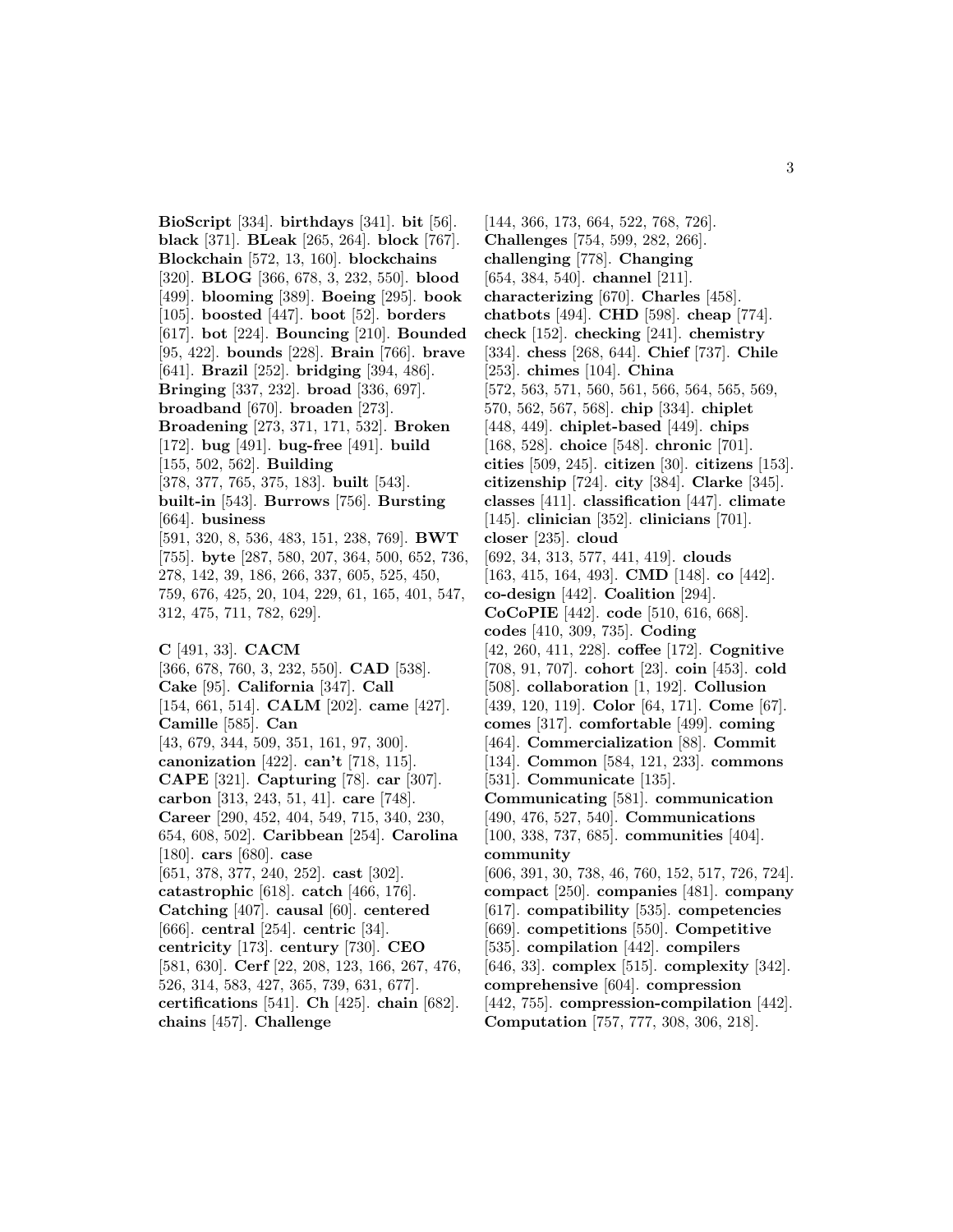**BioScript** [334]. **birthdays** [341]. **bit** [56]. **black** [371]. **BLeak** [265, 264]. **block** [767]. **Blockchain** [572, 13, 160]. **blockchains** [320]. **BLOG** [366, 678, 3, 232, 550]. **blood** [499]. **blooming** [389]. **Boeing** [295]. **book** [105]. **boosted** [447]. **boot** [52]. **borders** [617]. **bot** [224]. **Bouncing** [210]. **Bounded** [95, 422]. **bounds** [228]. **Brain** [766]. **brave** [641]. **Brazil** [252]. **bridging** [394, 486]. **Bringing** [337, 232]. **broad** [336, 697]. **broadband** [670]. **broaden** [273]. **Broadening** [273, 371, 171, 532]. **Broken** [172]. **bug** [491]. **bug-free** [491]. **build** [155, 502, 562]. **Building** [378, 377, 765, 375, 183]. **built** [543]. **built-in** [543]. **Burrows** [756]. **Bursting** [664]. **business** [591, 320, 8, 536, 483, 151, 238, 769]. **BWT** [755]. **byte** [287, 580, 207, 364, 500, 652, 736, 278, 142, 39, 186, 266, 337, 605, 525, 450, 759, 676, 425, 20, 104, 229, 61, 165, 401, 547, 312, 475, 711, 782, 629].

**C** [491, 33]. **CACM** [366, 678, 760, 3, 232, 550]. **CAD** [538]. **Cake** [95]. **California** [347]. **Call** [154, 661, 514]. **CALM** [202]. **came** [427]. **Camille** [585]. **Can** [43, 679, 344, 509, 351, 161, 97, 300]. **canonization** [422]. **can't** [718, 115]. **CAPE** [321]. **Capturing** [78]. **car** [307]. **carbon** [313, 243, 51, 41]. **care** [748]. **Career** [290, 452, 404, 549, 715, 340, 230, 654, 608, 502]. **Caribbean** [254]. **Carolina** [180]. **cars** [680]. **case** [651, 378, 377, 240, 252]. **cast** [302]. **catastrophic** [618]. **catch** [466, 176]. **Catching** [407]. **causal** [60]. **centered** [666]. **central** [254]. **centric** [34]. **centricity** [173]. **century** [730]. **CEO** [581, 630]. **Cerf** [22, 208, 123, 166, 267, 476, 526, 314, 583, 427, 365, 739, 631, 677]. **certifications** [541]. **Ch** [425]. **chain** [682]. **chains** [457]. **Challenge** [144, 366, 173, 664, 522, 768, 726]. **Challenges** [754, 599, 282, 266]. **challenging** [778]. **Changing** [654, 384, 540]. **channel** [211]. **characterizing** [670]. **Charles** [458]. **chatbots** [494]. **CHD** [598]. **cheap** [774]. **check** [152]. **checking** [241]. **chemistry** [334]. **chess** [268, 644]. **Chief** [737]. **Chile** [253]. **chimes** [104]. **China** [572, 563, 571, 560, 561, 566, 564, 565, 569, 570, 562, 567, 568]. **chip** [334]. **chiplet** [448, 449]. **chiplet-based** [449]. **chips** [168, 528]. **choice** [548]. **chronic** [701]. **cities** [509, 245]. **citizen** [30]. **citizens** [153]. **citizenship** [724]. **city** [384]. **Clarke** [345]. **classes** [411]. **classification** [447]. **climate** [145]. **clinician** [352]. **clinicians** [701]. **closer** [235]. **cloud** [692, 34, 313, 577, 441, 419]. **clouds** [163, 415, 164, 493]. **CMD** [148]. **co** [442]. **co-design** [442]. **Coalition** [294]. **CoCoPIE** [442]. **code** [510, 616, 668]. **codes** [410, 309, 735]. **Coding** [42, 260, 411, 228]. **coffee** [172]. **Cognitive** [708, 91, 707]. **cohort** [23]. **coin** [453]. **cold** [508]. **collaboration** [1, 192]. **Collusion** [439, 120, 119]. **Color** [64, 171]. **Come** [67]. **comes** [317]. **comfortable** [499]. **coming** [464]. **Commercialization** [88]. **Commit** [134]. **Common** [584, 121, 233]. **commons** [531]. **Communicate** [135]. **Communicating** [581]. **communication** [490, 476, 527, 540]. **Communications** [100, 338, 737, 685]. **communities** [404]. **community** [606, 391, 30, 738, 46, 760, 152, 517, 726, 724]. **compact** [250]. **companies** [481]. **company** [617]. **compatibility** [535]. **competencies** [669]. **competitions** [550]. **Competitive** [535]. **compilation** [442]. **compilers** [646, 33]. **complex** [515]. **complexity** [342]. **comprehensive** [604]. **compression** [442, 755]. **compression-compilation** [442]. **Computation** [757, 777, 308, 306, 218].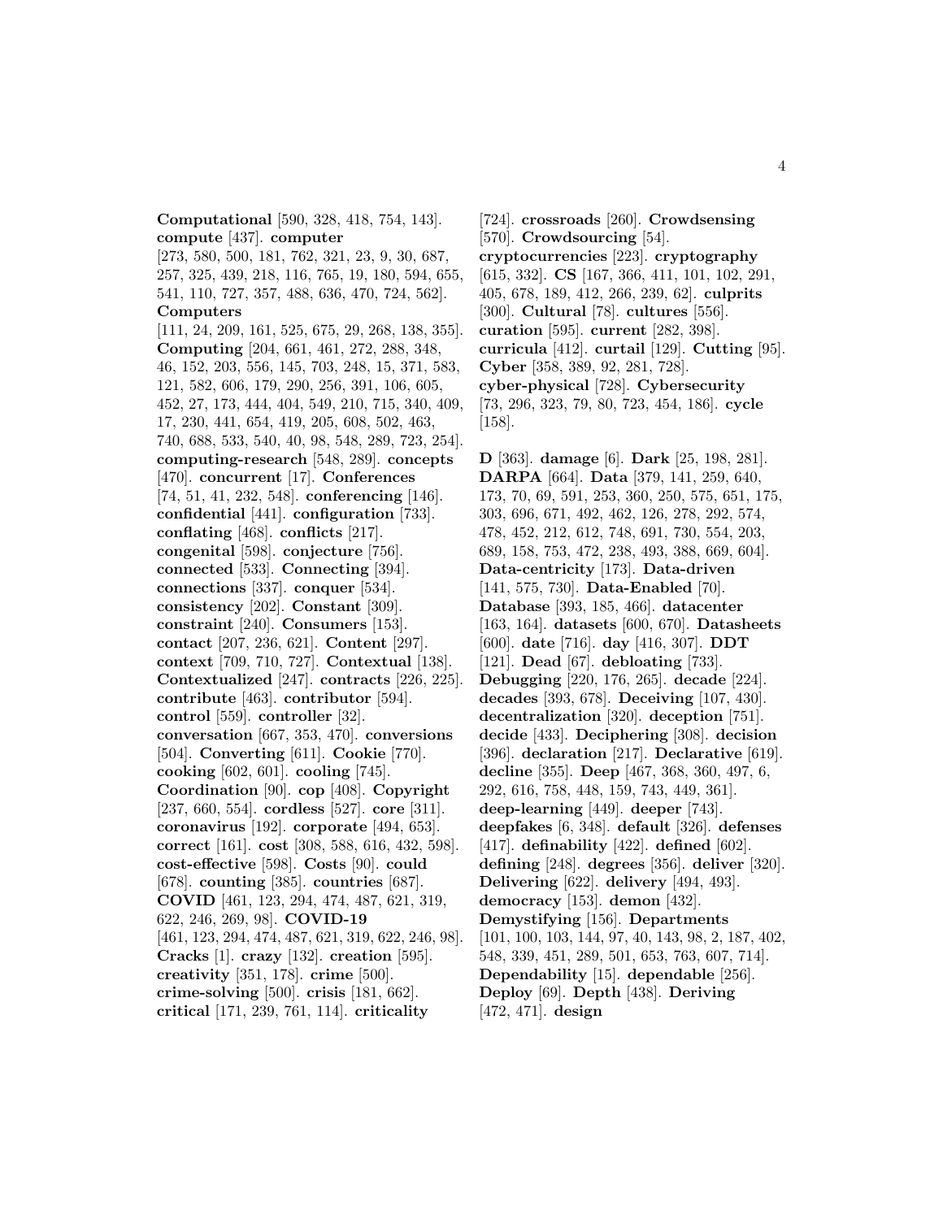**Computational** [590, 328, 418, 754, 143]. **compute** [437]. **computer** [273, 580, 500, 181, 762, 321, 23, 9, 30, 687, 257, 325, 439, 218, 116, 765, 19, 180, 594, 655, 541, 110, 727, 357, 488, 636, 470, 724, 562]. **Computers** [111, 24, 209, 161, 525, 675, 29, 268, 138, 355]. **Computing** [204, 661, 461, 272, 288, 348, 46, 152, 203, 556, 145, 703, 248, 15, 371, 583, 121, 582, 606, 179, 290, 256, 391, 106, 605, 452, 27, 173, 444, 404, 549, 210, 715, 340, 409, 17, 230, 441, 654, 419, 205, 608, 502, 463, 740, 688, 533, 540, 40, 98, 548, 289, 723, 254]. **computing-research** [548, 289]. **concepts** [470]. **concurrent** [17]. **Conferences** [74, 51, 41, 232, 548]. **conferencing** [146]. **confidential** [441]. **configuration** [733]. **conflating** [468]. **conflicts** [217]. **congenital** [598]. **conjecture** [756]. **connected** [533]. **Connecting** [394]. **connections** [337]. **conquer** [534]. **consistency** [202]. **Constant** [309]. **constraint** [240]. **Consumers** [153]. **contact** [207, 236, 621]. **Content** [297]. **context** [709, 710, 727]. **Contextual** [138]. **Contextualized** [247]. **contracts** [226, 225]. **contribute** [463]. **contributor** [594]. **control** [559]. **controller** [32]. **conversation** [667, 353, 470]. **conversions** [504]. **Converting** [611]. **Cookie** [770]. **cooking** [602, 601]. **cooling** [745]. **Coordination** [90]. **cop** [408]. **Copyright** [237, 660, 554]. **cordless** [527]. **core** [311]. **coronavirus** [192]. **corporate** [494, 653]. **correct** [161]. **cost** [308, 588, 616, 432, 598]. **cost-effective** [598]. **Costs** [90]. **could** [678]. **counting** [385]. **countries** [687]. **COVID** [461, 123, 294, 474, 487, 621, 319, 622, 246, 269, 98]. **COVID-19** [461, 123, 294, 474, 487, 621, 319, 622, 246, 98]. **Cracks** [1]. **crazy** [132]. **creation** [595]. **creativity** [351, 178]. **crime** [500]. **crime-solving** [500]. **crisis** [181, 662]. **critical** [171, 239, 761, 114]. **criticality** [724]. **crossroads** [260]. **Crowdsensing** [570]. **Crowdsourcing** [54]. **cryptocurrencies** [223]. **cryptography** [615, 332]. **CS** [167, 366, 411, 101, 102, 291, 405, 678, 189, 412, 266, 239, 62]. **culprits** [300]. **Cultural** [78]. **cultures** [556]. **curation** [595]. **current** [282, 398]. **curricula** [412]. **curtail** [129]. **Cutting** [95]. **Cyber** [358, 389, 92, 281, 728]. **cyber-physical** [728]. **Cybersecurity** [73, 296, 323, 79, 80, 723, 454, 186]. **cycle** [158].

**D** [363]. **damage** [6]. **Dark** [25, 198, 281]. **DARPA** [664]. **Data** [379, 141, 259, 640, 173, 70, 69, 591, 253, 360, 250, 575, 651, 175, 303, 696, 671, 492, 462, 126, 278, 292, 574, 478, 452, 212, 612, 748, 691, 730, 554, 203, 689, 158, 753, 472, 238, 493, 388, 669, 604]. **Data-centricity** [173]. **Data-driven** [141, 575, 730]. **Data-Enabled** [70]. **Database** [393, 185, 466]. **datacenter** [163, 164]. **datasets** [600, 670]. **Datasheets** [600]. **date** [716]. **day** [416, 307]. **DDT** [121]. **Dead** [67]. **debloating** [733]. **Debugging** [220, 176, 265]. **decade** [224]. **decades** [393, 678]. **Deceiving** [107, 430]. **decentralization** [320]. **deception** [751]. **decide** [433]. **Deciphering** [308]. **decision** [396]. **declaration** [217]. **Declarative** [619]. **decline** [355]. **Deep** [467, 368, 360, 497, 6, 292, 616, 758, 448, 159, 743, 449, 361]. **deep-learning** [449]. **deeper** [743]. **deepfakes** [6, 348]. **default** [326]. **defenses** [417]. **definability** [422]. **defined** [602]. **defining** [248]. **degrees** [356]. **deliver** [320]. **Delivering** [622]. **delivery** [494, 493]. **democracy** [153]. **demon** [432]. **Demystifying** [156]. **Departments** [101, 100, 103, 144, 97, 40, 143, 98, 2, 187, 402, 548, 339, 451, 289, 501, 653, 763, 607, 714]. **Dependability** [15]. **dependable** [256]. **Deploy** [69]. **Depth** [438]. **Deriving** [472, 471]. **design**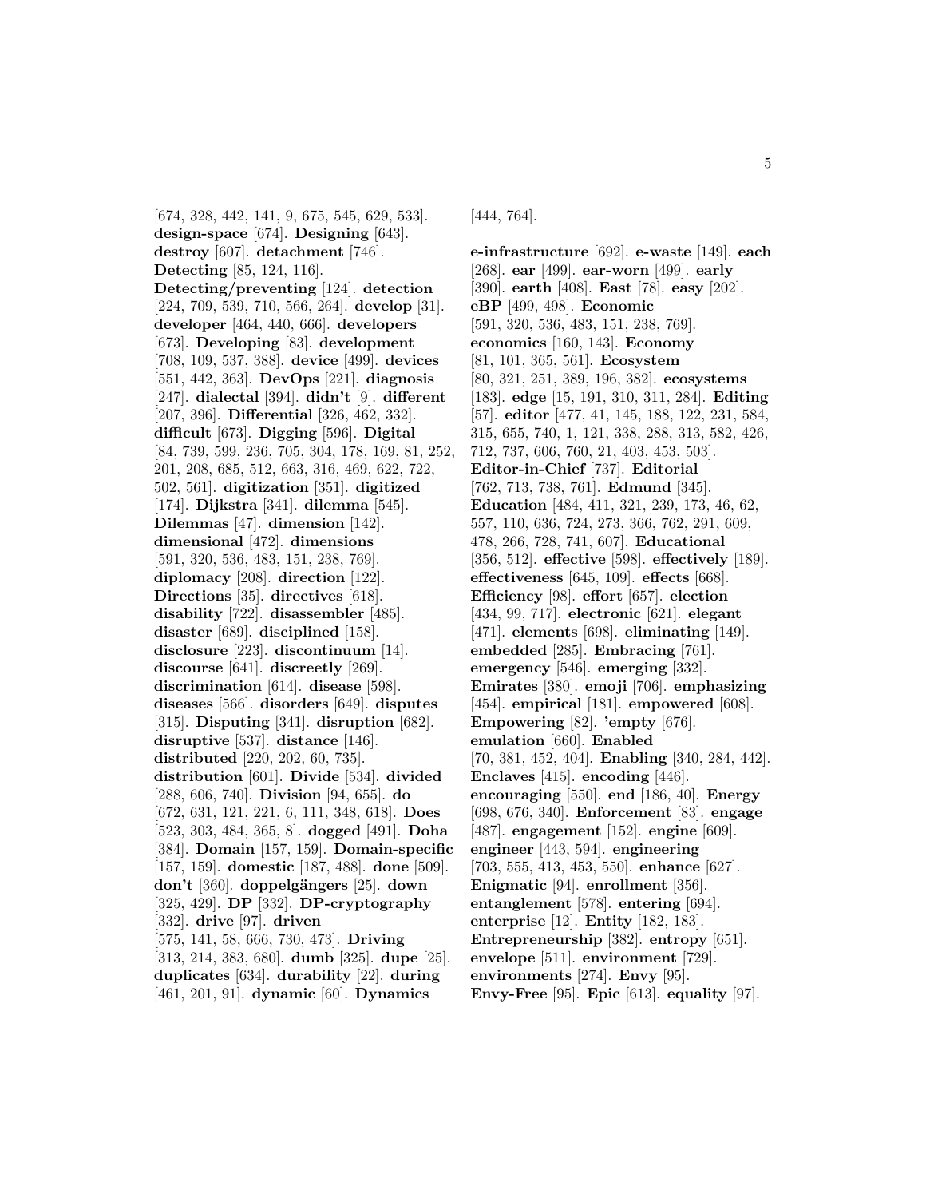[674, 328, 442, 141, 9, 675, 545, 629, 533]. **design-space** [674]. **Designing** [643]. **destroy** [607]. **detachment** [746]. **Detecting** [85, 124, 116]. **Detecting/preventing** [124]. **detection** [224, 709, 539, 710, 566, 264]. **develop** [31]. **developer** [464, 440, 666]. **developers** [673]. **Developing** [83]. **development** [708, 109, 537, 388]. **device** [499]. **devices** [551, 442, 363]. **DevOps** [221]. **diagnosis** [247]. **dialectal** [394]. **didn't** [9]. **different** [207, 396]. **Differential** [326, 462, 332]. **difficult** [673]. **Digging** [596]. **Digital** [84, 739, 599, 236, 705, 304, 178, 169, 81, 252, 201, 208, 685, 512, 663, 316, 469, 622, 722, 502, 561]. **digitization** [351]. **digitized** [174]. **Dijkstra** [341]. **dilemma** [545]. **Dilemmas** [47]. **dimension** [142]. **dimensional** [472]. **dimensions** [591, 320, 536, 483, 151, 238, 769]. **diplomacy** [208]. **direction** [122]. **Directions** [35]. **directives** [618]. **disability** [722]. **disassembler** [485]. **disaster** [689]. **disciplined** [158]. **disclosure** [223]. **discontinuum** [14]. **discourse** [641]. **discreetly** [269]. **discrimination** [614]. **disease** [598]. **diseases** [566]. **disorders** [649]. **disputes** [315]. **Disputing** [341]. **disruption** [682]. **disruptive** [537]. **distance** [146]. **distributed** [220, 202, 60, 735]. **distribution** [601]. **Divide** [534]. **divided** [288, 606, 740]. **Division** [94, 655]. **do** [672, 631, 121, 221, 6, 111, 348, 618]. **Does** [523, 303, 484, 365, 8]. **dogged** [491]. **Doha** [384]. **Domain** [157, 159]. **Domain-specific** [157, 159]. **domestic** [187, 488]. **done** [509]. **don't** [360]. **doppelgängers** [25]. **down** [325, 429]. **DP** [332]. **DP-cryptography** [332]. **drive** [97]. **driven** [575, 141, 58, 666, 730, 473]. **Driving** [313, 214, 383, 680]. **dumb** [325]. **dupe** [25]. **duplicates** [634]. **durability** [22]. **during** [461, 201, 91]. **dynamic** [60]. **Dynamics** [444, 764].

**e-infrastructure** [692]. **e-waste** [149]. **each** [268]. **ear** [499]. **ear-worn** [499]. **early** [390]. **earth** [408]. **East** [78]. **easy** [202]. **eBP** [499, 498]. **Economic** [591, 320, 536, 483, 151, 238, 769]. **economics** [160, 143]. **Economy** [81, 101, 365, 561]. **Ecosystem** [80, 321, 251, 389, 196, 382]. **ecosystems** [183]. **edge** [15, 191, 310, 311, 284]. **Editing** [57]. **editor** [477, 41, 145, 188, 122, 231, 584, 315, 655, 740, 1, 121, 338, 288, 313, 582, 426, 712, 737, 606, 760, 21, 403, 453, 503]. **Editor-in-Chief** [737]. **Editorial** [762, 713, 738, 761]. **Edmund** [345]. **Education** [484, 411, 321, 239, 173, 46, 62, 557, 110, 636, 724, 273, 366, 762, 291, 609, 478, 266, 728, 741, 607]. **Educational** [356, 512]. **effective** [598]. **effectively** [189]. **effectiveness** [645, 109]. **effects** [668]. **Efficiency** [98]. **effort** [657]. **election** [434, 99, 717]. **electronic** [621]. **elegant** [471]. **elements** [698]. **eliminating** [149]. **embedded** [285]. **Embracing** [761]. **emergency** [546]. **emerging** [332]. **Emirates** [380]. **emoji** [706]. **emphasizing** [454]. **empirical** [181]. **empowered** [608]. **Empowering** [82]. **'empty** [676]. **emulation** [660]. **Enabled** [70, 381, 452, 404]. **Enabling** [340, 284, 442]. **Enclaves** [415]. **encoding** [446]. **encouraging** [550]. **end** [186, 40]. **Energy** [698, 676, 340]. **Enforcement** [83]. **engage** [487]. **engagement** [152]. **engine** [609]. **engineer** [443, 594]. **engineering** [703, 555, 413, 453, 550]. **enhance** [627]. **Enigmatic** [94]. **enrollment** [356]. **entanglement** [578]. **entering** [694]. **enterprise** [12]. **Entity** [182, 183]. **Entrepreneurship** [382]. **entropy** [651]. **envelope** [511]. **environment** [729]. **environments** [274]. **Envy** [95]. **Envy-Free** [95]. **Epic** [613]. **equality** [97].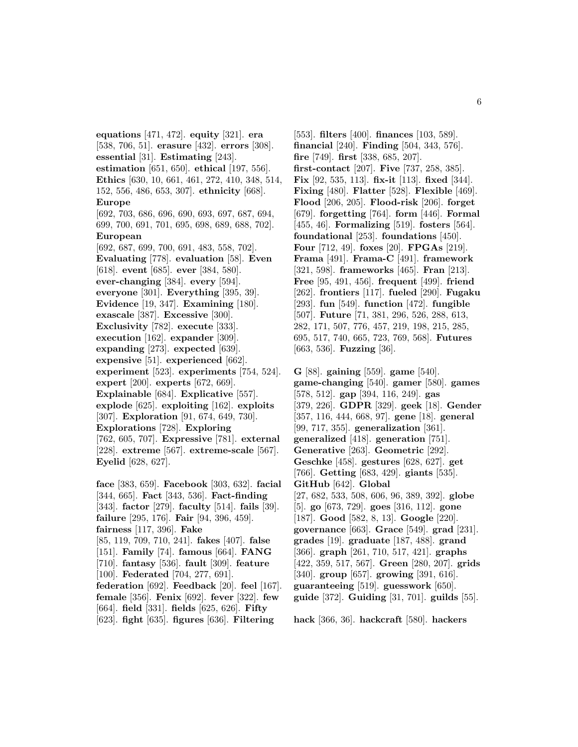**equations** [471, 472]. **equity** [321]. **era** [538, 706, 51]. **erasure** [432]. **errors** [308]. **essential** [31]. **Estimating** [243]. **estimation** [651, 650]. **ethical** [197, 556]. **Ethics** [630, 10, 661, 461, 272, 410, 348, 514, 152, 556, 486, 653, 307]. **ethnicity** [668]. **Europe** [692, 703, 686, 696, 690, 693, 697, 687, 694, 699, 700, 691, 701, 695, 698, 689, 688, 702]. **European** [692, 687, 699, 700, 691, 483, 558, 702]. **Evaluating** [778]. **evaluation** [58]. **Even** [618]. **event** [685]. **ever** [384, 580]. **ever-changing** [384]. **every** [594]. **everyone** [301]. **Everything** [395, 39]. **Evidence** [19, 347]. **Examining** [180]. **exascale** [387]. **Excessive** [300]. **Exclusivity** [782]. **execute** [333]. **execution** [162]. **expander** [309]. **expanding** [273]. **expected** [639]. **expensive** [51]. **experienced** [662]. **experiment** [523]. **experiments** [754, 524]. **expert** [200]. **experts** [672, 669]. **Explainable** [684]. **Explicative** [557]. **explode** [625]. **exploiting** [162]. **exploits** [307]. **Exploration** [91, 674, 649, 730]. **Explorations** [728]. **Exploring** [762, 605, 707]. **Expressive** [781]. **external** [228]. **extreme** [567]. **extreme-scale** [567]. **Eyelid** [628, 627].

**face** [383, 659]. **Facebook** [303, 632]. **facial** [344, 665]. **Fact** [343, 536]. **Fact-finding** [343]. **factor** [279]. **faculty** [514]. **fails** [39]. **failure** [295, 176]. **Fair** [94, 396, 459]. **fairness** [117, 396]. **Fake** [85, 119, 709, 710, 241]. **fakes** [407]. **false** [151]. **Family** [74]. **famous** [664]. **FANG** [710]. **fantasy** [536]. **fault** [309]. **feature** [100]. **Federated** [704, 277, 691]. **federation** [692]. **Feedback** [20]. **feel** [167]. **female** [356]. **Fenix** [692]. **fever** [322]. **few** [664]. **field** [331]. **fields** [625, 626]. **Fifty** [623]. **fight** [635]. **figures** [636]. **Filtering** [553]. **filters** [400]. **finances** [103, 589]. **financial** [240]. **Finding** [504, 343, 576]. **fire** [749]. **first** [338, 685, 207]. **first-contact** [207]. **Five** [737, 258, 385]. **Fix** [92, 535, 113]. **fix-it** [113]. **fixed** [344]. **Fixing** [480]. **Flatter** [528]. **Flexible** [469]. **Flood** [206, 205]. **Flood-risk** [206]. **forget** [679]. **forgetting** [764]. **form** [446]. **Formal** [455, 46]. **Formalizing** [519]. **fosters** [564]. **foundational** [253]. **foundations** [450]. **Four** [712, 49]. **foxes** [20]. **FPGAs** [219]. **Frama** [491]. **Frama-C** [491]. **framework** [321, 598]. **frameworks** [465]. **Fran** [213]. **Free** [95, 491, 456]. **frequent** [499]. **friend** [262]. **frontiers** [117]. **fueled** [290]. **Fugaku** [293]. **fun** [549]. **function** [472]. **fungible** [507]. **Future** [71, 381, 296, 526, 288, 613, 282, 171, 507, 776, 457, 219, 198, 215, 285, 695, 517, 740, 665, 723, 769, 568]. **Futures** [663, 536]. **Fuzzing** [36].

**G** [88]. **gaining** [559]. **game** [540]. **game-changing** [540]. **gamer** [580]. **games** [578, 512]. **gap** [394, 116, 249]. **gas** [379, 226]. **GDPR** [329]. **geek** [18]. **Gender** [357, 116, 444, 668, 97]. **gene** [18]. **general** [99, 717, 355]. **generalization** [361]. **generalized** [418]. **generation** [751]. **Generative** [263]. **Geometric** [292]. **Geschke** [458]. **gestures** [628, 627]. **get** [766]. **Getting** [683, 429]. **giants** [535]. **GitHub** [642]. **Global** [27, 682, 533, 508, 606, 96, 389, 392]. **globe** [5]. **go** [673, 729]. **goes** [316, 112]. **gone** [187]. **Good** [582, 8, 13]. **Google** [220]. **governance** [663]. **Grace** [549]. **grad** [231]. **grades** [19]. **graduate** [187, 488]. **grand** [366]. **graph** [261, 710, 517, 421]. **graphs** [422, 359, 517, 567]. **Green** [280, 207]. **grids** [340]. **group** [657]. **growing** [391, 616]. **guaranteeing** [519]. **guesswork** [650]. **guide** [372]. **Guiding** [31, 701]. **guilds** [55].

**hack** [366, 36]. **hackcraft** [580]. **hackers**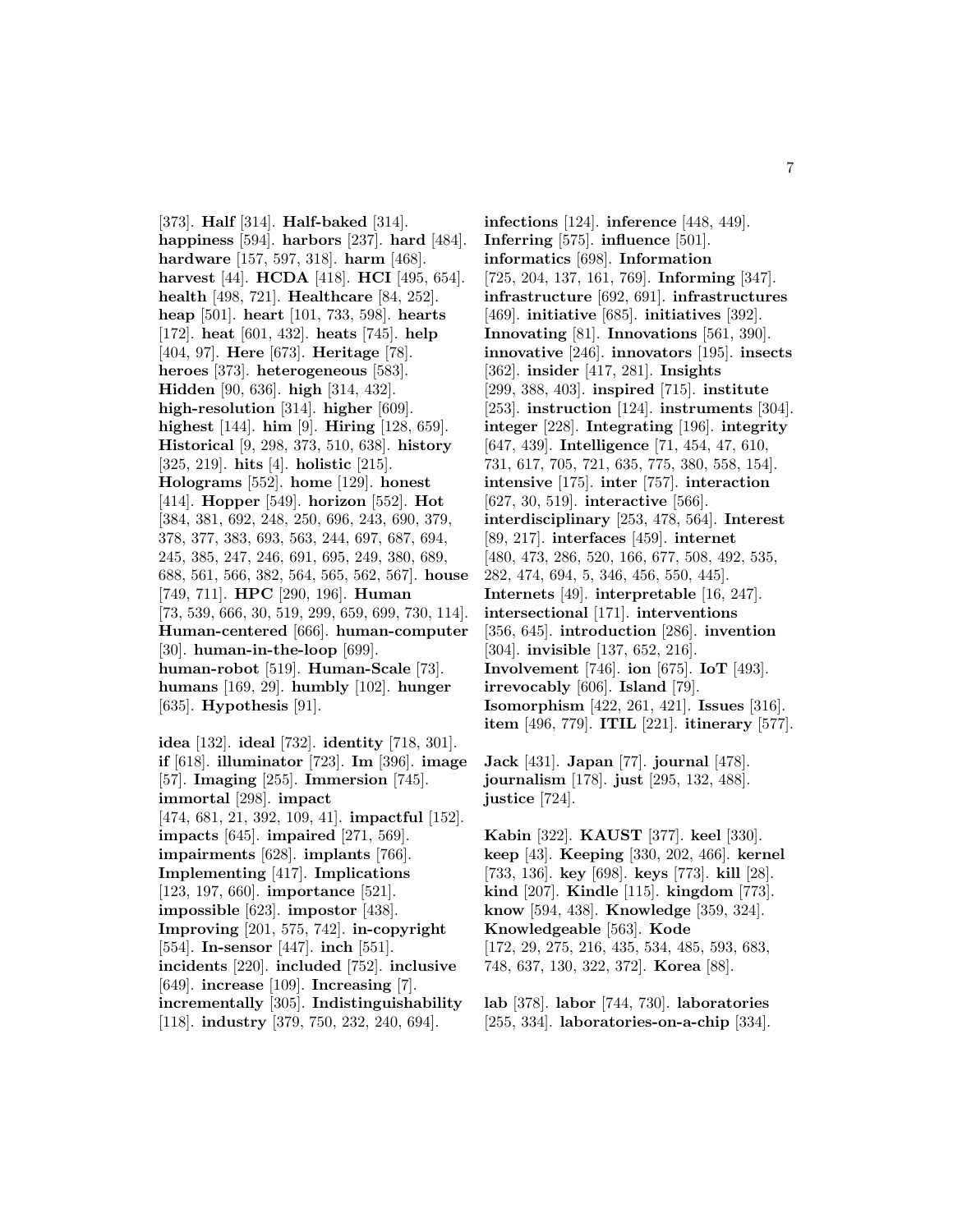[373]. **Half** [314]. **Half-baked** [314]. **happiness** [594]. **harbors** [237]. **hard** [484]. **hardware** [157, 597, 318]. **harm** [468]. **harvest** [44]. **HCDA** [418]. **HCI** [495, 654]. **health** [498, 721]. **Healthcare** [84, 252]. **heap** [501]. **heart** [101, 733, 598]. **hearts** [172]. **heat** [601, 432]. **heats** [745]. **help** [404, 97]. **Here** [673]. **Heritage** [78]. **heroes** [373]. **heterogeneous** [583]. **Hidden** [90, 636]. **high** [314, 432]. **high-resolution** [314]. **higher** [609]. **highest** [144]. **him** [9]. **Hiring** [128, 659]. **Historical** [9, 298, 373, 510, 638]. **history** [325, 219]. **hits** [4]. **holistic** [215]. **Holograms** [552]. **home** [129]. **honest** [414]. **Hopper** [549]. **horizon** [552]. **Hot** [384, 381, 692, 248, 250, 696, 243, 690, 379, 378, 377, 383, 693, 563, 244, 697, 687, 694, 245, 385, 247, 246, 691, 695, 249, 380, 689, 688, 561, 566, 382, 564, 565, 562, 567]. **house** [749, 711]. **HPC** [290, 196]. **Human** [73, 539, 666, 30, 519, 299, 659, 699, 730, 114]. **Human-centered** [666]. **human-computer** [30]. **human-in-the-loop** [699]. **human-robot** [519]. **Human-Scale** [73]. **humans** [169, 29]. **humbly** [102]. **hunger** [635]. **Hypothesis** [91].

**idea** [132]. **ideal** [732]. **identity** [718, 301]. **if** [618]. **illuminator** [723]. **Im** [396]. **image** [57]. **Imaging** [255]. **Immersion** [745]. **immortal** [298]. **impact** [474, 681, 21, 392, 109, 41]. **impactful** [152]. **impacts** [645]. **impaired** [271, 569]. **impairments** [628]. **implants** [766]. **Implementing** [417]. **Implications** [123, 197, 660]. **importance** [521]. **impossible** [623]. **impostor** [438]. **Improving** [201, 575, 742]. **in-copyright** [554]. **In-sensor** [447]. **inch** [551]. **incidents** [220]. **included** [752]. **inclusive** [649]. **increase** [109]. **Increasing** [7]. **incrementally** [305]. **Indistinguishability** [118]. **industry** [379, 750, 232, 240, 694]. **infections** [124]. **inference** [448, 449]. **Inferring** [575]. **influence** [501]. **informatics** [698]. **Information** [725, 204, 137, 161, 769]. **Informing** [347]. **infrastructure** [692, 691]. **infrastructures** [469]. **initiative** [685]. **initiatives** [392]. **Innovating** [81]. **Innovations** [561, 390]. **innovative** [246]. **innovators** [195]. **insects** [362]. **insider** [417, 281]. **Insights** [299, 388, 403]. **inspired** [715]. **institute** [253]. **instruction** [124]. **instruments** [304]. **integer** [228]. **Integrating** [196]. **integrity** [647, 439]. **Intelligence** [71, 454, 47, 610, 731, 617, 705, 721, 635, 775, 380, 558, 154]. **intensive** [175]. **inter** [757]. **interaction** [627, 30, 519]. **interactive** [566]. **interdisciplinary** [253, 478, 564]. **Interest** [89, 217]. **interfaces** [459]. **internet** [480, 473, 286, 520, 166, 677, 508, 492, 535, 282, 474, 694, 5, 346, 456, 550, 445]. **Internets** [49]. **interpretable** [16, 247]. **intersectional** [171]. **interventions** [356, 645]. **introduction** [286]. **invention** [304]. **invisible** [137, 652, 216]. **Involvement** [746]. **ion** [675]. **IoT** [493]. **irrevocably** [606]. **Island** [79]. **Isomorphism** [422, 261, 421]. **Issues** [316]. **item** [496, 779]. **ITIL** [221]. **itinerary** [577].

**Jack** [431]. **Japan** [77]. **journal** [478]. **journalism** [178]. **just** [295, 132, 488]. **justice** [724].

**Kabin** [322]. **KAUST** [377]. **keel** [330]. **keep** [43]. **Keeping** [330, 202, 466]. **kernel** [733, 136]. **key** [698]. **keys** [773]. **kill** [28]. **kind** [207]. **Kindle** [115]. **kingdom** [773]. **know** [594, 438]. **Knowledge** [359, 324]. **Knowledgeable** [563]. **Kode** [172, 29, 275, 216, 435, 534, 485, 593, 683, 748, 637, 130, 322, 372]. **Korea** [88].

**lab** [378]. **labor** [744, 730]. **laboratories** [255, 334]. **laboratories-on-a-chip** [334].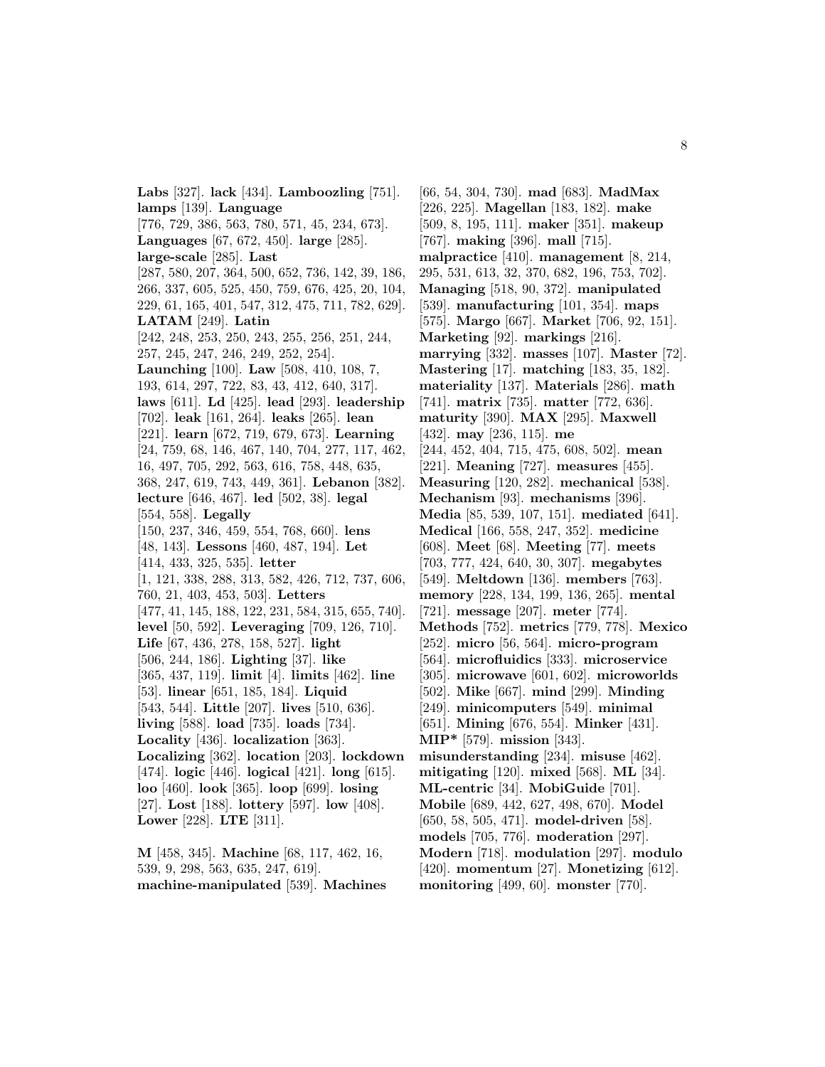**Labs** [327]. **lack** [434]. **Lamboozling** [751]. **lamps** [139]. **Language** [776, 729, 386, 563, 780, 571, 45, 234, 673]. **Languages** [67, 672, 450]. **large** [285]. **large-scale** [285]. **Last** [287, 580, 207, 364, 500, 652, 736, 142, 39, 186, 266, 337, 605, 525, 450, 759, 676, 425, 20, 104, 229, 61, 165, 401, 547, 312, 475, 711, 782, 629]. **LATAM** [249]. **Latin** [242, 248, 253, 250, 243, 255, 256, 251, 244, 257, 245, 247, 246, 249, 252, 254]. **Launching** [100]. **Law** [508, 410, 108, 7, 193, 614, 297, 722, 83, 43, 412, 640, 317]. **laws** [611]. **Ld** [425]. **lead** [293]. **leadership** [702]. **leak** [161, 264]. **leaks** [265]. **lean** [221]. **learn** [672, 719, 679, 673]. **Learning** [24, 759, 68, 146, 467, 140, 704, 277, 117, 462, 16, 497, 705, 292, 563, 616, 758, 448, 635, 368, 247, 619, 743, 449, 361]. **Lebanon** [382]. **lecture** [646, 467]. **led** [502, 38]. **legal** [554, 558]. **Legally** [150, 237, 346, 459, 554, 768, 660]. **lens** [48, 143]. **Lessons** [460, 487, 194]. **Let** [414, 433, 325, 535]. **letter** [1, 121, 338, 288, 313, 582, 426, 712, 737, 606, 760, 21, 403, 453, 503]. **Letters** [477, 41, 145, 188, 122, 231, 584, 315, 655, 740]. **level** [50, 592]. **Leveraging** [709, 126, 710]. **Life** [67, 436, 278, 158, 527]. **light** [506, 244, 186]. **Lighting** [37]. **like** [365, 437, 119]. **limit** [4]. **limits** [462]. **line** [53]. **linear** [651, 185, 184]. **Liquid** [543, 544]. **Little** [207]. **lives** [510, 636]. **living** [588]. **load** [735]. **loads** [734]. **Locality** [436]. **localization** [363]. **Localizing** [362]. **location** [203]. **lockdown** [474]. **logic** [446]. **logical** [421]. **long** [615]. **loo** [460]. **look** [365]. **loop** [699]. **losing** [27]. **Lost** [188]. **lottery** [597]. **low** [408]. **Lower** [228]. **LTE** [311].

**M** [458, 345]. **Machine** [68, 117, 462, 16, 539, 9, 298, 563, 635, 247, 619]. **machine-manipulated** [539]. **Machines** [66, 54, 304, 730]. **mad** [683]. **MadMax** [226, 225]. **Magellan** [183, 182]. **make** [509, 8, 195, 111]. **maker** [351]. **makeup** [767]. **making** [396]. **mall** [715]. **malpractice** [410]. **management** [8, 214, 295, 531, 613, 32, 370, 682, 196, 753, 702]. **Managing** [518, 90, 372]. **manipulated** [539]. **manufacturing** [101, 354]. **maps** [575]. **Margo** [667]. **Market** [706, 92, 151]. **Marketing** [92]. **markings** [216]. **marrying** [332]. **masses** [107]. **Master** [72]. **Mastering** [17]. **matching** [183, 35, 182]. **materiality** [137]. **Materials** [286]. **math** [741]. **matrix** [735]. **matter** [772, 636]. **maturity** [390]. **MAX** [295]. **Maxwell** [432]. **may** [236, 115]. **me** [244, 452, 404, 715, 475, 608, 502]. **mean** [221]. **Meaning** [727]. **measures** [455]. **Measuring** [120, 282]. **mechanical** [538]. **Mechanism** [93]. **mechanisms** [396]. **Media** [85, 539, 107, 151]. **mediated** [641]. **Medical** [166, 558, 247, 352]. **medicine** [608]. **Meet** [68]. **Meeting** [77]. **meets** [703, 777, 424, 640, 30, 307]. **megabytes** [549]. **Meltdown** [136]. **members** [763]. **memory** [228, 134, 199, 136, 265]. **mental** [721]. **message** [207]. **meter** [774]. **Methods** [752]. **metrics** [779, 778]. **Mexico** [252]. **micro** [56, 564]. **micro-program** [564]. **microfluidics** [333]. **microservice** [305]. **microwave** [601, 602]. **microworlds** [502]. **Mike** [667]. **mind** [299]. **Minding** [249]. **minicomputers** [549]. **minimal** [651]. **Mining** [676, 554]. **Minker** [431]. **MIP*** [579]. **mission** [343]. **misunderstanding** [234]. **misuse** [462]. **mitigating** [120]. **mixed** [568]. **ML** [34]. **ML-centric** [34]. **MobiGuide** [701]. **Mobile** [689, 442, 627, 498, 670]. **Model** [650, 58, 505, 471]. **model-driven** [58]. **models** [705, 776]. **moderation** [297]. **Modern** [718]. **modulation** [297]. **modulo** [420]. **momentum** [27]. **Monetizing** [612]. **monitoring** [499, 60]. **monster** [770].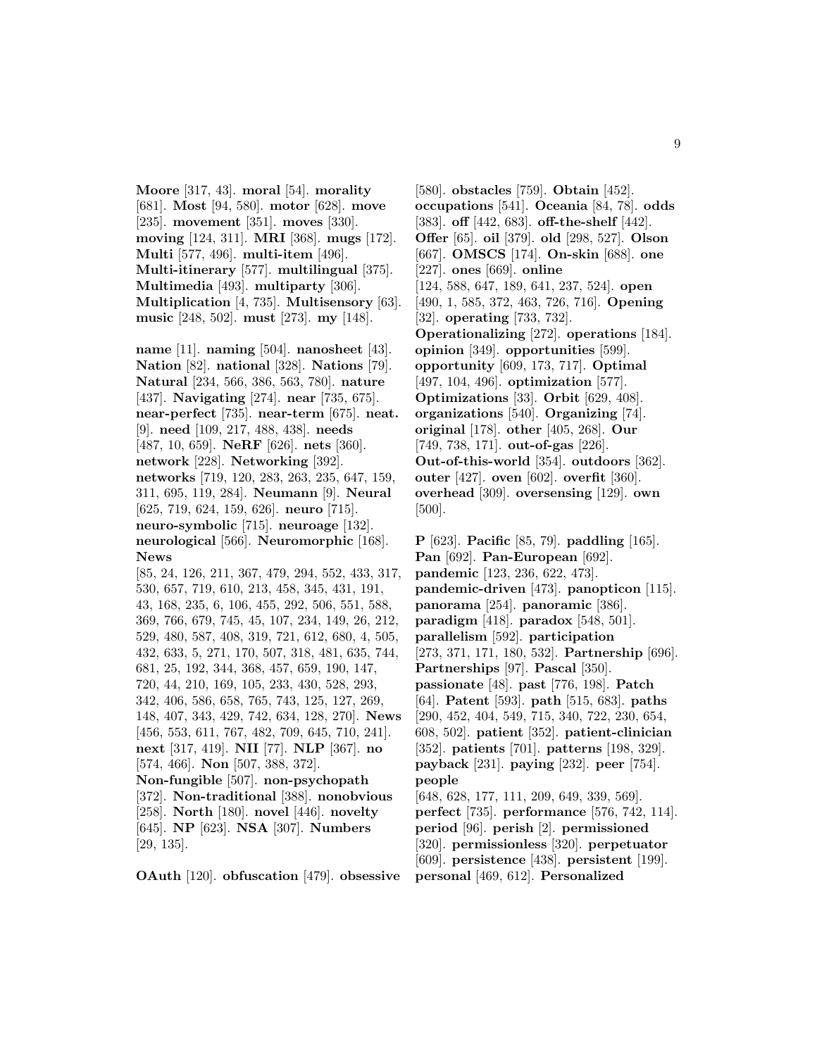**Moore** [317, 43]. **moral** [54]. **morality** [681]. **Most** [94, 580]. **motor** [628]. **move** [235]. **movement** [351]. **moves** [330]. **moving** [124, 311]. **MRI** [368]. **mugs** [172]. **Multi** [577, 496]. **multi-item** [496]. **Multi-itinerary** [577]. **multilingual** [375]. **Multimedia** [493]. **multiparty** [306]. **Multiplication** [4, 735]. **Multisensory** [63]. **music** [248, 502]. **must** [273]. **my** [148].

**name** [11]. **naming** [504]. **nanosheet** [43]. **Nation** [82]. **national** [328]. **Nations** [79]. **Natural** [234, 566, 386, 563, 780]. **nature** [437]. **Navigating** [274]. **near** [735, 675]. **near-perfect** [735]. **near-term** [675]. **neat.** [9]. **need** [109, 217, 488, 438]. **needs** [487, 10, 659]. **NeRF** [626]. **nets** [360]. **network** [228]. **Networking** [392]. **networks** [719, 120, 283, 263, 235, 647, 159, 311, 695, 119, 284]. **Neumann** [9]. **Neural** [625, 719, 624, 159, 626]. **neuro** [715]. **neuro-symbolic** [715]. **neuroage** [132]. **neurological** [566]. **Neuromorphic** [168]. **News** [85, 24, 126, 211, 367, 479, 294, 552, 433, 317, 530, 657, 719, 610, 213, 458, 345, 431, 191, 43, 168, 235, 6, 106, 455, 292, 506, 551, 588, 369, 766, 679, 745, 45, 107, 234, 149, 26, 212, 529, 480, 587, 408, 319, 721, 612, 680, 4, 505, 432, 633, 5, 271, 170, 507, 318, 481, 635, 744, 681, 25, 192, 344, 368, 457, 659, 190, 147, 720, 44, 210, 169, 105, 233, 430, 528, 293, 342, 406, 586, 658, 765, 743, 125, 127, 269, 148, 407, 343, 429, 742, 634, 128, 270]. **News** [456, 553, 611, 767, 482, 709, 645, 710, 241]. **next** [317, 419]. **NII** [77]. **NLP** [367]. **no** [574, 466]. **Non** [507, 388, 372]. **Non-fungible** [507]. **non-psychopath** [372]. **Non-traditional** [388]. **nonobvious** [258]. **North** [180]. **novel** [446]. **novelty** [645]. **NP** [623]. **NSA** [307]. **Numbers** [29, 135].

**OAuth** [120]. **obfuscation** [479]. **obsessive** [580]. **obstacles** [759]. **Obtain** [452]. **occupations** [541]. **Oceania** [84, 78]. **odds** [383]. **off** [442, 683]. **off-the-shelf** [442]. **Offer** [65]. **oil** [379]. **old** [298, 527]. **Olson** [667]. **OMSCS** [174]. **On-skin** [688]. **one** [227]. **ones** [669]. **online** [124, 588, 647, 189, 641, 237, 524]. **open** [490, 1, 585, 372, 463, 726, 716]. **Opening** [32]. **operating** [733, 732]. **Operationalizing** [272]. **operations** [184]. **opinion** [349]. **opportunities** [599]. **opportunity** [609, 173, 717]. **Optimal** [497, 104, 496]. **optimization** [577]. **Optimizations** [33]. **Orbit** [629, 408]. **organizations** [540]. **Organizing** [74]. **original** [178]. **other** [405, 268]. **Our** [749, 738, 171]. **out-of-gas** [226]. **Out-of-this-world** [354]. **outdoors** [362]. **outer** [427]. **oven** [602]. **overfit** [360]. **overhead** [309]. **oversensing** [129]. **own** [500].

**P** [623]. **Pacific** [85, 79]. **paddling** [165]. **Pan** [692]. **Pan-European** [692]. **pandemic** [123, 236, 622, 473]. **pandemic-driven** [473]. **panopticon** [115]. **panorama** [254]. **panoramic** [386]. **paradigm** [418]. **paradox** [548, 501]. **parallelism** [592]. **participation** [273, 371, 171, 180, 532]. **Partnership** [696]. **Partnerships** [97]. **Pascal** [350]. **passionate** [48]. **past** [776, 198]. **Patch** [64]. **Patent** [593]. **path** [515, 683]. **paths** [290, 452, 404, 549, 715, 340, 722, 230, 654, 608, 502]. **patient** [352]. **patient-clinician** [352]. **patients** [701]. **patterns** [198, 329]. **payback** [231]. **paying** [232]. **peer** [754]. **people** [648, 628, 177, 111, 209, 649, 339, 569]. **perfect** [735]. **performance** [576, 742, 114]. **period** [96]. **perish** [2]. **permissioned** [320]. **permissionless** [320]. **perpetuator** [609]. **persistence** [438]. **persistent** [199]. **personal** [469, 612]. **Personalized**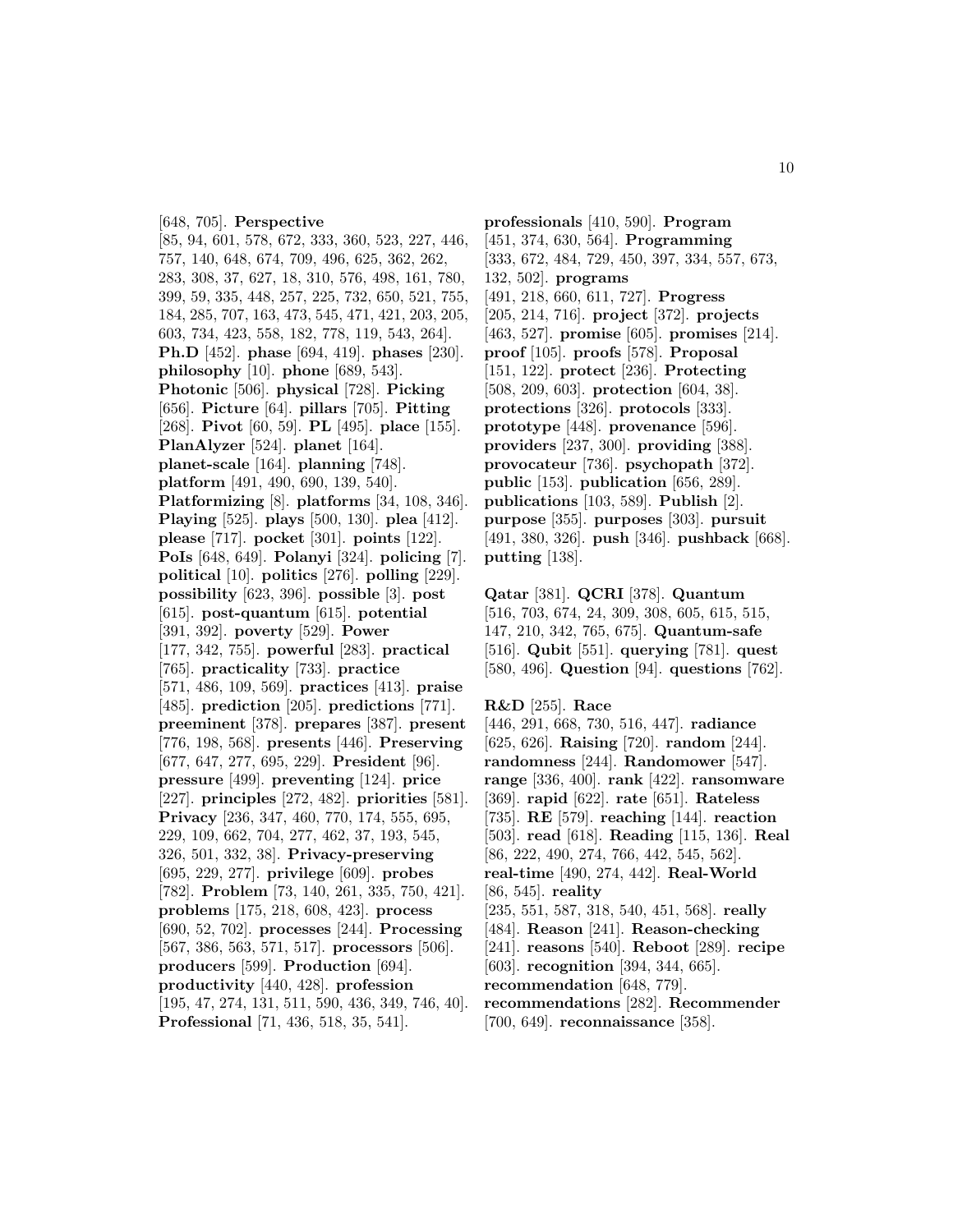[648, 705]. **Perspective** [85, 94, 601, 578, 672, 333, 360, 523, 227, 446, 757, 140, 648, 674, 709, 496, 625, 362, 262, 283, 308, 37, 627, 18, 310, 576, 498, 161, 780, 399, 59, 335, 448, 257, 225, 732, 650, 521, 755, 184, 285, 707, 163, 473, 545, 471, 421, 203, 205, 603, 734, 423, 558, 182, 778, 119, 543, 264]. **Ph.D** [452]. **phase** [694, 419]. **phases** [230]. **philosophy** [10]. **phone** [689, 543]. **Photonic** [506]. **physical** [728]. **Picking** [656]. **Picture** [64]. **pillars** [705]. **Pitting** [268]. **Pivot** [60, 59]. **PL** [495]. **place** [155]. **PlanAlyzer** [524]. **planet** [164]. **planet-scale** [164]. **planning** [748]. **platform** [491, 490, 690, 139, 540]. **Platformizing** [8]. **platforms** [34, 108, 346]. **Playing** [525]. **plays** [500, 130]. **plea** [412]. **please** [717]. **pocket** [301]. **points** [122]. **PoIs** [648, 649]. **Polanyi** [324]. **policing** [7]. **political** [10]. **politics** [276]. **polling** [229]. **possibility** [623, 396]. **possible** [3]. **post** [615]. **post-quantum** [615]. **potential** [391, 392]. **poverty** [529]. **Power** [177, 342, 755]. **powerful** [283]. **practical** [765]. **practicality** [733]. **practice** [571, 486, 109, 569]. **practices** [413]. **praise** [485]. **prediction** [205]. **predictions** [771]. **preeminent** [378]. **prepares** [387]. **present** [776, 198, 568]. **presents** [446]. **Preserving** [677, 647, 277, 695, 229]. **President** [96]. **pressure** [499]. **preventing** [124]. **price** [227]. **principles** [272, 482]. **priorities** [581]. **Privacy** [236, 347, 460, 770, 174, 555, 695, 229, 109, 662, 704, 277, 462, 37, 193, 545, 326, 501, 332, 38]. **Privacy-preserving** [695, 229, 277]. **privilege** [609]. **probes** [782]. **Problem** [73, 140, 261, 335, 750, 421]. **problems** [175, 218, 608, 423]. **process** [690, 52, 702]. **processes** [244]. **Processing** [567, 386, 563, 571, 517]. **processors** [506]. **producers** [599]. **Production** [694]. **productivity** [440, 428]. **profession** [195, 47, 274, 131, 511, 590, 436, 349, 746, 40]. **Professional** [71, 436, 518, 35, 541].

**professionals** [410, 590]. **Program** [451, 374, 630, 564]. **Programming** [333, 672, 484, 729, 450, 397, 334, 557, 673, 132, 502]. **programs** [491, 218, 660, 611, 727]. **Progress** [205, 214, 716]. **project** [372]. **projects** [463, 527]. **promise** [605]. **promises** [214]. **proof** [105]. **proofs** [578]. **Proposal** [151, 122]. **protect** [236]. **Protecting** [508, 209, 603]. **protection** [604, 38]. **protections** [326]. **protocols** [333]. **prototype** [448]. **provenance** [596]. **providers** [237, 300]. **providing** [388]. **provocateur** [736]. **psychopath** [372]. **public** [153]. **publication** [656, 289]. **publications** [103, 589]. **Publish** [2]. **purpose** [355]. **purposes** [303]. **pursuit** [491, 380, 326]. **push** [346]. **pushback** [668]. **putting** [138].

**Qatar** [381]. **QCRI** [378]. **Quantum** [516, 703, 674, 24, 309, 308, 605, 615, 515, 147, 210, 342, 765, 675]. **Quantum-safe** [516]. **Qubit** [551]. **querying** [781]. **quest** [580, 496]. **Question** [94]. **questions** [762].

**R&D** [255]. **Race** [446, 291, 668, 730, 516, 447]. **radiance** [625, 626]. **Raising** [720]. **random** [244]. **randomness** [244]. **Randomower** [547]. **range** [336, 400]. **rank** [422]. **ransomware** [369]. **rapid** [622]. **rate** [651]. **Rateless** [735]. **RE** [579]. **reaching** [144]. **reaction** [503]. **read** [618]. **Reading** [115, 136]. **Real** [86, 222, 490, 274, 766, 442, 545, 562]. **real-time** [490, 274, 442]. **Real-World** [86, 545]. **reality** [235, 551, 587, 318, 540, 451, 568]. **really** [484]. **Reason** [241]. **Reason-checking** [241]. **reasons** [540]. **Reboot** [289]. **recipe** [603]. **recognition** [394, 344, 665]. **recommendation** [648, 779]. **recommendations** [282]. **Recommender** [700, 649]. **reconnaissance** [358].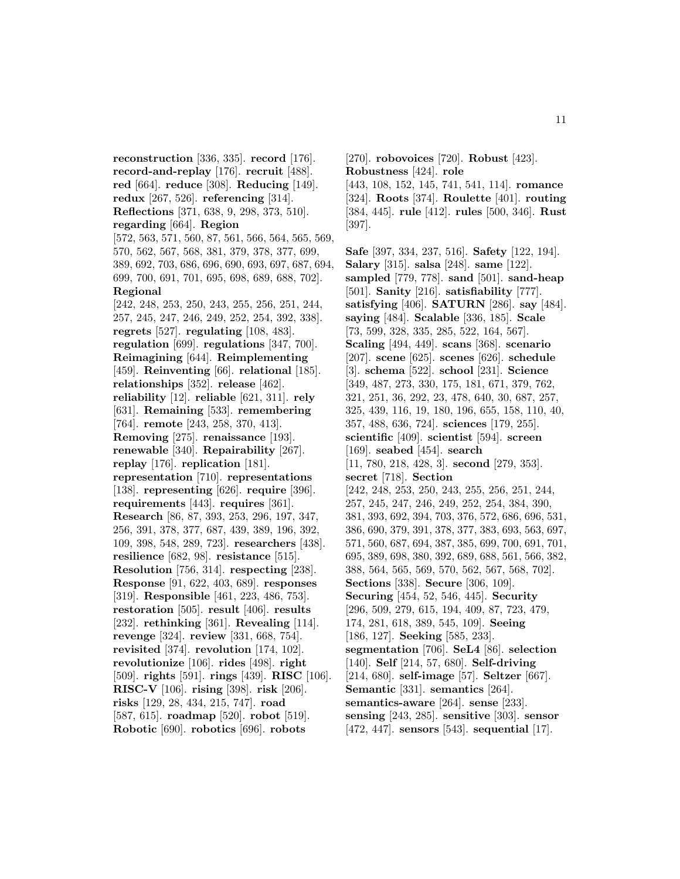**reconstruction** [336, 335]. **record** [176]. **record-and-replay** [176]. **recruit** [488]. **red** [664]. **reduce** [308]. **Reducing** [149]. **redux** [267, 526]. **referencing** [314]. **Reflections** [371, 638, 9, 298, 373, 510]. **regarding** [664]. **Region** [572, 563, 571, 560, 87, 561, 566, 564, 565, 569, 570, 562, 567, 568, 381, 379, 378, 377, 699, 389, 692, 703, 686, 696, 690, 693, 697, 687, 694, 699, 700, 691, 701, 695, 698, 689, 688, 702]. **Regional** [242, 248, 253, 250, 243, 255, 256, 251, 244, 257, 245, 247, 246, 249, 252, 254, 392, 338]. **regrets** [527]. **regulating** [108, 483]. **regulation** [699]. **regulations** [347, 700]. **Reimagining** [644]. **Reimplementing** [459]. **Reinventing** [66]. **relational** [185]. **relationships** [352]. **release** [462]. **reliability** [12]. **reliable** [621, 311]. **rely** [631]. **Remaining** [533]. **remembering** [764]. **remote** [243, 258, 370, 413]. **Removing** [275]. **renaissance** [193]. **renewable** [340]. **Repairability** [267]. **replay** [176]. **replication** [181]. **representation** [710]. **representations** [138]. **representing** [626]. **require** [396]. **requirements** [443]. **requires** [361]. **Research** [86, 87, 393, 253, 296, 197, 347, 256, 391, 378, 377, 687, 439, 389, 196, 392, 109, 398, 548, 289, 723]. **researchers** [438]. **resilience** [682, 98]. **resistance** [515]. **Resolution** [756, 314]. **respecting** [238]. **Response** [91, 622, 403, 689]. **responses** [319]. **Responsible** [461, 223, 486, 753]. **restoration** [505]. **result** [406]. **results** [232]. **rethinking** [361]. **Revealing** [114]. **revenge** [324]. **review** [331, 668, 754]. **revisited** [374]. **revolution** [174, 102]. **revolutionize** [106]. **rides** [498]. **right** [509]. **rights** [591]. **rings** [439]. **RISC** [106]. **RISC-V** [106]. **rising** [398]. **risk** [206]. **risks** [129, 28, 434, 215, 747]. **road** [587, 615]. **roadmap** [520]. **robot** [519]. **Robotic** [690]. **robotics** [696]. **robots** [270]. **robovoices** [720]. **Robust** [423]. **Robustness** [424]. **role** [443, 108, 152, 145, 741, 541, 114]. **romance** [324]. **Roots** [374]. **Roulette** [401]. **routing** [384, 445]. **rule** [412]. **rules** [500, 346]. **Rust** [397].

**Safe** [397, 334, 237, 516]. **Safety** [122, 194]. **Salary** [315]. **salsa** [248]. **same** [122]. **sampled** [779, 778]. **sand** [501]. **sand-heap** [501]. **Sanity** [216]. **satisfiability** [777]. **satisfying** [406]. **SATURN** [286]. **say** [484]. **saying** [484]. **Scalable** [336, 185]. **Scale** [73, 599, 328, 335, 285, 522, 164, 567]. **Scaling** [494, 449]. **scans** [368]. **scenario** [207]. **scene** [625]. **scenes** [626]. **schedule** [3]. **schema** [522]. **school** [231]. **Science** [349, 487, 273, 330, 175, 181, 671, 379, 762, 321, 251, 36, 292, 23, 478, 640, 30, 687, 257, 325, 439, 116, 19, 180, 196, 655, 158, 110, 40, 357, 488, 636, 724]. **sciences** [179, 255]. **scientific** [409]. **scientist** [594]. **screen** [169]. **seabed** [454]. **search** [11, 780, 218, 428, 3]. **second** [279, 353]. **secret** [718]. **Section** [242, 248, 253, 250, 243, 255, 256, 251, 244, 257, 245, 247, 246, 249, 252, 254, 384, 390, 381, 393, 692, 394, 703, 376, 572, 686, 696, 531, 386, 690, 379, 391, 378, 377, 383, 693, 563, 697, 571, 560, 687, 694, 387, 385, 699, 700, 691, 701, 695, 389, 698, 380, 392, 689, 688, 561, 566, 382, 388, 564, 565, 569, 570, 562, 567, 568, 702]. **Sections** [338]. **Secure** [306, 109]. **Securing** [454, 52, 546, 445]. **Security** [296, 509, 279, 615, 194, 409, 87, 723, 479, 174, 281, 618, 389, 545, 109]. **Seeing** [186, 127]. **Seeking** [585, 233]. **segmentation** [706]. **SeL4** [86]. **selection** [140]. **Self** [214, 57, 680]. **Self-driving** [214, 680]. **self-image** [57]. **Seltzer** [667]. **Semantic** [331]. **semantics** [264]. **semantics-aware** [264]. **sense** [233]. **sensing** [243, 285]. **sensitive** [303]. **sensor** [472, 447]. **sensors** [543]. **sequential** [17].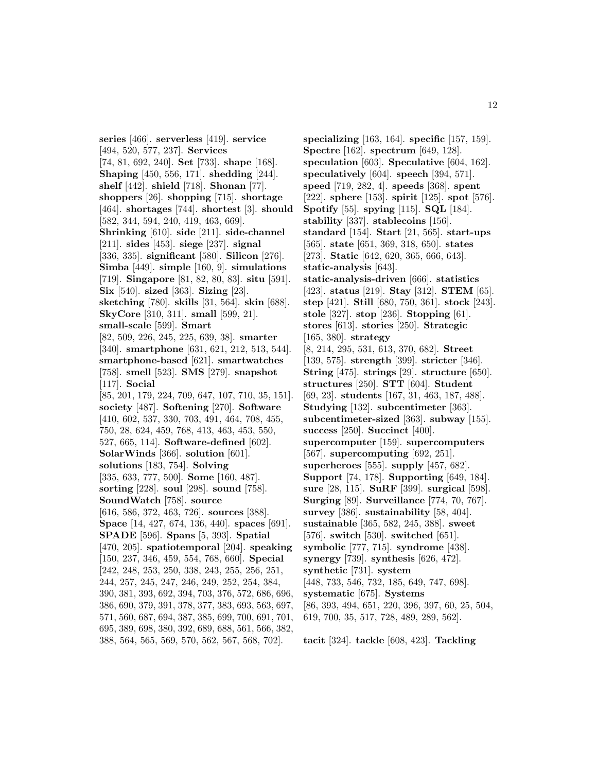**series** [466]. **serverless** [419]. **service** [494, 520, 577, 237]. **Services** [74, 81, 692, 240]. **Set** [733]. **shape** [168]. **Shaping** [450, 556, 171]. **shedding** [244]. **shelf** [442]. **shield** [718]. **Shonan** [77]. **shoppers** [26]. **shopping** [715]. **shortage** [464]. **shortages** [744]. **shortest** [3]. **should** [582, 344, 594, 240, 419, 463, 669]. **Shrinking** [610]. **side** [211]. **side-channel** [211]. **sides** [453]. **siege** [237]. **signal** [336, 335]. **significant** [580]. **Silicon** [276]. **Simba** [449]. **simple** [160, 9]. **simulations** [719]. **Singapore** [81, 82, 80, 83]. **situ** [591]. **Six** [540]. **sized** [363]. **Sizing** [23]. **sketching** [780]. **skills** [31, 564]. **skin** [688]. **SkyCore** [310, 311]. **small** [599, 21]. **small-scale** [599]. **Smart** [82, 509, 226, 245, 225, 639, 38]. **smarter** [340]. **smartphone** [631, 621, 212, 513, 544]. **smartphone-based** [621]. **smartwatches** [758]. **smell** [523]. **SMS** [279]. **snapshot** [117]. **Social** [85, 201, 179, 224, 709, 647, 107, 710, 35, 151]. **society** [487]. **Softening** [270]. **Software** [410, 602, 537, 330, 703, 491, 464, 708, 455, 750, 28, 624, 459, 768, 413, 463, 453, 550, 527, 665, 114]. **Software-defined** [602]. **SolarWinds** [366]. **solution** [601]. **solutions** [183, 754]. **Solving** [335, 633, 777, 500]. **Some** [160, 487]. **sorting** [228]. **soul** [298]. **sound** [758]. **SoundWatch** [758]. **source** [616, 586, 372, 463, 726]. **sources** [388]. **Space** [14, 427, 674, 136, 440]. **spaces** [691]. **SPADE** [596]. **Spans** [5, 393]. **Spatial** [470, 205]. **spatiotemporal** [204]. **speaking** [150, 237, 346, 459, 554, 768, 660]. **Special** [242, 248, 253, 250, 338, 243, 255, 256, 251, 244, 257, 245, 247, 246, 249, 252, 254, 384, 390, 381, 393, 692, 394, 703, 376, 572, 686, 696, 386, 690, 379, 391, 378, 377, 383, 693, 563, 697, 571, 560, 687, 694, 387, 385, 699, 700, 691, 701, 695, 389, 698, 380, 392, 689, 688, 561, 566, 382, 388, 564, 565, 569, 570, 562, 567, 568, 702].

**specializing** [163, 164]. **specific** [157, 159]. **Spectre** [162]. **spectrum** [649, 128]. **speculation** [603]. **Speculative** [604, 162]. **speculatively** [604]. **speech** [394, 571]. **speed** [719, 282, 4]. **speeds** [368]. **spent** [222]. **sphere** [153]. **spirit** [125]. **spot** [576]. **Spotify** [55]. **spying** [115]. **SQL** [184]. **stability** [337]. **stablecoins** [156]. **standard** [154]. **Start** [21, 565]. **start-ups** [565]. **state** [651, 369, 318, 650]. **states** [273]. **Static** [642, 620, 365, 666, 643]. **static-analysis** [643]. **static-analysis-driven** [666]. **statistics** [423]. **status** [219]. **Stay** [312]. **STEM** [65]. **step** [421]. **Still** [680, 750, 361]. **stock** [243]. **stole** [327]. **stop** [236]. **Stopping** [61]. **stores** [613]. **stories** [250]. **Strategic** [165, 380]. **strategy** [8, 214, 295, 531, 613, 370, 682]. **Street** [139, 575]. **strength** [399]. **stricter** [346]. **String** [475]. **strings** [29]. **structure** [650]. **structures** [250]. **STT** [604]. **Student** [69, 23]. **students** [167, 31, 463, 187, 488]. **Studying** [132]. **subcentimeter** [363]. **subcentimeter-sized** [363]. **subway** [155]. **success** [250]. **Succinct** [400]. **supercomputer** [159]. **supercomputers** [567]. **supercomputing** [692, 251]. **superheroes** [555]. **supply** [457, 682]. **Support** [74, 178]. **Supporting** [649, 184]. **sure** [28, 115]. **SuRF** [399]. **surgical** [598]. **Surging** [89]. **Surveillance** [774, 70, 767]. **survey** [386]. **sustainability** [58, 404]. **sustainable** [365, 582, 245, 388]. **sweet** [576]. **switch** [530]. **switched** [651]. **symbolic** [777, 715]. **syndrome** [438]. **synergy** [739]. **synthesis** [626, 472]. **synthetic** [731]. **system** [448, 733, 546, 732, 185, 649, 747, 698]. **systematic** [675]. **Systems** [86, 393, 494, 651, 220, 396, 397, 60, 25, 504, 619, 700, 35, 517, 728, 489, 289, 562].

**tacit** [324]. **tackle** [608, 423]. **Tackling**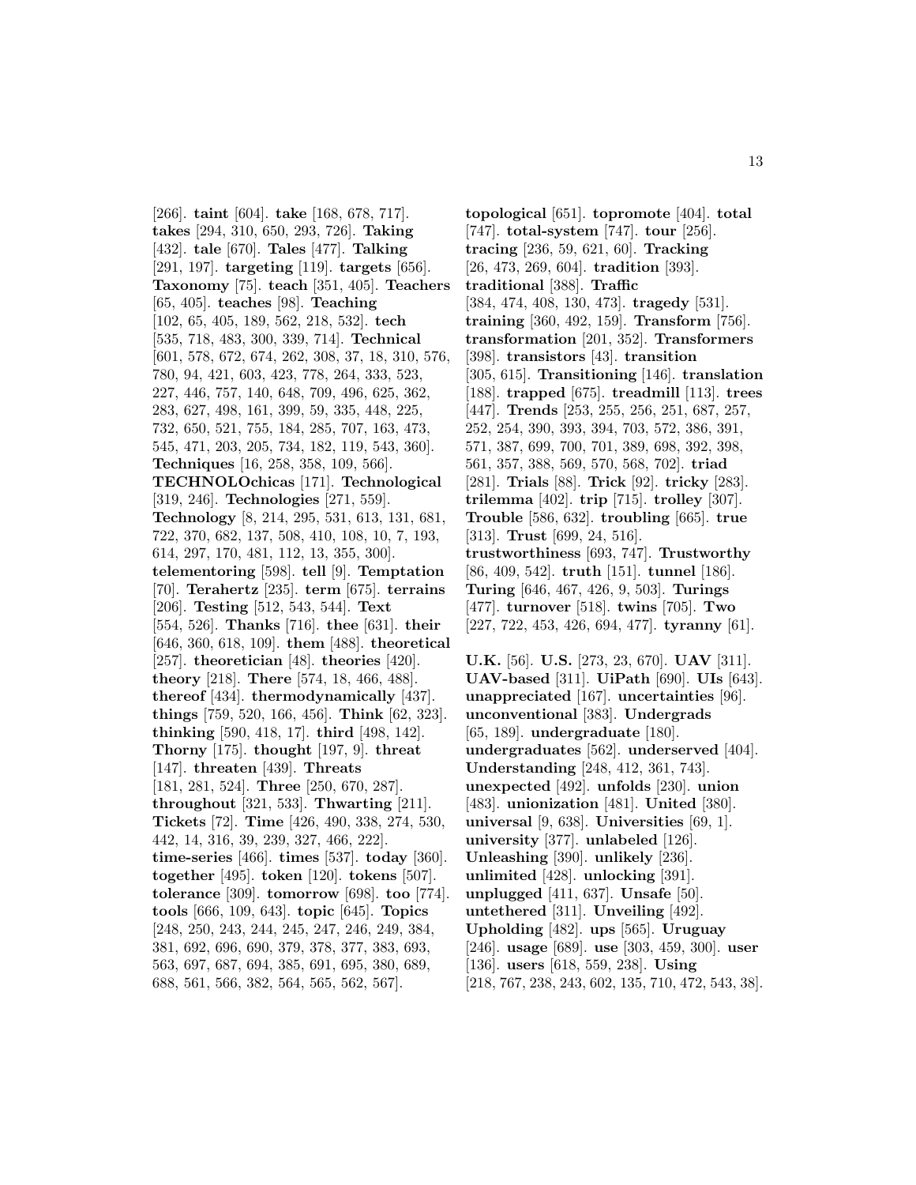[266]. **taint** [604]. **take** [168, 678, 717]. **takes** [294, 310, 650, 293, 726]. **Taking** [432]. **tale** [670]. **Tales** [477]. **Talking** [291, 197]. **targeting** [119]. **targets** [656]. **Taxonomy** [75]. **teach** [351, 405]. **Teachers** [65, 405]. **teaches** [98]. **Teaching** [102, 65, 405, 189, 562, 218, 532]. **tech** [535, 718, 483, 300, 339, 714]. **Technical** [601, 578, 672, 674, 262, 308, 37, 18, 310, 576, 780, 94, 421, 603, 423, 778, 264, 333, 523, 227, 446, 757, 140, 648, 709, 496, 625, 362, 283, 627, 498, 161, 399, 59, 335, 448, 225, 732, 650, 521, 755, 184, 285, 707, 163, 473, 545, 471, 203, 205, 734, 182, 119, 543, 360]. **Techniques** [16, 258, 358, 109, 566]. **TECHNOLOchicas** [171]. **Technological** [319, 246]. **Technologies** [271, 559]. **Technology** [8, 214, 295, 531, 613, 131, 681, 722, 370, 682, 137, 508, 410, 108, 10, 7, 193, 614, 297, 170, 481, 112, 13, 355, 300]. **telementoring** [598]. **tell** [9]. **Temptation** [70]. **Terahertz** [235]. **term** [675]. **terrains** [206]. **Testing** [512, 543, 544]. **Text** [554, 526]. **Thanks** [716]. **thee** [631]. **their** [646, 360, 618, 109]. **them** [488]. **theoretical** [257]. **theoretician** [48]. **theories** [420]. **theory** [218]. **There** [574, 18, 466, 488]. **thereof** [434]. **thermodynamically** [437]. **things** [759, 520, 166, 456]. **Think** [62, 323]. **thinking** [590, 418, 17]. **third** [498, 142]. **Thorny** [175]. **thought** [197, 9]. **threat** [147]. **threaten** [439]. **Threats** [181, 281, 524]. **Three** [250, 670, 287]. **throughout** [321, 533]. **Thwarting** [211]. **Tickets** [72]. **Time** [426, 490, 338, 274, 530, 442, 14, 316, 39, 239, 327, 466, 222]. **time-series** [466]. **times** [537]. **today** [360]. **together** [495]. **token** [120]. **tokens** [507]. **tolerance** [309]. **tomorrow** [698]. **too** [774]. **tools** [666, 109, 643]. **topic** [645]. **Topics** [248, 250, 243, 244, 245, 247, 246, 249, 384, 381, 692, 696, 690, 379, 378, 377, 383, 693, 563, 697, 687, 694, 385, 691, 695, 380, 689, 688, 561, 566, 382, 564, 565, 562, 567].

**topological** [651]. **topromote** [404]. **total** [747]. **total-system** [747]. **tour** [256]. **tracing** [236, 59, 621, 60]. **Tracking** [26, 473, 269, 604]. **tradition** [393]. **traditional** [388]. **Traffic** [384, 474, 408, 130, 473]. **tragedy** [531]. **training** [360, 492, 159]. **Transform** [756]. **transformation** [201, 352]. **Transformers** [398]. **transistors** [43]. **transition** [305, 615]. **Transitioning** [146]. **translation** [188]. **trapped** [675]. **treadmill** [113]. **trees** [447]. **Trends** [253, 255, 256, 251, 687, 257, 252, 254, 390, 393, 394, 703, 572, 386, 391, 571, 387, 699, 700, 701, 389, 698, 392, 398, 561, 357, 388, 569, 570, 568, 702]. **triad** [281]. **Trials** [88]. **Trick** [92]. **tricky** [283]. **trilemma** [402]. **trip** [715]. **trolley** [307]. **Trouble** [586, 632]. **troubling** [665]. **true** [313]. **Trust** [699, 24, 516]. **trustworthiness** [693, 747]. **Trustworthy** [86, 409, 542]. **truth** [151]. **tunnel** [186]. **Turing** [646, 467, 426, 9, 503]. **Turings** [477]. **turnover** [518]. **twins** [705]. **Two** [227, 722, 453, 426, 694, 477]. **tyranny** [61].

**U.K.** [56]. **U.S.** [273, 23, 670]. **UAV** [311]. **UAV-based** [311]. **UiPath** [690]. **UIs** [643]. **unappreciated** [167]. **uncertainties** [96]. **unconventional** [383]. **Undergrads** [65, 189]. **undergraduate** [180]. **undergraduates** [562]. **underserved** [404]. **Understanding** [248, 412, 361, 743]. **unexpected** [492]. **unfolds** [230]. **union** [483]. **unionization** [481]. **United** [380]. **universal** [9, 638]. **Universities** [69, 1]. **university** [377]. **unlabeled** [126]. **Unleashing** [390]. **unlikely** [236]. **unlimited** [428]. **unlocking** [391]. **unplugged** [411, 637]. **Unsafe** [50]. **untethered** [311]. **Unveiling** [492]. **Upholding** [482]. **ups** [565]. **Uruguay** [246]. **usage** [689]. **use** [303, 459, 300]. **user** [136]. **users** [618, 559, 238]. **Using** [218, 767, 238, 243, 602, 135, 710, 472, 543, 38].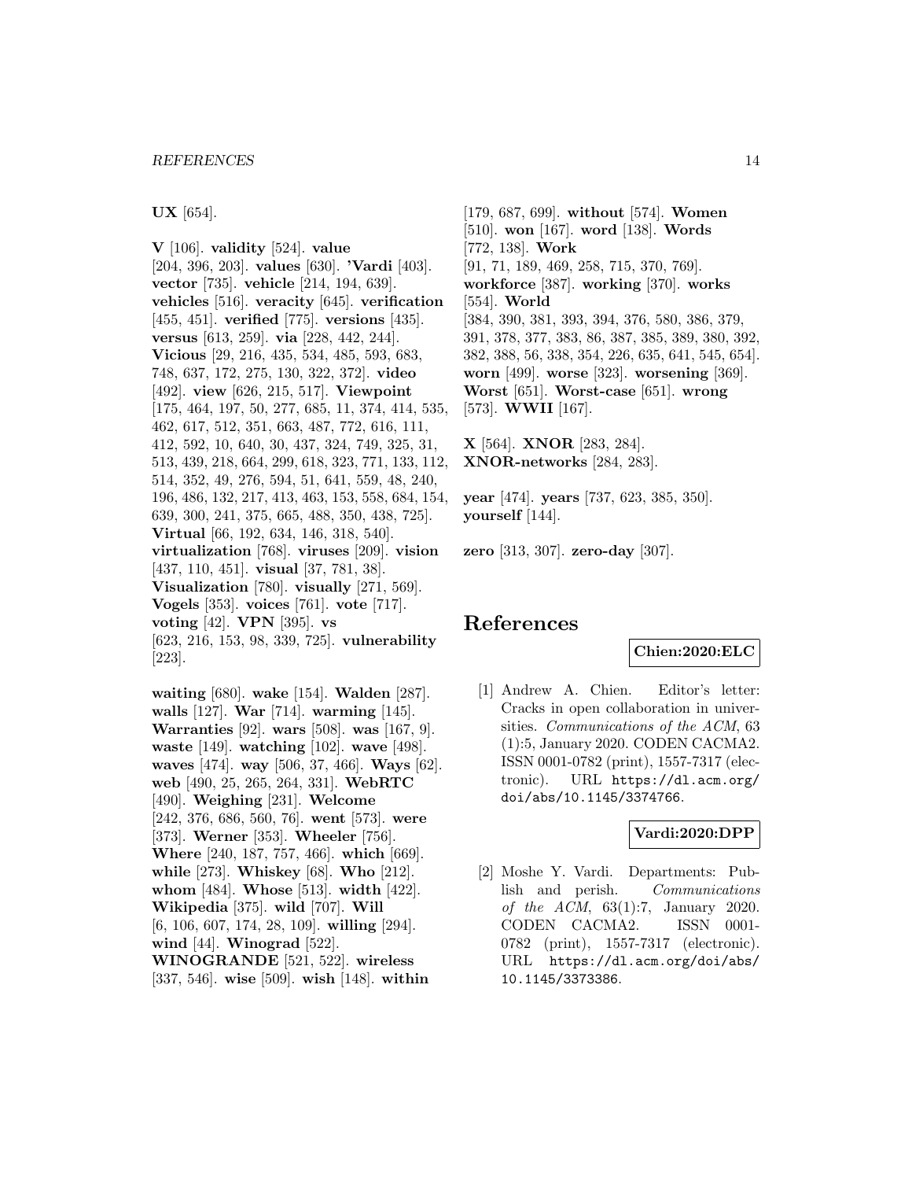**UX** [654].

**V** [106]. **validity** [524]. **value** [204, 396, 203]. **values** [630]. **'Vardi** [403]. **vector** [735]. **vehicle** [214, 194, 639]. **vehicles** [516]. **veracity** [645]. **verification** [455, 451]. **verified** [775]. **versions** [435]. **versus** [613, 259]. **via** [228, 442, 244]. **Vicious** [29, 216, 435, 534, 485, 593, 683, 748, 637, 172, 275, 130, 322, 372]. **video** [492]. **view** [626, 215, 517]. **Viewpoint** [175, 464, 197, 50, 277, 685, 11, 374, 414, 535, 462, 617, 512, 351, 663, 487, 772, 616, 111, 412, 592, 10, 640, 30, 437, 324, 749, 325, 31, 513, 439, 218, 664, 299, 618, 323, 771, 133, 112, 514, 352, 49, 276, 594, 51, 641, 559, 48, 240, 196, 486, 132, 217, 413, 463, 153, 558, 684, 154, 639, 300, 241, 375, 665, 488, 350, 438, 725]. **Virtual** [66, 192, 634, 146, 318, 540]. **virtualization** [768]. **viruses** [209]. **vision** [437, 110, 451]. **visual** [37, 781, 38]. **Visualization** [780]. **visually** [271, 569]. **Vogels** [353]. **voices** [761]. **vote** [717]. **voting** [42]. **VPN** [395]. **vs** [623, 216, 153, 98, 339, 725]. **vulnerability** [223].

**waiting** [680]. **wake** [154]. **Walden** [287]. **walls** [127]. **War** [714]. **warming** [145]. **Warranties** [92]. **wars** [508]. **was** [167, 9]. **waste** [149]. **watching** [102]. **wave** [498]. **waves** [474]. **way** [506, 37, 466]. **Ways** [62]. **web** [490, 25, 265, 264, 331]. **WebRTC** [490]. **Weighing** [231]. **Welcome** [242, 376, 686, 560, 76]. **went** [573]. **were** [373]. **Werner** [353]. **Wheeler** [756]. **Where** [240, 187, 757, 466]. **which** [669]. **while** [273]. **Whiskey** [68]. **Who** [212]. **whom** [484]. **Whose** [513]. **width** [422]. **Wikipedia** [375]. **wild** [707]. **Will** [6, 106, 607, 174, 28, 109]. **willing** [294]. **wind** [44]. **Winograd** [522]. **WINOGRANDE** [521, 522]. **wireless** [337, 546]. **wise** [509]. **wish** [148]. **within** [179, 687, 699]. **without** [574]. **Women** [510]. **won** [167]. **word** [138]. **Words** [772, 138]. **Work** [91, 71, 189, 469, 258, 715, 370, 769]. **workforce** [387]. **working** [370]. **works** [554]. **World** [384, 390, 381, 393, 394, 376, 580, 386, 379, 391, 378, 377, 383, 86, 387, 385, 389, 380, 392, 382, 388, 56, 338, 354, 226, 635, 641, 545, 654]. **worn** [499]. **worse** [323]. **worsening** [369]. **Worst** [651]. **Worst-case** [651]. **wrong** [573]. **WWII** [167].

**X** [564]. **XNOR** [283, 284]. **XNOR-networks** [284, 283].

**year** [474]. **years** [737, 623, 385, 350]. **yourself** [144].

**zero** [313, 307]. **zero-day** [307].

# References

**Chien:2020:ELC**

[1] Andrew A. Chien. Editor's letter: Cracks in open collaboration in universities. *Communications of the ACM*, 63 (1):5, January 2020. CODEN CACMA2. ISSN 0001-0782 (print), 1557-7317 (electronic). URL https://dl.acm.org/doi/abs/10.1145/3374766.

**Vardi:2020:DPP**

[2] Moshe Y. Vardi. Departments: Publish and perish. *Communications of the ACM*, 63(1):7, January 2020. CODEN CACMA2. ISSN 0001-0782 (print), 1557-7317 (electronic). URL https://dl.acm.org/doi/abs/10.1145/3373386.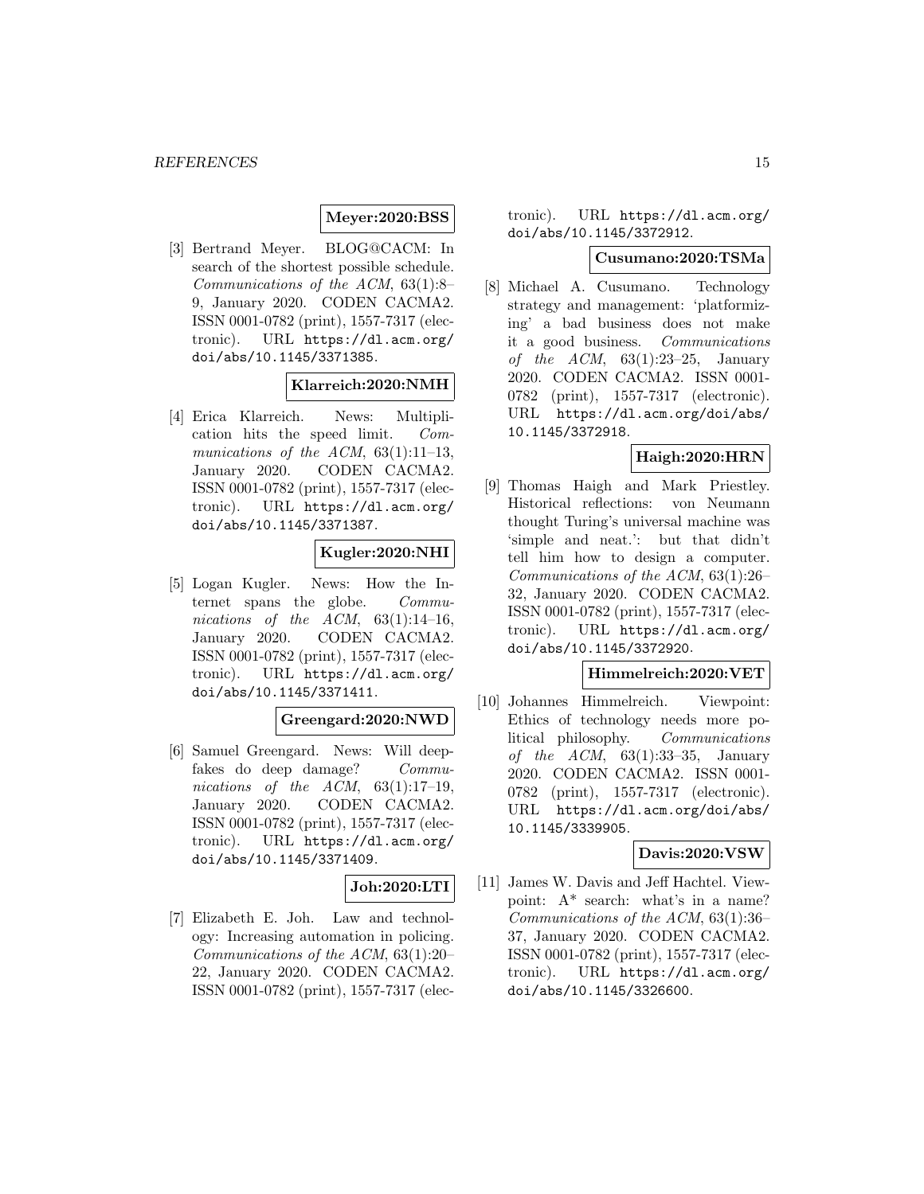**Meyer:2020:BSS**

[3] Bertrand Meyer. BLOG@CACM: In search of the shortest possible schedule. *Communications of the ACM*, 63(1):8–9, January 2020. CODEN CACMA2. ISSN 0001-0782 (print), 1557-7317 (electronic). URL https://dl.acm.org/doi/abs/10.1145/3371385.

**Klarreich:2020:NMH**

[4] Erica Klarreich. News: Multiplication hits the speed limit. *Communications of the ACM*, 63(1):11–13, January 2020. CODEN CACMA2. ISSN 0001-0782 (print), 1557-7317 (electronic). URL https://dl.acm.org/doi/abs/10.1145/3371387.

**Kugler:2020:NHI**

[5] Logan Kugler. News: How the Internet spans the globe. *Communications of the ACM*, 63(1):14–16, January 2020. CODEN CACMA2. ISSN 0001-0782 (print), 1557-7317 (electronic). URL https://dl.acm.org/doi/abs/10.1145/3371411.

**Greengard:2020:NWD**

[6] Samuel Greengard. News: Will deepfakes do deep damage? *Communications of the ACM*, 63(1):17–19, January 2020. CODEN CACMA2. ISSN 0001-0782 (print), 1557-7317 (electronic). URL https://dl.acm.org/doi/abs/10.1145/3371409.

**Joh:2020:LTI**

[7] Elizabeth E. Joh. Law and technology: Increasing automation in policing. *Communications of the ACM*, 63(1):20–22, January 2020. CODEN CACMA2. ISSN 0001-0782 (print), 1557-7317 (electronic). URL https://dl.acm.org/doi/abs/10.1145/3372912.

**Cusumano:2020:TSMa**

[8] Michael A. Cusumano. Technology strategy and management: 'platformizing' a bad business does not make it a good business. *Communications of the ACM*, 63(1):23–25, January 2020. CODEN CACMA2. ISSN 0001-0782 (print), 1557-7317 (electronic). URL https://dl.acm.org/doi/abs/10.1145/3372918.

**Haigh:2020:HRN**

[9] Thomas Haigh and Mark Priestley. Historical reflections: von Neumann thought Turing's universal machine was 'simple and neat.': but that didn't tell him how to design a computer. *Communications of the ACM*, 63(1):26–32, January 2020. CODEN CACMA2. ISSN 0001-0782 (print), 1557-7317 (electronic). URL https://dl.acm.org/doi/abs/10.1145/3372920.

**Himmelreich:2020:VET**

[10] Johannes Himmelreich. Viewpoint: Ethics of technology needs more political philosophy. *Communications of the ACM*, 63(1):33–35, January 2020. CODEN CACMA2. ISSN 0001-0782 (print), 1557-7317 (electronic). URL https://dl.acm.org/doi/abs/10.1145/3339905.

**Davis:2020:VSW**

[11] James W. Davis and Jeff Hachtel. Viewpoint: A* search: what's in a name? *Communications of the ACM*, 63(1):36–37, January 2020. CODEN CACMA2. ISSN 0001-0782 (print), 1557-7317 (electronic). URL https://dl.acm.org/doi/abs/10.1145/3326600.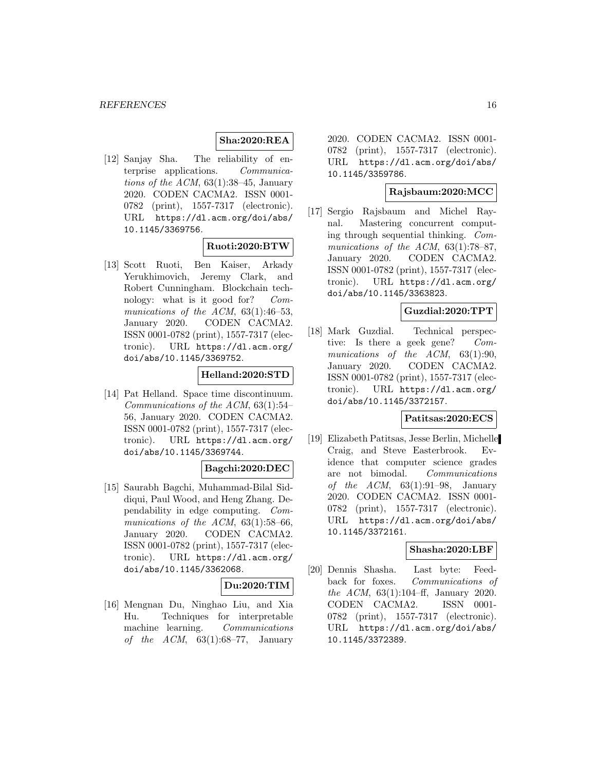**Sha:2020:REA**

[12] Sanjay Sha. The reliability of enterprise applications. *Communications of the ACM*, 63(1):38–45, January 2020. CODEN CACMA2. ISSN 0001-0782 (print), 1557-7317 (electronic). URL https://dl.acm.org/doi/abs/10.1145/3369756.

**Ruoti:2020:BTW**

[13] Scott Ruoti, Ben Kaiser, Arkady Yerukhimovich, Jeremy Clark, and Robert Cunningham. Blockchain technology: what is it good for? *Communications of the ACM*, 63(1):46–53, January 2020. CODEN CACMA2. ISSN 0001-0782 (print), 1557-7317 (electronic). URL https://dl.acm.org/doi/abs/10.1145/3369752.

**Helland:2020:STD**

[14] Pat Helland. Space time discontinuum. *Communications of the ACM*, 63(1):54–56, January 2020. CODEN CACMA2. ISSN 0001-0782 (print), 1557-7317 (electronic). URL https://dl.acm.org/doi/abs/10.1145/3369744.

**Bagchi:2020:DEC**

[15] Saurabh Bagchi, Muhammad-Bilal Siddiqui, Paul Wood, and Heng Zhang. Dependability in edge computing. *Communications of the ACM*, 63(1):58–66, January 2020. CODEN CACMA2. ISSN 0001-0782 (print), 1557-7317 (electronic). URL https://dl.acm.org/doi/abs/10.1145/3362068.

**Du:2020:TIM**

[16] Mengnan Du, Ninghao Liu, and Xia Hu. Techniques for interpretable machine learning. *Communications of the ACM*, 63(1):68–77, January 2020. CODEN CACMA2. ISSN 0001-0782 (print), 1557-7317 (electronic). URL https://dl.acm.org/doi/abs/10.1145/3359786.

**Rajsbaum:2020:MCC**

[17] Sergio Rajsbaum and Michel Raynal. Mastering concurrent computing through sequential thinking. *Communications of the ACM*, 63(1):78–87, January 2020. CODEN CACMA2. ISSN 0001-0782 (print), 1557-7317 (electronic). URL https://dl.acm.org/doi/abs/10.1145/3363823.

**Guzdial:2020:TPT**

[18] Mark Guzdial. Technical perspective: Is there a geek gene? *Communications of the ACM*, 63(1):90, January 2020. CODEN CACMA2. ISSN 0001-0782 (print), 1557-7317 (electronic). URL https://dl.acm.org/doi/abs/10.1145/3372157.

**Patitsas:2020:ECS**

[19] Elizabeth Patitsas, Jesse Berlin, Michelle Craig, and Steve Easterbrook. Evidence that computer science grades are not bimodal. *Communications of the ACM*, 63(1):91–98, January 2020. CODEN CACMA2. ISSN 0001-0782 (print), 1557-7317 (electronic). URL https://dl.acm.org/doi/abs/10.1145/3372161.

**Shasha:2020:LBF**

[20] Dennis Shasha. Last byte: Feedback for foxes. *Communications of the ACM*, 63(1):104–ff, January 2020. CODEN CACMA2. ISSN 0001-0782 (print), 1557-7317 (electronic). URL https://dl.acm.org/doi/abs/10.1145/3372389.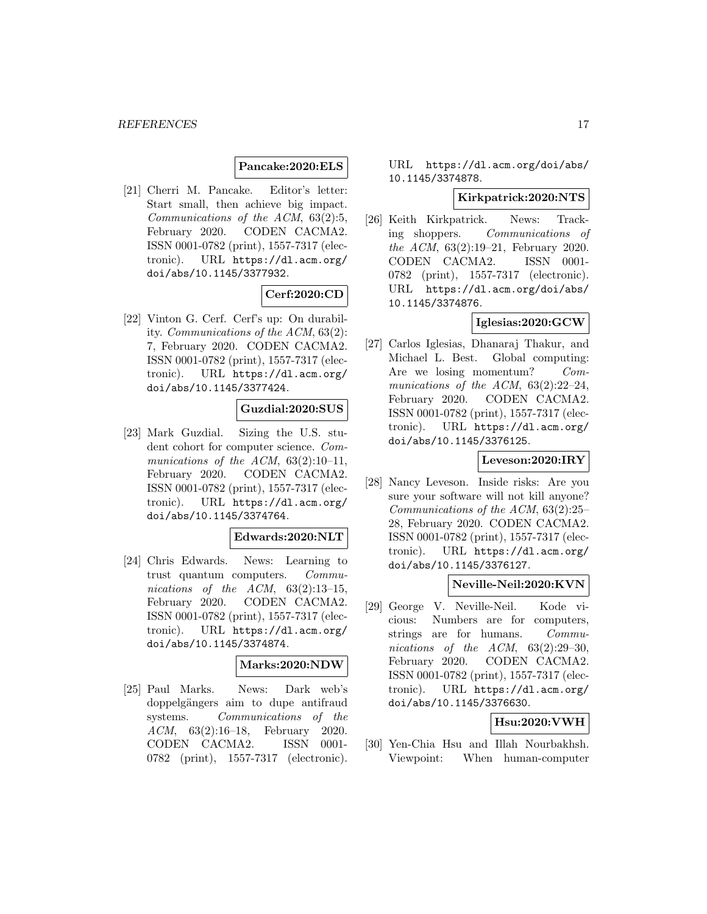**Pancake:2020:ELS**

[21] Cherri M. Pancake. Editor's letter: Start small, then achieve big impact. *Communications of the ACM*, 63(2):5, February 2020. CODEN CACMA2. ISSN 0001-0782 (print), 1557-7317 (electronic). URL https://dl.acm.org/doi/abs/10.1145/3377932.

**Cerf:2020:CD**

[22] Vinton G. Cerf. Cerf's up: On durability. *Communications of the ACM*, 63(2): 7, February 2020. CODEN CACMA2. ISSN 0001-0782 (print), 1557-7317 (electronic). URL https://dl.acm.org/doi/abs/10.1145/3377424.

**Guzdial:2020:SUS**

[23] Mark Guzdial. Sizing the U.S. student cohort for computer science. *Communications of the ACM*, 63(2):10–11, February 2020. CODEN CACMA2. ISSN 0001-0782 (print), 1557-7317 (electronic). URL https://dl.acm.org/doi/abs/10.1145/3374764.

**Edwards:2020:NLT**

[24] Chris Edwards. News: Learning to trust quantum computers. *Communications of the ACM*, 63(2):13–15, February 2020. CODEN CACMA2. ISSN 0001-0782 (print), 1557-7317 (electronic). URL https://dl.acm.org/doi/abs/10.1145/3374874.

**Marks:2020:NDW**

[25] Paul Marks. News: Dark web's doppelgängers aim to dupe antifraud systems. *Communications of the ACM*, 63(2):16–18, February 2020. CODEN CACMA2. ISSN 0001-0782 (print), 1557-7317 (electronic). URL https://dl.acm.org/doi/abs/10.1145/3374878.

**Kirkpatrick:2020:NTS**

[26] Keith Kirkpatrick. News: Tracking shoppers. *Communications of the ACM*, 63(2):19–21, February 2020. CODEN CACMA2. ISSN 0001-0782 (print), 1557-7317 (electronic). URL https://dl.acm.org/doi/abs/10.1145/3374876.

**Iglesias:2020:GCW**

[27] Carlos Iglesias, Dhanaraj Thakur, and Michael L. Best. Global computing: Are we losing momentum? *Communications of the ACM*, 63(2):22–24, February 2020. CODEN CACMA2. ISSN 0001-0782 (print), 1557-7317 (electronic). URL https://dl.acm.org/doi/abs/10.1145/3376125.

**Leveson:2020:IRY**

[28] Nancy Leveson. Inside risks: Are you sure your software will not kill anyone? *Communications of the ACM*, 63(2):25–28, February 2020. CODEN CACMA2. ISSN 0001-0782 (print), 1557-7317 (electronic). URL https://dl.acm.org/doi/abs/10.1145/3376127.

**Neville-Neil:2020:KVN**

[29] George V. Neville-Neil. Kode vicious: Numbers are for computers, strings are for humans. *Communications of the ACM*, 63(2):29–30, February 2020. CODEN CACMA2. ISSN 0001-0782 (print), 1557-7317 (electronic). URL https://dl.acm.org/doi/abs/10.1145/3376630.

**Hsu:2020:VWH**

[30] Yen-Chia Hsu and Illah Nourbakhsh. Viewpoint: When human-computer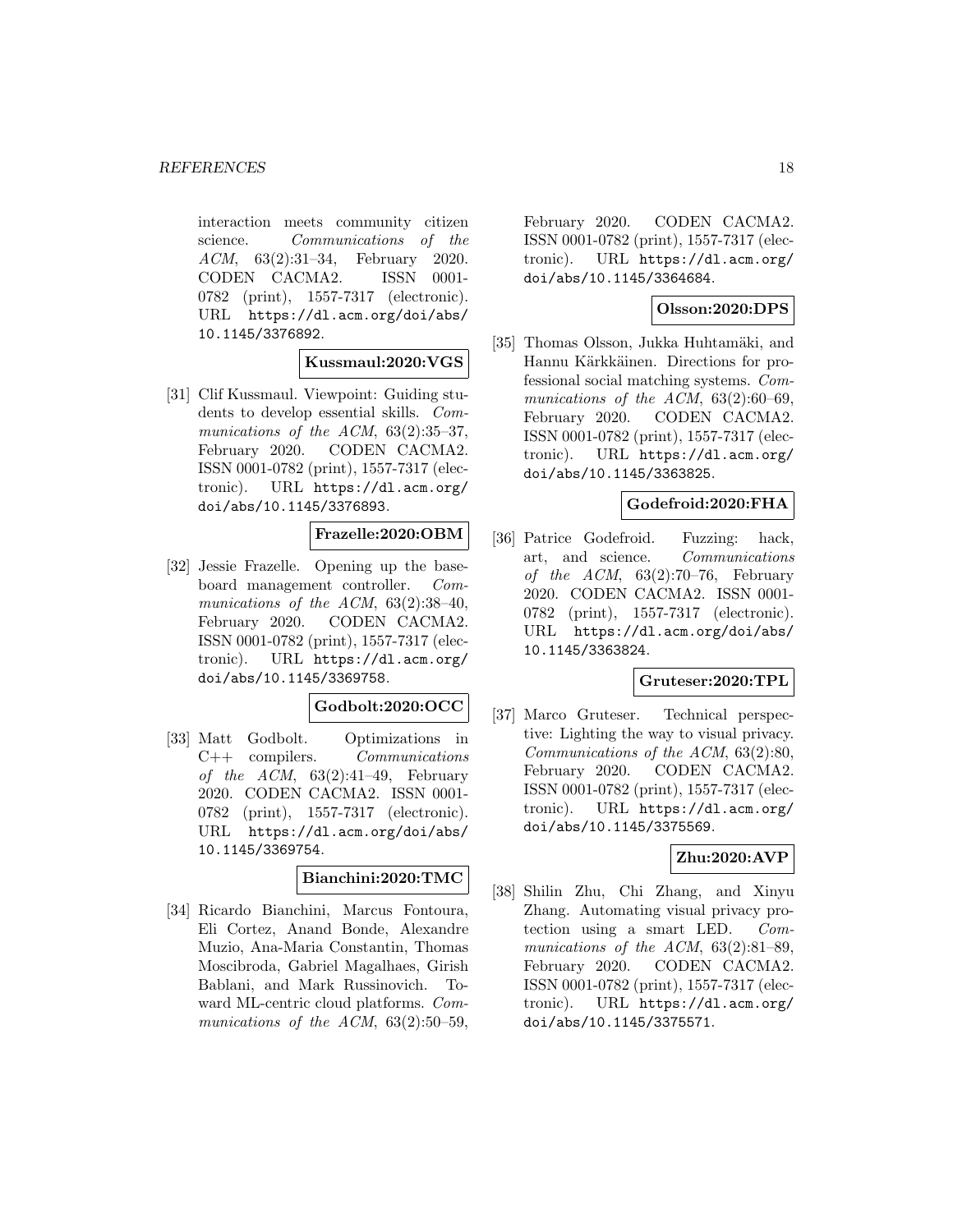interaction meets community citizen science. *Communications of the ACM*, 63(2):31–34, February 2020. CODEN CACMA2. ISSN 0001-0782 (print), 1557-7317 (electronic). URL https://dl.acm.org/doi/abs/10.1145/3376892.

**Kussmaul:2020:VGS**

[31] Clif Kussmaul. Viewpoint: Guiding students to develop essential skills. *Communications of the ACM*, 63(2):35–37, February 2020. CODEN CACMA2. ISSN 0001-0782 (print), 1557-7317 (electronic). URL https://dl.acm.org/doi/abs/10.1145/3376893.

**Frazelle:2020:OBM**

[32] Jessie Frazelle. Opening up the baseboard management controller. *Communications of the ACM*, 63(2):38–40, February 2020. CODEN CACMA2. ISSN 0001-0782 (print), 1557-7317 (electronic). URL https://dl.acm.org/doi/abs/10.1145/3369758.

**Godbolt:2020:OCC**

[33] Matt Godbolt. Optimizations in C++ compilers. *Communications of the ACM*, 63(2):41–49, February 2020. CODEN CACMA2. ISSN 0001-0782 (print), 1557-7317 (electronic). URL https://dl.acm.org/doi/abs/10.1145/3369754.

**Bianchini:2020:TMC**

[34] Ricardo Bianchini, Marcus Fontoura, Eli Cortez, Anand Bonde, Alexandre Muzio, Ana-Maria Constantin, Thomas Moscibroda, Gabriel Magalhaes, Girish Bablani, and Mark Russinovich. Toward ML-centric cloud platforms. *Communications of the ACM*, 63(2):50–59, February 2020. CODEN CACMA2. ISSN 0001-0782 (print), 1557-7317 (electronic). URL https://dl.acm.org/doi/abs/10.1145/3364684.

**Olsson:2020:DPS**

[35] Thomas Olsson, Jukka Huhtamäki, and Hannu Kärkkäinen. Directions for professional social matching systems. *Communications of the ACM*, 63(2):60–69, February 2020. CODEN CACMA2. ISSN 0001-0782 (print), 1557-7317 (electronic). URL https://dl.acm.org/doi/abs/10.1145/3363825.

**Godefroid:2020:FHA**

[36] Patrice Godefroid. Fuzzing: hack, art, and science. *Communications of the ACM*, 63(2):70–76, February 2020. CODEN CACMA2. ISSN 0001-0782 (print), 1557-7317 (electronic). URL https://dl.acm.org/doi/abs/10.1145/3363824.

**Gruteser:2020:TPL**

[37] Marco Gruteser. Technical perspective: Lighting the way to visual privacy. *Communications of the ACM*, 63(2):80, February 2020. CODEN CACMA2. ISSN 0001-0782 (print), 1557-7317 (electronic). URL https://dl.acm.org/doi/abs/10.1145/3375569.

**Zhu:2020:AVP**

[38] Shilin Zhu, Chi Zhang, and Xinyu Zhang. Automating visual privacy protection using a smart LED. *Communications of the ACM*, 63(2):81–89, February 2020. CODEN CACMA2. ISSN 0001-0782 (print), 1557-7317 (electronic). URL https://dl.acm.org/doi/abs/10.1145/3375571.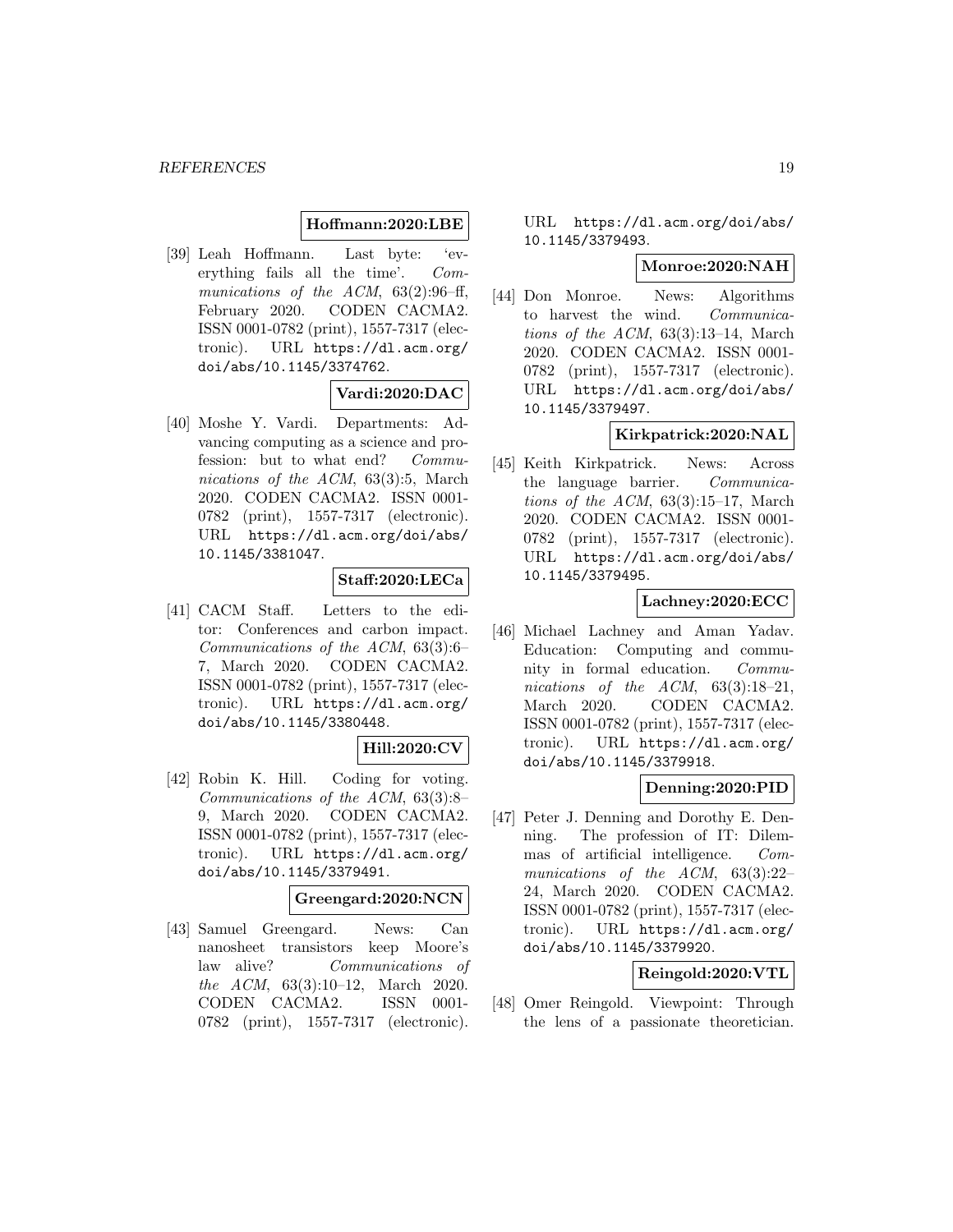**Hoffmann:2020:LBE**

[39] Leah Hoffmann. Last byte: 'everything fails all the time'. *Communications of the ACM*, 63(2):96–ff, February 2020. CODEN CACMA2. ISSN 0001-0782 (print), 1557-7317 (electronic). URL `https://dl.acm.org/doi/abs/10.1145/3374762`.

**Vardi:2020:DAC**

[40] Moshe Y. Vardi. Departments: Advancing computing as a science and profession: but to what end? *Communications of the ACM*, 63(3):5, March 2020. CODEN CACMA2. ISSN 0001-0782 (print), 1557-7317 (electronic). URL `https://dl.acm.org/doi/abs/10.1145/3381047`.

**Staff:2020:LECa**

[41] CACM Staff. Letters to the editor: Conferences and carbon impact. *Communications of the ACM*, 63(3):6–7, March 2020. CODEN CACMA2. ISSN 0001-0782 (print), 1557-7317 (electronic). URL `https://dl.acm.org/doi/abs/10.1145/3380448`.

**Hill:2020:CV**

[42] Robin K. Hill. Coding for voting. *Communications of the ACM*, 63(3):8–9, March 2020. CODEN CACMA2. ISSN 0001-0782 (print), 1557-7317 (electronic). URL `https://dl.acm.org/doi/abs/10.1145/3379491`.

**Greengard:2020:NCN**

[43] Samuel Greengard. News: Can nanosheet transistors keep Moore's law alive? *Communications of the ACM*, 63(3):10–12, March 2020. CODEN CACMA2. ISSN 0001-0782 (print), 1557-7317 (electronic). URL `https://dl.acm.org/doi/abs/10.1145/3379493`.

**Monroe:2020:NAH**

[44] Don Monroe. News: Algorithms to harvest the wind. *Communications of the ACM*, 63(3):13–14, March 2020. CODEN CACMA2. ISSN 0001-0782 (print), 1557-7317 (electronic). URL `https://dl.acm.org/doi/abs/10.1145/3379497`.

**Kirkpatrick:2020:NAL**

[45] Keith Kirkpatrick. News: Across the language barrier. *Communications of the ACM*, 63(3):15–17, March 2020. CODEN CACMA2. ISSN 0001-0782 (print), 1557-7317 (electronic). URL `https://dl.acm.org/doi/abs/10.1145/3379495`.

**Lachney:2020:ECC**

[46] Michael Lachney and Aman Yadav. Education: Computing and community in formal education. *Communications of the ACM*, 63(3):18–21, March 2020. CODEN CACMA2. ISSN 0001-0782 (print), 1557-7317 (electronic). URL `https://dl.acm.org/doi/abs/10.1145/3379918`.

**Denning:2020:PID**

[47] Peter J. Denning and Dorothy E. Denning. The profession of IT: Dilemmas of artificial intelligence. *Communications of the ACM*, 63(3):22–24, March 2020. CODEN CACMA2. ISSN 0001-0782 (print), 1557-7317 (electronic). URL `https://dl.acm.org/doi/abs/10.1145/3379920`.

**Reingold:2020:VTL**

[48] Omer Reingold. Viewpoint: Through the lens of a passionate theoretician.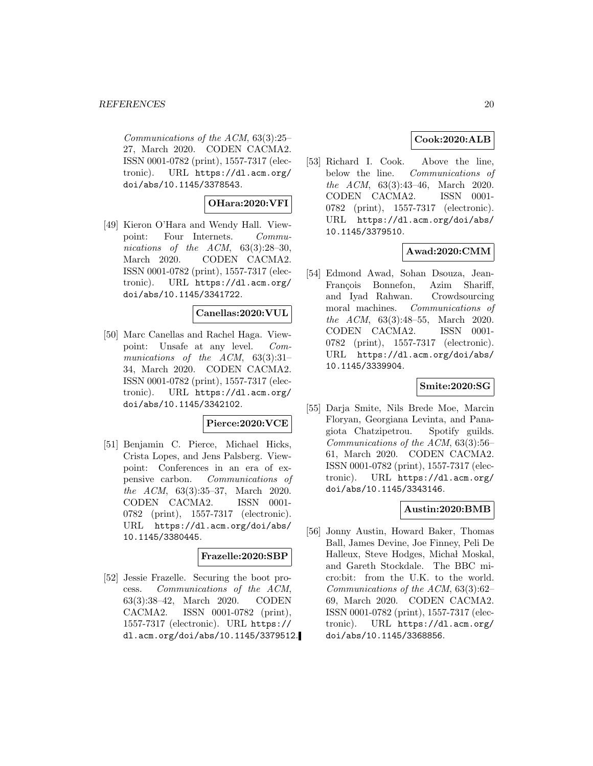Communications of the ACM, 63(3):25–27, March 2020. CODEN CACMA2. ISSN 0001-0782 (print), 1557-7317 (electronic). URL https://dl.acm.org/doi/abs/10.1145/3378543.

**OHara:2020:VFI**

[49] Kieron O'Hara and Wendy Hall. Viewpoint: Four Internets. *Communications of the ACM*, 63(3):28–30, March 2020. CODEN CACMA2. ISSN 0001-0782 (print), 1557-7317 (electronic). URL https://dl.acm.org/doi/abs/10.1145/3341722.

**Canellas:2020:VUL**

[50] Marc Canellas and Rachel Haga. Viewpoint: Unsafe at any level. *Communications of the ACM*, 63(3):31–34, March 2020. CODEN CACMA2. ISSN 0001-0782 (print), 1557-7317 (electronic). URL https://dl.acm.org/doi/abs/10.1145/3342102.

**Pierce:2020:VCE**

[51] Benjamin C. Pierce, Michael Hicks, Crista Lopes, and Jens Palsberg. Viewpoint: Conferences in an era of expensive carbon. *Communications of the ACM*, 63(3):35–37, March 2020. CODEN CACMA2. ISSN 0001-0782 (print), 1557-7317 (electronic). URL https://dl.acm.org/doi/abs/10.1145/3380445.

**Frazelle:2020:SBP**

[52] Jessie Frazelle. Securing the boot process. *Communications of the ACM*, 63(3):38–42, March 2020. CODEN CACMA2. ISSN 0001-0782 (print), 1557-7317 (electronic). URL https://dl.acm.org/doi/abs/10.1145/3379512.

**Cook:2020:ALB**

[53] Richard I. Cook. Above the line, below the line. *Communications of the ACM*, 63(3):43–46, March 2020. CODEN CACMA2. ISSN 0001-0782 (print), 1557-7317 (electronic). URL https://dl.acm.org/doi/abs/10.1145/3379510.

**Awad:2020:CMM**

[54] Edmond Awad, Sohan Dsouza, Jean-François Bonnefon, Azim Shariff, and Iyad Rahwan. Crowdsourcing moral machines. *Communications of the ACM*, 63(3):48–55, March 2020. CODEN CACMA2. ISSN 0001-0782 (print), 1557-7317 (electronic). URL https://dl.acm.org/doi/abs/10.1145/3339904.

**Smite:2020:SG**

[55] Darja Smite, Nils Brede Moe, Marcin Floryan, Georgiana Levinta, and Panagiota Chatzipetrou. Spotify guilds. *Communications of the ACM*, 63(3):56–61, March 2020. CODEN CACMA2. ISSN 0001-0782 (print), 1557-7317 (electronic). URL https://dl.acm.org/doi/abs/10.1145/3343146.

**Austin:2020:BMB**

[56] Jonny Austin, Howard Baker, Thomas Ball, James Devine, Joe Finney, Peli De Halleux, Steve Hodges, Michał Moskal, and Gareth Stockdale. The BBC micro:bit: from the U.K. to the world. *Communications of the ACM*, 63(3):62–69, March 2020. CODEN CACMA2. ISSN 0001-0782 (print), 1557-7317 (electronic). URL https://dl.acm.org/doi/abs/10.1145/3368856.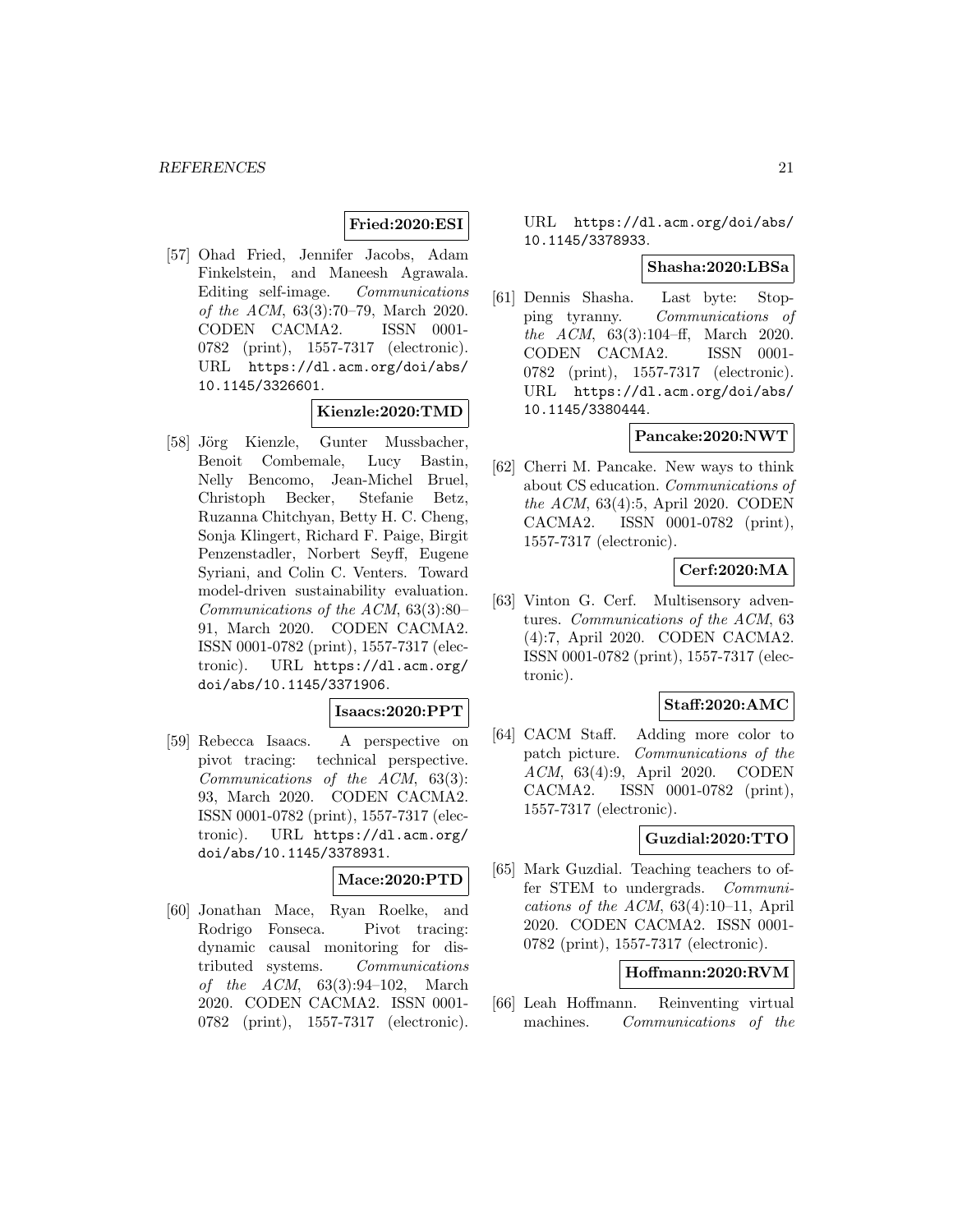**Fried:2020:ESI**

[57] Ohad Fried, Jennifer Jacobs, Adam Finkelstein, and Maneesh Agrawala. Editing self-image. *Communications of the ACM*, 63(3):70–79, March 2020. CODEN CACMA2. ISSN 0001-0782 (print), 1557-7317 (electronic). URL https://dl.acm.org/doi/abs/10.1145/3326601.

**Kienzle:2020:TMD**

[58] Jörg Kienzle, Gunter Mussbacher, Benoit Combemale, Lucy Bastin, Nelly Bencomo, Jean-Michel Bruel, Christoph Becker, Stefanie Betz, Ruzanna Chitchyan, Betty H. C. Cheng, Sonja Klingert, Richard F. Paige, Birgit Penzenstadler, Norbert Seyff, Eugene Syriani, and Colin C. Venters. Toward model-driven sustainability evaluation. *Communications of the ACM*, 63(3):80–91, March 2020. CODEN CACMA2. ISSN 0001-0782 (print), 1557-7317 (electronic). URL https://dl.acm.org/doi/abs/10.1145/3371906.

**Isaacs:2020:PPT**

[59] Rebecca Isaacs. A perspective on pivot tracing: technical perspective. *Communications of the ACM*, 63(3):93, March 2020. CODEN CACMA2. ISSN 0001-0782 (print), 1557-7317 (electronic). URL https://dl.acm.org/doi/abs/10.1145/3378931.

**Mace:2020:PTD**

[60] Jonathan Mace, Ryan Roelke, and Rodrigo Fonseca. Pivot tracing: dynamic causal monitoring for distributed systems. *Communications of the ACM*, 63(3):94–102, March 2020. CODEN CACMA2. ISSN 0001-0782 (print), 1557-7317 (electronic). URL https://dl.acm.org/doi/abs/10.1145/3378933.

**Shasha:2020:LBSa**

[61] Dennis Shasha. Last byte: Stopping tyranny. *Communications of the ACM*, 63(3):104–ff, March 2020. CODEN CACMA2. ISSN 0001-0782 (print), 1557-7317 (electronic). URL https://dl.acm.org/doi/abs/10.1145/3380444.

**Pancake:2020:NWT**

[62] Cherri M. Pancake. New ways to think about CS education. *Communications of the ACM*, 63(4):5, April 2020. CODEN CACMA2. ISSN 0001-0782 (print), 1557-7317 (electronic).

**Cerf:2020:MA**

[63] Vinton G. Cerf. Multisensory adventures. *Communications of the ACM*, 63(4):7, April 2020. CODEN CACMA2. ISSN 0001-0782 (print), 1557-7317 (electronic).

**Staff:2020:AMC**

[64] CACM Staff. Adding more color to patch picture. *Communications of the ACM*, 63(4):9, April 2020. CODEN CACMA2. ISSN 0001-0782 (print), 1557-7317 (electronic).

**Guzdial:2020:TTO**

[65] Mark Guzdial. Teaching teachers to offer STEM to undergrads. *Communications of the ACM*, 63(4):10–11, April 2020. CODEN CACMA2. ISSN 0001-0782 (print), 1557-7317 (electronic).

**Hoffmann:2020:RVM**

[66] Leah Hoffmann. Reinventing virtual machines. *Communications of the*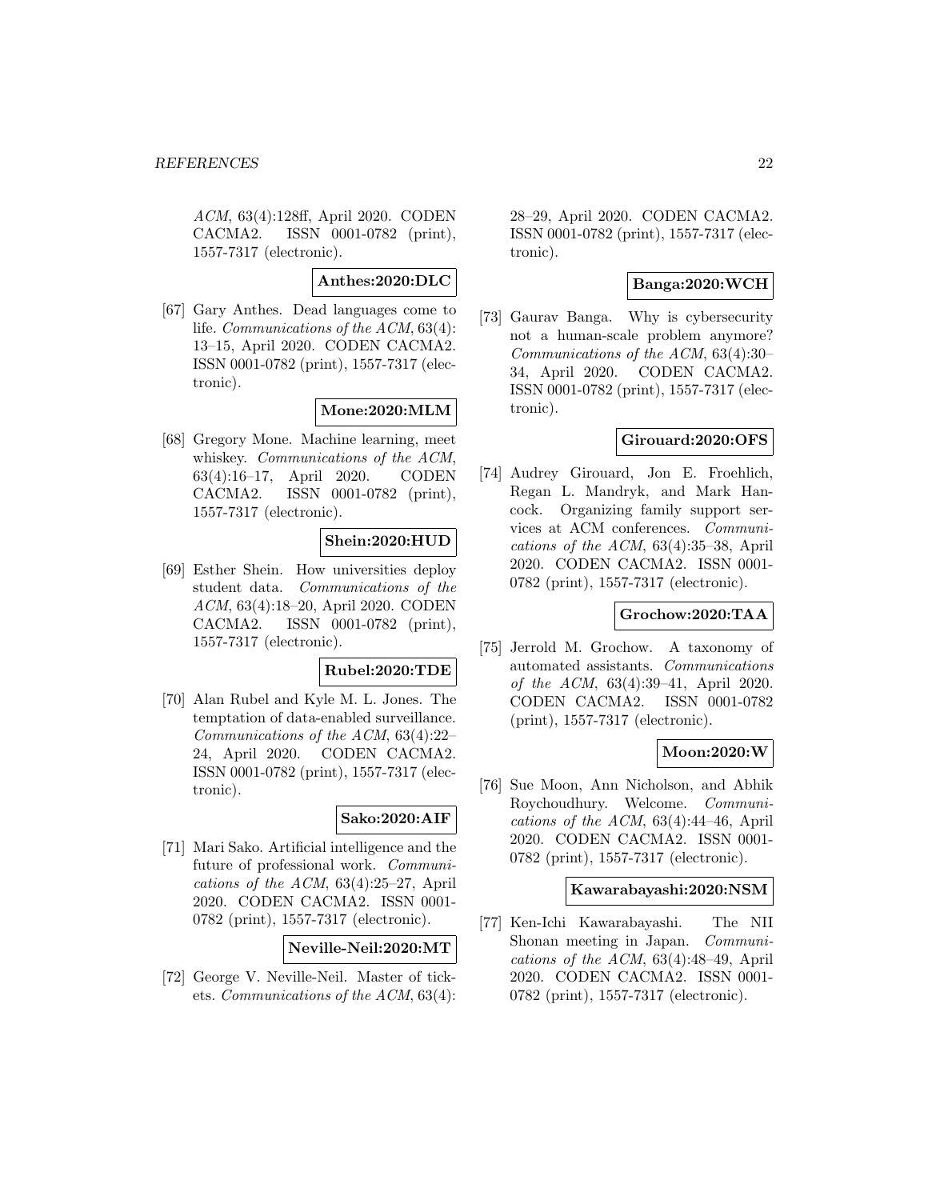*ACM*, 63(4):128ff, April 2020. CODEN CACMA2. ISSN 0001-0782 (print), 1557-7317 (electronic).

**Anthes:2020:DLC**

[67] Gary Anthes. Dead languages come to life. *Communications of the ACM*, 63(4): 13–15, April 2020. CODEN CACMA2. ISSN 0001-0782 (print), 1557-7317 (electronic).

**Mone:2020:MLM**

[68] Gregory Mone. Machine learning, meet whiskey. *Communications of the ACM*, 63(4):16–17, April 2020. CODEN CACMA2. ISSN 0001-0782 (print), 1557-7317 (electronic).

**Shein:2020:HUD**

[69] Esther Shein. How universities deploy student data. *Communications of the ACM*, 63(4):18–20, April 2020. CODEN CACMA2. ISSN 0001-0782 (print), 1557-7317 (electronic).

**Rubel:2020:TDE**

[70] Alan Rubel and Kyle M. L. Jones. The temptation of data-enabled surveillance. *Communications of the ACM*, 63(4):22–24, April 2020. CODEN CACMA2. ISSN 0001-0782 (print), 1557-7317 (electronic).

**Sako:2020:AIF**

[71] Mari Sako. Artificial intelligence and the future of professional work. *Communications of the ACM*, 63(4):25–27, April 2020. CODEN CACMA2. ISSN 0001-0782 (print), 1557-7317 (electronic).

**Neville-Neil:2020:MT**

[72] George V. Neville-Neil. Master of tickets. *Communications of the ACM*, 63(4): 28–29, April 2020. CODEN CACMA2. ISSN 0001-0782 (print), 1557-7317 (electronic).

**Banga:2020:WCH**

[73] Gaurav Banga. Why is cybersecurity not a human-scale problem anymore? *Communications of the ACM*, 63(4):30–34, April 2020. CODEN CACMA2. ISSN 0001-0782 (print), 1557-7317 (electronic).

**Girouard:2020:OFS**

[74] Audrey Girouard, Jon E. Froehlich, Regan L. Mandryk, and Mark Hancock. Organizing family support services at ACM conferences. *Communications of the ACM*, 63(4):35–38, April 2020. CODEN CACMA2. ISSN 0001-0782 (print), 1557-7317 (electronic).

**Grochow:2020:TAA**

[75] Jerrold M. Grochow. A taxonomy of automated assistants. *Communications of the ACM*, 63(4):39–41, April 2020. CODEN CACMA2. ISSN 0001-0782 (print), 1557-7317 (electronic).

**Moon:2020:W**

[76] Sue Moon, Ann Nicholson, and Abhik Roychoudhury. Welcome. *Communications of the ACM*, 63(4):44–46, April 2020. CODEN CACMA2. ISSN 0001-0782 (print), 1557-7317 (electronic).

**Kawarabayashi:2020:NSM**

[77] Ken-Ichi Kawarabayashi. The NII Shonan meeting in Japan. *Communications of the ACM*, 63(4):48–49, April 2020. CODEN CACMA2. ISSN 0001-0782 (print), 1557-7317 (electronic).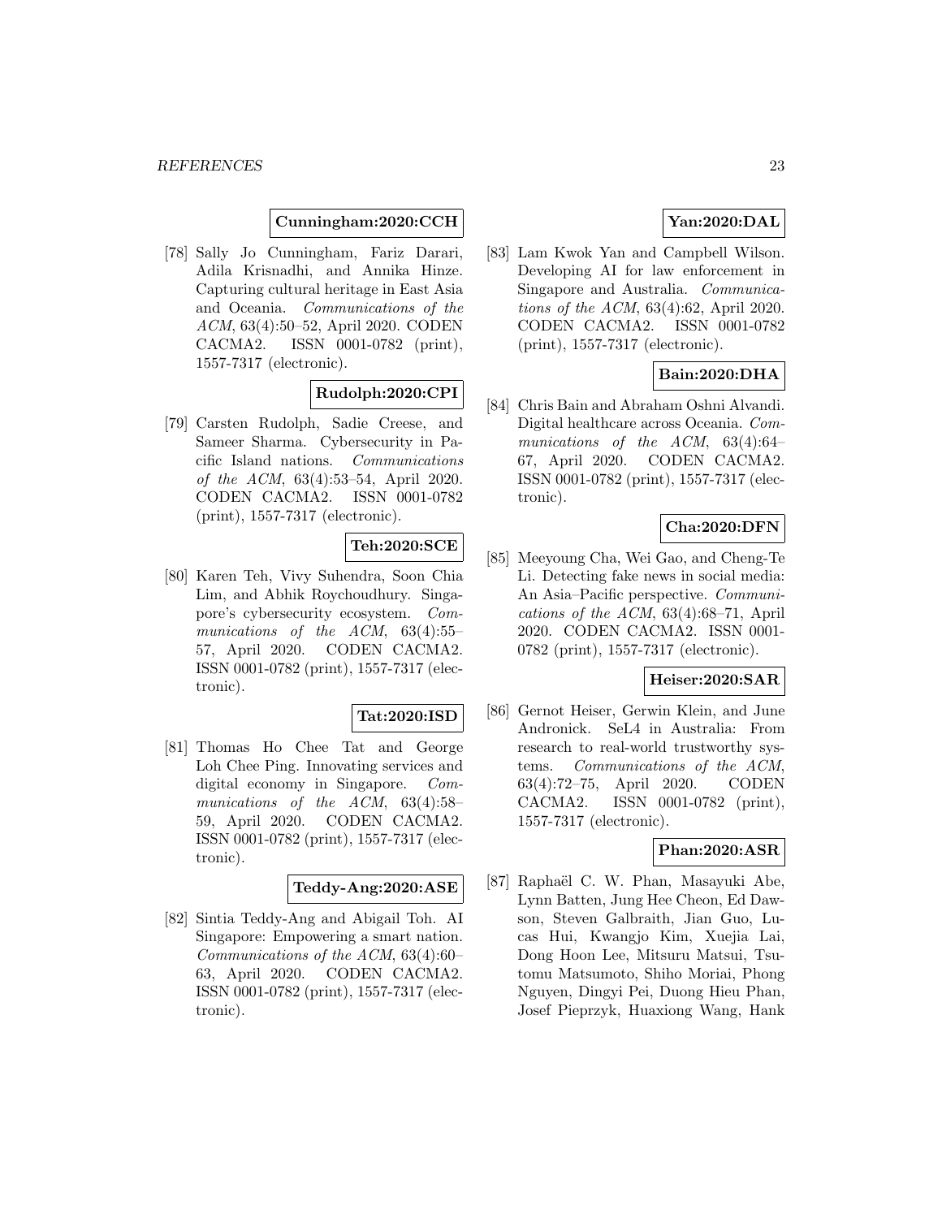**Cunningham:2020:CCH**

[78] Sally Jo Cunningham, Fariz Darari, Adila Krisnadhi, and Annika Hinze. Capturing cultural heritage in East Asia and Oceania. *Communications of the ACM*, 63(4):50–52, April 2020. CODEN CACMA2. ISSN 0001-0782 (print), 1557-7317 (electronic).

**Rudolph:2020:CPI**

[79] Carsten Rudolph, Sadie Creese, and Sameer Sharma. Cybersecurity in Pacific Island nations. *Communications of the ACM*, 63(4):53–54, April 2020. CODEN CACMA2. ISSN 0001-0782 (print), 1557-7317 (electronic).

**Teh:2020:SCE**

[80] Karen Teh, Vivy Suhendra, Soon Chia Lim, and Abhik Roychoudhury. Singapore's cybersecurity ecosystem. *Communications of the ACM*, 63(4):55–57, April 2020. CODEN CACMA2. ISSN 0001-0782 (print), 1557-7317 (electronic).

**Tat:2020:ISD**

[81] Thomas Ho Chee Tat and George Loh Chee Ping. Innovating services and digital economy in Singapore. *Communications of the ACM*, 63(4):58–59, April 2020. CODEN CACMA2. ISSN 0001-0782 (print), 1557-7317 (electronic).

**Teddy-Ang:2020:ASE**

[82] Sintia Teddy-Ang and Abigail Toh. AI Singapore: Empowering a smart nation. *Communications of the ACM*, 63(4):60–63, April 2020. CODEN CACMA2. ISSN 0001-0782 (print), 1557-7317 (electronic).

**Yan:2020:DAL**

[83] Lam Kwok Yan and Campbell Wilson. Developing AI for law enforcement in Singapore and Australia. *Communications of the ACM*, 63(4):62, April 2020. CODEN CACMA2. ISSN 0001-0782 (print), 1557-7317 (electronic).

**Bain:2020:DHA**

[84] Chris Bain and Abraham Oshni Alvandi. Digital healthcare across Oceania. *Communications of the ACM*, 63(4):64–67, April 2020. CODEN CACMA2. ISSN 0001-0782 (print), 1557-7317 (electronic).

**Cha:2020:DFN**

[85] Meeyoung Cha, Wei Gao, and Cheng-Te Li. Detecting fake news in social media: An Asia–Pacific perspective. *Communications of the ACM*, 63(4):68–71, April 2020. CODEN CACMA2. ISSN 0001-0782 (print), 1557-7317 (electronic).

**Heiser:2020:SAR**

[86] Gernot Heiser, Gerwin Klein, and June Andronick. SeL4 in Australia: From research to real-world trustworthy systems. *Communications of the ACM*, 63(4):72–75, April 2020. CODEN CACMA2. ISSN 0001-0782 (print), 1557-7317 (electronic).

**Phan:2020:ASR**

[87] Raphaël C. W. Phan, Masayuki Abe, Lynn Batten, Jung Hee Cheon, Ed Dawson, Steven Galbraith, Jian Guo, Lucas Hui, Kwangjo Kim, Xuejia Lai, Dong Hoon Lee, Mitsuru Matsui, Tsutomu Matsumoto, Shiho Moriai, Phong Nguyen, Dingyi Pei, Duong Hieu Phan, Josef Pieprzyk, Huaxiong Wang, Hank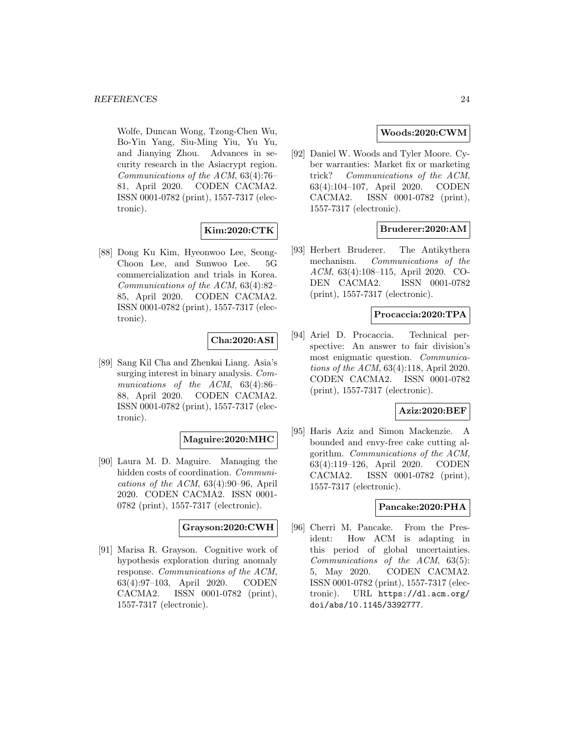Wolfe, Duncan Wong, Tzong-Chen Wu, Bo-Yin Yang, Siu-Ming Yiu, Yu Yu, and Jianying Zhou. Advances in security research in the Asiacrypt region. *Communications of the ACM*, 63(4):76–81, April 2020. CODEN CACMA2. ISSN 0001-0782 (print), 1557-7317 (electronic).

**Kim:2020:CTK**

[88] Dong Ku Kim, Hyeonwoo Lee, Seong-Choon Lee, and Sunwoo Lee. 5G commercialization and trials in Korea. *Communications of the ACM*, 63(4):82–85, April 2020. CODEN CACMA2. ISSN 0001-0782 (print), 1557-7317 (electronic).

**Cha:2020:ASI**

[89] Sang Kil Cha and Zhenkai Liang. Asia's surging interest in binary analysis. *Communications of the ACM*, 63(4):86–88, April 2020. CODEN CACMA2. ISSN 0001-0782 (print), 1557-7317 (electronic).

**Maguire:2020:MHC**

[90] Laura M. D. Maguire. Managing the hidden costs of coordination. *Communications of the ACM*, 63(4):90–96, April 2020. CODEN CACMA2. ISSN 0001-0782 (print), 1557-7317 (electronic).

**Grayson:2020:CWH**

[91] Marisa R. Grayson. Cognitive work of hypothesis exploration during anomaly response. *Communications of the ACM*, 63(4):97–103, April 2020. CODEN CACMA2. ISSN 0001-0782 (print), 1557-7317 (electronic).

**Woods:2020:CWM**

[92] Daniel W. Woods and Tyler Moore. Cyber warranties: Market fix or marketing trick? *Communications of the ACM*, 63(4):104–107, April 2020. CODEN CACMA2. ISSN 0001-0782 (print), 1557-7317 (electronic).

**Bruderer:2020:AM**

[93] Herbert Bruderer. The Antikythera mechanism. *Communications of the ACM*, 63(4):108–115, April 2020. CODEN CACMA2. ISSN 0001-0782 (print), 1557-7317 (electronic).

**Procaccia:2020:TPA**

[94] Ariel D. Procaccia. Technical perspective: An answer to fair division's most enigmatic question. *Communications of the ACM*, 63(4):118, April 2020. CODEN CACMA2. ISSN 0001-0782 (print), 1557-7317 (electronic).

**Aziz:2020:BEF**

[95] Haris Aziz and Simon Mackenzie. A bounded and envy-free cake cutting algorithm. *Communications of the ACM*, 63(4):119–126, April 2020. CODEN CACMA2. ISSN 0001-0782 (print), 1557-7317 (electronic).

**Pancake:2020:PHA**

[96] Cherri M. Pancake. From the President: How ACM is adapting in this period of global uncertainties. *Communications of the ACM*, 63(5): 5, May 2020. CODEN CACMA2. ISSN 0001-0782 (print), 1557-7317 (electronic). URL https://dl.acm.org/doi/abs/10.1145/3392777.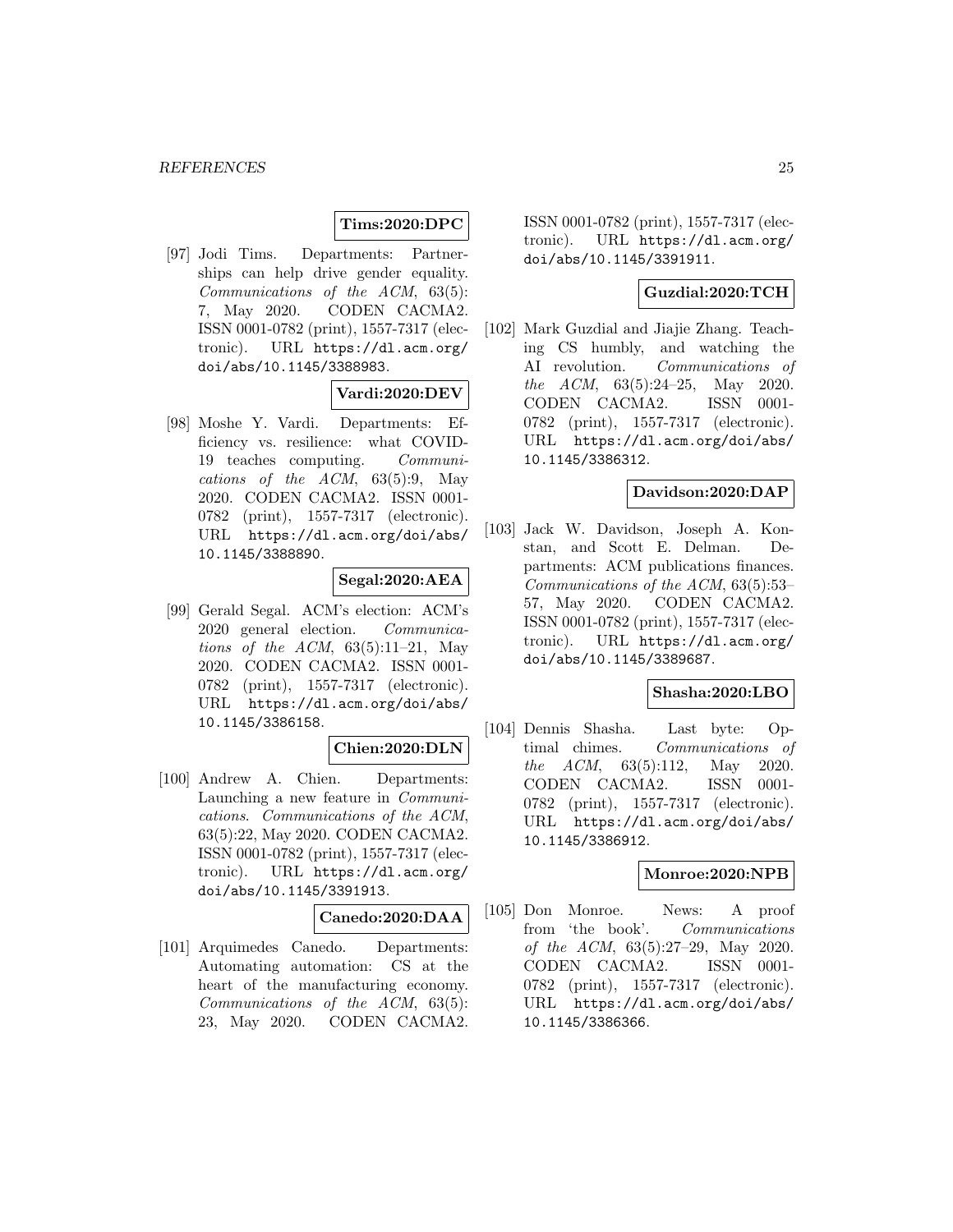**Tims:2020:DPC**

[97] Jodi Tims. Departments: Partnerships can help drive gender equality. *Communications of the ACM*, 63(5): 7, May 2020. CODEN CACMA2. ISSN 0001-0782 (print), 1557-7317 (electronic). URL `https://dl.acm.org/doi/abs/10.1145/3388983`.

**Vardi:2020:DEV**

[98] Moshe Y. Vardi. Departments: Efficiency vs. resilience: what COVID-19 teaches computing. *Communications of the ACM*, 63(5):9, May 2020. CODEN CACMA2. ISSN 0001-0782 (print), 1557-7317 (electronic). URL `https://dl.acm.org/doi/abs/10.1145/3388890`.

**Segal:2020:AEA**

[99] Gerald Segal. ACM's election: ACM's 2020 general election. *Communications of the ACM*, 63(5):11–21, May 2020. CODEN CACMA2. ISSN 0001-0782 (print), 1557-7317 (electronic). URL `https://dl.acm.org/doi/abs/10.1145/3386158`.

**Chien:2020:DLN**

[100] Andrew A. Chien. Departments: Launching a new feature in *Communications*. *Communications of the ACM*, 63(5):22, May 2020. CODEN CACMA2. ISSN 0001-0782 (print), 1557-7317 (electronic). URL `https://dl.acm.org/doi/abs/10.1145/3391913`.

**Canedo:2020:DAA**

[101] Arquimedes Canedo. Departments: Automating automation: CS at the heart of the manufacturing economy. *Communications of the ACM*, 63(5): 23, May 2020. CODEN CACMA2. ISSN 0001-0782 (print), 1557-7317 (electronic). URL `https://dl.acm.org/doi/abs/10.1145/3391911`.

**Guzdial:2020:TCH**

[102] Mark Guzdial and Jiajie Zhang. Teaching CS humbly, and watching the AI revolution. *Communications of the ACM*, 63(5):24–25, May 2020. CODEN CACMA2. ISSN 0001-0782 (print), 1557-7317 (electronic). URL `https://dl.acm.org/doi/abs/10.1145/3386312`.

**Davidson:2020:DAP**

[103] Jack W. Davidson, Joseph A. Konstan, and Scott E. Delman. Departments: ACM publications finances. *Communications of the ACM*, 63(5):53–57, May 2020. CODEN CACMA2. ISSN 0001-0782 (print), 1557-7317 (electronic). URL `https://dl.acm.org/doi/abs/10.1145/3389687`.

**Shasha:2020:LBO**

[104] Dennis Shasha. Last byte: Optimal chimes. *Communications of the ACM*, 63(5):112, May 2020. CODEN CACMA2. ISSN 0001-0782 (print), 1557-7317 (electronic). URL `https://dl.acm.org/doi/abs/10.1145/3386912`.

**Monroe:2020:NPB**

[105] Don Monroe. News: A proof from 'the book'. *Communications of the ACM*, 63(5):27–29, May 2020. CODEN CACMA2. ISSN 0001-0782 (print), 1557-7317 (electronic). URL `https://dl.acm.org/doi/abs/10.1145/3386366`.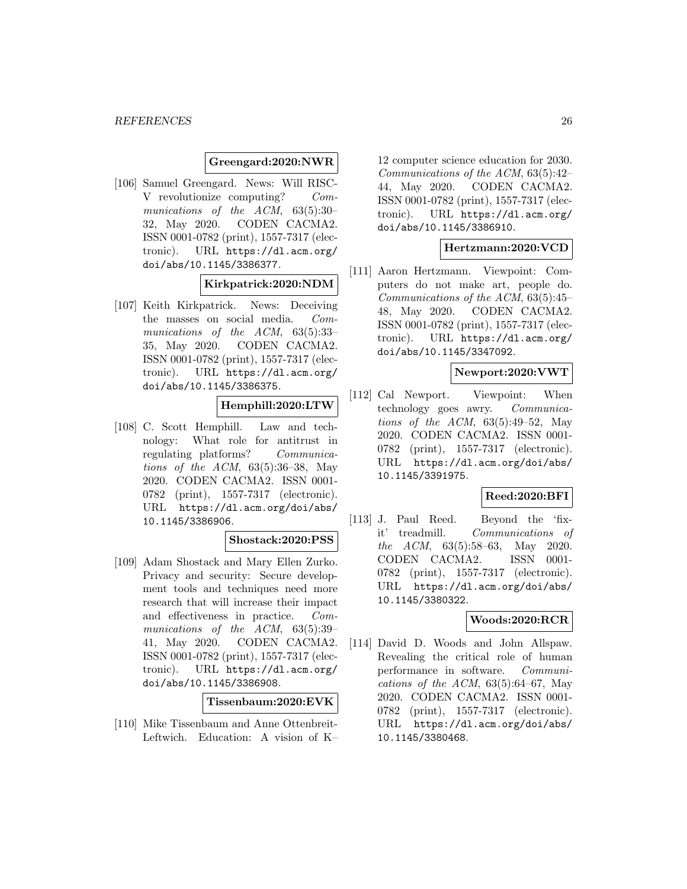**Greengard:2020:NWR**

[106] Samuel Greengard. News: Will RISC-V revolutionize computing? *Communications of the ACM*, 63(5):30–32, May 2020. CODEN CACMA2. ISSN 0001-0782 (print), 1557-7317 (electronic). URL `https://dl.acm.org/doi/abs/10.1145/3386377`.

**Kirkpatrick:2020:NDM**

[107] Keith Kirkpatrick. News: Deceiving the masses on social media. *Communications of the ACM*, 63(5):33–35, May 2020. CODEN CACMA2. ISSN 0001-0782 (print), 1557-7317 (electronic). URL `https://dl.acm.org/doi/abs/10.1145/3386375`.

**Hemphill:2020:LTW**

[108] C. Scott Hemphill. Law and technology: What role for antitrust in regulating platforms? *Communications of the ACM*, 63(5):36–38, May 2020. CODEN CACMA2. ISSN 0001-0782 (print), 1557-7317 (electronic). URL `https://dl.acm.org/doi/abs/10.1145/3386906`.

**Shostack:2020:PSS**

[109] Adam Shostack and Mary Ellen Zurko. Privacy and security: Secure development tools and techniques need more research that will increase their impact and effectiveness in practice. *Communications of the ACM*, 63(5):39–41, May 2020. CODEN CACMA2. ISSN 0001-0782 (print), 1557-7317 (electronic). URL `https://dl.acm.org/doi/abs/10.1145/3386908`.

**Tissenbaum:2020:EVK**

[110] Mike Tissenbaum and Anne Ottenbreit-Leftwich. Education: A vision of K–12 computer science education for 2030. *Communications of the ACM*, 63(5):42–44, May 2020. CODEN CACMA2. ISSN 0001-0782 (print), 1557-7317 (electronic). URL `https://dl.acm.org/doi/abs/10.1145/3386910`.

**Hertzmann:2020:VCD**

[111] Aaron Hertzmann. Viewpoint: Computers do not make art, people do. *Communications of the ACM*, 63(5):45–48, May 2020. CODEN CACMA2. ISSN 0001-0782 (print), 1557-7317 (electronic). URL `https://dl.acm.org/doi/abs/10.1145/3347092`.

**Newport:2020:VWT**

[112] Cal Newport. Viewpoint: When technology goes awry. *Communications of the ACM*, 63(5):49–52, May 2020. CODEN CACMA2. ISSN 0001-0782 (print), 1557-7317 (electronic). URL `https://dl.acm.org/doi/abs/10.1145/3391975`.

**Reed:2020:BFI**

[113] J. Paul Reed. Beyond the 'fix-it' treadmill. *Communications of the ACM*, 63(5):58–63, May 2020. CODEN CACMA2. ISSN 0001-0782 (print), 1557-7317 (electronic). URL `https://dl.acm.org/doi/abs/10.1145/3380322`.

**Woods:2020:RCR**

[114] David D. Woods and John Allspaw. Revealing the critical role of human performance in software. *Communications of the ACM*, 63(5):64–67, May 2020. CODEN CACMA2. ISSN 0001-0782 (print), 1557-7317 (electronic). URL `https://dl.acm.org/doi/abs/10.1145/3380468`.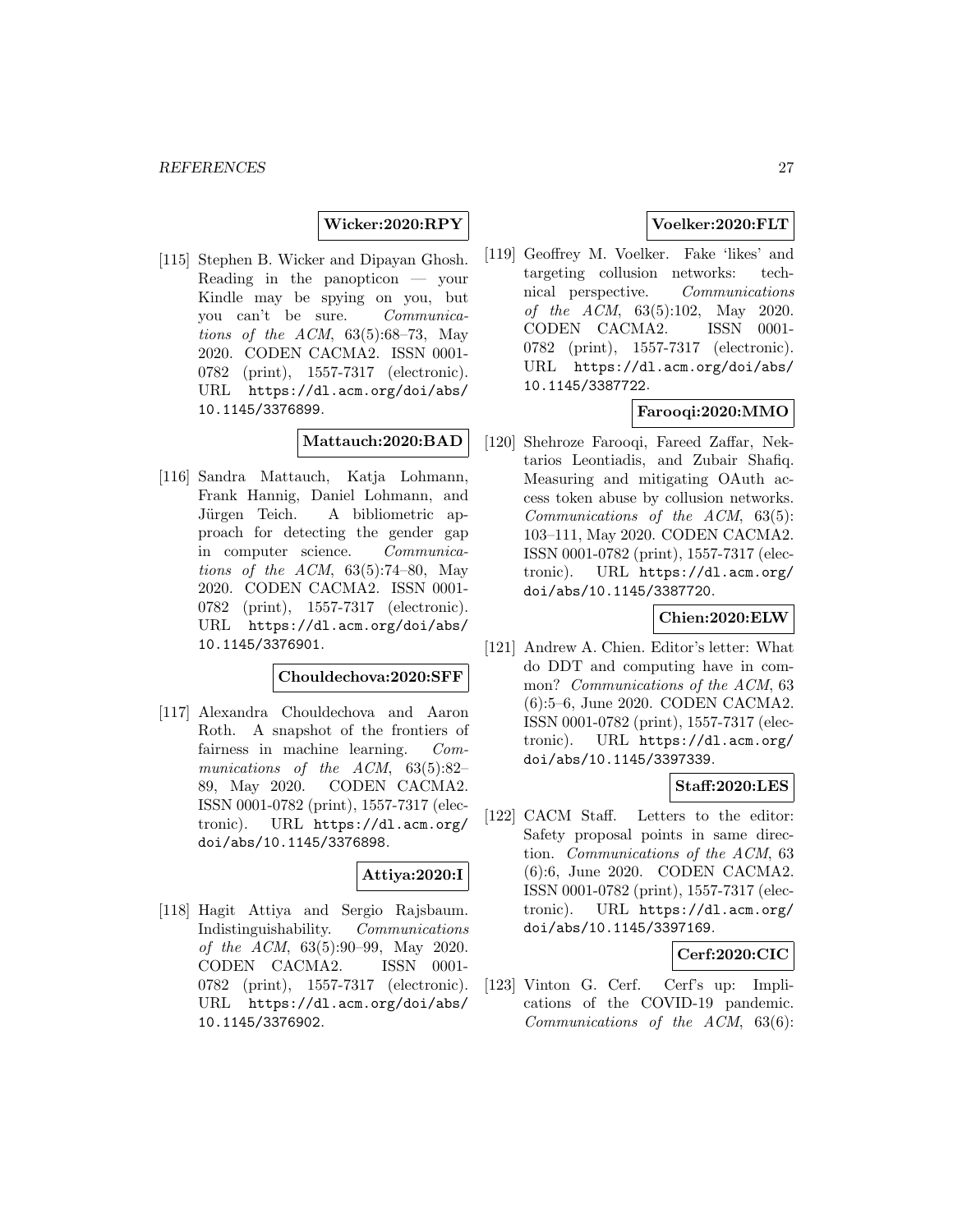**Wicker:2020:RPY**

[115] Stephen B. Wicker and Dipayan Ghosh. Reading in the panopticon — your Kindle may be spying on you, but you can't be sure. *Communications of the ACM*, 63(5):68–73, May 2020. CODEN CACMA2. ISSN 0001-0782 (print), 1557-7317 (electronic). URL https://dl.acm.org/doi/abs/10.1145/3376899.

**Mattauch:2020:BAD**

[116] Sandra Mattauch, Katja Lohmann, Frank Hannig, Daniel Lohmann, and Jürgen Teich. A bibliometric approach for detecting the gender gap in computer science. *Communications of the ACM*, 63(5):74–80, May 2020. CODEN CACMA2. ISSN 0001-0782 (print), 1557-7317 (electronic). URL https://dl.acm.org/doi/abs/10.1145/3376901.

**Chouldechova:2020:SFF**

[117] Alexandra Chouldechova and Aaron Roth. A snapshot of the frontiers of fairness in machine learning. *Communications of the ACM*, 63(5):82–89, May 2020. CODEN CACMA2. ISSN 0001-0782 (print), 1557-7317 (electronic). URL https://dl.acm.org/doi/abs/10.1145/3376898.

**Attiya:2020:I**

[118] Hagit Attiya and Sergio Rajsbaum. Indistinguishability. *Communications of the ACM*, 63(5):90–99, May 2020. CODEN CACMA2. ISSN 0001-0782 (print), 1557-7317 (electronic). URL https://dl.acm.org/doi/abs/10.1145/3376902.

**Voelker:2020:FLT**

[119] Geoffrey M. Voelker. Fake 'likes' and targeting collusion networks: technical perspective. *Communications of the ACM*, 63(5):102, May 2020. CODEN CACMA2. ISSN 0001-0782 (print), 1557-7317 (electronic). URL https://dl.acm.org/doi/abs/10.1145/3387722.

**Farooqi:2020:MMO**

[120] Shehroze Farooqi, Fareed Zaffar, Nektarios Leontiadis, and Zubair Shafiq. Measuring and mitigating OAuth access token abuse by collusion networks. *Communications of the ACM*, 63(5):103–111, May 2020. CODEN CACMA2. ISSN 0001-0782 (print), 1557-7317 (electronic). URL https://dl.acm.org/doi/abs/10.1145/3387720.

**Chien:2020:ELW**

[121] Andrew A. Chien. Editor's letter: What do DDT and computing have in common? *Communications of the ACM*, 63(6):5–6, June 2020. CODEN CACMA2. ISSN 0001-0782 (print), 1557-7317 (electronic). URL https://dl.acm.org/doi/abs/10.1145/3397339.

**Staff:2020:LES**

[122] CACM Staff. Letters to the editor: Safety proposal points in same direction. *Communications of the ACM*, 63(6):6, June 2020. CODEN CACMA2. ISSN 0001-0782 (print), 1557-7317 (electronic). URL https://dl.acm.org/doi/abs/10.1145/3397169.

**Cerf:2020:CIC**

[123] Vinton G. Cerf. Cerf's up: Implications of the COVID-19 pandemic. *Communications of the ACM*, 63(6):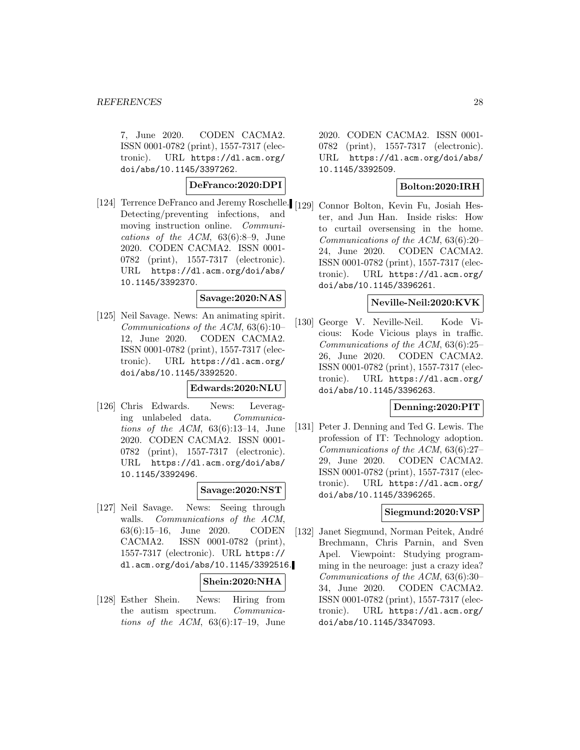7, June 2020. CODEN CACMA2. ISSN 0001-0782 (print), 1557-7317 (electronic). URL https://dl.acm.org/doi/abs/10.1145/3397262.

**DeFranco:2020:DPI**

[124] Terrence DeFranco and Jeremy Roschelle. Detecting/preventing infections, and moving instruction online. *Communications of the ACM*, 63(6):8–9, June 2020. CODEN CACMA2. ISSN 0001-0782 (print), 1557-7317 (electronic). URL https://dl.acm.org/doi/abs/10.1145/3392370.

**Savage:2020:NAS**

[125] Neil Savage. News: An animating spirit. *Communications of the ACM*, 63(6):10–12, June 2020. CODEN CACMA2. ISSN 0001-0782 (print), 1557-7317 (electronic). URL https://dl.acm.org/doi/abs/10.1145/3392520.

**Edwards:2020:NLU**

[126] Chris Edwards. News: Leveraging unlabeled data. *Communications of the ACM*, 63(6):13–14, June 2020. CODEN CACMA2. ISSN 0001-0782 (print), 1557-7317 (electronic). URL https://dl.acm.org/doi/abs/10.1145/3392496.

**Savage:2020:NST**

[127] Neil Savage. News: Seeing through walls. *Communications of the ACM*, 63(6):15–16, June 2020. CODEN CACMA2. ISSN 0001-0782 (print), 1557-7317 (electronic). URL https://dl.acm.org/doi/abs/10.1145/3392516.

**Shein:2020:NHA**

[128] Esther Shein. News: Hiring from the autism spectrum. *Communications of the ACM*, 63(6):17–19, June 2020. CODEN CACMA2. ISSN 0001-0782 (print), 1557-7317 (electronic). URL https://dl.acm.org/doi/abs/10.1145/3392509.

**Bolton:2020:IRH**

[129] Connor Bolton, Kevin Fu, Josiah Hester, and Jun Han. Inside risks: How to curtail oversensing in the home. *Communications of the ACM*, 63(6):20–24, June 2020. CODEN CACMA2. ISSN 0001-0782 (print), 1557-7317 (electronic). URL https://dl.acm.org/doi/abs/10.1145/3396261.

**Neville-Neil:2020:KVK**

[130] George V. Neville-Neil. Kode Vicious: Kode Vicious plays in traffic. *Communications of the ACM*, 63(6):25–26, June 2020. CODEN CACMA2. ISSN 0001-0782 (print), 1557-7317 (electronic). URL https://dl.acm.org/doi/abs/10.1145/3396263.

**Denning:2020:PIT**

[131] Peter J. Denning and Ted G. Lewis. The profession of IT: Technology adoption. *Communications of the ACM*, 63(6):27–29, June 2020. CODEN CACMA2. ISSN 0001-0782 (print), 1557-7317 (electronic). URL https://dl.acm.org/doi/abs/10.1145/3396265.

**Siegmund:2020:VSP**

[132] Janet Siegmund, Norman Peitek, André Brechmann, Chris Parnin, and Sven Apel. Viewpoint: Studying programming in the neuroage: just a crazy idea? *Communications of the ACM*, 63(6):30–34, June 2020. CODEN CACMA2. ISSN 0001-0782 (print), 1557-7317 (electronic). URL https://dl.acm.org/doi/abs/10.1145/3347093.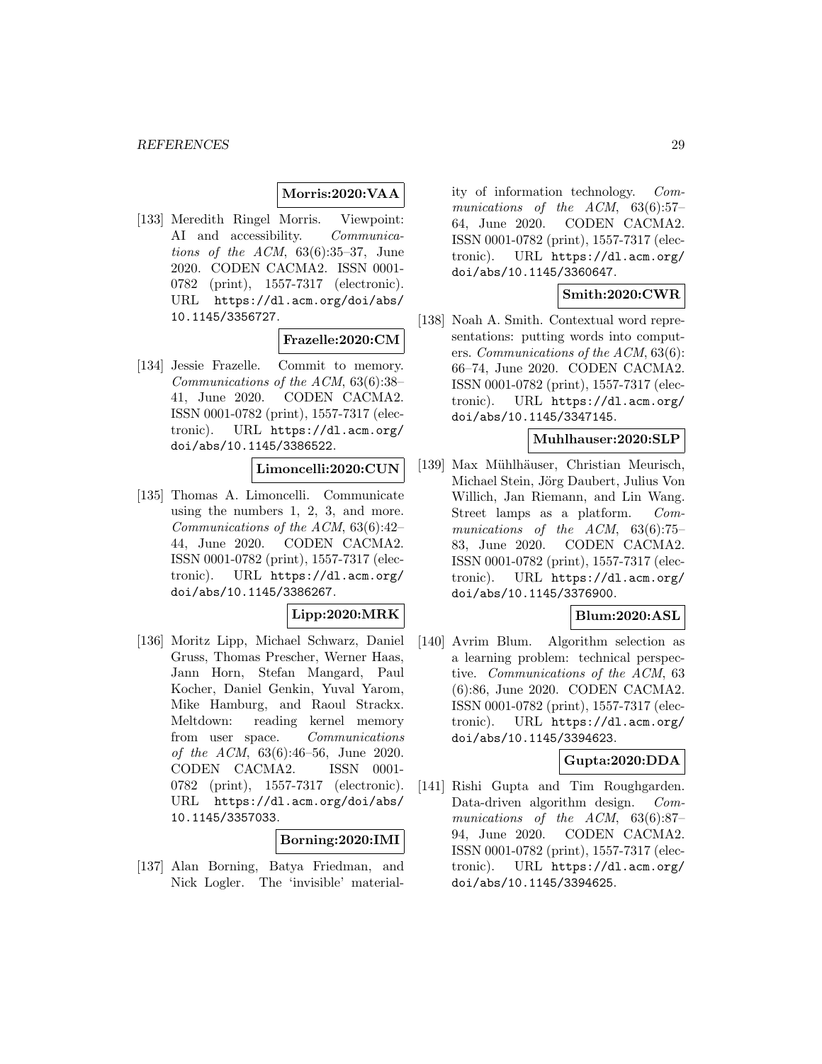**Morris:2020:VAA**

[133] Meredith Ringel Morris. Viewpoint: AI and accessibility. *Communications of the ACM*, 63(6):35–37, June 2020. CODEN CACMA2. ISSN 0001-0782 (print), 1557-7317 (electronic). URL https://dl.acm.org/doi/abs/10.1145/3356727.

**Frazelle:2020:CM**

[134] Jessie Frazelle. Commit to memory. *Communications of the ACM*, 63(6):38–41, June 2020. CODEN CACMA2. ISSN 0001-0782 (print), 1557-7317 (electronic). URL https://dl.acm.org/doi/abs/10.1145/3386522.

**Limoncelli:2020:CUN**

[135] Thomas A. Limoncelli. Communicate using the numbers 1, 2, 3, and more. *Communications of the ACM*, 63(6):42–44, June 2020. CODEN CACMA2. ISSN 0001-0782 (print), 1557-7317 (electronic). URL https://dl.acm.org/doi/abs/10.1145/3386267.

**Lipp:2020:MRK**

[136] Moritz Lipp, Michael Schwarz, Daniel Gruss, Thomas Prescher, Werner Haas, Jann Horn, Stefan Mangard, Paul Kocher, Daniel Genkin, Yuval Yarom, Mike Hamburg, and Raoul Strackx. Meltdown: reading kernel memory from user space. *Communications of the ACM*, 63(6):46–56, June 2020. CODEN CACMA2. ISSN 0001-0782 (print), 1557-7317 (electronic). URL https://dl.acm.org/doi/abs/10.1145/3357033.

**Borning:2020:IMI**

[137] Alan Borning, Batya Friedman, and Nick Logler. The 'invisible' materiality of information technology. *Communications of the ACM*, 63(6):57–64, June 2020. CODEN CACMA2. ISSN 0001-0782 (print), 1557-7317 (electronic). URL https://dl.acm.org/doi/abs/10.1145/3360647.

**Smith:2020:CWR**

[138] Noah A. Smith. Contextual word representations: putting words into computers. *Communications of the ACM*, 63(6):66–74, June 2020. CODEN CACMA2. ISSN 0001-0782 (print), 1557-7317 (electronic). URL https://dl.acm.org/doi/abs/10.1145/3347145.

**Muhlhauser:2020:SLP**

[139] Max Mühlhäuser, Christian Meurisch, Michael Stein, Jörg Daubert, Julius Von Willich, Jan Riemann, and Lin Wang. Street lamps as a platform. *Communications of the ACM*, 63(6):75–83, June 2020. CODEN CACMA2. ISSN 0001-0782 (print), 1557-7317 (electronic). URL https://dl.acm.org/doi/abs/10.1145/3376900.

**Blum:2020:ASL**

[140] Avrim Blum. Algorithm selection as a learning problem: technical perspective. *Communications of the ACM*, 63(6):86, June 2020. CODEN CACMA2. ISSN 0001-0782 (print), 1557-7317 (electronic). URL https://dl.acm.org/doi/abs/10.1145/3394623.

**Gupta:2020:DDA**

[141] Rishi Gupta and Tim Roughgarden. Data-driven algorithm design. *Communications of the ACM*, 63(6):87–94, June 2020. CODEN CACMA2. ISSN 0001-0782 (print), 1557-7317 (electronic). URL https://dl.acm.org/doi/abs/10.1145/3394625.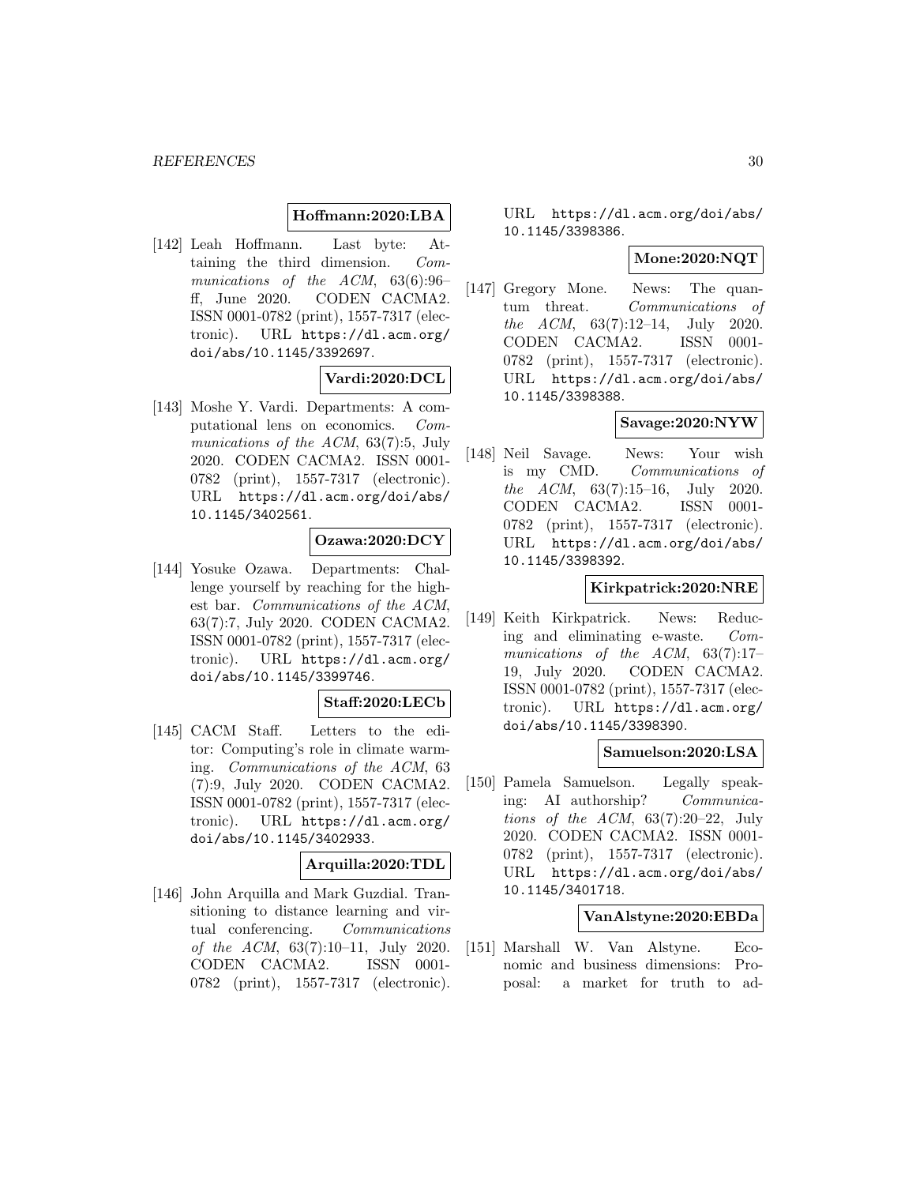**Hoffmann:2020:LBA**

[142] Leah Hoffmann. Last byte: Attaining the third dimension. *Communications of the ACM*, 63(6):96–ff, June 2020. CODEN CACMA2. ISSN 0001-0782 (print), 1557-7317 (electronic). URL https://dl.acm.org/doi/abs/10.1145/3392697.

**Vardi:2020:DCL**

[143] Moshe Y. Vardi. Departments: A computational lens on economics. *Communications of the ACM*, 63(7):5, July 2020. CODEN CACMA2. ISSN 0001-0782 (print), 1557-7317 (electronic). URL https://dl.acm.org/doi/abs/10.1145/3402561.

**Ozawa:2020:DCY**

[144] Yosuke Ozawa. Departments: Challenge yourself by reaching for the highest bar. *Communications of the ACM*, 63(7):7, July 2020. CODEN CACMA2. ISSN 0001-0782 (print), 1557-7317 (electronic). URL https://dl.acm.org/doi/abs/10.1145/3399746.

**Staff:2020:LECb**

[145] CACM Staff. Letters to the editor: Computing's role in climate warming. *Communications of the ACM*, 63 (7):9, July 2020. CODEN CACMA2. ISSN 0001-0782 (print), 1557-7317 (electronic). URL https://dl.acm.org/doi/abs/10.1145/3402933.

**Arquilla:2020:TDL**

[146] John Arquilla and Mark Guzdial. Transitioning to distance learning and virtual conferencing. *Communications of the ACM*, 63(7):10–11, July 2020. CODEN CACMA2. ISSN 0001-0782 (print), 1557-7317 (electronic). URL https://dl.acm.org/doi/abs/10.1145/3398386.

**Mone:2020:NQT**

[147] Gregory Mone. News: The quantum threat. *Communications of the ACM*, 63(7):12–14, July 2020. CODEN CACMA2. ISSN 0001-0782 (print), 1557-7317 (electronic). URL https://dl.acm.org/doi/abs/10.1145/3398388.

**Savage:2020:NYW**

[148] Neil Savage. News: Your wish is my CMD. *Communications of the ACM*, 63(7):15–16, July 2020. CODEN CACMA2. ISSN 0001-0782 (print), 1557-7317 (electronic). URL https://dl.acm.org/doi/abs/10.1145/3398392.

**Kirkpatrick:2020:NRE**

[149] Keith Kirkpatrick. News: Reducing and eliminating e-waste. *Communications of the ACM*, 63(7):17–19, July 2020. CODEN CACMA2. ISSN 0001-0782 (print), 1557-7317 (electronic). URL https://dl.acm.org/doi/abs/10.1145/3398390.

**Samuelson:2020:LSA**

[150] Pamela Samuelson. Legally speaking: AI authorship? *Communications of the ACM*, 63(7):20–22, July 2020. CODEN CACMA2. ISSN 0001-0782 (print), 1557-7317 (electronic). URL https://dl.acm.org/doi/abs/10.1145/3401718.

**VanAlstyne:2020:EBDa**

[151] Marshall W. Van Alstyne. Economic and business dimensions: Proposal: a market for truth to ad-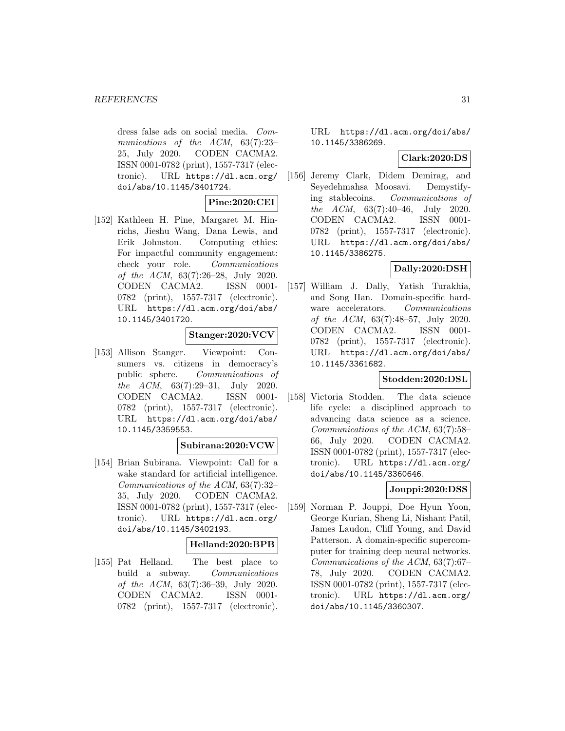dress false ads on social media. *Communications of the ACM*, 63(7):23–25, July 2020. CODEN CACMA2. ISSN 0001-0782 (print), 1557-7317 (electronic). URL https://dl.acm.org/doi/abs/10.1145/3401724.

**Pine:2020:CEI**

[152] Kathleen H. Pine, Margaret M. Hinrichs, Jieshu Wang, Dana Lewis, and Erik Johnston. Computing ethics: For impactful community engagement: check your role. *Communications of the ACM*, 63(7):26–28, July 2020. CODEN CACMA2. ISSN 0001-0782 (print), 1557-7317 (electronic). URL https://dl.acm.org/doi/abs/10.1145/3401720.

**Stanger:2020:VCV**

[153] Allison Stanger. Viewpoint: Consumers vs. citizens in democracy's public sphere. *Communications of the ACM*, 63(7):29–31, July 2020. CODEN CACMA2. ISSN 0001-0782 (print), 1557-7317 (electronic). URL https://dl.acm.org/doi/abs/10.1145/3359553.

**Subirana:2020:VCW**

[154] Brian Subirana. Viewpoint: Call for a wake standard for artificial intelligence. *Communications of the ACM*, 63(7):32–35, July 2020. CODEN CACMA2. ISSN 0001-0782 (print), 1557-7317 (electronic). URL https://dl.acm.org/doi/abs/10.1145/3402193.

**Helland:2020:BPB**

[155] Pat Helland. The best place to build a subway. *Communications of the ACM*, 63(7):36–39, July 2020. CODEN CACMA2. ISSN 0001-0782 (print), 1557-7317 (electronic). URL https://dl.acm.org/doi/abs/10.1145/3386269.

**Clark:2020:DS**

[156] Jeremy Clark, Didem Demirag, and Seyedehmahsa Moosavi. Demystifying stablecoins. *Communications of the ACM*, 63(7):40–46, July 2020. CODEN CACMA2. ISSN 0001-0782 (print), 1557-7317 (electronic). URL https://dl.acm.org/doi/abs/10.1145/3386275.

**Dally:2020:DSH**

[157] William J. Dally, Yatish Turakhia, and Song Han. Domain-specific hardware accelerators. *Communications of the ACM*, 63(7):48–57, July 2020. CODEN CACMA2. ISSN 0001-0782 (print), 1557-7317 (electronic). URL https://dl.acm.org/doi/abs/10.1145/3361682.

**Stodden:2020:DSL**

[158] Victoria Stodden. The data science life cycle: a disciplined approach to advancing data science as a science. *Communications of the ACM*, 63(7):58–66, July 2020. CODEN CACMA2. ISSN 0001-0782 (print), 1557-7317 (electronic). URL https://dl.acm.org/doi/abs/10.1145/3360646.

**Jouppi:2020:DSS**

[159] Norman P. Jouppi, Doe Hyun Yoon, George Kurian, Sheng Li, Nishant Patil, James Laudon, Cliff Young, and David Patterson. A domain-specific supercomputer for training deep neural networks. *Communications of the ACM*, 63(7):67–78, July 2020. CODEN CACMA2. ISSN 0001-0782 (print), 1557-7317 (electronic). URL https://dl.acm.org/doi/abs/10.1145/3360307.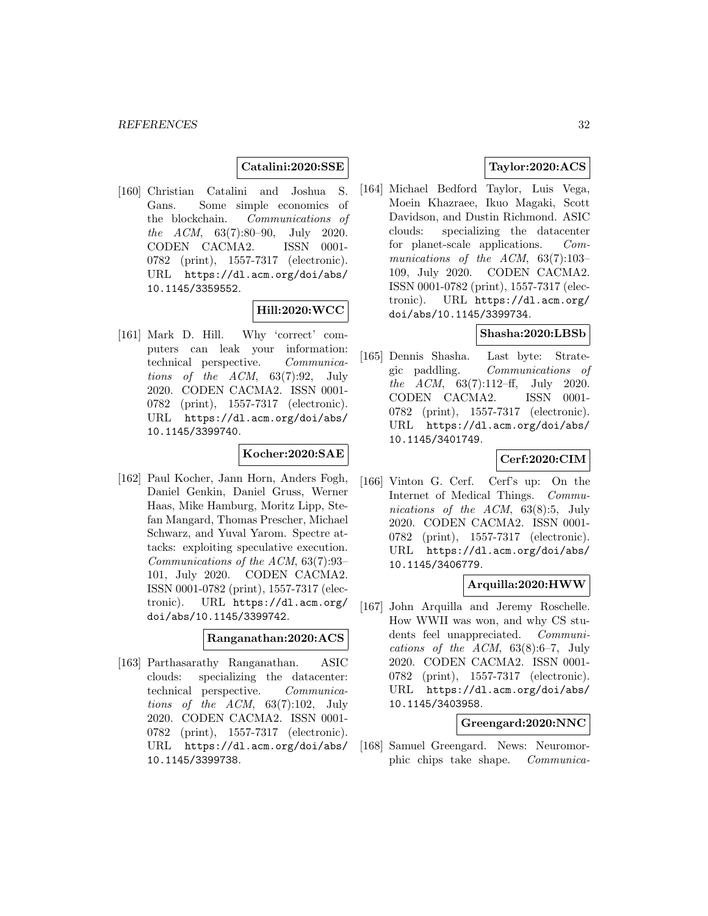**Catalini:2020:SSE**

[160] Christian Catalini and Joshua S. Gans. Some simple economics of the blockchain. *Communications of the ACM*, 63(7):80–90, July 2020. CODEN CACMA2. ISSN 0001-0782 (print), 1557-7317 (electronic). URL `https://dl.acm.org/doi/abs/10.1145/3359552`.

**Hill:2020:WCC**

[161] Mark D. Hill. Why 'correct' computers can leak your information: technical perspective. *Communications of the ACM*, 63(7):92, July 2020. CODEN CACMA2. ISSN 0001-0782 (print), 1557-7317 (electronic). URL `https://dl.acm.org/doi/abs/10.1145/3399740`.

**Kocher:2020:SAE**

[162] Paul Kocher, Jann Horn, Anders Fogh, Daniel Genkin, Daniel Gruss, Werner Haas, Mike Hamburg, Moritz Lipp, Stefan Mangard, Thomas Prescher, Michael Schwarz, and Yuval Yarom. Spectre attacks: exploiting speculative execution. *Communications of the ACM*, 63(7):93–101, July 2020. CODEN CACMA2. ISSN 0001-0782 (print), 1557-7317 (electronic). URL `https://dl.acm.org/doi/abs/10.1145/3399742`.

**Ranganathan:2020:ACS**

[163] Parthasarathy Ranganathan. ASIC clouds: specializing the datacenter: technical perspective. *Communications of the ACM*, 63(7):102, July 2020. CODEN CACMA2. ISSN 0001-0782 (print), 1557-7317 (electronic). URL `https://dl.acm.org/doi/abs/10.1145/3399738`.

**Taylor:2020:ACS**

[164] Michael Bedford Taylor, Luis Vega, Moein Khazraee, Ikuo Magaki, Scott Davidson, and Dustin Richmond. ASIC clouds: specializing the datacenter for planet-scale applications. *Communications of the ACM*, 63(7):103–109, July 2020. CODEN CACMA2. ISSN 0001-0782 (print), 1557-7317 (electronic). URL `https://dl.acm.org/doi/abs/10.1145/3399734`.

**Shasha:2020:LBSb**

[165] Dennis Shasha. Last byte: Strategic paddling. *Communications of the ACM*, 63(7):112–ff, July 2020. CODEN CACMA2. ISSN 0001-0782 (print), 1557-7317 (electronic). URL `https://dl.acm.org/doi/abs/10.1145/3401749`.

**Cerf:2020:CIM**

[166] Vinton G. Cerf. Cerf's up: On the Internet of Medical Things. *Communications of the ACM*, 63(8):5, July 2020. CODEN CACMA2. ISSN 0001-0782 (print), 1557-7317 (electronic). URL `https://dl.acm.org/doi/abs/10.1145/3406779`.

**Arquilla:2020:HWW**

[167] John Arquilla and Jeremy Roschelle. How WWII was won, and why CS students feel unappreciated. *Communications of the ACM*, 63(8):6–7, July 2020. CODEN CACMA2. ISSN 0001-0782 (print), 1557-7317 (electronic). URL `https://dl.acm.org/doi/abs/10.1145/3403958`.

**Greengard:2020:NNC**

[168] Samuel Greengard. News: Neuromorphic chips take shape. *Communica-*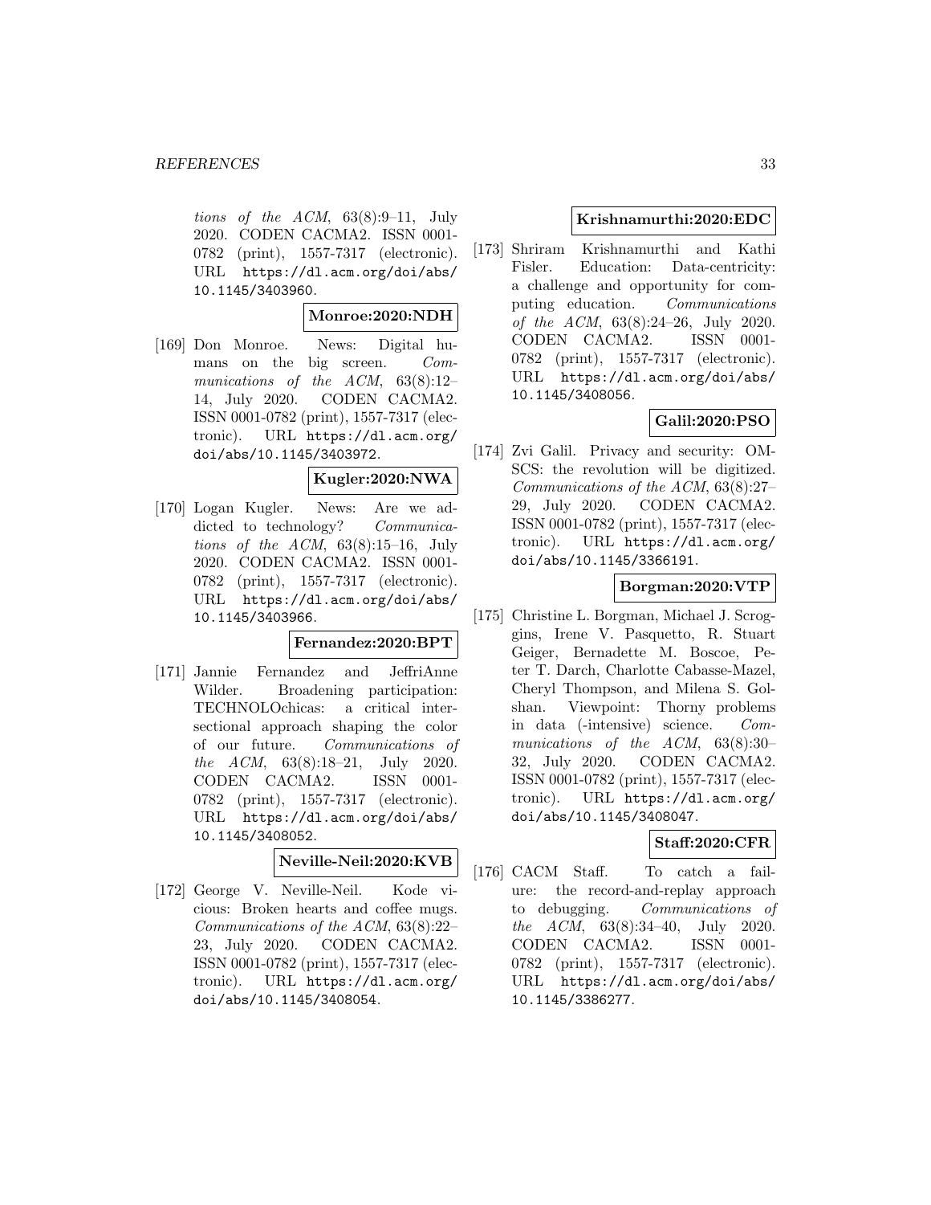*tions of the ACM*, 63(8):9–11, July 2020. CODEN CACMA2. ISSN 0001-0782 (print), 1557-7317 (electronic). URL https://dl.acm.org/doi/abs/10.1145/3403960.

**Monroe:2020:NDH**

[169] Don Monroe. News: Digital humans on the big screen. *Communications of the ACM*, 63(8):12–14, July 2020. CODEN CACMA2. ISSN 0001-0782 (print), 1557-7317 (electronic). URL https://dl.acm.org/doi/abs/10.1145/3403972.

**Kugler:2020:NWA**

[170] Logan Kugler. News: Are we addicted to technology? *Communications of the ACM*, 63(8):15–16, July 2020. CODEN CACMA2. ISSN 0001-0782 (print), 1557-7317 (electronic). URL https://dl.acm.org/doi/abs/10.1145/3403966.

**Fernandez:2020:BPT**

[171] Jannie Fernandez and JeffriAnne Wilder. Broadening participation: TECHNOLOchicas: a critical intersectional approach shaping the color of our future. *Communications of the ACM*, 63(8):18–21, July 2020. CODEN CACMA2. ISSN 0001-0782 (print), 1557-7317 (electronic). URL https://dl.acm.org/doi/abs/10.1145/3408052.

**Neville-Neil:2020:KVB**

[172] George V. Neville-Neil. Kode vicious: Broken hearts and coffee mugs. *Communications of the ACM*, 63(8):22–23, July 2020. CODEN CACMA2. ISSN 0001-0782 (print), 1557-7317 (electronic). URL https://dl.acm.org/doi/abs/10.1145/3408054.

**Krishnamurthi:2020:EDC**

[173] Shriram Krishnamurthi and Kathi Fisler. Education: Data-centricity: a challenge and opportunity for computing education. *Communications of the ACM*, 63(8):24–26, July 2020. CODEN CACMA2. ISSN 0001-0782 (print), 1557-7317 (electronic). URL https://dl.acm.org/doi/abs/10.1145/3408056.

**Galil:2020:PSO**

[174] Zvi Galil. Privacy and security: OMSCS: the revolution will be digitized. *Communications of the ACM*, 63(8):27–29, July 2020. CODEN CACMA2. ISSN 0001-0782 (print), 1557-7317 (electronic). URL https://dl.acm.org/doi/abs/10.1145/3366191.

**Borgman:2020:VTP**

[175] Christine L. Borgman, Michael J. Scroggins, Irene V. Pasquetto, R. Stuart Geiger, Bernadette M. Boscoe, Peter T. Darch, Charlotte Cabasse-Mazel, Cheryl Thompson, and Milena S. Golshan. Viewpoint: Thorny problems in data (-intensive) science. *Communications of the ACM*, 63(8):30–32, July 2020. CODEN CACMA2. ISSN 0001-0782 (print), 1557-7317 (electronic). URL https://dl.acm.org/doi/abs/10.1145/3408047.

**Staff:2020:CFR**

[176] CACM Staff. To catch a failure: the record-and-replay approach to debugging. *Communications of the ACM*, 63(8):34–40, July 2020. CODEN CACMA2. ISSN 0001-0782 (print), 1557-7317 (electronic). URL https://dl.acm.org/doi/abs/10.1145/3386277.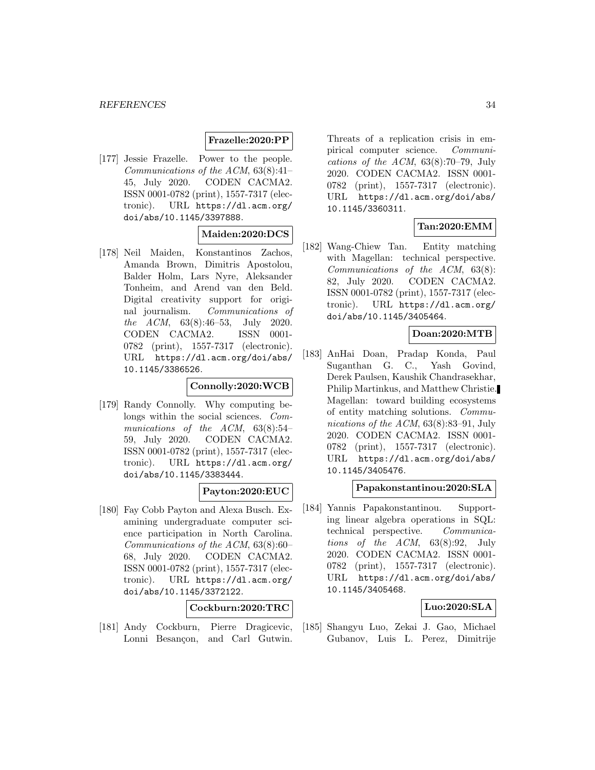**Frazelle:2020:PP**

[177] Jessie Frazelle. Power to the people. *Communications of the ACM*, 63(8):41–45, July 2020. CODEN CACMA2. ISSN 0001-0782 (print), 1557-7317 (electronic). URL `https://dl.acm.org/doi/abs/10.1145/3397888`.

**Maiden:2020:DCS**

[178] Neil Maiden, Konstantinos Zachos, Amanda Brown, Dimitris Apostolou, Balder Holm, Lars Nyre, Aleksander Tonheim, and Arend van den Beld. Digital creativity support for original journalism. *Communications of the ACM*, 63(8):46–53, July 2020. CODEN CACMA2. ISSN 0001-0782 (print), 1557-7317 (electronic). URL `https://dl.acm.org/doi/abs/10.1145/3386526`.

**Connolly:2020:WCB**

[179] Randy Connolly. Why computing belongs within the social sciences. *Communications of the ACM*, 63(8):54–59, July 2020. CODEN CACMA2. ISSN 0001-0782 (print), 1557-7317 (electronic). URL `https://dl.acm.org/doi/abs/10.1145/3383444`.

**Payton:2020:EUC**

[180] Fay Cobb Payton and Alexa Busch. Examining undergraduate computer science participation in North Carolina. *Communications of the ACM*, 63(8):60–68, July 2020. CODEN CACMA2. ISSN 0001-0782 (print), 1557-7317 (electronic). URL `https://dl.acm.org/doi/abs/10.1145/3372122`.

**Cockburn:2020:TRC**

[181] Andy Cockburn, Pierre Dragicevic, Lonni Besançon, and Carl Gutwin. Threats of a replication crisis in empirical computer science. *Communications of the ACM*, 63(8):70–79, July 2020. CODEN CACMA2. ISSN 0001-0782 (print), 1557-7317 (electronic). URL `https://dl.acm.org/doi/abs/10.1145/3360311`.

**Tan:2020:EMM**

[182] Wang-Chiew Tan. Entity matching with Magellan: technical perspective. *Communications of the ACM*, 63(8): 82, July 2020. CODEN CACMA2. ISSN 0001-0782 (print), 1557-7317 (electronic). URL `https://dl.acm.org/doi/abs/10.1145/3405464`.

**Doan:2020:MTB**

[183] AnHai Doan, Pradap Konda, Paul Suganthan G. C., Yash Govind, Derek Paulsen, Kaushik Chandrasekhar, Philip Martinkus, and Matthew Christie. Magellan: toward building ecosystems of entity matching solutions. *Communications of the ACM*, 63(8):83–91, July 2020. CODEN CACMA2. ISSN 0001-0782 (print), 1557-7317 (electronic). URL `https://dl.acm.org/doi/abs/10.1145/3405476`.

**Papakonstantinou:2020:SLA**

[184] Yannis Papakonstantinou. Supporting linear algebra operations in SQL: technical perspective. *Communications of the ACM*, 63(8):92, July 2020. CODEN CACMA2. ISSN 0001-0782 (print), 1557-7317 (electronic). URL `https://dl.acm.org/doi/abs/10.1145/3405468`.

**Luo:2020:SLA**

[185] Shangyu Luo, Zekai J. Gao, Michael Gubanov, Luis L. Perez, Dimitrije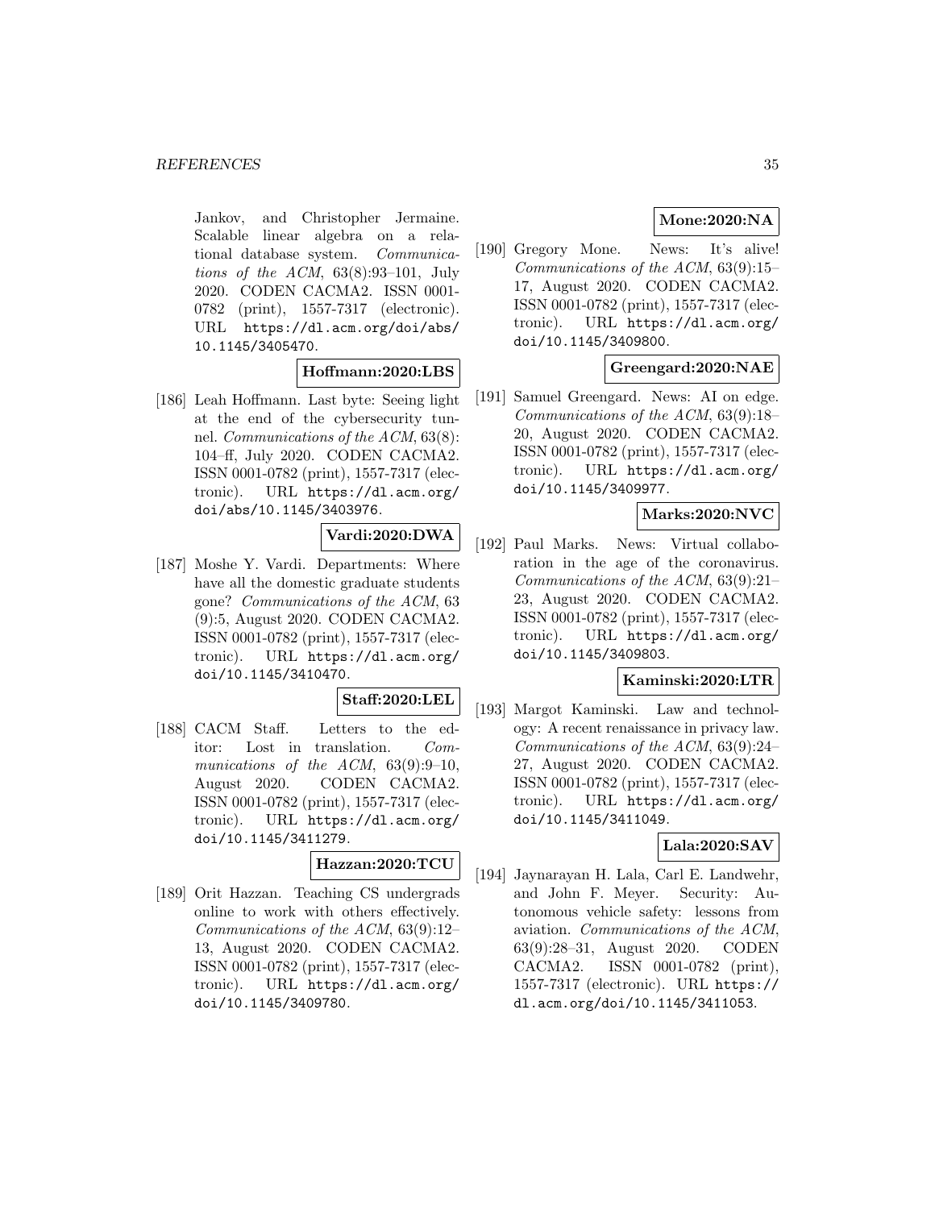Jankov, and Christopher Jermaine. Scalable linear algebra on a relational database system. *Communications of the ACM*, 63(8):93–101, July 2020. CODEN CACMA2. ISSN 0001-0782 (print), 1557-7317 (electronic). URL `https://dl.acm.org/doi/abs/10.1145/3405470`.

**Hoffmann:2020:LBS**

[186] Leah Hoffmann. Last byte: Seeing light at the end of the cybersecurity tunnel. *Communications of the ACM*, 63(8): 104–ff, July 2020. CODEN CACMA2. ISSN 0001-0782 (print), 1557-7317 (electronic). URL `https://dl.acm.org/doi/abs/10.1145/3403976`.

**Vardi:2020:DWA**

[187] Moshe Y. Vardi. Departments: Where have all the domestic graduate students gone? *Communications of the ACM*, 63 (9):5, August 2020. CODEN CACMA2. ISSN 0001-0782 (print), 1557-7317 (electronic). URL `https://dl.acm.org/doi/10.1145/3410470`.

**Staff:2020:LEL**

[188] CACM Staff. Letters to the editor: Lost in translation. *Communications of the ACM*, 63(9):9–10, August 2020. CODEN CACMA2. ISSN 0001-0782 (print), 1557-7317 (electronic). URL `https://dl.acm.org/doi/10.1145/3411279`.

**Hazzan:2020:TCU**

[189] Orit Hazzan. Teaching CS undergrads online to work with others effectively. *Communications of the ACM*, 63(9):12–13, August 2020. CODEN CACMA2. ISSN 0001-0782 (print), 1557-7317 (electronic). URL `https://dl.acm.org/doi/10.1145/3409780`.

**Mone:2020:NA**

[190] Gregory Mone. News: It's alive! *Communications of the ACM*, 63(9):15–17, August 2020. CODEN CACMA2. ISSN 0001-0782 (print), 1557-7317 (electronic). URL `https://dl.acm.org/doi/10.1145/3409800`.

**Greengard:2020:NAE**

[191] Samuel Greengard. News: AI on edge. *Communications of the ACM*, 63(9):18–20, August 2020. CODEN CACMA2. ISSN 0001-0782 (print), 1557-7317 (electronic). URL `https://dl.acm.org/doi/10.1145/3409977`.

**Marks:2020:NVC**

[192] Paul Marks. News: Virtual collaboration in the age of the coronavirus. *Communications of the ACM*, 63(9):21–23, August 2020. CODEN CACMA2. ISSN 0001-0782 (print), 1557-7317 (electronic). URL `https://dl.acm.org/doi/10.1145/3409803`.

**Kaminski:2020:LTR**

[193] Margot Kaminski. Law and technology: A recent renaissance in privacy law. *Communications of the ACM*, 63(9):24–27, August 2020. CODEN CACMA2. ISSN 0001-0782 (print), 1557-7317 (electronic). URL `https://dl.acm.org/doi/10.1145/3411049`.

**Lala:2020:SAV**

[194] Jaynarayan H. Lala, Carl E. Landwehr, and John F. Meyer. Security: Autonomous vehicle safety: lessons from aviation. *Communications of the ACM*, 63(9):28–31, August 2020. CODEN CACMA2. ISSN 0001-0782 (print), 1557-7317 (electronic). URL `https://dl.acm.org/doi/10.1145/3411053`.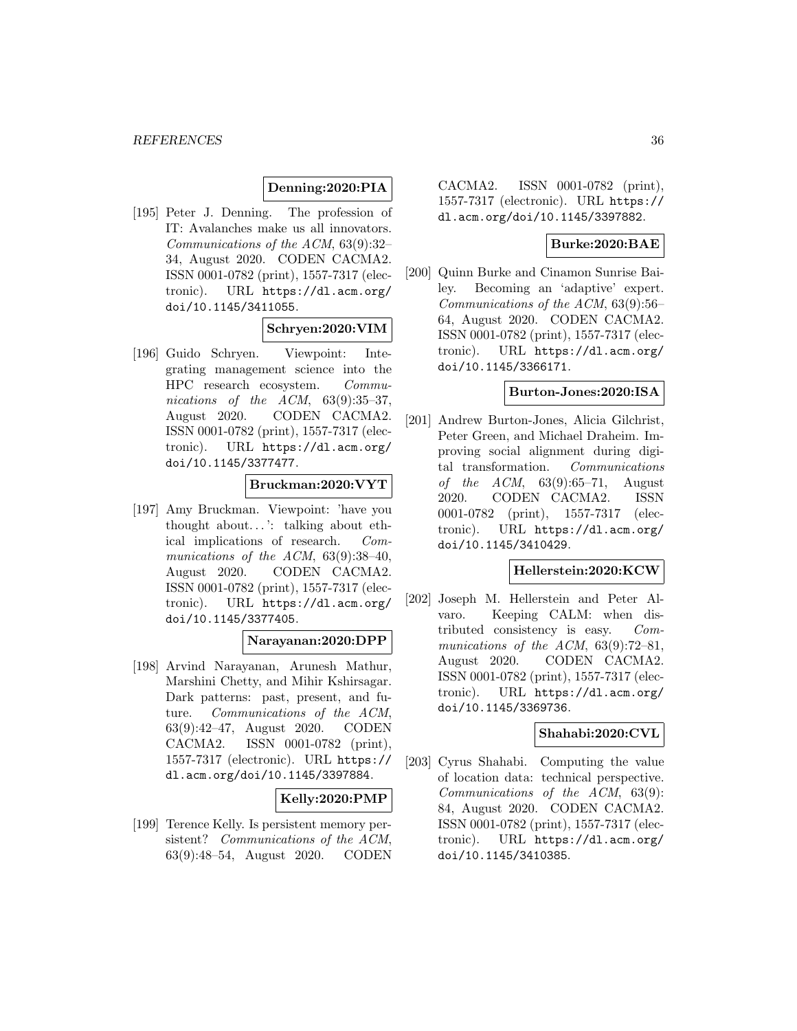**Denning:2020:PIA**

[195] Peter J. Denning. The profession of IT: Avalanches make us all innovators. *Communications of the ACM*, 63(9):32–34, August 2020. CODEN CACMA2. ISSN 0001-0782 (print), 1557-7317 (electronic). URL https://dl.acm.org/doi/10.1145/3411055.

**Schryen:2020:VIM**

[196] Guido Schryen. Viewpoint: Integrating management science into the HPC research ecosystem. *Communications of the ACM*, 63(9):35–37, August 2020. CODEN CACMA2. ISSN 0001-0782 (print), 1557-7317 (electronic). URL https://dl.acm.org/doi/10.1145/3377477.

**Bruckman:2020:VYT**

[197] Amy Bruckman. Viewpoint: 'have you thought about...': talking about ethical implications of research. *Communications of the ACM*, 63(9):38–40, August 2020. CODEN CACMA2. ISSN 0001-0782 (print), 1557-7317 (electronic). URL https://dl.acm.org/doi/10.1145/3377405.

**Narayanan:2020:DPP**

[198] Arvind Narayanan, Arunesh Mathur, Marshini Chetty, and Mihir Kshirsagar. Dark patterns: past, present, and future. *Communications of the ACM*, 63(9):42–47, August 2020. CODEN CACMA2. ISSN 0001-0782 (print), 1557-7317 (electronic). URL https://dl.acm.org/doi/10.1145/3397884.

**Kelly:2020:PMP**

[199] Terence Kelly. Is persistent memory persistent? *Communications of the ACM*, 63(9):48–54, August 2020. CODEN CACMA2. ISSN 0001-0782 (print), 1557-7317 (electronic). URL https://dl.acm.org/doi/10.1145/3397882.

**Burke:2020:BAE**

[200] Quinn Burke and Cinamon Sunrise Bailey. Becoming an 'adaptive' expert. *Communications of the ACM*, 63(9):56–64, August 2020. CODEN CACMA2. ISSN 0001-0782 (print), 1557-7317 (electronic). URL https://dl.acm.org/doi/10.1145/3366171.

**Burton-Jones:2020:ISA**

[201] Andrew Burton-Jones, Alicia Gilchrist, Peter Green, and Michael Draheim. Improving social alignment during digital transformation. *Communications of the ACM*, 63(9):65–71, August 2020. CODEN CACMA2. ISSN 0001-0782 (print), 1557-7317 (electronic). URL https://dl.acm.org/doi/10.1145/3410429.

**Hellerstein:2020:KCW**

[202] Joseph M. Hellerstein and Peter Alvaro. Keeping CALM: when distributed consistency is easy. *Communications of the ACM*, 63(9):72–81, August 2020. CODEN CACMA2. ISSN 0001-0782 (print), 1557-7317 (electronic). URL https://dl.acm.org/doi/10.1145/3369736.

**Shahabi:2020:CVL**

[203] Cyrus Shahabi. Computing the value of location data: technical perspective. *Communications of the ACM*, 63(9): 84, August 2020. CODEN CACMA2. ISSN 0001-0782 (print), 1557-7317 (electronic). URL https://dl.acm.org/doi/10.1145/3410385.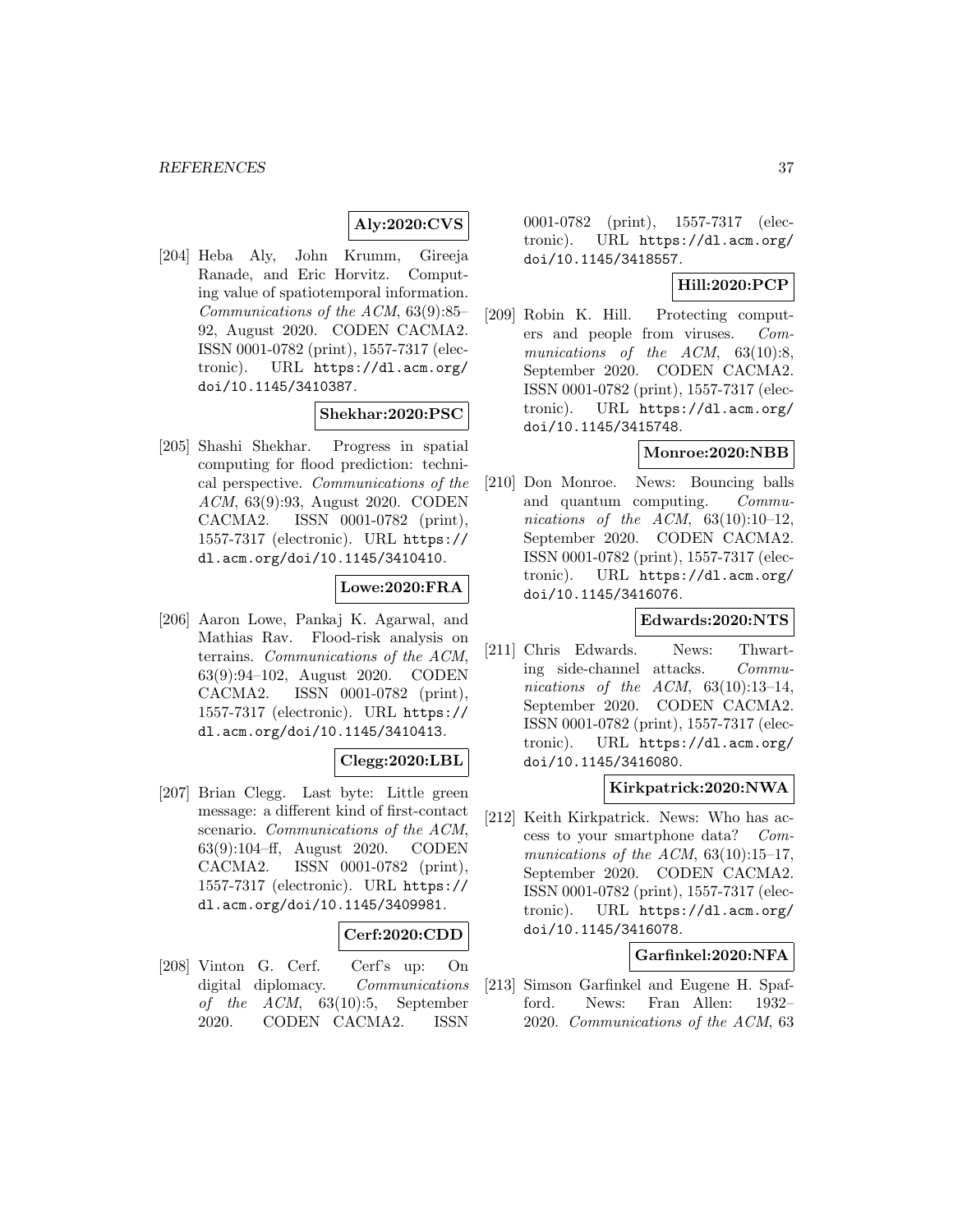**Aly:2020:CVS**

[204] Heba Aly, John Krumm, Gireeja Ranade, and Eric Horvitz. Computing value of spatiotemporal information. *Communications of the ACM*, 63(9):85–92, August 2020. CODEN CACMA2. ISSN 0001-0782 (print), 1557-7317 (electronic). URL https://dl.acm.org/doi/10.1145/3410387.

**Shekhar:2020:PSC**

[205] Shashi Shekhar. Progress in spatial computing for flood prediction: technical perspective. *Communications of the ACM*, 63(9):93, August 2020. CODEN CACMA2. ISSN 0001-0782 (print), 1557-7317 (electronic). URL https://dl.acm.org/doi/10.1145/3410410.

**Lowe:2020:FRA**

[206] Aaron Lowe, Pankaj K. Agarwal, and Mathias Rav. Flood-risk analysis on terrains. *Communications of the ACM*, 63(9):94–102, August 2020. CODEN CACMA2. ISSN 0001-0782 (print), 1557-7317 (electronic). URL https://dl.acm.org/doi/10.1145/3410413.

**Clegg:2020:LBL**

[207] Brian Clegg. Last byte: Little green message: a different kind of first-contact scenario. *Communications of the ACM*, 63(9):104–ff, August 2020. CODEN CACMA2. ISSN 0001-0782 (print), 1557-7317 (electronic). URL https://dl.acm.org/doi/10.1145/3409981.

**Cerf:2020:CDD**

[208] Vinton G. Cerf. Cerf's up: On digital diplomacy. *Communications of the ACM*, 63(10):5, September 2020. CODEN CACMA2. ISSN 0001-0782 (print), 1557-7317 (electronic). URL https://dl.acm.org/doi/10.1145/3418557.

**Hill:2020:PCP**

[209] Robin K. Hill. Protecting computers and people from viruses. *Communications of the ACM*, 63(10):8, September 2020. CODEN CACMA2. ISSN 0001-0782 (print), 1557-7317 (electronic). URL https://dl.acm.org/doi/10.1145/3415748.

**Monroe:2020:NBB**

[210] Don Monroe. News: Bouncing balls and quantum computing. *Communications of the ACM*, 63(10):10–12, September 2020. CODEN CACMA2. ISSN 0001-0782 (print), 1557-7317 (electronic). URL https://dl.acm.org/doi/10.1145/3416076.

**Edwards:2020:NTS**

[211] Chris Edwards. News: Thwarting side-channel attacks. *Communications of the ACM*, 63(10):13–14, September 2020. CODEN CACMA2. ISSN 0001-0782 (print), 1557-7317 (electronic). URL https://dl.acm.org/doi/10.1145/3416080.

**Kirkpatrick:2020:NWA**

[212] Keith Kirkpatrick. News: Who has access to your smartphone data? *Communications of the ACM*, 63(10):15–17, September 2020. CODEN CACMA2. ISSN 0001-0782 (print), 1557-7317 (electronic). URL https://dl.acm.org/doi/10.1145/3416078.

**Garfinkel:2020:NFA**

[213] Simson Garfinkel and Eugene H. Spafford. News: Fran Allen: 1932–2020. *Communications of the ACM*, 63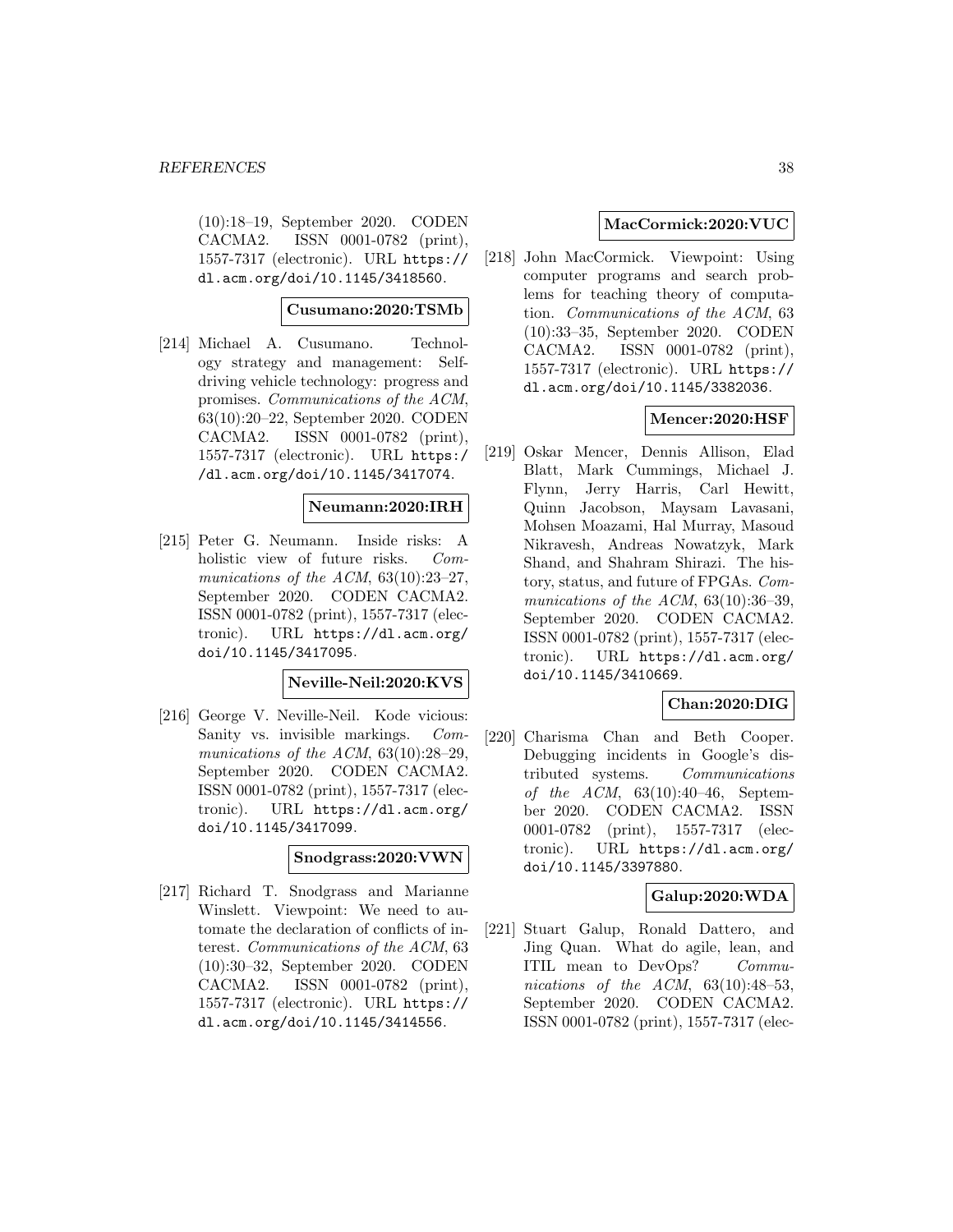(10):18–19, September 2020. CODEN CACMA2. ISSN 0001-0782 (print), 1557-7317 (electronic). URL https://dl.acm.org/doi/10.1145/3418560.

**Cusumano:2020:TSMb**

[214] Michael A. Cusumano. Technology strategy and management: Self-driving vehicle technology: progress and promises. *Communications of the ACM*, 63(10):20–22, September 2020. CODEN CACMA2. ISSN 0001-0782 (print), 1557-7317 (electronic). URL https://dl.acm.org/doi/10.1145/3417074.

**Neumann:2020:IRH**

[215] Peter G. Neumann. Inside risks: A holistic view of future risks. *Communications of the ACM*, 63(10):23–27, September 2020. CODEN CACMA2. ISSN 0001-0782 (print), 1557-7317 (electronic). URL https://dl.acm.org/doi/10.1145/3417095.

**Neville-Neil:2020:KVS**

[216] George V. Neville-Neil. Kode vicious: Sanity vs. invisible markings. *Communications of the ACM*, 63(10):28–29, September 2020. CODEN CACMA2. ISSN 0001-0782 (print), 1557-7317 (electronic). URL https://dl.acm.org/doi/10.1145/3417099.

**Snodgrass:2020:VWN**

[217] Richard T. Snodgrass and Marianne Winslett. Viewpoint: We need to automate the declaration of conflicts of interest. *Communications of the ACM*, 63 (10):30–32, September 2020. CODEN CACMA2. ISSN 0001-0782 (print), 1557-7317 (electronic). URL https://dl.acm.org/doi/10.1145/3414556.

**MacCormick:2020:VUC**

[218] John MacCormick. Viewpoint: Using computer programs and search problems for teaching theory of computation. *Communications of the ACM*, 63 (10):33–35, September 2020. CODEN CACMA2. ISSN 0001-0782 (print), 1557-7317 (electronic). URL https://dl.acm.org/doi/10.1145/3382036.

**Mencer:2020:HSF**

[219] Oskar Mencer, Dennis Allison, Elad Blatt, Mark Cummings, Michael J. Flynn, Jerry Harris, Carl Hewitt, Quinn Jacobson, Maysam Lavasani, Mohsen Moazami, Hal Murray, Masoud Nikravesh, Andreas Nowatzyk, Mark Shand, and Shahram Shirazi. The history, status, and future of FPGAs. *Communications of the ACM*, 63(10):36–39, September 2020. CODEN CACMA2. ISSN 0001-0782 (print), 1557-7317 (electronic). URL https://dl.acm.org/doi/10.1145/3410669.

**Chan:2020:DIG**

[220] Charisma Chan and Beth Cooper. Debugging incidents in Google's distributed systems. *Communications of the ACM*, 63(10):40–46, September 2020. CODEN CACMA2. ISSN 0001-0782 (print), 1557-7317 (electronic). URL https://dl.acm.org/doi/10.1145/3397880.

**Galup:2020:WDA**

[221] Stuart Galup, Ronald Dattero, and Jing Quan. What do agile, lean, and ITIL mean to DevOps? *Communications of the ACM*, 63(10):48–53, September 2020. CODEN CACMA2. ISSN 0001-0782 (print), 1557-7317 (elec-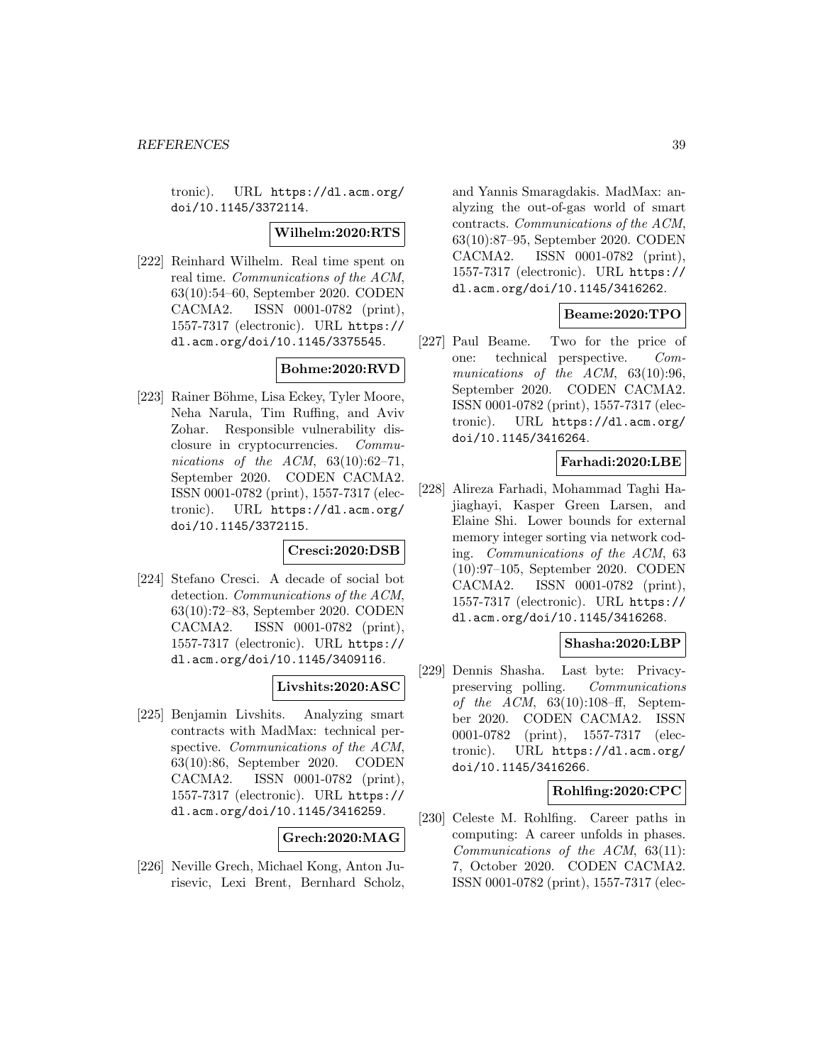tronic). URL https://dl.acm.org/doi/10.1145/3372114.

**Wilhelm:2020:RTS**

[222] Reinhard Wilhelm. Real time spent on real time. *Communications of the ACM*, 63(10):54–60, September 2020. CODEN CACMA2. ISSN 0001-0782 (print), 1557-7317 (electronic). URL https://dl.acm.org/doi/10.1145/3375545.

**Bohme:2020:RVD**

[223] Rainer Böhme, Lisa Eckey, Tyler Moore, Neha Narula, Tim Ruffing, and Aviv Zohar. Responsible vulnerability disclosure in cryptocurrencies. *Communications of the ACM*, 63(10):62–71, September 2020. CODEN CACMA2. ISSN 0001-0782 (print), 1557-7317 (electronic). URL https://dl.acm.org/doi/10.1145/3372115.

**Cresci:2020:DSB**

[224] Stefano Cresci. A decade of social bot detection. *Communications of the ACM*, 63(10):72–83, September 2020. CODEN CACMA2. ISSN 0001-0782 (print), 1557-7317 (electronic). URL https://dl.acm.org/doi/10.1145/3409116.

**Livshits:2020:ASC**

[225] Benjamin Livshits. Analyzing smart contracts with MadMax: technical perspective. *Communications of the ACM*, 63(10):86, September 2020. CODEN CACMA2. ISSN 0001-0782 (print), 1557-7317 (electronic). URL https://dl.acm.org/doi/10.1145/3416259.

**Grech:2020:MAG**

[226] Neville Grech, Michael Kong, Anton Jurisevic, Lexi Brent, Bernhard Scholz, and Yannis Smaragdakis. MadMax: analyzing the out-of-gas world of smart contracts. *Communications of the ACM*, 63(10):87–95, September 2020. CODEN CACMA2. ISSN 0001-0782 (print), 1557-7317 (electronic). URL https://dl.acm.org/doi/10.1145/3416262.

**Beame:2020:TPO**

[227] Paul Beame. Two for the price of one: technical perspective. *Communications of the ACM*, 63(10):96, September 2020. CODEN CACMA2. ISSN 0001-0782 (print), 1557-7317 (electronic). URL https://dl.acm.org/doi/10.1145/3416264.

**Farhadi:2020:LBE**

[228] Alireza Farhadi, Mohammad Taghi Hajiaghayi, Kasper Green Larsen, and Elaine Shi. Lower bounds for external memory integer sorting via network coding. *Communications of the ACM*, 63 (10):97–105, September 2020. CODEN CACMA2. ISSN 0001-0782 (print), 1557-7317 (electronic). URL https://dl.acm.org/doi/10.1145/3416268.

**Shasha:2020:LBP**

[229] Dennis Shasha. Last byte: Privacy-preserving polling. *Communications of the ACM*, 63(10):108–ff, September 2020. CODEN CACMA2. ISSN 0001-0782 (print), 1557-7317 (electronic). URL https://dl.acm.org/doi/10.1145/3416266.

**Rohlfing:2020:CPC**

[230] Celeste M. Rohlfing. Career paths in computing: A career unfolds in phases. *Communications of the ACM*, 63(11): 7, October 2020. CODEN CACMA2. ISSN 0001-0782 (print), 1557-7317 (elec-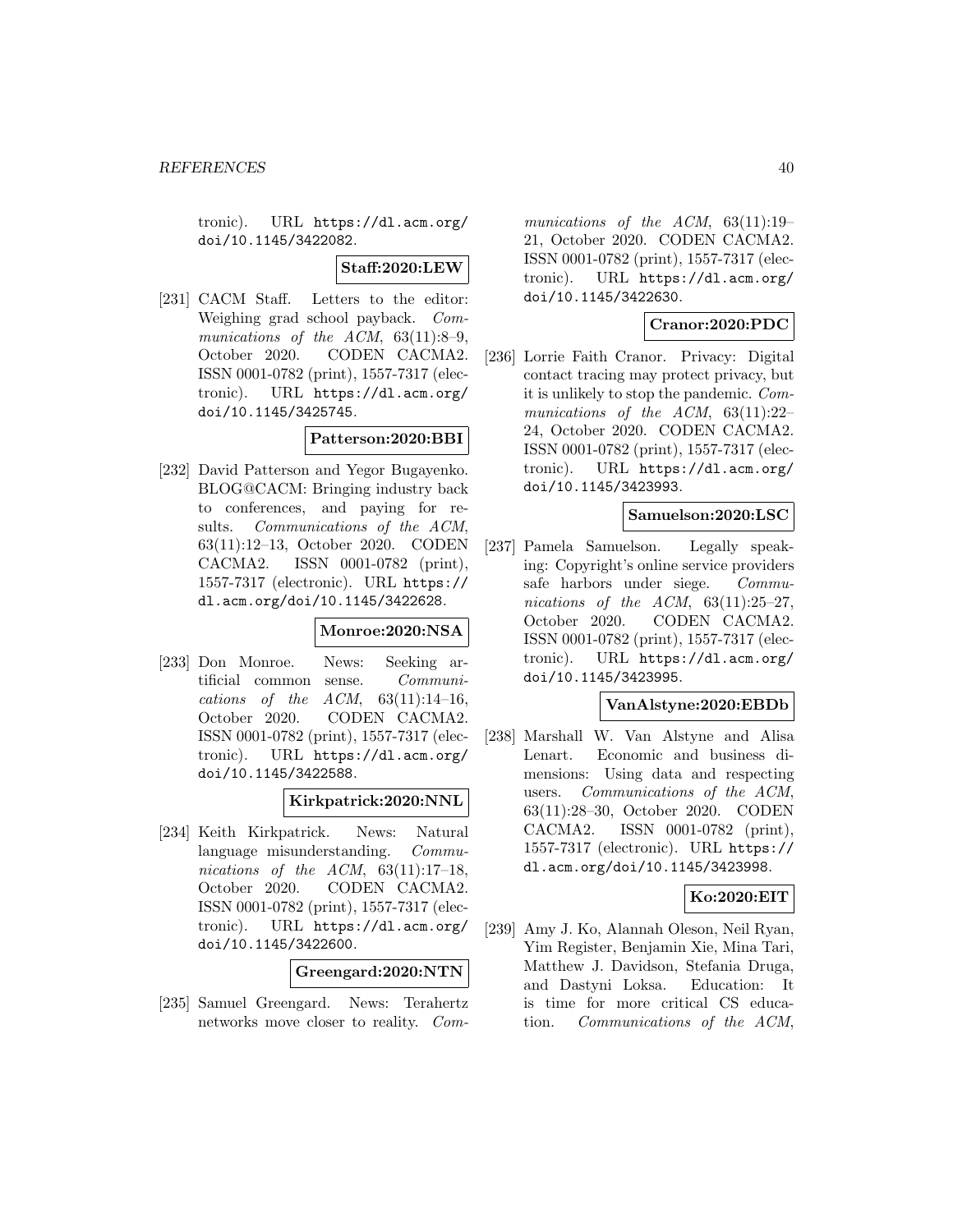tronic). URL https://dl.acm.org/doi/10.1145/3422082.

**Staff:2020:LEW**

[231] CACM Staff. Letters to the editor: Weighing grad school payback. *Communications of the ACM*, 63(11):8–9, October 2020. CODEN CACMA2. ISSN 0001-0782 (print), 1557-7317 (electronic). URL https://dl.acm.org/doi/10.1145/3425745.

**Patterson:2020:BBI**

[232] David Patterson and Yegor Bugayenko. BLOG@CACM: Bringing industry back to conferences, and paying for results. *Communications of the ACM*, 63(11):12–13, October 2020. CODEN CACMA2. ISSN 0001-0782 (print), 1557-7317 (electronic). URL https://dl.acm.org/doi/10.1145/3422628.

**Monroe:2020:NSA**

[233] Don Monroe. News: Seeking artificial common sense. *Communications of the ACM*, 63(11):14–16, October 2020. CODEN CACMA2. ISSN 0001-0782 (print), 1557-7317 (electronic). URL https://dl.acm.org/doi/10.1145/3422588.

**Kirkpatrick:2020:NNL**

[234] Keith Kirkpatrick. News: Natural language misunderstanding. *Communications of the ACM*, 63(11):17–18, October 2020. CODEN CACMA2. ISSN 0001-0782 (print), 1557-7317 (electronic). URL https://dl.acm.org/doi/10.1145/3422600.

**Greengard:2020:NTN**

[235] Samuel Greengard. News: Terahertz networks move closer to reality. *Communications of the ACM*, 63(11):19–21, October 2020. CODEN CACMA2. ISSN 0001-0782 (print), 1557-7317 (electronic). URL https://dl.acm.org/doi/10.1145/3422630.

**Cranor:2020:PDC**

[236] Lorrie Faith Cranor. Privacy: Digital contact tracing may protect privacy, but it is unlikely to stop the pandemic. *Communications of the ACM*, 63(11):22–24, October 2020. CODEN CACMA2. ISSN 0001-0782 (print), 1557-7317 (electronic). URL https://dl.acm.org/doi/10.1145/3423993.

**Samuelson:2020:LSC**

[237] Pamela Samuelson. Legally speaking: Copyright's online service providers safe harbors under siege. *Communications of the ACM*, 63(11):25–27, October 2020. CODEN CACMA2. ISSN 0001-0782 (print), 1557-7317 (electronic). URL https://dl.acm.org/doi/10.1145/3423995.

**VanAlstyne:2020:EBDb**

[238] Marshall W. Van Alstyne and Alisa Lenart. Economic and business dimensions: Using data and respecting users. *Communications of the ACM*, 63(11):28–30, October 2020. CODEN CACMA2. ISSN 0001-0782 (print), 1557-7317 (electronic). URL https://dl.acm.org/doi/10.1145/3423998.

**Ko:2020:EIT**

[239] Amy J. Ko, Alannah Oleson, Neil Ryan, Yim Register, Benjamin Xie, Mina Tari, Matthew J. Davidson, Stefania Druga, and Dastyni Loksa. Education: It is time for more critical CS education. *Communications of the ACM*,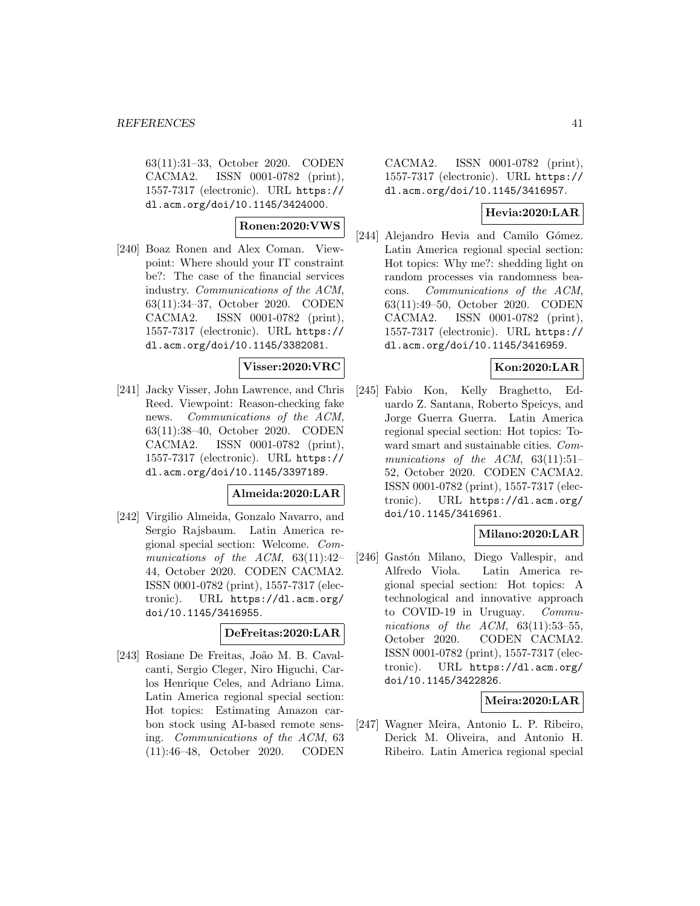63(11):31–33, October 2020. CODEN CACMA2. ISSN 0001-0782 (print), 1557-7317 (electronic). URL https://dl.acm.org/doi/10.1145/3424000.

**Ronen:2020:VWS**

[240] Boaz Ronen and Alex Coman. Viewpoint: Where should your IT constraint be?: The case of the financial services industry. *Communications of the ACM*, 63(11):34–37, October 2020. CODEN CACMA2. ISSN 0001-0782 (print), 1557-7317 (electronic). URL https://dl.acm.org/doi/10.1145/3382081.

**Visser:2020:VRC**

[241] Jacky Visser, John Lawrence, and Chris Reed. Viewpoint: Reason-checking fake news. *Communications of the ACM*, 63(11):38–40, October 2020. CODEN CACMA2. ISSN 0001-0782 (print), 1557-7317 (electronic). URL https://dl.acm.org/doi/10.1145/3397189.

**Almeida:2020:LAR**

[242] Virgilio Almeida, Gonzalo Navarro, and Sergio Rajsbaum. Latin America regional special section: Welcome. *Communications of the ACM*, 63(11):42–44, October 2020. CODEN CACMA2. ISSN 0001-0782 (print), 1557-7317 (electronic). URL https://dl.acm.org/doi/10.1145/3416955.

**DeFreitas:2020:LAR**

[243] Rosiane De Freitas, João M. B. Cavalcanti, Sergio Cleger, Niro Higuchi, Carlos Henrique Celes, and Adriano Lima. Latin America regional special section: Hot topics: Estimating Amazon carbon stock using AI-based remote sensing. *Communications of the ACM*, 63 (11):46–48, October 2020. CODEN CACMA2. ISSN 0001-0782 (print), 1557-7317 (electronic). URL https://dl.acm.org/doi/10.1145/3416957.

**Hevia:2020:LAR**

[244] Alejandro Hevia and Camilo Gómez. Latin America regional special section: Hot topics: Why me?: shedding light on random processes via randomness beacons. *Communications of the ACM*, 63(11):49–50, October 2020. CODEN CACMA2. ISSN 0001-0782 (print), 1557-7317 (electronic). URL https://dl.acm.org/doi/10.1145/3416959.

**Kon:2020:LAR**

[245] Fabio Kon, Kelly Braghetto, Eduardo Z. Santana, Roberto Speicys, and Jorge Guerra Guerra. Latin America regional special section: Hot topics: Toward smart and sustainable cities. *Communications of the ACM*, 63(11):51–52, October 2020. CODEN CACMA2. ISSN 0001-0782 (print), 1557-7317 (electronic). URL https://dl.acm.org/doi/10.1145/3416961.

**Milano:2020:LAR**

[246] Gastón Milano, Diego Vallespir, and Alfredo Viola. Latin America regional special section: Hot topics: A technological and innovative approach to COVID-19 in Uruguay. *Communications of the ACM*, 63(11):53–55, October 2020. CODEN CACMA2. ISSN 0001-0782 (print), 1557-7317 (electronic). URL https://dl.acm.org/doi/10.1145/3422826.

**Meira:2020:LAR**

[247] Wagner Meira, Antonio L. P. Ribeiro, Derick M. Oliveira, and Antonio H. Ribeiro. Latin America regional special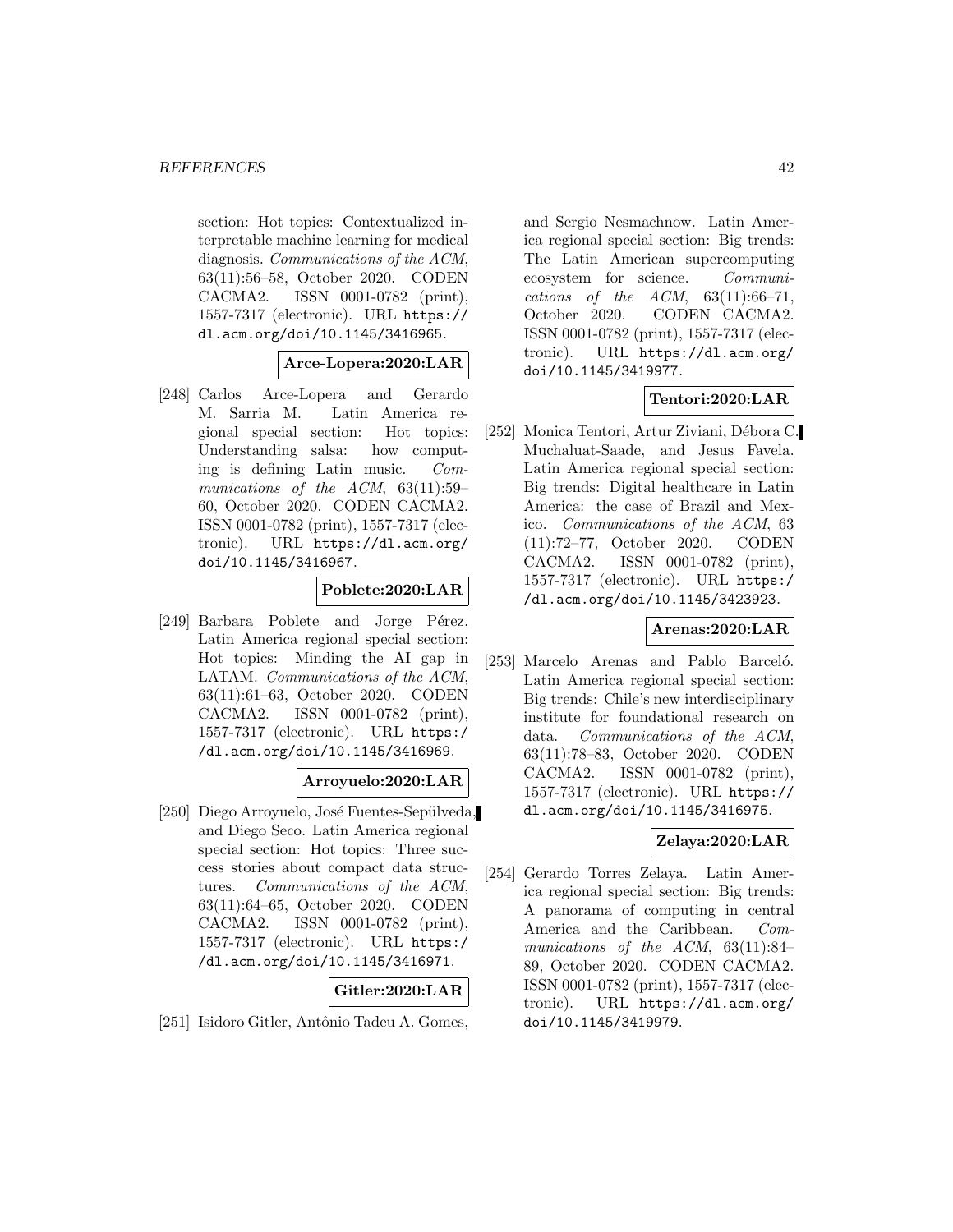section: Hot topics: Contextualized interpretable machine learning for medical diagnosis. *Communications of the ACM*, 63(11):56–58, October 2020. CODEN CACMA2. ISSN 0001-0782 (print), 1557-7317 (electronic). URL https://dl.acm.org/doi/10.1145/3416965.

**Arce-Lopera:2020:LAR**

[248] Carlos Arce-Lopera and Gerardo M. Sarria M. Latin America regional special section: Hot topics: Understanding salsa: how computing is defining Latin music. *Communications of the ACM*, 63(11):59–60, October 2020. CODEN CACMA2. ISSN 0001-0782 (print), 1557-7317 (electronic). URL https://dl.acm.org/doi/10.1145/3416967.

**Poblete:2020:LAR**

[249] Barbara Poblete and Jorge Pérez. Latin America regional special section: Hot topics: Minding the AI gap in LATAM. *Communications of the ACM*, 63(11):61–63, October 2020. CODEN CACMA2. ISSN 0001-0782 (print), 1557-7317 (electronic). URL https://dl.acm.org/doi/10.1145/3416969.

**Arroyuelo:2020:LAR**

[250] Diego Arroyuelo, José Fuentes-Sepúlveda, and Diego Seco. Latin America regional special section: Hot topics: Three success stories about compact data structures. *Communications of the ACM*, 63(11):64–65, October 2020. CODEN CACMA2. ISSN 0001-0782 (print), 1557-7317 (electronic). URL https://dl.acm.org/doi/10.1145/3416971.

**Gitler:2020:LAR**

[251] Isidoro Gitler, Antônio Tadeu A. Gomes, and Sergio Nesmachnow. Latin America regional special section: Big trends: The Latin American supercomputing ecosystem for science. *Communications of the ACM*, 63(11):66–71, October 2020. CODEN CACMA2. ISSN 0001-0782 (print), 1557-7317 (electronic). URL https://dl.acm.org/doi/10.1145/3419977.

**Tentori:2020:LAR**

[252] Monica Tentori, Artur Ziviani, Débora C. Muchaluat-Saade, and Jesus Favela. Latin America regional special section: Big trends: Digital healthcare in Latin America: the case of Brazil and Mexico. *Communications of the ACM*, 63(11):72–77, October 2020. CODEN CACMA2. ISSN 0001-0782 (print), 1557-7317 (electronic). URL https://dl.acm.org/doi/10.1145/3423923.

**Arenas:2020:LAR**

[253] Marcelo Arenas and Pablo Barceló. Latin America regional special section: Big trends: Chile's new interdisciplinary institute for foundational research on data. *Communications of the ACM*, 63(11):78–83, October 2020. CODEN CACMA2. ISSN 0001-0782 (print), 1557-7317 (electronic). URL https://dl.acm.org/doi/10.1145/3416975.

**Zelaya:2020:LAR**

[254] Gerardo Torres Zelaya. Latin America regional special section: Big trends: A panorama of computing in central America and the Caribbean. *Communications of the ACM*, 63(11):84–89, October 2020. CODEN CACMA2. ISSN 0001-0782 (print), 1557-7317 (electronic). URL https://dl.acm.org/doi/10.1145/3419979.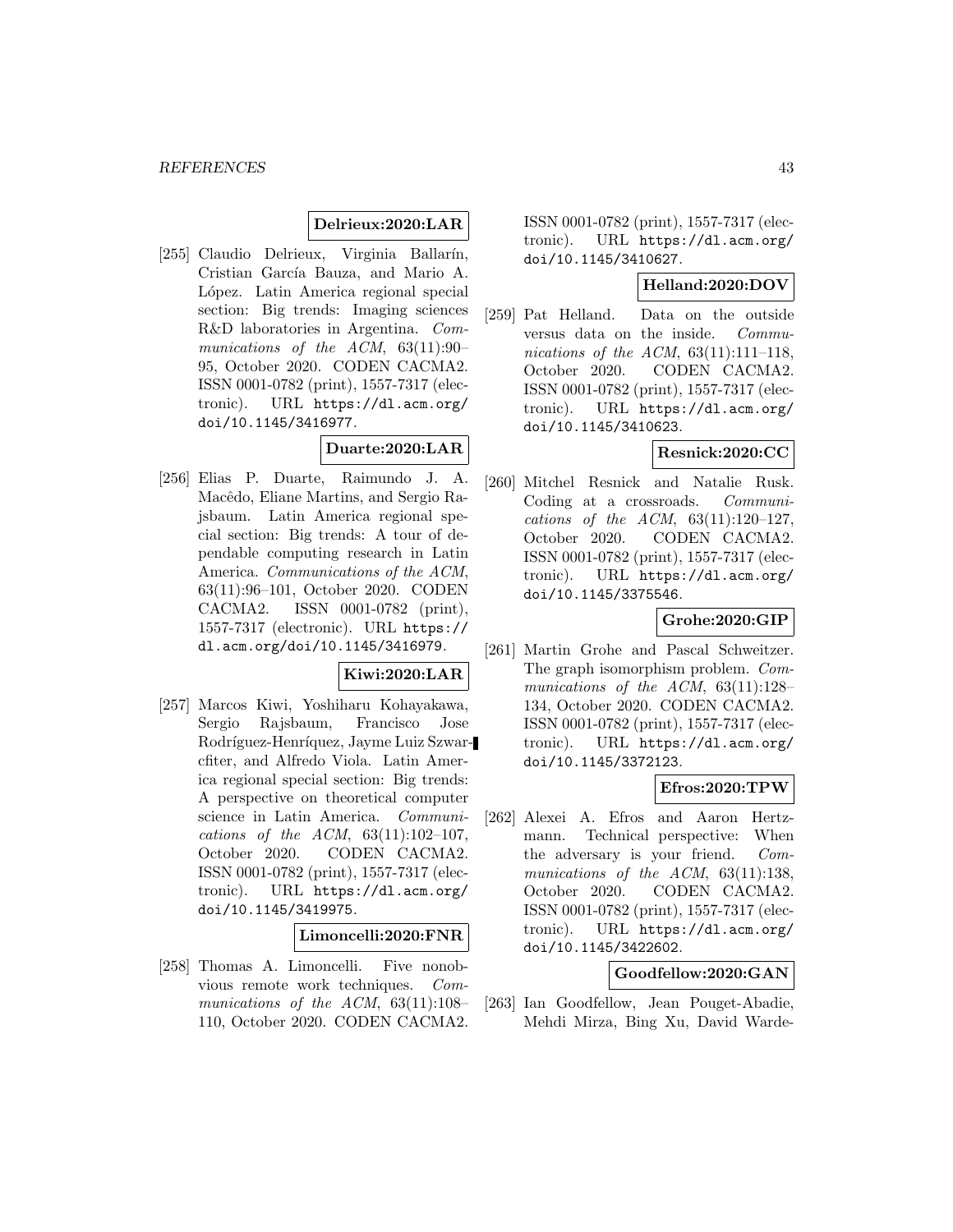**Delrieux:2020:LAR**

[255] Claudio Delrieux, Virginia Ballarín, Cristian García Bauza, and Mario A. López. Latin America regional special section: Big trends: Imaging sciences R&D laboratories in Argentina. *Communications of the ACM*, 63(11):90–95, October 2020. CODEN CACMA2. ISSN 0001-0782 (print), 1557-7317 (electronic). URL https://dl.acm.org/doi/10.1145/3416977.

**Duarte:2020:LAR**

[256] Elias P. Duarte, Raimundo J. A. Macêdo, Eliane Martins, and Sergio Rajsbaum. Latin America regional special section: Big trends: A tour of dependable computing research in Latin America. *Communications of the ACM*, 63(11):96–101, October 2020. CODEN CACMA2. ISSN 0001-0782 (print), 1557-7317 (electronic). URL https://dl.acm.org/doi/10.1145/3416979.

**Kiwi:2020:LAR**

[257] Marcos Kiwi, Yoshiharu Kohayakawa, Sergio Rajsbaum, Francisco Jose Rodríguez-Henríquez, Jayme Luiz Szwarcfiter, and Alfredo Viola. Latin America regional special section: Big trends: A perspective on theoretical computer science in Latin America. *Communications of the ACM*, 63(11):102–107, October 2020. CODEN CACMA2. ISSN 0001-0782 (print), 1557-7317 (electronic). URL https://dl.acm.org/doi/10.1145/3419975.

**Limoncelli:2020:FNR**

[258] Thomas A. Limoncelli. Five nonobvious remote work techniques. *Communications of the ACM*, 63(11):108–110, October 2020. CODEN CACMA2. ISSN 0001-0782 (print), 1557-7317 (electronic). URL https://dl.acm.org/doi/10.1145/3410627.

**Helland:2020:DOV**

[259] Pat Helland. Data on the outside versus data on the inside. *Communications of the ACM*, 63(11):111–118, October 2020. CODEN CACMA2. ISSN 0001-0782 (print), 1557-7317 (electronic). URL https://dl.acm.org/doi/10.1145/3410623.

**Resnick:2020:CC**

[260] Mitchel Resnick and Natalie Rusk. Coding at a crossroads. *Communications of the ACM*, 63(11):120–127, October 2020. CODEN CACMA2. ISSN 0001-0782 (print), 1557-7317 (electronic). URL https://dl.acm.org/doi/10.1145/3375546.

**Grohe:2020:GIP**

[261] Martin Grohe and Pascal Schweitzer. The graph isomorphism problem. *Communications of the ACM*, 63(11):128–134, October 2020. CODEN CACMA2. ISSN 0001-0782 (print), 1557-7317 (electronic). URL https://dl.acm.org/doi/10.1145/3372123.

**Efros:2020:TPW**

[262] Alexei A. Efros and Aaron Hertzmann. Technical perspective: When the adversary is your friend. *Communications of the ACM*, 63(11):138, October 2020. CODEN CACMA2. ISSN 0001-0782 (print), 1557-7317 (electronic). URL https://dl.acm.org/doi/10.1145/3422602.

**Goodfellow:2020:GAN**

[263] Ian Goodfellow, Jean Pouget-Abadie, Mehdi Mirza, Bing Xu, David Warde-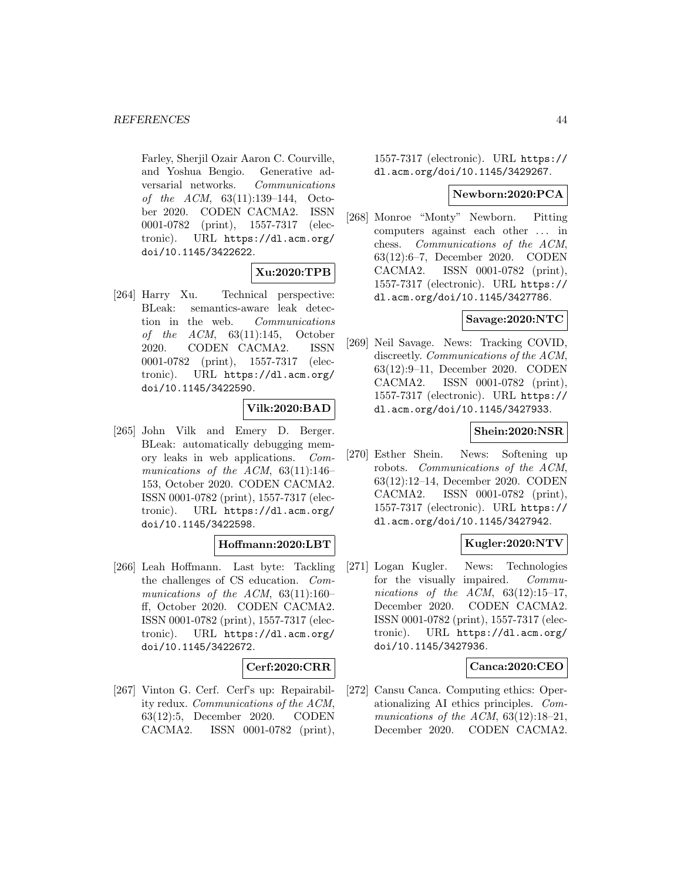Farley, Sherjil Ozair Aaron C. Courville, and Yoshua Bengio. Generative adversarial networks. *Communications of the ACM*, 63(11):139–144, October 2020. CODEN CACMA2. ISSN 0001-0782 (print), 1557-7317 (electronic). URL https://dl.acm.org/doi/10.1145/3422622.

**Xu:2020:TPB**

[264] Harry Xu. Technical perspective: BLeak: semantics-aware leak detection in the web. *Communications of the ACM*, 63(11):145, October 2020. CODEN CACMA2. ISSN 0001-0782 (print), 1557-7317 (electronic). URL https://dl.acm.org/doi/10.1145/3422590.

**Vilk:2020:BAD**

[265] John Vilk and Emery D. Berger. BLeak: automatically debugging memory leaks in web applications. *Communications of the ACM*, 63(11):146–153, October 2020. CODEN CACMA2. ISSN 0001-0782 (print), 1557-7317 (electronic). URL https://dl.acm.org/doi/10.1145/3422598.

**Hoffmann:2020:LBT**

[266] Leah Hoffmann. Last byte: Tackling the challenges of CS education. *Communications of the ACM*, 63(11):160–ff, October 2020. CODEN CACMA2. ISSN 0001-0782 (print), 1557-7317 (electronic). URL https://dl.acm.org/doi/10.1145/3422672.

**Cerf:2020:CRR**

[267] Vinton G. Cerf. Cerf's up: Repairability redux. *Communications of the ACM*, 63(12):5, December 2020. CODEN CACMA2. ISSN 0001-0782 (print), 1557-7317 (electronic). URL https://dl.acm.org/doi/10.1145/3429267.

**Newborn:2020:PCA**

[268] Monroe "Monty" Newborn. Pitting computers against each other ... in chess. *Communications of the ACM*, 63(12):6–7, December 2020. CODEN CACMA2. ISSN 0001-0782 (print), 1557-7317 (electronic). URL https://dl.acm.org/doi/10.1145/3427786.

**Savage:2020:NTC**

[269] Neil Savage. News: Tracking COVID, discreetly. *Communications of the ACM*, 63(12):9–11, December 2020. CODEN CACMA2. ISSN 0001-0782 (print), 1557-7317 (electronic). URL https://dl.acm.org/doi/10.1145/3427933.

**Shein:2020:NSR**

[270] Esther Shein. News: Softening up robots. *Communications of the ACM*, 63(12):12–14, December 2020. CODEN CACMA2. ISSN 0001-0782 (print), 1557-7317 (electronic). URL https://dl.acm.org/doi/10.1145/3427942.

**Kugler:2020:NTV**

[271] Logan Kugler. News: Technologies for the visually impaired. *Communications of the ACM*, 63(12):15–17, December 2020. CODEN CACMA2. ISSN 0001-0782 (print), 1557-7317 (electronic). URL https://dl.acm.org/doi/10.1145/3427936.

**Canca:2020:CEO**

[272] Cansu Canca. Computing ethics: Operationalizing AI ethics principles. *Communications of the ACM*, 63(12):18–21, December 2020. CODEN CACMA2.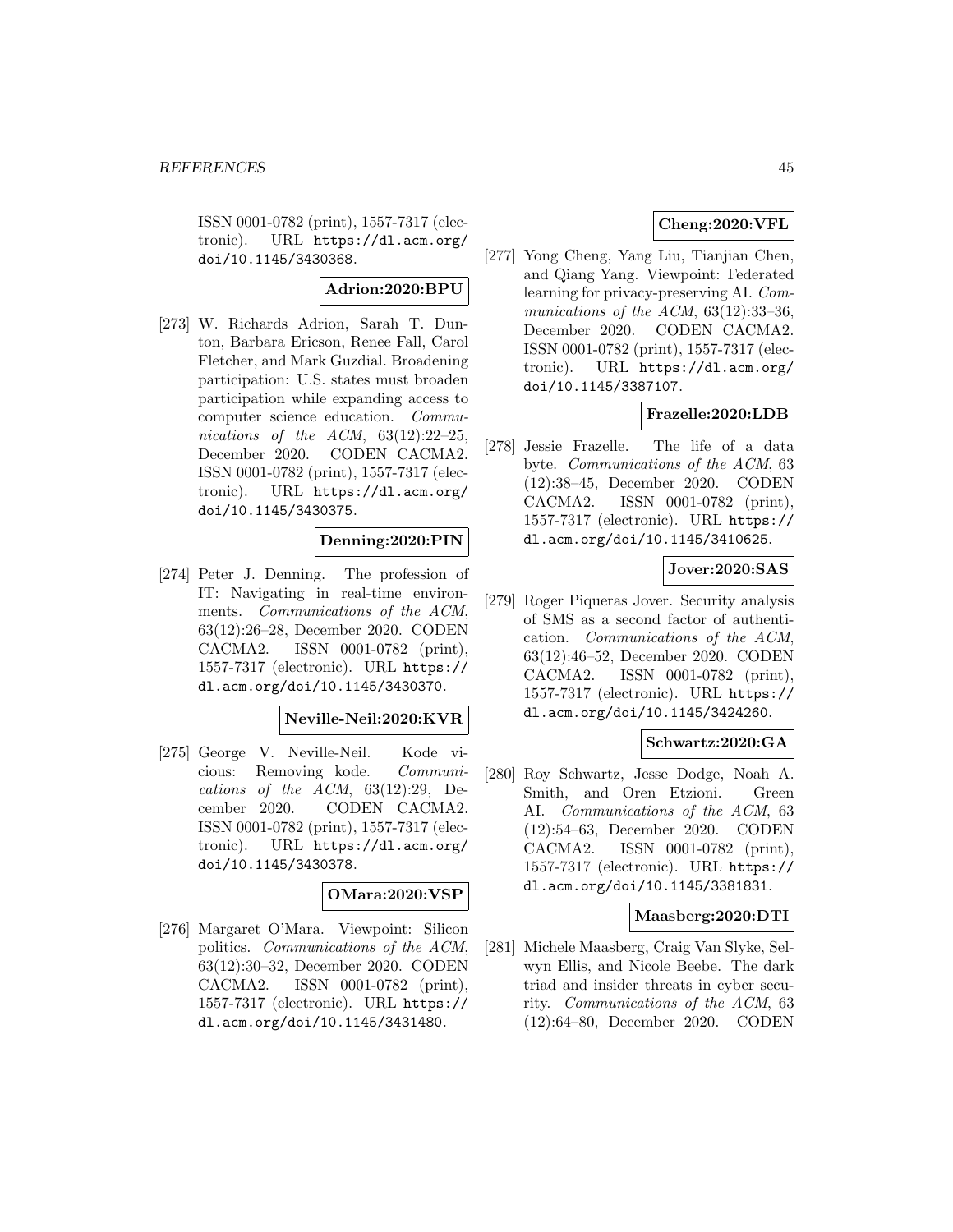ISSN 0001-0782 (print), 1557-7317 (electronic). URL https://dl.acm.org/doi/10.1145/3430368.

**Adrion:2020:BPU**

[273] W. Richards Adrion, Sarah T. Dunton, Barbara Ericson, Renee Fall, Carol Fletcher, and Mark Guzdial. Broadening participation: U.S. states must broaden participation while expanding access to computer science education. *Communications of the ACM*, 63(12):22–25, December 2020. CODEN CACMA2. ISSN 0001-0782 (print), 1557-7317 (electronic). URL https://dl.acm.org/doi/10.1145/3430375.

**Denning:2020:PIN**

[274] Peter J. Denning. The profession of IT: Navigating in real-time environments. *Communications of the ACM*, 63(12):26–28, December 2020. CODEN CACMA2. ISSN 0001-0782 (print), 1557-7317 (electronic). URL https://dl.acm.org/doi/10.1145/3430370.

**Neville-Neil:2020:KVR**

[275] George V. Neville-Neil. Kode vicious: Removing kode. *Communications of the ACM*, 63(12):29, December 2020. CODEN CACMA2. ISSN 0001-0782 (print), 1557-7317 (electronic). URL https://dl.acm.org/doi/10.1145/3430378.

**OMara:2020:VSP**

[276] Margaret O'Mara. Viewpoint: Silicon politics. *Communications of the ACM*, 63(12):30–32, December 2020. CODEN CACMA2. ISSN 0001-0782 (print), 1557-7317 (electronic). URL https://dl.acm.org/doi/10.1145/3431480.

**Cheng:2020:VFL**

[277] Yong Cheng, Yang Liu, Tianjian Chen, and Qiang Yang. Viewpoint: Federated learning for privacy-preserving AI. *Communications of the ACM*, 63(12):33–36, December 2020. CODEN CACMA2. ISSN 0001-0782 (print), 1557-7317 (electronic). URL https://dl.acm.org/doi/10.1145/3387107.

**Frazelle:2020:LDB**

[278] Jessie Frazelle. The life of a data byte. *Communications of the ACM*, 63 (12):38–45, December 2020. CODEN CACMA2. ISSN 0001-0782 (print), 1557-7317 (electronic). URL https://dl.acm.org/doi/10.1145/3410625.

**Jover:2020:SAS**

[279] Roger Piqueras Jover. Security analysis of SMS as a second factor of authentication. *Communications of the ACM*, 63(12):46–52, December 2020. CODEN CACMA2. ISSN 0001-0782 (print), 1557-7317 (electronic). URL https://dl.acm.org/doi/10.1145/3424260.

**Schwartz:2020:GA**

[280] Roy Schwartz, Jesse Dodge, Noah A. Smith, and Oren Etzioni. Green AI. *Communications of the ACM*, 63 (12):54–63, December 2020. CODEN CACMA2. ISSN 0001-0782 (print), 1557-7317 (electronic). URL https://dl.acm.org/doi/10.1145/3381831.

**Maasberg:2020:DTI**

[281] Michele Maasberg, Craig Van Slyke, Selwyn Ellis, and Nicole Beebe. The dark triad and insider threats in cyber security. *Communications of the ACM*, 63 (12):64–80, December 2020. CODEN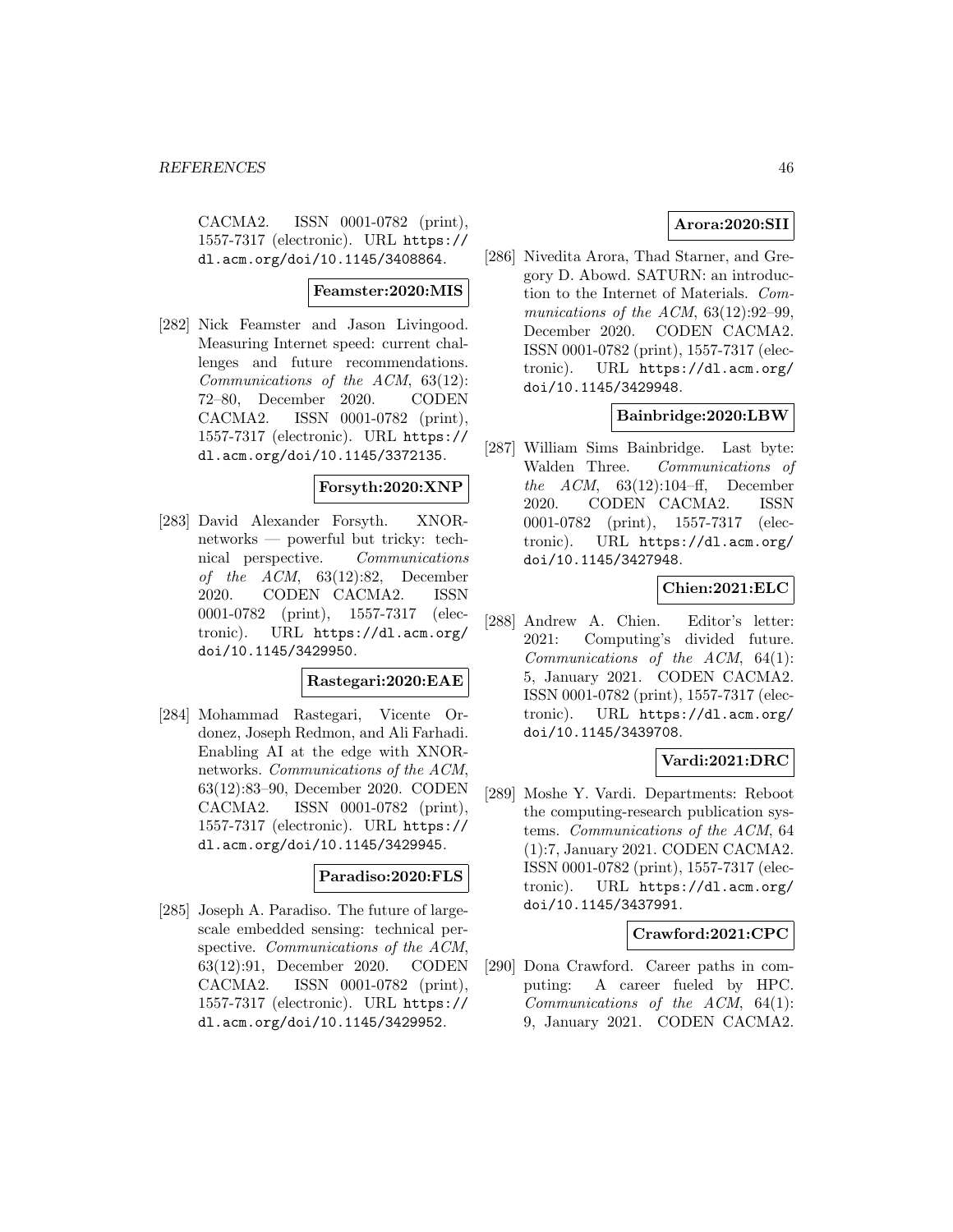CACMA2. ISSN 0001-0782 (print), 1557-7317 (electronic). URL https://dl.acm.org/doi/10.1145/3408864.

**Feamster:2020:MIS**

[282] Nick Feamster and Jason Livingood. Measuring Internet speed: current challenges and future recommendations. *Communications of the ACM*, 63(12): 72–80, December 2020. CODEN CACMA2. ISSN 0001-0782 (print), 1557-7317 (electronic). URL https://dl.acm.org/doi/10.1145/3372135.

**Forsyth:2020:XNP**

[283] David Alexander Forsyth. XNOR-networks — powerful but tricky: technical perspective. *Communications of the ACM*, 63(12):82, December 2020. CODEN CACMA2. ISSN 0001-0782 (print), 1557-7317 (electronic). URL https://dl.acm.org/doi/10.1145/3429950.

**Rastegari:2020:EAE**

[284] Mohammad Rastegari, Vicente Ordonez, Joseph Redmon, and Ali Farhadi. Enabling AI at the edge with XNOR-networks. *Communications of the ACM*, 63(12):83–90, December 2020. CODEN CACMA2. ISSN 0001-0782 (print), 1557-7317 (electronic). URL https://dl.acm.org/doi/10.1145/3429945.

**Paradiso:2020:FLS**

[285] Joseph A. Paradiso. The future of large-scale embedded sensing: technical perspective. *Communications of the ACM*, 63(12):91, December 2020. CODEN CACMA2. ISSN 0001-0782 (print), 1557-7317 (electronic). URL https://dl.acm.org/doi/10.1145/3429952.

**Arora:2020:SII**

[286] Nivedita Arora, Thad Starner, and Gregory D. Abowd. SATURN: an introduction to the Internet of Materials. *Communications of the ACM*, 63(12):92–99, December 2020. CODEN CACMA2. ISSN 0001-0782 (print), 1557-7317 (electronic). URL https://dl.acm.org/doi/10.1145/3429948.

**Bainbridge:2020:LBW**

[287] William Sims Bainbridge. Last byte: Walden Three. *Communications of the ACM*, 63(12):104–ff, December 2020. CODEN CACMA2. ISSN 0001-0782 (print), 1557-7317 (electronic). URL https://dl.acm.org/doi/10.1145/3427948.

**Chien:2021:ELC**

[288] Andrew A. Chien. Editor's letter: 2021: Computing's divided future. *Communications of the ACM*, 64(1): 5, January 2021. CODEN CACMA2. ISSN 0001-0782 (print), 1557-7317 (electronic). URL https://dl.acm.org/doi/10.1145/3439708.

**Vardi:2021:DRC**

[289] Moshe Y. Vardi. Departments: Reboot the computing-research publication systems. *Communications of the ACM*, 64 (1):7, January 2021. CODEN CACMA2. ISSN 0001-0782 (print), 1557-7317 (electronic). URL https://dl.acm.org/doi/10.1145/3437991.

**Crawford:2021:CPC**

[290] Dona Crawford. Career paths in computing: A career fueled by HPC. *Communications of the ACM*, 64(1): 9, January 2021. CODEN CACMA2.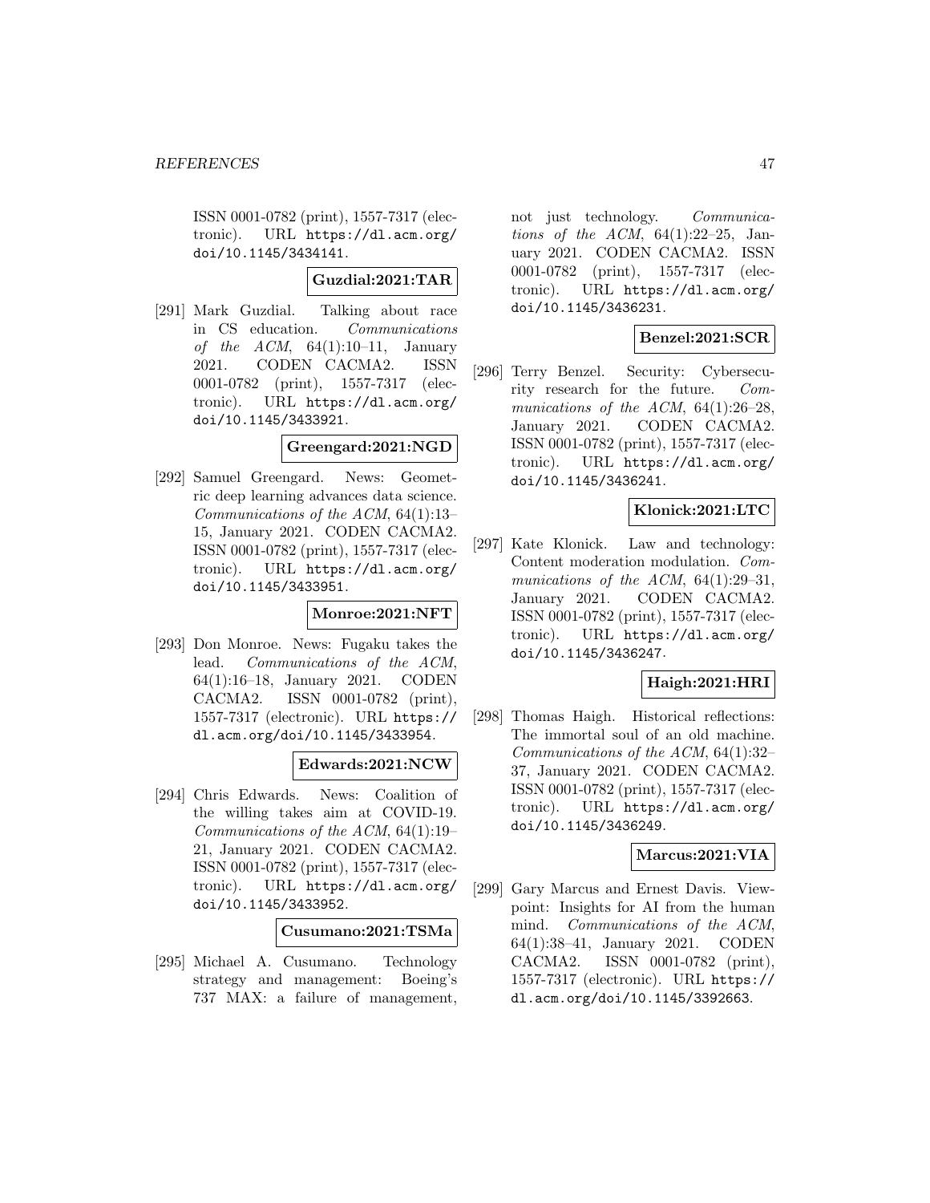ISSN 0001-0782 (print), 1557-7317 (electronic). URL https://dl.acm.org/doi/10.1145/3434141.

**Guzdial:2021:TAR**

[291] Mark Guzdial. Talking about race in CS education. *Communications of the ACM*, 64(1):10–11, January 2021. CODEN CACMA2. ISSN 0001-0782 (print), 1557-7317 (electronic). URL https://dl.acm.org/doi/10.1145/3433921.

**Greengard:2021:NGD**

[292] Samuel Greengard. News: Geometric deep learning advances data science. *Communications of the ACM*, 64(1):13–15, January 2021. CODEN CACMA2. ISSN 0001-0782 (print), 1557-7317 (electronic). URL https://dl.acm.org/doi/10.1145/3433951.

**Monroe:2021:NFT**

[293] Don Monroe. News: Fugaku takes the lead. *Communications of the ACM*, 64(1):16–18, January 2021. CODEN CACMA2. ISSN 0001-0782 (print), 1557-7317 (electronic). URL https://dl.acm.org/doi/10.1145/3433954.

**Edwards:2021:NCW**

[294] Chris Edwards. News: Coalition of the willing takes aim at COVID-19. *Communications of the ACM*, 64(1):19–21, January 2021. CODEN CACMA2. ISSN 0001-0782 (print), 1557-7317 (electronic). URL https://dl.acm.org/doi/10.1145/3433952.

**Cusumano:2021:TSMa**

[295] Michael A. Cusumano. Technology strategy and management: Boeing's 737 MAX: a failure of management, not just technology. *Communications of the ACM*, 64(1):22–25, January 2021. CODEN CACMA2. ISSN 0001-0782 (print), 1557-7317 (electronic). URL https://dl.acm.org/doi/10.1145/3436231.

**Benzel:2021:SCR**

[296] Terry Benzel. Security: Cybersecurity research for the future. *Communications of the ACM*, 64(1):26–28, January 2021. CODEN CACMA2. ISSN 0001-0782 (print), 1557-7317 (electronic). URL https://dl.acm.org/doi/10.1145/3436241.

**Klonick:2021:LTC**

[297] Kate Klonick. Law and technology: Content moderation modulation. *Communications of the ACM*, 64(1):29–31, January 2021. CODEN CACMA2. ISSN 0001-0782 (print), 1557-7317 (electronic). URL https://dl.acm.org/doi/10.1145/3436247.

**Haigh:2021:HRI**

[298] Thomas Haigh. Historical reflections: The immortal soul of an old machine. *Communications of the ACM*, 64(1):32–37, January 2021. CODEN CACMA2. ISSN 0001-0782 (print), 1557-7317 (electronic). URL https://dl.acm.org/doi/10.1145/3436249.

**Marcus:2021:VIA**

[299] Gary Marcus and Ernest Davis. Viewpoint: Insights for AI from the human mind. *Communications of the ACM*, 64(1):38–41, January 2021. CODEN CACMA2. ISSN 0001-0782 (print), 1557-7317 (electronic). URL https://dl.acm.org/doi/10.1145/3392663.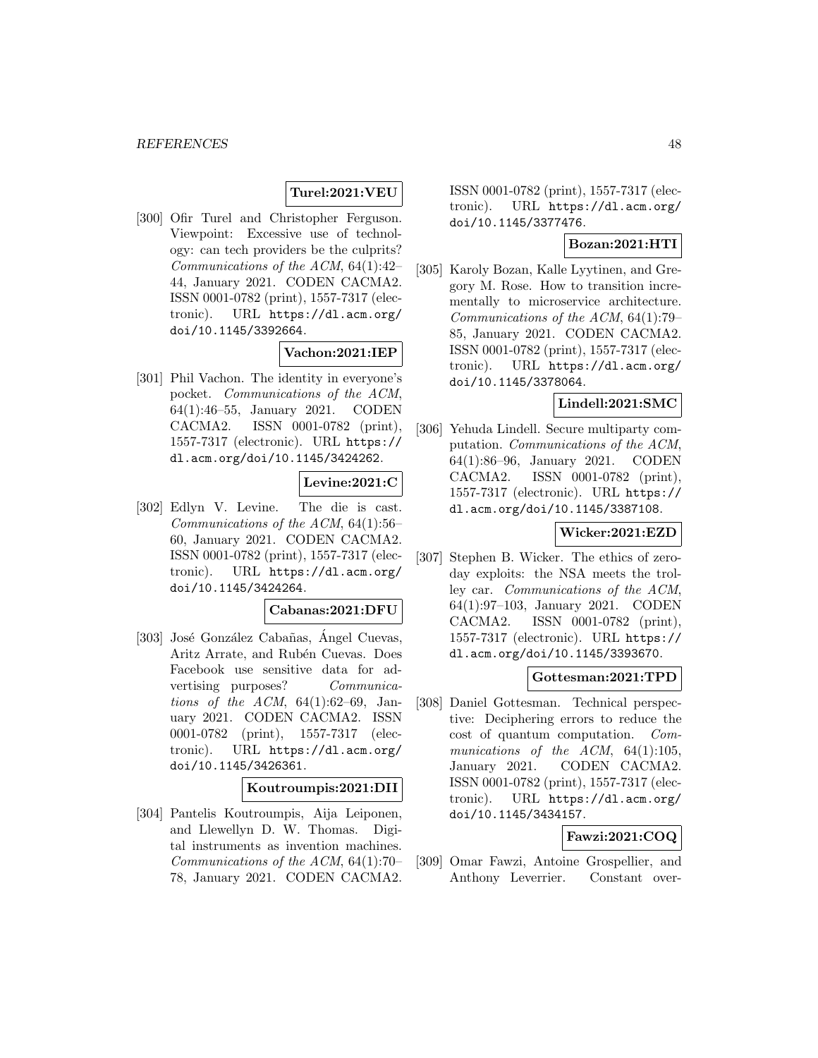**Turel:2021:VEU**

[300] Ofir Turel and Christopher Ferguson. Viewpoint: Excessive use of technology: can tech providers be the culprits? *Communications of the ACM*, 64(1):42–44, January 2021. CODEN CACMA2. ISSN 0001-0782 (print), 1557-7317 (electronic). URL https://dl.acm.org/doi/10.1145/3392664.

**Vachon:2021:IEP**

[301] Phil Vachon. The identity in everyone's pocket. *Communications of the ACM*, 64(1):46–55, January 2021. CODEN CACMA2. ISSN 0001-0782 (print), 1557-7317 (electronic). URL https://dl.acm.org/doi/10.1145/3424262.

**Levine:2021:C**

[302] Edlyn V. Levine. The die is cast. *Communications of the ACM*, 64(1):56–60, January 2021. CODEN CACMA2. ISSN 0001-0782 (print), 1557-7317 (electronic). URL https://dl.acm.org/doi/10.1145/3424264.

**Cabanas:2021:DFU**

[303] José González Cabañas, Ángel Cuevas, Aritz Arrate, and Rubén Cuevas. Does Facebook use sensitive data for advertising purposes? *Communications of the ACM*, 64(1):62–69, January 2021. CODEN CACMA2. ISSN 0001-0782 (print), 1557-7317 (electronic). URL https://dl.acm.org/doi/10.1145/3426361.

**Koutroumpis:2021:DII**

[304] Pantelis Koutroumpis, Aija Leiponen, and Llewellyn D. W. Thomas. Digital instruments as invention machines. *Communications of the ACM*, 64(1):70–78, January 2021. CODEN CACMA2. ISSN 0001-0782 (print), 1557-7317 (electronic). URL https://dl.acm.org/doi/10.1145/3377476.

**Bozan:2021:HTI**

[305] Karoly Bozan, Kalle Lyytinen, and Gregory M. Rose. How to transition incrementally to microservice architecture. *Communications of the ACM*, 64(1):79–85, January 2021. CODEN CACMA2. ISSN 0001-0782 (print), 1557-7317 (electronic). URL https://dl.acm.org/doi/10.1145/3378064.

**Lindell:2021:SMC**

[306] Yehuda Lindell. Secure multiparty computation. *Communications of the ACM*, 64(1):86–96, January 2021. CODEN CACMA2. ISSN 0001-0782 (print), 1557-7317 (electronic). URL https://dl.acm.org/doi/10.1145/3387108.

**Wicker:2021:EZD**

[307] Stephen B. Wicker. The ethics of zero-day exploits: the NSA meets the trolley car. *Communications of the ACM*, 64(1):97–103, January 2021. CODEN CACMA2. ISSN 0001-0782 (print), 1557-7317 (electronic). URL https://dl.acm.org/doi/10.1145/3393670.

**Gottesman:2021:TPD**

[308] Daniel Gottesman. Technical perspective: Deciphering errors to reduce the cost of quantum computation. *Communications of the ACM*, 64(1):105, January 2021. CODEN CACMA2. ISSN 0001-0782 (print), 1557-7317 (electronic). URL https://dl.acm.org/doi/10.1145/3434157.

**Fawzi:2021:COQ**

[309] Omar Fawzi, Antoine Grospellier, and Anthony Leverrier. Constant over-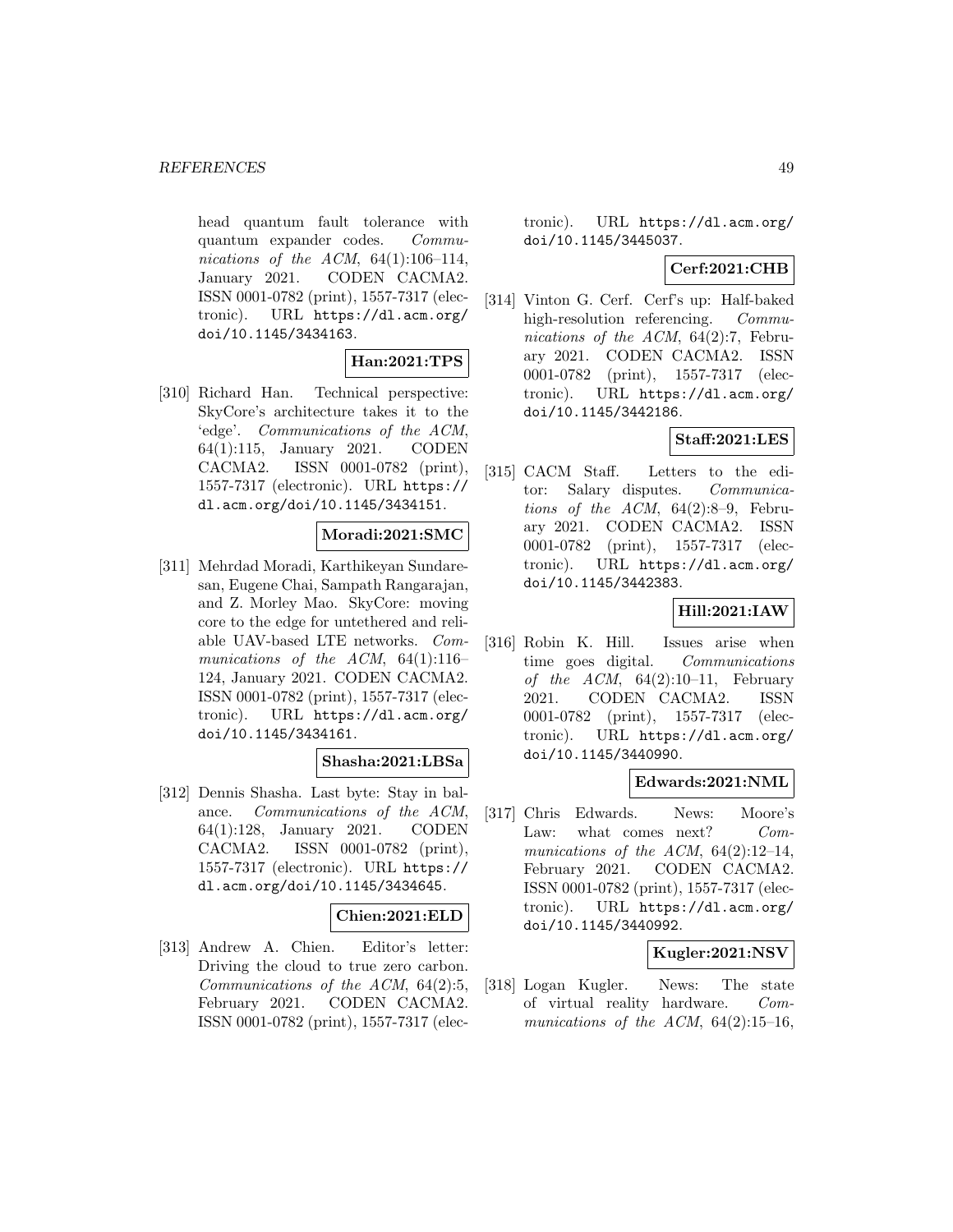head quantum fault tolerance with quantum expander codes. *Communications of the ACM*, 64(1):106–114, January 2021. CODEN CACMA2. ISSN 0001-0782 (print), 1557-7317 (electronic). URL https://dl.acm.org/doi/10.1145/3434163.

**Han:2021:TPS**

[310] Richard Han. Technical perspective: SkyCore's architecture takes it to the 'edge'. *Communications of the ACM*, 64(1):115, January 2021. CODEN CACMA2. ISSN 0001-0782 (print), 1557-7317 (electronic). URL https://dl.acm.org/doi/10.1145/3434151.

**Moradi:2021:SMC**

[311] Mehrdad Moradi, Karthikeyan Sundaresan, Eugene Chai, Sampath Rangarajan, and Z. Morley Mao. SkyCore: moving core to the edge for untethered and reliable UAV-based LTE networks. *Communications of the ACM*, 64(1):116–124, January 2021. CODEN CACMA2. ISSN 0001-0782 (print), 1557-7317 (electronic). URL https://dl.acm.org/doi/10.1145/3434161.

**Shasha:2021:LBSa**

[312] Dennis Shasha. Last byte: Stay in balance. *Communications of the ACM*, 64(1):128, January 2021. CODEN CACMA2. ISSN 0001-0782 (print), 1557-7317 (electronic). URL https://dl.acm.org/doi/10.1145/3434645.

**Chien:2021:ELD**

[313] Andrew A. Chien. Editor's letter: Driving the cloud to true zero carbon. *Communications of the ACM*, 64(2):5, February 2021. CODEN CACMA2. ISSN 0001-0782 (print), 1557-7317 (electronic). URL https://dl.acm.org/doi/10.1145/3445037.

**Cerf:2021:CHB**

[314] Vinton G. Cerf. Cerf's up: Half-baked high-resolution referencing. *Communications of the ACM*, 64(2):7, February 2021. CODEN CACMA2. ISSN 0001-0782 (print), 1557-7317 (electronic). URL https://dl.acm.org/doi/10.1145/3442186.

**Staff:2021:LES**

[315] CACM Staff. Letters to the editor: Salary disputes. *Communications of the ACM*, 64(2):8–9, February 2021. CODEN CACMA2. ISSN 0001-0782 (print), 1557-7317 (electronic). URL https://dl.acm.org/doi/10.1145/3442383.

**Hill:2021:IAW**

[316] Robin K. Hill. Issues arise when time goes digital. *Communications of the ACM*, 64(2):10–11, February 2021. CODEN CACMA2. ISSN 0001-0782 (print), 1557-7317 (electronic). URL https://dl.acm.org/doi/10.1145/3440990.

**Edwards:2021:NML**

[317] Chris Edwards. News: Moore's Law: what comes next? *Communications of the ACM*, 64(2):12–14, February 2021. CODEN CACMA2. ISSN 0001-0782 (print), 1557-7317 (electronic). URL https://dl.acm.org/doi/10.1145/3440992.

**Kugler:2021:NSV**

[318] Logan Kugler. News: The state of virtual reality hardware. *Communications of the ACM*, 64(2):15–16,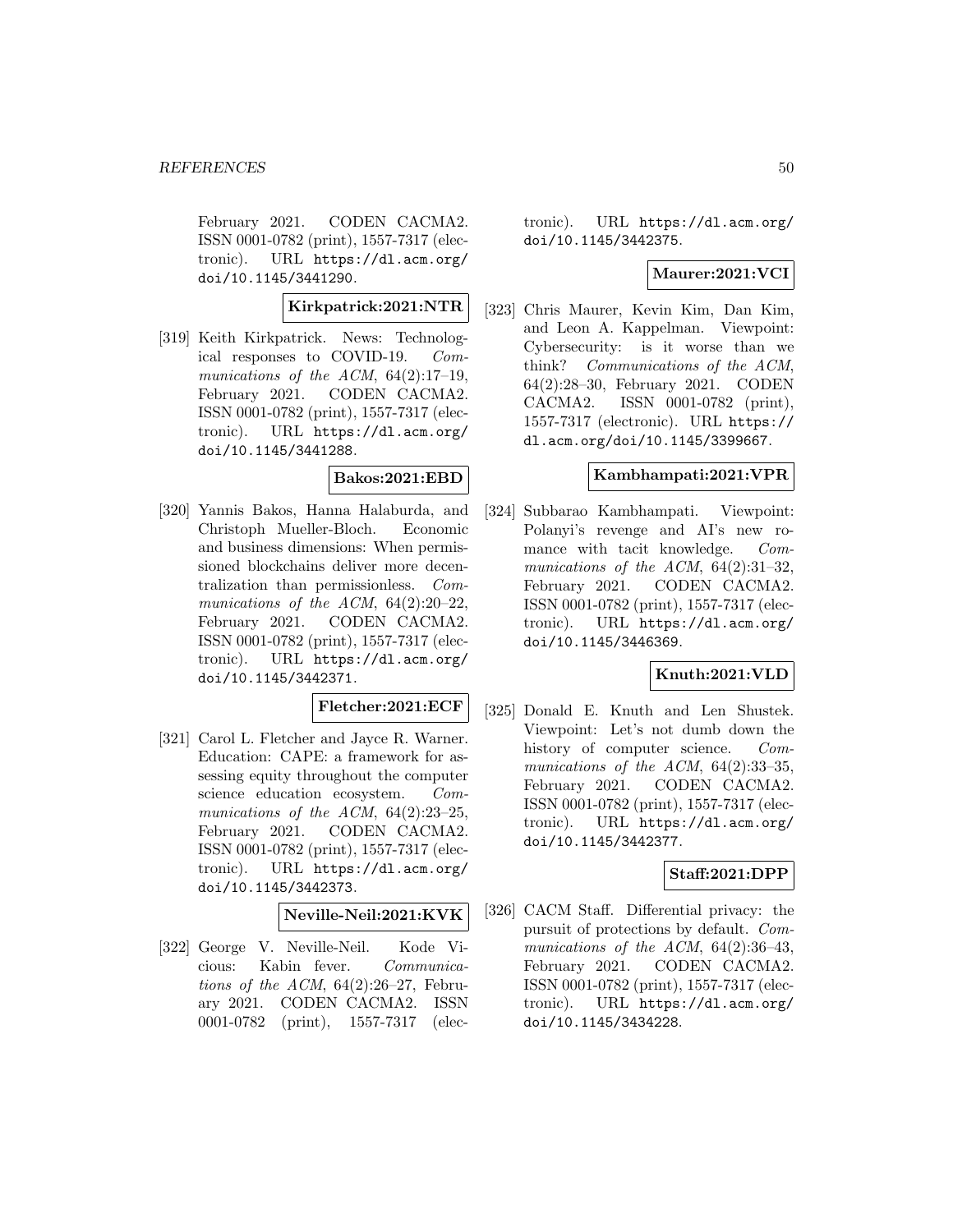February 2021. CODEN CACMA2. ISSN 0001-0782 (print), 1557-7317 (electronic). URL https://dl.acm.org/doi/10.1145/3441290.

**Kirkpatrick:2021:NTR**

[319] Keith Kirkpatrick. News: Technological responses to COVID-19. *Communications of the ACM*, 64(2):17–19, February 2021. CODEN CACMA2. ISSN 0001-0782 (print), 1557-7317 (electronic). URL https://dl.acm.org/doi/10.1145/3441288.

**Bakos:2021:EBD**

[320] Yannis Bakos, Hanna Halaburda, and Christoph Mueller-Bloch. Economic and business dimensions: When permissioned blockchains deliver more decentralization than permissionless. *Communications of the ACM*, 64(2):20–22, February 2021. CODEN CACMA2. ISSN 0001-0782 (print), 1557-7317 (electronic). URL https://dl.acm.org/doi/10.1145/3442371.

**Fletcher:2021:ECF**

[321] Carol L. Fletcher and Jayce R. Warner. Education: CAPE: a framework for assessing equity throughout the computer science education ecosystem. *Communications of the ACM*, 64(2):23–25, February 2021. CODEN CACMA2. ISSN 0001-0782 (print), 1557-7317 (electronic). URL https://dl.acm.org/doi/10.1145/3442373.

**Neville-Neil:2021:KVK**

[322] George V. Neville-Neil. Kode Vicious: Kabin fever. *Communications of the ACM*, 64(2):26–27, February 2021. CODEN CACMA2. ISSN 0001-0782 (print), 1557-7317 (electronic). URL https://dl.acm.org/doi/10.1145/3442375.

**Maurer:2021:VCI**

[323] Chris Maurer, Kevin Kim, Dan Kim, and Leon A. Kappelman. Viewpoint: Cybersecurity: is it worse than we think? *Communications of the ACM*, 64(2):28–30, February 2021. CODEN CACMA2. ISSN 0001-0782 (print), 1557-7317 (electronic). URL https://dl.acm.org/doi/10.1145/3399667.

**Kambhampati:2021:VPR**

[324] Subbarao Kambhampati. Viewpoint: Polanyi's revenge and AI's new romance with tacit knowledge. *Communications of the ACM*, 64(2):31–32, February 2021. CODEN CACMA2. ISSN 0001-0782 (print), 1557-7317 (electronic). URL https://dl.acm.org/doi/10.1145/3446369.

**Knuth:2021:VLD**

[325] Donald E. Knuth and Len Shustek. Viewpoint: Let's not dumb down the history of computer science. *Communications of the ACM*, 64(2):33–35, February 2021. CODEN CACMA2. ISSN 0001-0782 (print), 1557-7317 (electronic). URL https://dl.acm.org/doi/10.1145/3442377.

**Staff:2021:DPP**

[326] CACM Staff. Differential privacy: the pursuit of protections by default. *Communications of the ACM*, 64(2):36–43, February 2021. CODEN CACMA2. ISSN 0001-0782 (print), 1557-7317 (electronic). URL https://dl.acm.org/doi/10.1145/3434228.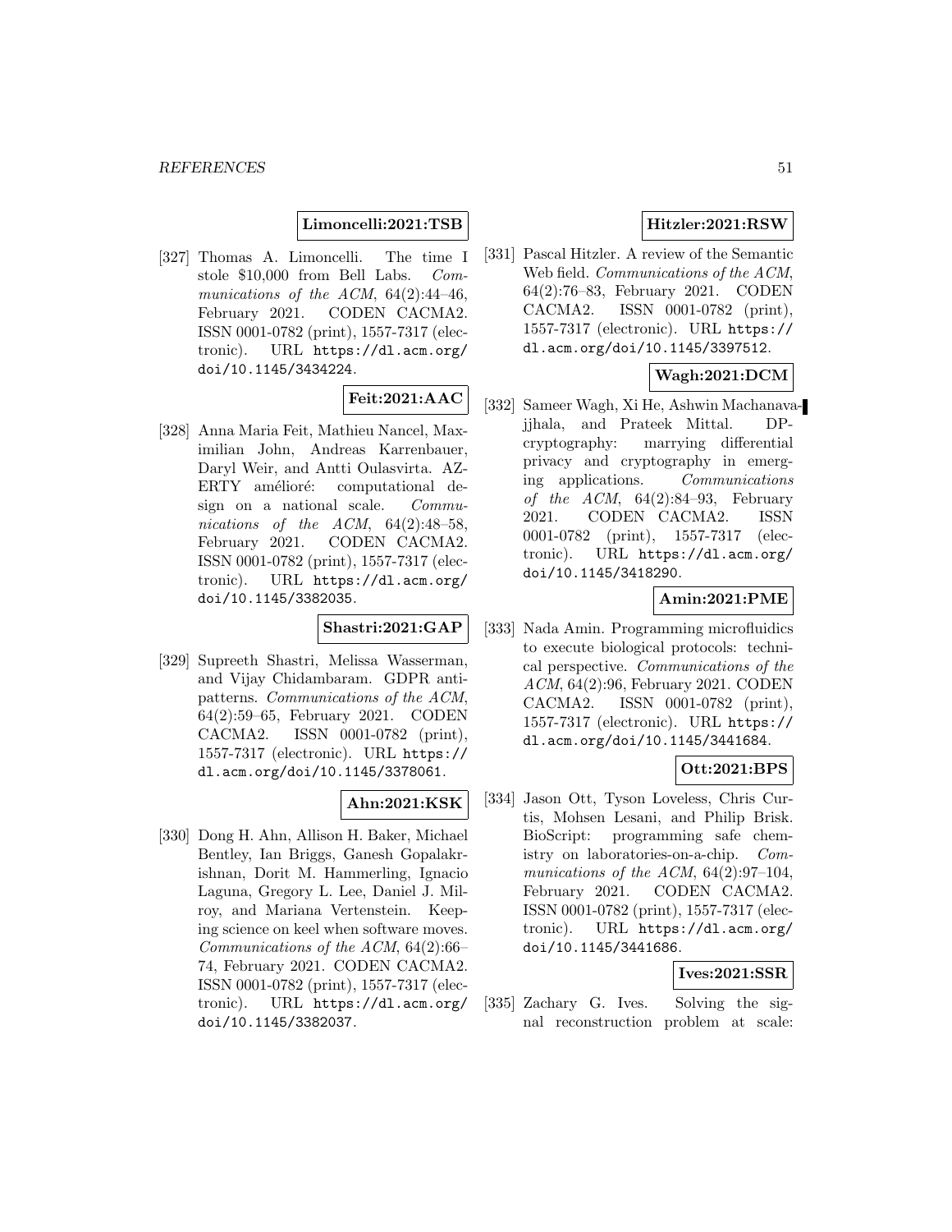**Limoncelli:2021:TSB**

[327] Thomas A. Limoncelli. The time I stole $10,000 from Bell Labs. *Communications of the ACM*, 64(2):44–46, February 2021. CODEN CACMA2. ISSN 0001-0782 (print), 1557-7317 (electronic). URL `https://dl.acm.org/doi/10.1145/3434224`.

**Feit:2021:AAC**

[328] Anna Maria Feit, Mathieu Nancel, Maximilian John, Andreas Karrenbauer, Daryl Weir, and Antti Oulasvirta. AZERTY amélioré: computational design on a national scale. *Communications of the ACM*, 64(2):48–58, February 2021. CODEN CACMA2. ISSN 0001-0782 (print), 1557-7317 (electronic). URL `https://dl.acm.org/doi/10.1145/3382035`.

**Shastri:2021:GAP**

[329] Supreeth Shastri, Melissa Wasserman, and Vijay Chidambaram. GDPR anti-patterns. *Communications of the ACM*, 64(2):59–65, February 2021. CODEN CACMA2. ISSN 0001-0782 (print), 1557-7317 (electronic). URL `https://dl.acm.org/doi/10.1145/3378061`.

**Ahn:2021:KSK**

[330] Dong H. Ahn, Allison H. Baker, Michael Bentley, Ian Briggs, Ganesh Gopalakrishnan, Dorit M. Hammerling, Ignacio Laguna, Gregory L. Lee, Daniel J. Milroy, and Mariana Vertenstein. Keeping science on keel when software moves. *Communications of the ACM*, 64(2):66–74, February 2021. CODEN CACMA2. ISSN 0001-0782 (print), 1557-7317 (electronic). URL `https://dl.acm.org/doi/10.1145/3382037`.

**Hitzler:2021:RSW**

[331] Pascal Hitzler. A review of the Semantic Web field. *Communications of the ACM*, 64(2):76–83, February 2021. CODEN CACMA2. ISSN 0001-0782 (print), 1557-7317 (electronic). URL `https://dl.acm.org/doi/10.1145/3397512`.

**Wagh:2021:DCM**

[332] Sameer Wagh, Xi He, Ashwin Machanavajjhala, and Prateek Mittal. DP-cryptography: marrying differential privacy and cryptography in emerging applications. *Communications of the ACM*, 64(2):84–93, February 2021. CODEN CACMA2. ISSN 0001-0782 (print), 1557-7317 (electronic). URL `https://dl.acm.org/doi/10.1145/3418290`.

**Amin:2021:PME**

[333] Nada Amin. Programming microfluidics to execute biological protocols: technical perspective. *Communications of the ACM*, 64(2):96, February 2021. CODEN CACMA2. ISSN 0001-0782 (print), 1557-7317 (electronic). URL `https://dl.acm.org/doi/10.1145/3441684`.

**Ott:2021:BPS**

[334] Jason Ott, Tyson Loveless, Chris Curtis, Mohsen Lesani, and Philip Brisk. BioScript: programming safe chemistry on laboratories-on-a-chip. *Communications of the ACM*, 64(2):97–104, February 2021. CODEN CACMA2. ISSN 0001-0782 (print), 1557-7317 (electronic). URL `https://dl.acm.org/doi/10.1145/3441686`.

**Ives:2021:SSR**

[335] Zachary G. Ives. Solving the signal reconstruction problem at scale: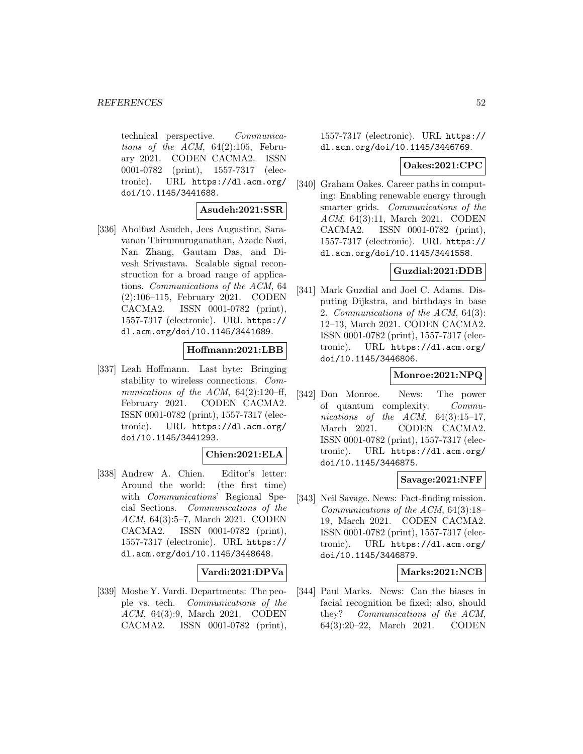technical perspective. *Communications of the ACM*, 64(2):105, February 2021. CODEN CACMA2. ISSN 0001-0782 (print), 1557-7317 (electronic). URL https://dl.acm.org/doi/10.1145/3441688.

**Asudeh:2021:SSR**

[336] Abolfazl Asudeh, Jees Augustine, Saravanan Thirumuruganathan, Azade Nazi, Nan Zhang, Gautam Das, and Divesh Srivastava. Scalable signal reconstruction for a broad range of applications. *Communications of the ACM*, 64 (2):106–115, February 2021. CODEN CACMA2. ISSN 0001-0782 (print), 1557-7317 (electronic). URL https://dl.acm.org/doi/10.1145/3441689.

**Hoffmann:2021:LBB**

[337] Leah Hoffmann. Last byte: Bringing stability to wireless connections. *Communications of the ACM*, 64(2):120–ff, February 2021. CODEN CACMA2. ISSN 0001-0782 (print), 1557-7317 (electronic). URL https://dl.acm.org/doi/10.1145/3441293.

**Chien:2021:ELA**

[338] Andrew A. Chien. Editor's letter: Around the world: (the first time) with *Communications*' Regional Special Sections. *Communications of the ACM*, 64(3):5–7, March 2021. CODEN CACMA2. ISSN 0001-0782 (print), 1557-7317 (electronic). URL https://dl.acm.org/doi/10.1145/3448648.

**Vardi:2021:DPVa**

[339] Moshe Y. Vardi. Departments: The people vs. tech. *Communications of the ACM*, 64(3):9, March 2021. CODEN CACMA2. ISSN 0001-0782 (print), 1557-7317 (electronic). URL https://dl.acm.org/doi/10.1145/3446769.

**Oakes:2021:CPC**

[340] Graham Oakes. Career paths in computing: Enabling renewable energy through smarter grids. *Communications of the ACM*, 64(3):11, March 2021. CODEN CACMA2. ISSN 0001-0782 (print), 1557-7317 (electronic). URL https://dl.acm.org/doi/10.1145/3441558.

**Guzdial:2021:DDB**

[341] Mark Guzdial and Joel C. Adams. Disputing Dijkstra, and birthdays in base 2. *Communications of the ACM*, 64(3): 12–13, March 2021. CODEN CACMA2. ISSN 0001-0782 (print), 1557-7317 (electronic). URL https://dl.acm.org/doi/10.1145/3446806.

**Monroe:2021:NPQ**

[342] Don Monroe. News: The power of quantum complexity. *Communications of the ACM*, 64(3):15–17, March 2021. CODEN CACMA2. ISSN 0001-0782 (print), 1557-7317 (electronic). URL https://dl.acm.org/doi/10.1145/3446875.

**Savage:2021:NFF**

[343] Neil Savage. News: Fact-finding mission. *Communications of the ACM*, 64(3):18–19, March 2021. CODEN CACMA2. ISSN 0001-0782 (print), 1557-7317 (electronic). URL https://dl.acm.org/doi/10.1145/3446879.

**Marks:2021:NCB**

[344] Paul Marks. News: Can the biases in facial recognition be fixed; also, should they? *Communications of the ACM*, 64(3):20–22, March 2021. CODEN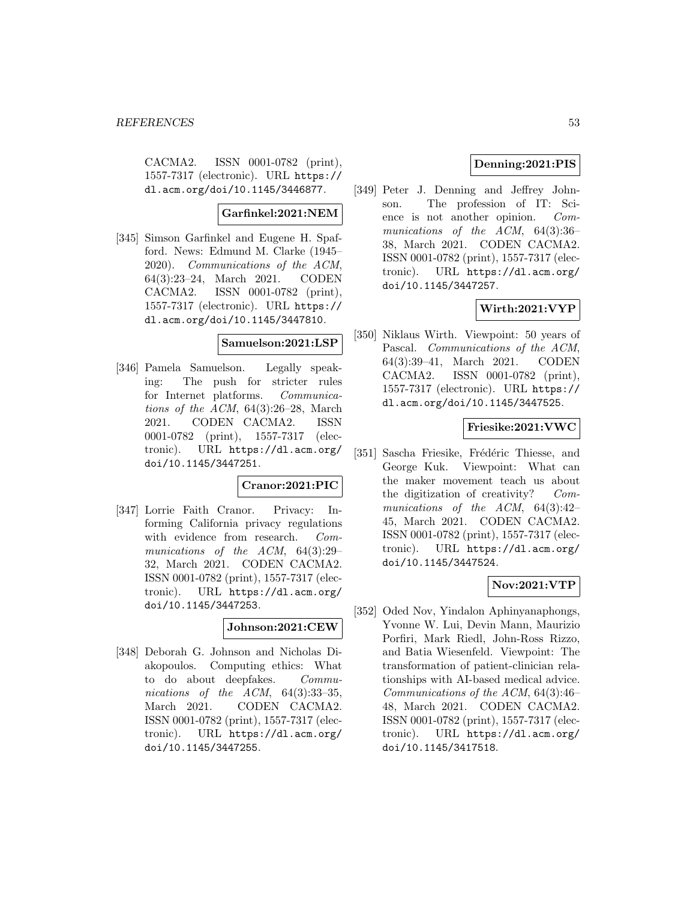CACMA2. ISSN 0001-0782 (print), 1557-7317 (electronic). URL https://dl.acm.org/doi/10.1145/3446877.

**Garfinkel:2021:NEM**

[345] Simson Garfinkel and Eugene H. Spafford. News: Edmund M. Clarke (1945–2020). *Communications of the ACM*, 64(3):23–24, March 2021. CODEN CACMA2. ISSN 0001-0782 (print), 1557-7317 (electronic). URL https://dl.acm.org/doi/10.1145/3447810.

**Samuelson:2021:LSP**

[346] Pamela Samuelson. Legally speaking: The push for stricter rules for Internet platforms. *Communications of the ACM*, 64(3):26–28, March 2021. CODEN CACMA2. ISSN 0001-0782 (print), 1557-7317 (electronic). URL https://dl.acm.org/doi/10.1145/3447251.

**Cranor:2021:PIC**

[347] Lorrie Faith Cranor. Privacy: Informing California privacy regulations with evidence from research. *Communications of the ACM*, 64(3):29–32, March 2021. CODEN CACMA2. ISSN 0001-0782 (print), 1557-7317 (electronic). URL https://dl.acm.org/doi/10.1145/3447253.

**Johnson:2021:CEW**

[348] Deborah G. Johnson and Nicholas Diakopoulos. Computing ethics: What to do about deepfakes. *Communications of the ACM*, 64(3):33–35, March 2021. CODEN CACMA2. ISSN 0001-0782 (print), 1557-7317 (electronic). URL https://dl.acm.org/doi/10.1145/3447255.

**Denning:2021:PIS**

[349] Peter J. Denning and Jeffrey Johnson. The profession of IT: Science is not another opinion. *Communications of the ACM*, 64(3):36–38, March 2021. CODEN CACMA2. ISSN 0001-0782 (print), 1557-7317 (electronic). URL https://dl.acm.org/doi/10.1145/3447257.

**Wirth:2021:VYP**

[350] Niklaus Wirth. Viewpoint: 50 years of Pascal. *Communications of the ACM*, 64(3):39–41, March 2021. CODEN CACMA2. ISSN 0001-0782 (print), 1557-7317 (electronic). URL https://dl.acm.org/doi/10.1145/3447525.

**Friesike:2021:VWC**

[351] Sascha Friesike, Frédéric Thiesse, and George Kuk. Viewpoint: What can the maker movement teach us about the digitization of creativity? *Communications of the ACM*, 64(3):42–45, March 2021. CODEN CACMA2. ISSN 0001-0782 (print), 1557-7317 (electronic). URL https://dl.acm.org/doi/10.1145/3447524.

**Nov:2021:VTP**

[352] Oded Nov, Yindalon Aphinyanaphongs, Yvonne W. Lui, Devin Mann, Maurizio Porfiri, Mark Riedl, John-Ross Rizzo, and Batia Wiesenfeld. Viewpoint: The transformation of patient-clinician relationships with AI-based medical advice. *Communications of the ACM*, 64(3):46–48, March 2021. CODEN CACMA2. ISSN 0001-0782 (print), 1557-7317 (electronic). URL https://dl.acm.org/doi/10.1145/3417518.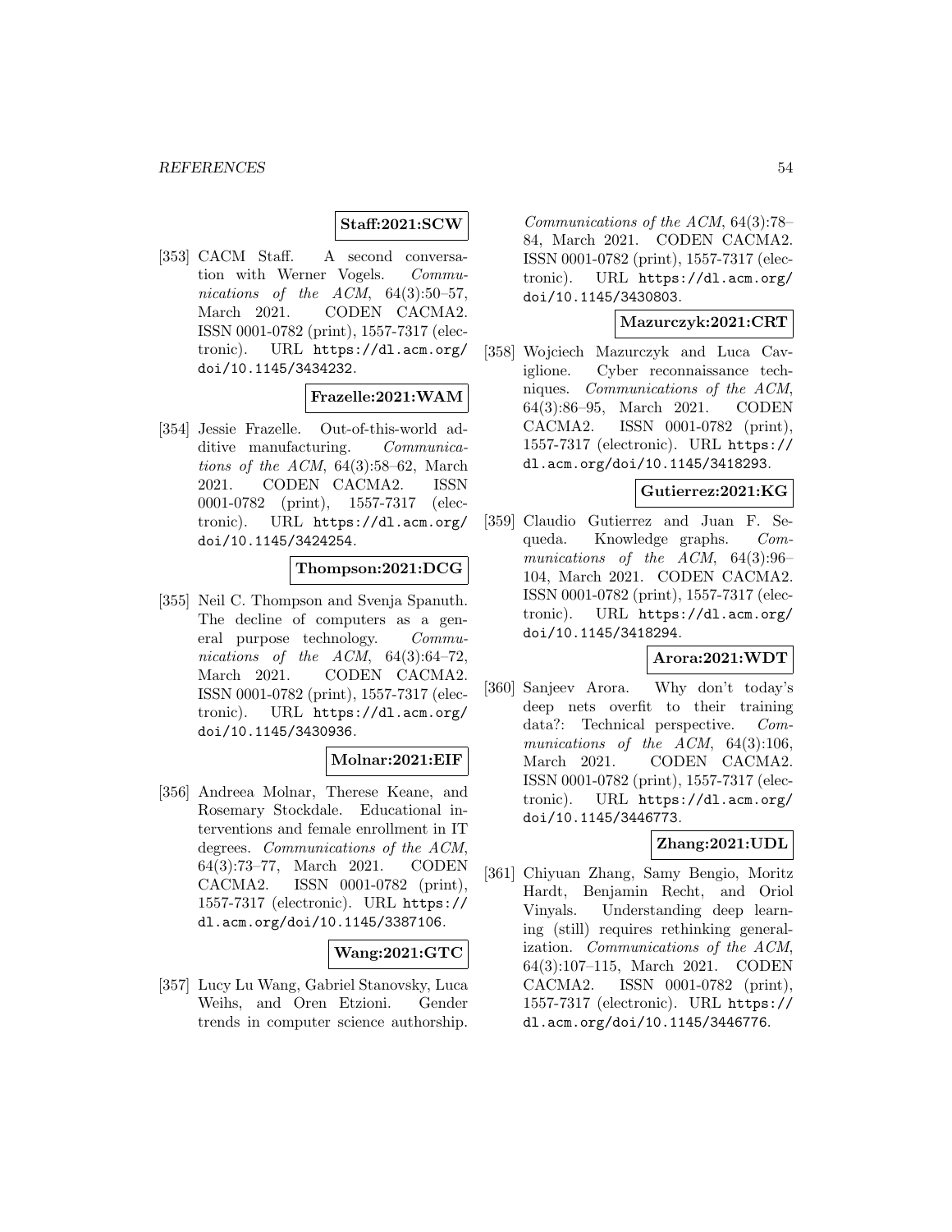**Staff:2021:SCW**

[353] CACM Staff. A second conversation with Werner Vogels. *Communications of the ACM*, 64(3):50–57, March 2021. CODEN CACMA2. ISSN 0001-0782 (print), 1557-7317 (electronic). URL https://dl.acm.org/doi/10.1145/3434232.

**Frazelle:2021:WAM**

[354] Jessie Frazelle. Out-of-this-world additive manufacturing. *Communications of the ACM*, 64(3):58–62, March 2021. CODEN CACMA2. ISSN 0001-0782 (print), 1557-7317 (electronic). URL https://dl.acm.org/doi/10.1145/3424254.

**Thompson:2021:DCG**

[355] Neil C. Thompson and Svenja Spanuth. The decline of computers as a general purpose technology. *Communications of the ACM*, 64(3):64–72, March 2021. CODEN CACMA2. ISSN 0001-0782 (print), 1557-7317 (electronic). URL https://dl.acm.org/doi/10.1145/3430936.

**Molnar:2021:EIF**

[356] Andreea Molnar, Therese Keane, and Rosemary Stockdale. Educational interventions and female enrollment in IT degrees. *Communications of the ACM*, 64(3):73–77, March 2021. CODEN CACMA2. ISSN 0001-0782 (print), 1557-7317 (electronic). URL https://dl.acm.org/doi/10.1145/3387106.

**Wang:2021:GTC**

[357] Lucy Lu Wang, Gabriel Stanovsky, Luca Weihs, and Oren Etzioni. Gender trends in computer science authorship. *Communications of the ACM*, 64(3):78–84, March 2021. CODEN CACMA2. ISSN 0001-0782 (print), 1557-7317 (electronic). URL https://dl.acm.org/doi/10.1145/3430803.

**Mazurczyk:2021:CRT**

[358] Wojciech Mazurczyk and Luca Caviglione. Cyber reconnaissance techniques. *Communications of the ACM*, 64(3):86–95, March 2021. CODEN CACMA2. ISSN 0001-0782 (print), 1557-7317 (electronic). URL https://dl.acm.org/doi/10.1145/3418293.

**Gutierrez:2021:KG**

[359] Claudio Gutierrez and Juan F. Sequeda. Knowledge graphs. *Communications of the ACM*, 64(3):96–104, March 2021. CODEN CACMA2. ISSN 0001-0782 (print), 1557-7317 (electronic). URL https://dl.acm.org/doi/10.1145/3418294.

**Arora:2021:WDT**

[360] Sanjeev Arora. Why don't today's deep nets overfit to their training data?: Technical perspective. *Communications of the ACM*, 64(3):106, March 2021. CODEN CACMA2. ISSN 0001-0782 (print), 1557-7317 (electronic). URL https://dl.acm.org/doi/10.1145/3446773.

**Zhang:2021:UDL**

[361] Chiyuan Zhang, Samy Bengio, Moritz Hardt, Benjamin Recht, and Oriol Vinyals. Understanding deep learning (still) requires rethinking generalization. *Communications of the ACM*, 64(3):107–115, March 2021. CODEN CACMA2. ISSN 0001-0782 (print), 1557-7317 (electronic). URL https://dl.acm.org/doi/10.1145/3446776.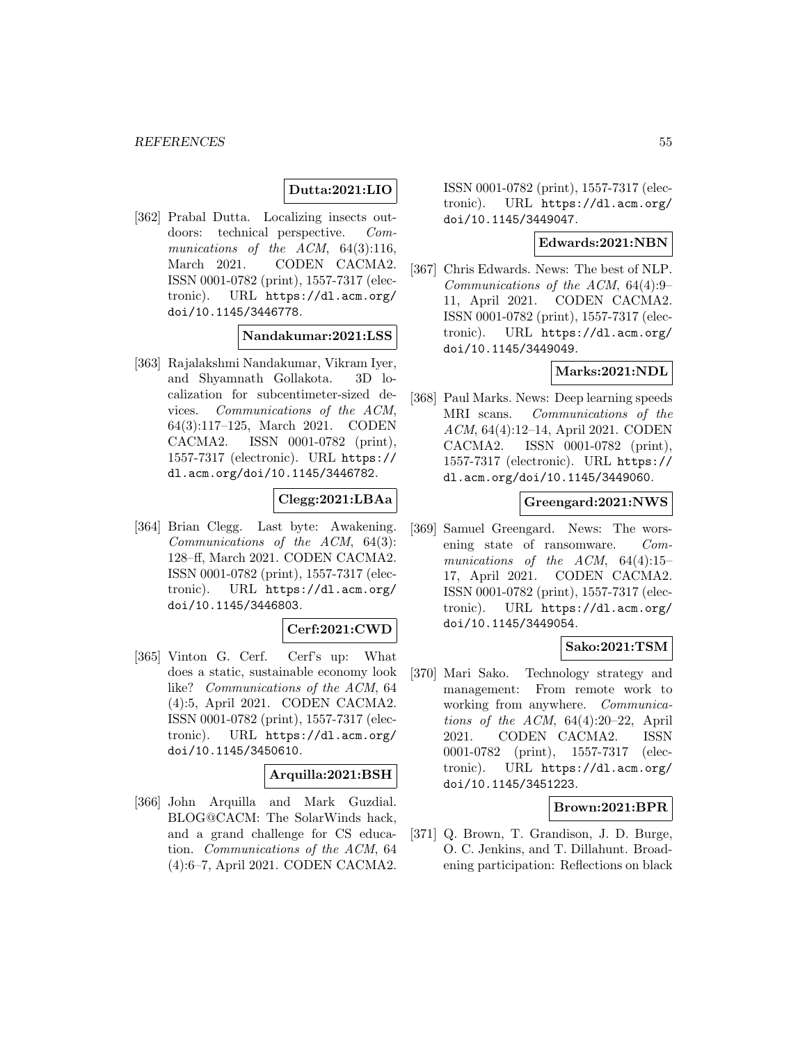**Dutta:2021:LIO**

[362] Prabal Dutta. Localizing insects outdoors: technical perspective. *Communications of the ACM*, 64(3):116, March 2021. CODEN CACMA2. ISSN 0001-0782 (print), 1557-7317 (electronic). URL https://dl.acm.org/doi/10.1145/3446778.

**Nandakumar:2021:LSS**

[363] Rajalakshmi Nandakumar, Vikram Iyer, and Shyamnath Gollakota. 3D localization for subcentimeter-sized devices. *Communications of the ACM*, 64(3):117–125, March 2021. CODEN CACMA2. ISSN 0001-0782 (print), 1557-7317 (electronic). URL https://dl.acm.org/doi/10.1145/3446782.

**Clegg:2021:LBAa**

[364] Brian Clegg. Last byte: Awakening. *Communications of the ACM*, 64(3): 128–ff, March 2021. CODEN CACMA2. ISSN 0001-0782 (print), 1557-7317 (electronic). URL https://dl.acm.org/doi/10.1145/3446803.

**Cerf:2021:CWD**

[365] Vinton G. Cerf. Cerf's up: What does a static, sustainable economy look like? *Communications of the ACM*, 64 (4):5, April 2021. CODEN CACMA2. ISSN 0001-0782 (print), 1557-7317 (electronic). URL https://dl.acm.org/doi/10.1145/3450610.

**Arquilla:2021:BSH**

[366] John Arquilla and Mark Guzdial. BLOG@CACM: The SolarWinds hack, and a grand challenge for CS education. *Communications of the ACM*, 64 (4):6–7, April 2021. CODEN CACMA2. ISSN 0001-0782 (print), 1557-7317 (electronic). URL https://dl.acm.org/doi/10.1145/3449047.

**Edwards:2021:NBN**

[367] Chris Edwards. News: The best of NLP. *Communications of the ACM*, 64(4):9–11, April 2021. CODEN CACMA2. ISSN 0001-0782 (print), 1557-7317 (electronic). URL https://dl.acm.org/doi/10.1145/3449049.

**Marks:2021:NDL**

[368] Paul Marks. News: Deep learning speeds MRI scans. *Communications of the ACM*, 64(4):12–14, April 2021. CODEN CACMA2. ISSN 0001-0782 (print), 1557-7317 (electronic). URL https://dl.acm.org/doi/10.1145/3449060.

**Greengard:2021:NWS**

[369] Samuel Greengard. News: The worsening state of ransomware. *Communications of the ACM*, 64(4):15–17, April 2021. CODEN CACMA2. ISSN 0001-0782 (print), 1557-7317 (electronic). URL https://dl.acm.org/doi/10.1145/3449054.

**Sako:2021:TSM**

[370] Mari Sako. Technology strategy and management: From remote work to working from anywhere. *Communications of the ACM*, 64(4):20–22, April 2021. CODEN CACMA2. ISSN 0001-0782 (print), 1557-7317 (electronic). URL https://dl.acm.org/doi/10.1145/3451223.

**Brown:2021:BPR**

[371] Q. Brown, T. Grandison, J. D. Burge, O. C. Jenkins, and T. Dillahunt. Broadening participation: Reflections on black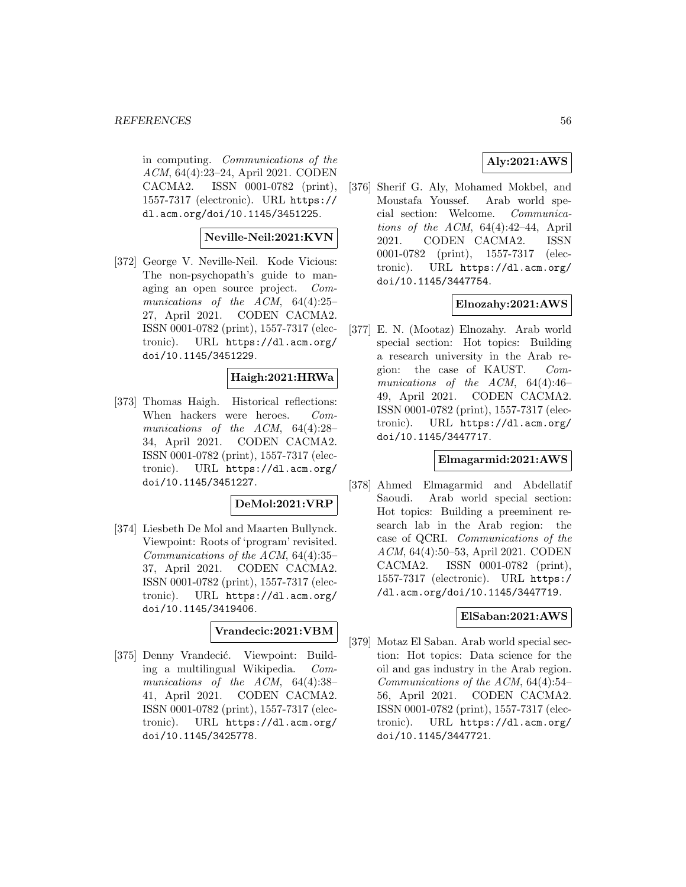in computing. *Communications of the ACM*, 64(4):23–24, April 2021. CODEN CACMA2. ISSN 0001-0782 (print), 1557-7317 (electronic). URL https://dl.acm.org/doi/10.1145/3451225.

**Neville-Neil:2021:KVN**

[372] George V. Neville-Neil. Kode Vicious: The non-psychopath's guide to managing an open source project. *Communications of the ACM*, 64(4):25–27, April 2021. CODEN CACMA2. ISSN 0001-0782 (print), 1557-7317 (electronic). URL https://dl.acm.org/doi/10.1145/3451229.

**Haigh:2021:HRWa**

[373] Thomas Haigh. Historical reflections: When hackers were heroes. *Communications of the ACM*, 64(4):28–34, April 2021. CODEN CACMA2. ISSN 0001-0782 (print), 1557-7317 (electronic). URL https://dl.acm.org/doi/10.1145/3451227.

**DeMol:2021:VRP**

[374] Liesbeth De Mol and Maarten Bullynck. Viewpoint: Roots of 'program' revisited. *Communications of the ACM*, 64(4):35–37, April 2021. CODEN CACMA2. ISSN 0001-0782 (print), 1557-7317 (electronic). URL https://dl.acm.org/doi/10.1145/3419406.

**Vrandecic:2021:VBM**

[375] Denny Vrandečić. Viewpoint: Building a multilingual Wikipedia. *Communications of the ACM*, 64(4):38–41, April 2021. CODEN CACMA2. ISSN 0001-0782 (print), 1557-7317 (electronic). URL https://dl.acm.org/doi/10.1145/3425778.

**Aly:2021:AWS**

[376] Sherif G. Aly, Mohamed Mokbel, and Moustafa Youssef. Arab world special section: Welcome. *Communications of the ACM*, 64(4):42–44, April 2021. CODEN CACMA2. ISSN 0001-0782 (print), 1557-7317 (electronic). URL https://dl.acm.org/doi/10.1145/3447754.

**Elnozahy:2021:AWS**

[377] E. N. (Mootaz) Elnozahy. Arab world special section: Hot topics: Building a research university in the Arab region: the case of KAUST. *Communications of the ACM*, 64(4):46–49, April 2021. CODEN CACMA2. ISSN 0001-0782 (print), 1557-7317 (electronic). URL https://dl.acm.org/doi/10.1145/3447717.

**Elmagarmid:2021:AWS**

[378] Ahmed Elmagarmid and Abdellatif Saoudi. Arab world special section: Hot topics: Building a preeminent research lab in the Arab region: the case of QCRI. *Communications of the ACM*, 64(4):50–53, April 2021. CODEN CACMA2. ISSN 0001-0782 (print), 1557-7317 (electronic). URL https://dl.acm.org/doi/10.1145/3447719.

**ElSaban:2021:AWS**

[379] Motaz El Saban. Arab world special section: Hot topics: Data science for the oil and gas industry in the Arab region. *Communications of the ACM*, 64(4):54–56, April 2021. CODEN CACMA2. ISSN 0001-0782 (print), 1557-7317 (electronic). URL https://dl.acm.org/doi/10.1145/3447721.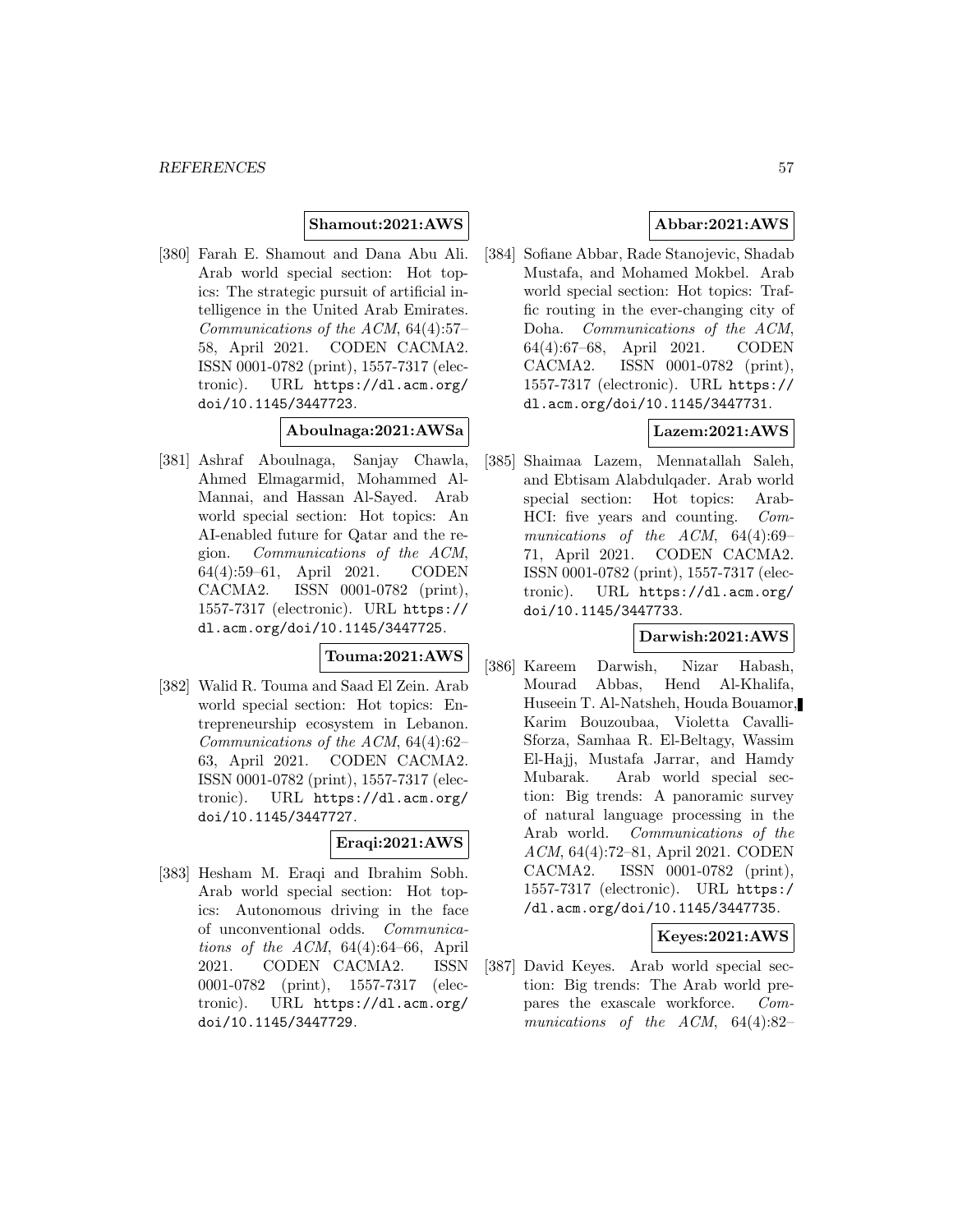**Shamout:2021:AWS**

[380] Farah E. Shamout and Dana Abu Ali. Arab world special section: Hot topics: The strategic pursuit of artificial intelligence in the United Arab Emirates. *Communications of the ACM*, 64(4):57–58, April 2021. CODEN CACMA2. ISSN 0001-0782 (print), 1557-7317 (electronic). URL https://dl.acm.org/doi/10.1145/3447723.

**Aboulnaga:2021:AWSa**

[381] Ashraf Aboulnaga, Sanjay Chawla, Ahmed Elmagarmid, Mohammed Al-Mannai, and Hassan Al-Sayed. Arab world special section: Hot topics: An AI-enabled future for Qatar and the region. *Communications of the ACM*, 64(4):59–61, April 2021. CODEN CACMA2. ISSN 0001-0782 (print), 1557-7317 (electronic). URL https://dl.acm.org/doi/10.1145/3447725.

**Touma:2021:AWS**

[382] Walid R. Touma and Saad El Zein. Arab world special section: Hot topics: Entrepreneurship ecosystem in Lebanon. *Communications of the ACM*, 64(4):62–63, April 2021. CODEN CACMA2. ISSN 0001-0782 (print), 1557-7317 (electronic). URL https://dl.acm.org/doi/10.1145/3447727.

**Eraqi:2021:AWS**

[383] Hesham M. Eraqi and Ibrahim Sobh. Arab world special section: Hot topics: Autonomous driving in the face of unconventional odds. *Communications of the ACM*, 64(4):64–66, April 2021. CODEN CACMA2. ISSN 0001-0782 (print), 1557-7317 (electronic). URL https://dl.acm.org/doi/10.1145/3447729.

**Abbar:2021:AWS**

[384] Sofiane Abbar, Rade Stanojevic, Shadab Mustafa, and Mohamed Mokbel. Arab world special section: Hot topics: Traffic routing in the ever-changing city of Doha. *Communications of the ACM*, 64(4):67–68, April 2021. CODEN CACMA2. ISSN 0001-0782 (print), 1557-7317 (electronic). URL https://dl.acm.org/doi/10.1145/3447731.

**Lazem:2021:AWS**

[385] Shaimaa Lazem, Mennatallah Saleh, and Ebtisam Alabdulqader. Arab world special section: Hot topics: Arab-HCI: five years and counting. *Communications of the ACM*, 64(4):69–71, April 2021. CODEN CACMA2. ISSN 0001-0782 (print), 1557-7317 (electronic). URL https://dl.acm.org/doi/10.1145/3447733.

**Darwish:2021:AWS**

[386] Kareem Darwish, Nizar Habash, Mourad Abbas, Hend Al-Khalifa, Huseein T. Al-Natsheh, Houda Bouamor, Karim Bouzoubaa, Violetta Cavalli-Sforza, Samhaa R. El-Beltagy, Wassim El-Hajj, Mustafa Jarrar, and Hamdy Mubarak. Arab world special section: Big trends: A panoramic survey of natural language processing in the Arab world. *Communications of the ACM*, 64(4):72–81, April 2021. CODEN CACMA2. ISSN 0001-0782 (print), 1557-7317 (electronic). URL https://dl.acm.org/doi/10.1145/3447735.

**Keyes:2021:AWS**

[387] David Keyes. Arab world special section: Big trends: The Arab world prepares the exascale workforce. *Communications of the ACM*, 64(4):82–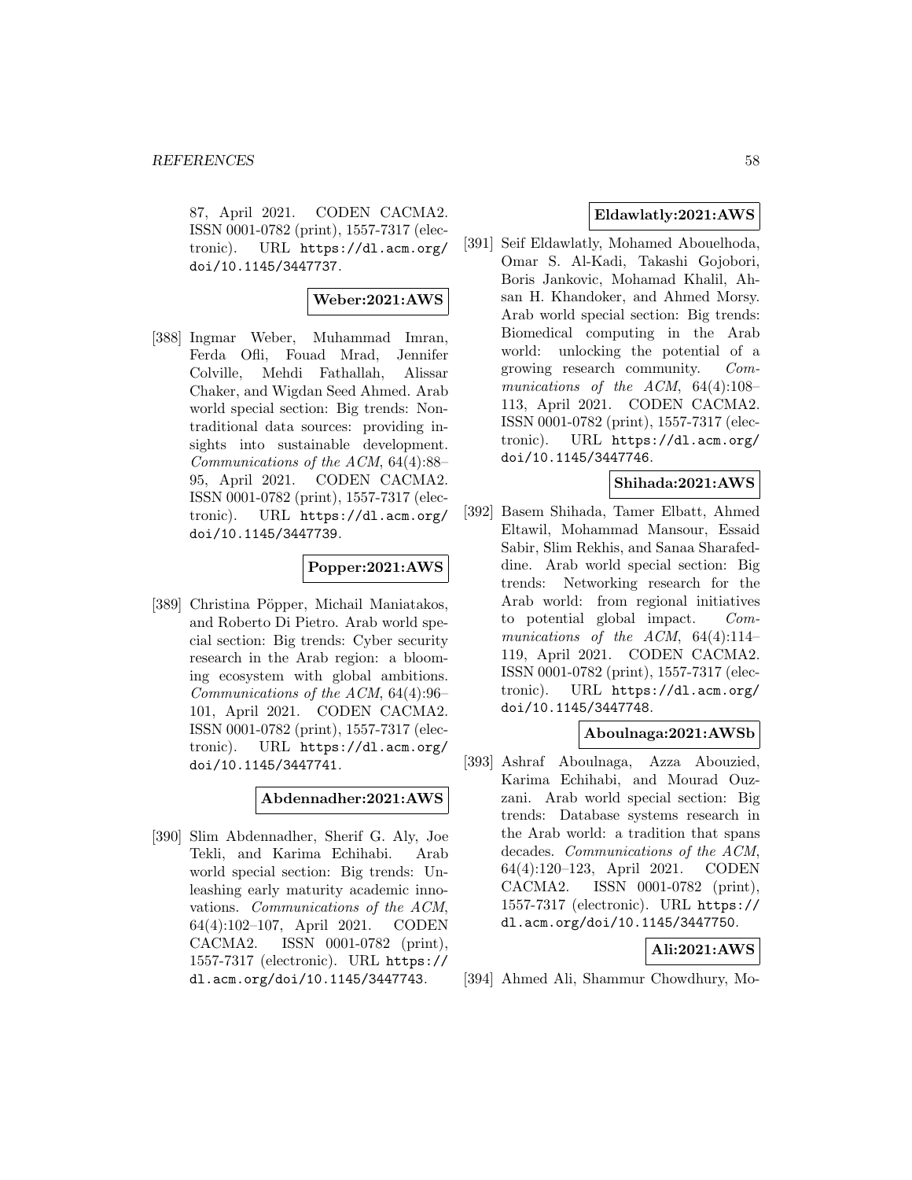87, April 2021. CODEN CACMA2. ISSN 0001-0782 (print), 1557-7317 (electronic). URL https://dl.acm.org/doi/10.1145/3447737.

**Weber:2021:AWS**

[388] Ingmar Weber, Muhammad Imran, Ferda Ofli, Fouad Mrad, Jennifer Colville, Mehdi Fathallah, Alissar Chaker, and Wigdan Seed Ahmed. Arab world special section: Big trends: Nontraditional data sources: providing insights into sustainable development. *Communications of the ACM*, 64(4):88–95, April 2021. CODEN CACMA2. ISSN 0001-0782 (print), 1557-7317 (electronic). URL https://dl.acm.org/doi/10.1145/3447739.

**Popper:2021:AWS**

[389] Christina Pöpper, Michail Maniatakos, and Roberto Di Pietro. Arab world special section: Big trends: Cyber security research in the Arab region: a blooming ecosystem with global ambitions. *Communications of the ACM*, 64(4):96–101, April 2021. CODEN CACMA2. ISSN 0001-0782 (print), 1557-7317 (electronic). URL https://dl.acm.org/doi/10.1145/3447741.

**Abdennadher:2021:AWS**

[390] Slim Abdennadher, Sherif G. Aly, Joe Tekli, and Karima Echihabi. Arab world special section: Big trends: Unleashing early maturity academic innovations. *Communications of the ACM*, 64(4):102–107, April 2021. CODEN CACMA2. ISSN 0001-0782 (print), 1557-7317 (electronic). URL https://dl.acm.org/doi/10.1145/3447743.

**Eldawlatly:2021:AWS**

[391] Seif Eldawlatly, Mohamed Abouelhoda, Omar S. Al-Kadi, Takashi Gojobori, Boris Jankovic, Mohamad Khalil, Ahsan H. Khandoker, and Ahmed Morsy. Arab world special section: Big trends: Biomedical computing in the Arab world: unlocking the potential of a growing research community. *Communications of the ACM*, 64(4):108–113, April 2021. CODEN CACMA2. ISSN 0001-0782 (print), 1557-7317 (electronic). URL https://dl.acm.org/doi/10.1145/3447746.

**Shihada:2021:AWS**

[392] Basem Shihada, Tamer Elbatt, Ahmed Eltawil, Mohammad Mansour, Essaid Sabir, Slim Rekhis, and Sanaa Sharafeddine. Arab world special section: Big trends: Networking research for the Arab world: from regional initiatives to potential global impact. *Communications of the ACM*, 64(4):114–119, April 2021. CODEN CACMA2. ISSN 0001-0782 (print), 1557-7317 (electronic). URL https://dl.acm.org/doi/10.1145/3447748.

**Aboulnaga:2021:AWSb**

[393] Ashraf Aboulnaga, Azza Abouzied, Karima Echihabi, and Mourad Ouzzani. Arab world special section: Big trends: Database systems research in the Arab world: a tradition that spans decades. *Communications of the ACM*, 64(4):120–123, April 2021. CODEN CACMA2. ISSN 0001-0782 (print), 1557-7317 (electronic). URL https://dl.acm.org/doi/10.1145/3447750.

**Ali:2021:AWS**

[394] Ahmed Ali, Shammur Chowdhury, Mo-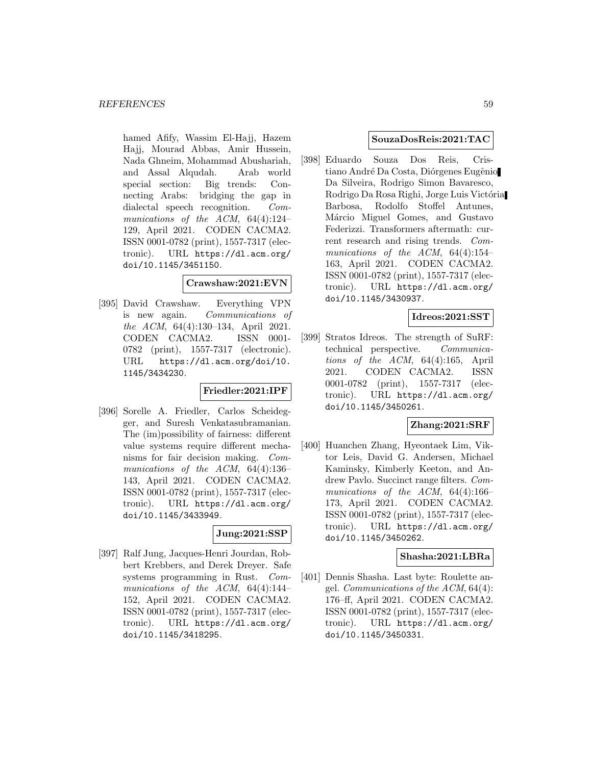hamed Afify, Wassim El-Hajj, Hazem Hajj, Mourad Abbas, Amir Hussein, Nada Ghneim, Mohammad Abushariah, and Assal Alqudah. Arab world special section: Big trends: Connecting Arabs: bridging the gap in dialectal speech recognition. *Communications of the ACM*, 64(4):124–129, April 2021. CODEN CACMA2. ISSN 0001-0782 (print), 1557-7317 (electronic). URL https://dl.acm.org/doi/10.1145/3451150.

**Crawshaw:2021:EVN**

[395] David Crawshaw. Everything VPN is new again. *Communications of the ACM*, 64(4):130–134, April 2021. CODEN CACMA2. ISSN 0001-0782 (print), 1557-7317 (electronic). URL https://dl.acm.org/doi/10.1145/3434230.

**Friedler:2021:IPF**

[396] Sorelle A. Friedler, Carlos Scheidegger, and Suresh Venkatasubramanian. The (im)possibility of fairness: different value systems require different mechanisms for fair decision making. *Communications of the ACM*, 64(4):136–143, April 2021. CODEN CACMA2. ISSN 0001-0782 (print), 1557-7317 (electronic). URL https://dl.acm.org/doi/10.1145/3433949.

**Jung:2021:SSP**

[397] Ralf Jung, Jacques-Henri Jourdan, Robbert Krebbers, and Derek Dreyer. Safe systems programming in Rust. *Communications of the ACM*, 64(4):144–152, April 2021. CODEN CACMA2. ISSN 0001-0782 (print), 1557-7317 (electronic). URL https://dl.acm.org/doi/10.1145/3418295.

**SouzaDosReis:2021:TAC**

[398] Eduardo Souza Dos Reis, Cristiano André Da Costa, Diórgenes Eugênio Da Silveira, Rodrigo Simon Bavaresco, Rodrigo Da Rosa Righi, Jorge Luis Victória Barbosa, Rodolfo Stoffel Antunes, Márcio Miguel Gomes, and Gustavo Federizzi. Transformers aftermath: current research and rising trends. *Communications of the ACM*, 64(4):154–163, April 2021. CODEN CACMA2. ISSN 0001-0782 (print), 1557-7317 (electronic). URL https://dl.acm.org/doi/10.1145/3430937.

**Idreos:2021:SST**

[399] Stratos Idreos. The strength of SuRF: technical perspective. *Communications of the ACM*, 64(4):165, April 2021. CODEN CACMA2. ISSN 0001-0782 (print), 1557-7317 (electronic). URL https://dl.acm.org/doi/10.1145/3450261.

**Zhang:2021:SRF**

[400] Huanchen Zhang, Hyeontaek Lim, Viktor Leis, David G. Andersen, Michael Kaminsky, Kimberly Keeton, and Andrew Pavlo. Succinct range filters. *Communications of the ACM*, 64(4):166–173, April 2021. CODEN CACMA2. ISSN 0001-0782 (print), 1557-7317 (electronic). URL https://dl.acm.org/doi/10.1145/3450262.

**Shasha:2021:LBRa**

[401] Dennis Shasha. Last byte: Roulette angel. *Communications of the ACM*, 64(4):176–ff, April 2021. CODEN CACMA2. ISSN 0001-0782 (print), 1557-7317 (electronic). URL https://dl.acm.org/doi/10.1145/3450331.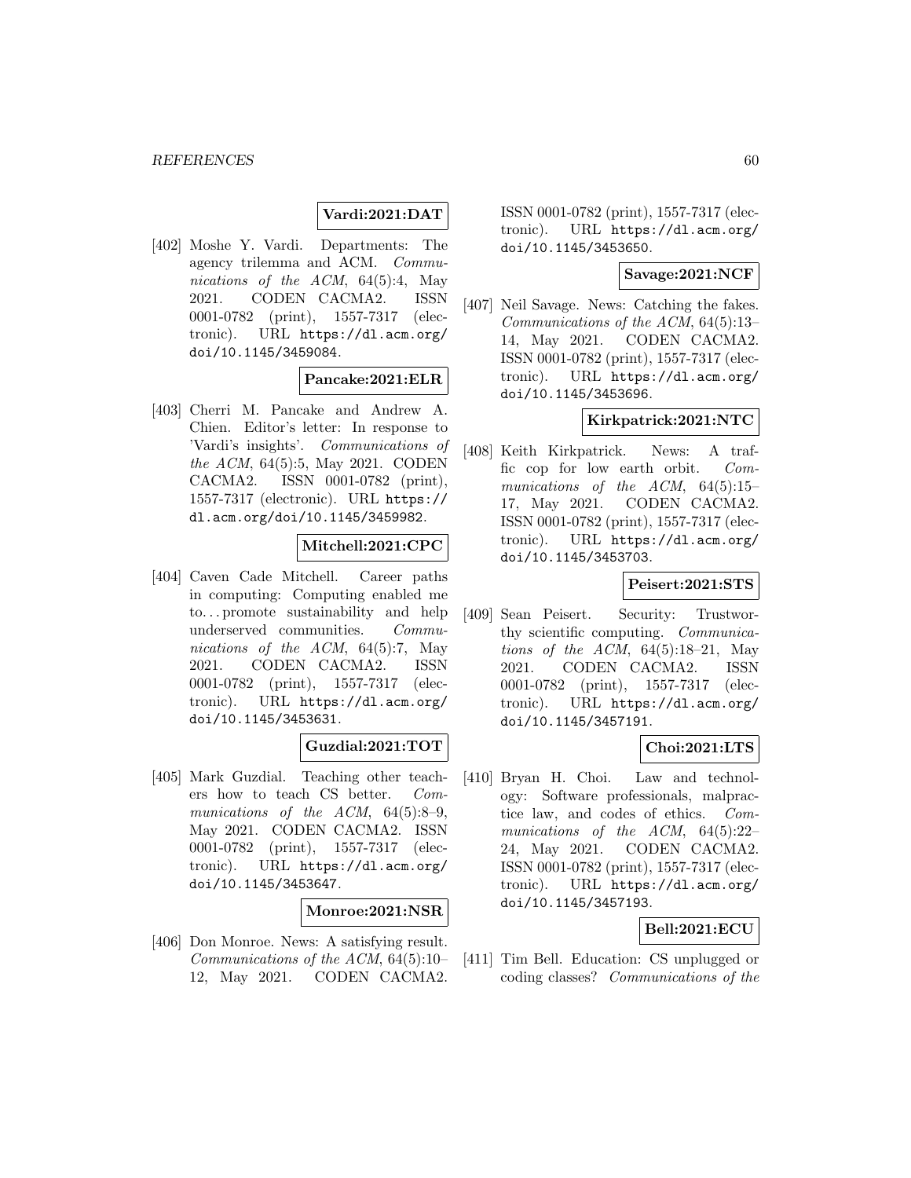**Vardi:2021:DAT**

[402] Moshe Y. Vardi. Departments: The agency trilemma and ACM. *Communications of the ACM*, 64(5):4, May 2021. CODEN CACMA2. ISSN 0001-0782 (print), 1557-7317 (electronic). URL https://dl.acm.org/doi/10.1145/3459084.

**Pancake:2021:ELR**

[403] Cherri M. Pancake and Andrew A. Chien. Editor's letter: In response to 'Vardi's insights'. *Communications of the ACM*, 64(5):5, May 2021. CODEN CACMA2. ISSN 0001-0782 (print), 1557-7317 (electronic). URL https://dl.acm.org/doi/10.1145/3459982.

**Mitchell:2021:CPC**

[404] Caven Cade Mitchell. Career paths in computing: Computing enabled me to... promote sustainability and help underserved communities. *Communications of the ACM*, 64(5):7, May 2021. CODEN CACMA2. ISSN 0001-0782 (print), 1557-7317 (electronic). URL https://dl.acm.org/doi/10.1145/3453631.

**Guzdial:2021:TOT**

[405] Mark Guzdial. Teaching other teachers how to teach CS better. *Communications of the ACM*, 64(5):8–9, May 2021. CODEN CACMA2. ISSN 0001-0782 (print), 1557-7317 (electronic). URL https://dl.acm.org/doi/10.1145/3453647.

**Monroe:2021:NSR**

[406] Don Monroe. News: A satisfying result. *Communications of the ACM*, 64(5):10–12, May 2021. CODEN CACMA2. ISSN 0001-0782 (print), 1557-7317 (electronic). URL https://dl.acm.org/doi/10.1145/3453650.

**Savage:2021:NCF**

[407] Neil Savage. News: Catching the fakes. *Communications of the ACM*, 64(5):13–14, May 2021. CODEN CACMA2. ISSN 0001-0782 (print), 1557-7317 (electronic). URL https://dl.acm.org/doi/10.1145/3453696.

**Kirkpatrick:2021:NTC**

[408] Keith Kirkpatrick. News: A traffic cop for low earth orbit. *Communications of the ACM*, 64(5):15–17, May 2021. CODEN CACMA2. ISSN 0001-0782 (print), 1557-7317 (electronic). URL https://dl.acm.org/doi/10.1145/3453703.

**Peisert:2021:STS**

[409] Sean Peisert. Security: Trustworthy scientific computing. *Communications of the ACM*, 64(5):18–21, May 2021. CODEN CACMA2. ISSN 0001-0782 (print), 1557-7317 (electronic). URL https://dl.acm.org/doi/10.1145/3457191.

**Choi:2021:LTS**

[410] Bryan H. Choi. Law and technology: Software professionals, malpractice law, and codes of ethics. *Communications of the ACM*, 64(5):22–24, May 2021. CODEN CACMA2. ISSN 0001-0782 (print), 1557-7317 (electronic). URL https://dl.acm.org/doi/10.1145/3457193.

**Bell:2021:ECU**

[411] Tim Bell. Education: CS unplugged or coding classes? *Communications of the*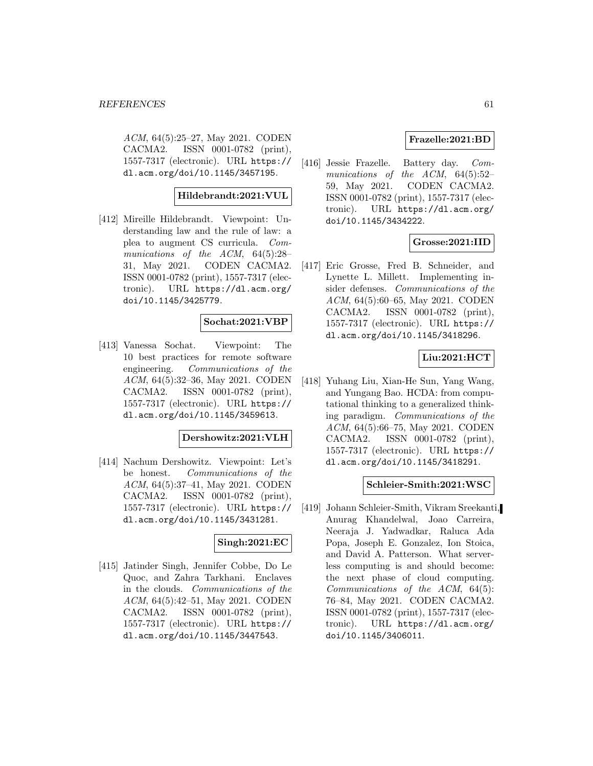*ACM*, 64(5):25–27, May 2021. CODEN CACMA2. ISSN 0001-0782 (print), 1557-7317 (electronic). URL https://dl.acm.org/doi/10.1145/3457195.

**Hildebrandt:2021:VUL**

[412] Mireille Hildebrandt. Viewpoint: Understanding law and the rule of law: a plea to augment CS curricula. *Communications of the ACM*, 64(5):28–31, May 2021. CODEN CACMA2. ISSN 0001-0782 (print), 1557-7317 (electronic). URL https://dl.acm.org/doi/10.1145/3425779.

**Sochat:2021:VBP**

[413] Vanessa Sochat. Viewpoint: The 10 best practices for remote software engineering. *Communications of the ACM*, 64(5):32–36, May 2021. CODEN CACMA2. ISSN 0001-0782 (print), 1557-7317 (electronic). URL https://dl.acm.org/doi/10.1145/3459613.

**Dershowitz:2021:VLH**

[414] Nachum Dershowitz. Viewpoint: Let's be honest. *Communications of the ACM*, 64(5):37–41, May 2021. CODEN CACMA2. ISSN 0001-0782 (print), 1557-7317 (electronic). URL https://dl.acm.org/doi/10.1145/3431281.

**Singh:2021:EC**

[415] Jatinder Singh, Jennifer Cobbe, Do Le Quoc, and Zahra Tarkhani. Enclaves in the clouds. *Communications of the ACM*, 64(5):42–51, May 2021. CODEN CACMA2. ISSN 0001-0782 (print), 1557-7317 (electronic). URL https://dl.acm.org/doi/10.1145/3447543.

**Frazelle:2021:BD**

[416] Jessie Frazelle. Battery day. *Communications of the ACM*, 64(5):52–59, May 2021. CODEN CACMA2. ISSN 0001-0782 (print), 1557-7317 (electronic). URL https://dl.acm.org/doi/10.1145/3434222.

**Grosse:2021:IID**

[417] Eric Grosse, Fred B. Schneider, and Lynette L. Millett. Implementing insider defenses. *Communications of the ACM*, 64(5):60–65, May 2021. CODEN CACMA2. ISSN 0001-0782 (print), 1557-7317 (electronic). URL https://dl.acm.org/doi/10.1145/3418296.

**Liu:2021:HCT**

[418] Yuhang Liu, Xian-He Sun, Yang Wang, and Yungang Bao. HCDA: from computational thinking to a generalized thinking paradigm. *Communications of the ACM*, 64(5):66–75, May 2021. CODEN CACMA2. ISSN 0001-0782 (print), 1557-7317 (electronic). URL https://dl.acm.org/doi/10.1145/3418291.

**Schleier-Smith:2021:WSC**

[419] Johann Schleier-Smith, Vikram Sreekanti, Anurag Khandelwal, Joao Carreira, Neeraja J. Yadwadkar, Raluca Ada Popa, Joseph E. Gonzalez, Ion Stoica, and David A. Patterson. What serverless computing is and should become: the next phase of cloud computing. *Communications of the ACM*, 64(5):76–84, May 2021. CODEN CACMA2. ISSN 0001-0782 (print), 1557-7317 (electronic). URL https://dl.acm.org/doi/10.1145/3406011.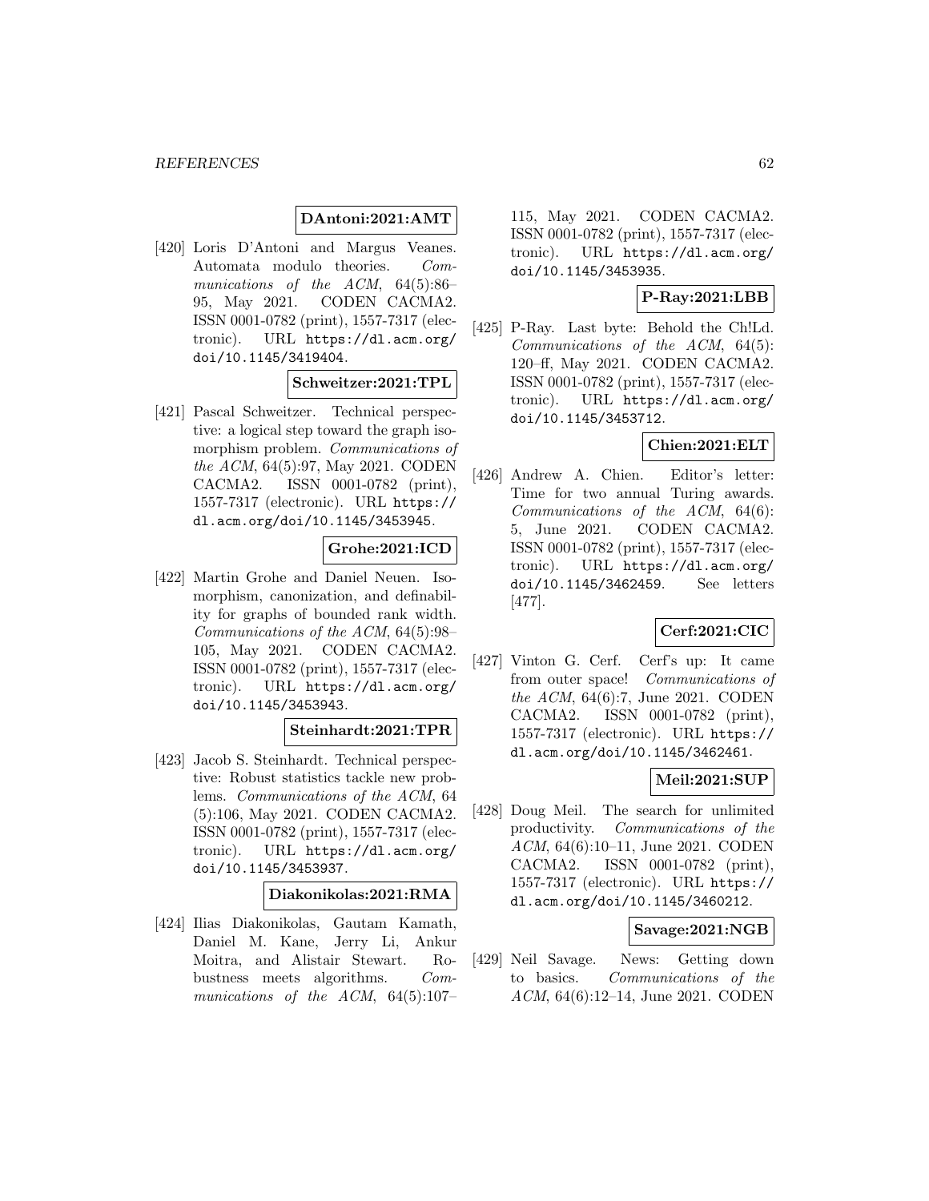**DAntoni:2021:AMT**

[420] Loris D'Antoni and Margus Veanes. Automata modulo theories. *Communications of the ACM*, 64(5):86–95, May 2021. CODEN CACMA2. ISSN 0001-0782 (print), 1557-7317 (electronic). URL https://dl.acm.org/doi/10.1145/3419404.

**Schweitzer:2021:TPL**

[421] Pascal Schweitzer. Technical perspective: a logical step toward the graph isomorphism problem. *Communications of the ACM*, 64(5):97, May 2021. CODEN CACMA2. ISSN 0001-0782 (print), 1557-7317 (electronic). URL https://dl.acm.org/doi/10.1145/3453945.

**Grohe:2021:ICD**

[422] Martin Grohe and Daniel Neuen. Isomorphism, canonization, and definability for graphs of bounded rank width. *Communications of the ACM*, 64(5):98–105, May 2021. CODEN CACMA2. ISSN 0001-0782 (print), 1557-7317 (electronic). URL https://dl.acm.org/doi/10.1145/3453943.

**Steinhardt:2021:TPR**

[423] Jacob S. Steinhardt. Technical perspective: Robust statistics tackle new problems. *Communications of the ACM*, 64 (5):106, May 2021. CODEN CACMA2. ISSN 0001-0782 (print), 1557-7317 (electronic). URL https://dl.acm.org/doi/10.1145/3453937.

**Diakonikolas:2021:RMA**

[424] Ilias Diakonikolas, Gautam Kamath, Daniel M. Kane, Jerry Li, Ankur Moitra, and Alistair Stewart. Robustness meets algorithms. *Communications of the ACM*, 64(5):107–115, May 2021. CODEN CACMA2. ISSN 0001-0782 (print), 1557-7317 (electronic). URL https://dl.acm.org/doi/10.1145/3453935.

**P-Ray:2021:LBB**

[425] P-Ray. Last byte: Behold the Ch!Ld. *Communications of the ACM*, 64(5): 120–ff, May 2021. CODEN CACMA2. ISSN 0001-0782 (print), 1557-7317 (electronic). URL https://dl.acm.org/doi/10.1145/3453712.

**Chien:2021:ELT**

[426] Andrew A. Chien. Editor's letter: Time for two annual Turing awards. *Communications of the ACM*, 64(6): 5, June 2021. CODEN CACMA2. ISSN 0001-0782 (print), 1557-7317 (electronic). URL https://dl.acm.org/doi/10.1145/3462459. See letters [477].

**Cerf:2021:CIC**

[427] Vinton G. Cerf. Cerf's up: It came from outer space! *Communications of the ACM*, 64(6):7, June 2021. CODEN CACMA2. ISSN 0001-0782 (print), 1557-7317 (electronic). URL https://dl.acm.org/doi/10.1145/3462461.

**Meil:2021:SUP**

[428] Doug Meil. The search for unlimited productivity. *Communications of the ACM*, 64(6):10–11, June 2021. CODEN CACMA2. ISSN 0001-0782 (print), 1557-7317 (electronic). URL https://dl.acm.org/doi/10.1145/3460212.

**Savage:2021:NGB**

[429] Neil Savage. News: Getting down to basics. *Communications of the ACM*, 64(6):12–14, June 2021. CODEN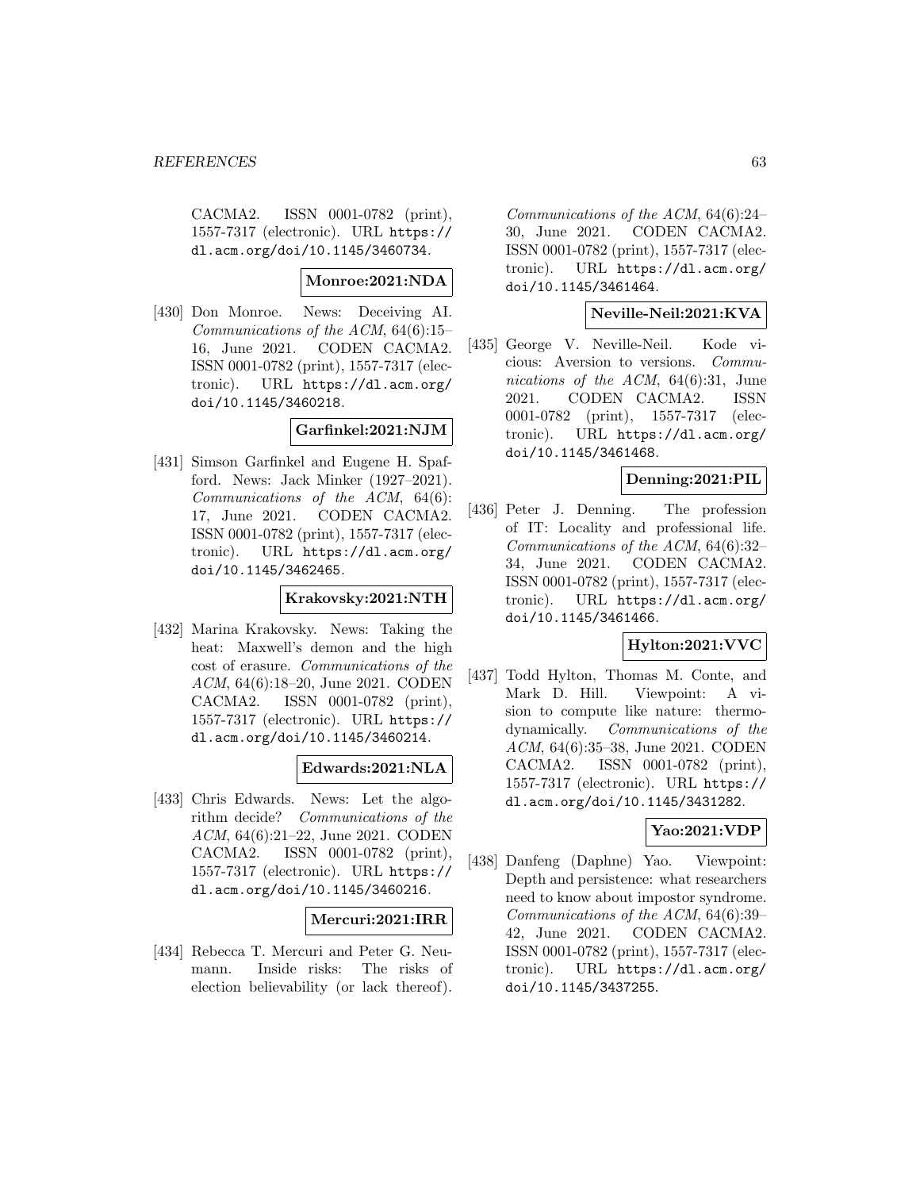CACMA2. ISSN 0001-0782 (print), 1557-7317 (electronic). URL https://dl.acm.org/doi/10.1145/3460734.

**Monroe:2021:NDA**

[430] Don Monroe. News: Deceiving AI. *Communications of the ACM*, 64(6):15–16, June 2021. CODEN CACMA2. ISSN 0001-0782 (print), 1557-7317 (electronic). URL https://dl.acm.org/doi/10.1145/3460218.

**Garfinkel:2021:NJM**

[431] Simson Garfinkel and Eugene H. Spafford. News: Jack Minker (1927–2021). *Communications of the ACM*, 64(6):17, June 2021. CODEN CACMA2. ISSN 0001-0782 (print), 1557-7317 (electronic). URL https://dl.acm.org/doi/10.1145/3462465.

**Krakovsky:2021:NTH**

[432] Marina Krakovsky. News: Taking the heat: Maxwell's demon and the high cost of erasure. *Communications of the ACM*, 64(6):18–20, June 2021. CODEN CACMA2. ISSN 0001-0782 (print), 1557-7317 (electronic). URL https://dl.acm.org/doi/10.1145/3460214.

**Edwards:2021:NLA**

[433] Chris Edwards. News: Let the algorithm decide? *Communications of the ACM*, 64(6):21–22, June 2021. CODEN CACMA2. ISSN 0001-0782 (print), 1557-7317 (electronic). URL https://dl.acm.org/doi/10.1145/3460216.

**Mercuri:2021:IRR**

[434] Rebecca T. Mercuri and Peter G. Neumann. Inside risks: The risks of election believability (or lack thereof). *Communications of the ACM*, 64(6):24–30, June 2021. CODEN CACMA2. ISSN 0001-0782 (print), 1557-7317 (electronic). URL https://dl.acm.org/doi/10.1145/3461464.

**Neville-Neil:2021:KVA**

[435] George V. Neville-Neil. Kode vicious: Aversion to versions. *Communications of the ACM*, 64(6):31, June 2021. CODEN CACMA2. ISSN 0001-0782 (print), 1557-7317 (electronic). URL https://dl.acm.org/doi/10.1145/3461468.

**Denning:2021:PIL**

[436] Peter J. Denning. The profession of IT: Locality and professional life. *Communications of the ACM*, 64(6):32–34, June 2021. CODEN CACMA2. ISSN 0001-0782 (print), 1557-7317 (electronic). URL https://dl.acm.org/doi/10.1145/3461466.

**Hylton:2021:VVC**

[437] Todd Hylton, Thomas M. Conte, and Mark D. Hill. Viewpoint: A vision to compute like nature: thermodynamically. *Communications of the ACM*, 64(6):35–38, June 2021. CODEN CACMA2. ISSN 0001-0782 (print), 1557-7317 (electronic). URL https://dl.acm.org/doi/10.1145/3431282.

**Yao:2021:VDP**

[438] Danfeng (Daphne) Yao. Viewpoint: Depth and persistence: what researchers need to know about impostor syndrome. *Communications of the ACM*, 64(6):39–42, June 2021. CODEN CACMA2. ISSN 0001-0782 (print), 1557-7317 (electronic). URL https://dl.acm.org/doi/10.1145/3437255.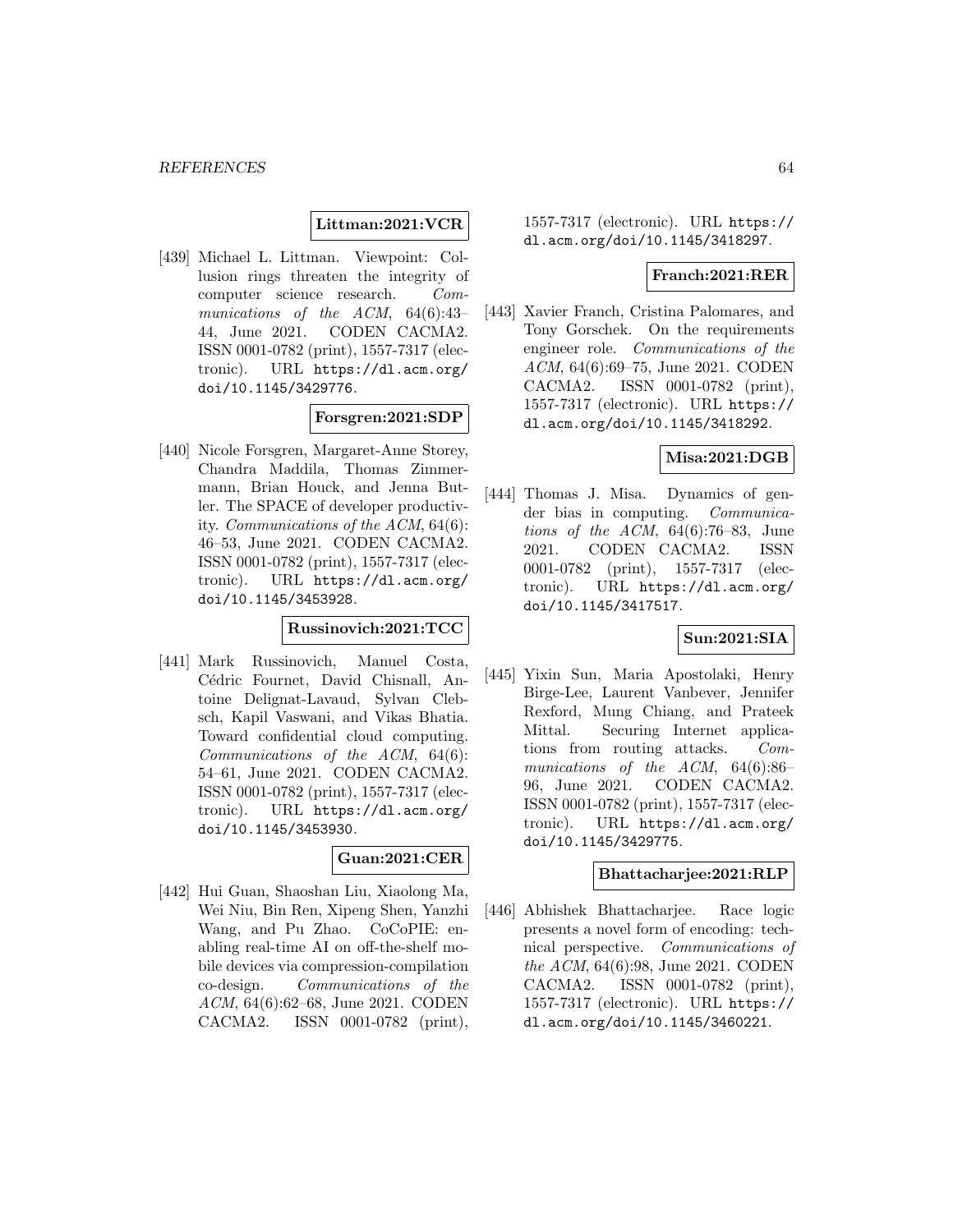**Littman:2021:VCR**

[439] Michael L. Littman. Viewpoint: Collusion rings threaten the integrity of computer science research. *Communications of the ACM*, 64(6):43–44, June 2021. CODEN CACMA2. ISSN 0001-0782 (print), 1557-7317 (electronic). URL https://dl.acm.org/doi/10.1145/3429776.

**Forsgren:2021:SDP**

[440] Nicole Forsgren, Margaret-Anne Storey, Chandra Maddila, Thomas Zimmermann, Brian Houck, and Jenna Butler. The SPACE of developer productivity. *Communications of the ACM*, 64(6): 46–53, June 2021. CODEN CACMA2. ISSN 0001-0782 (print), 1557-7317 (electronic). URL https://dl.acm.org/doi/10.1145/3453928.

**Russinovich:2021:TCC**

[441] Mark Russinovich, Manuel Costa, Cédric Fournet, David Chisnall, Antoine Delignat-Lavaud, Sylvan Clebsch, Kapil Vaswani, and Vikas Bhatia. Toward confidential cloud computing. *Communications of the ACM*, 64(6): 54–61, June 2021. CODEN CACMA2. ISSN 0001-0782 (print), 1557-7317 (electronic). URL https://dl.acm.org/doi/10.1145/3453930.

**Guan:2021:CER**

[442] Hui Guan, Shaoshan Liu, Xiaolong Ma, Wei Niu, Bin Ren, Xipeng Shen, Yanzhi Wang, and Pu Zhao. CoCoPIE: enabling real-time AI on off-the-shelf mobile devices via compression-compilation co-design. *Communications of the ACM*, 64(6):62–68, June 2021. CODEN CACMA2. ISSN 0001-0782 (print), 1557-7317 (electronic). URL https://dl.acm.org/doi/10.1145/3418297.

**Franch:2021:RER**

[443] Xavier Franch, Cristina Palomares, and Tony Gorschek. On the requirements engineer role. *Communications of the ACM*, 64(6):69–75, June 2021. CODEN CACMA2. ISSN 0001-0782 (print), 1557-7317 (electronic). URL https://dl.acm.org/doi/10.1145/3418292.

**Misa:2021:DGB**

[444] Thomas J. Misa. Dynamics of gender bias in computing. *Communications of the ACM*, 64(6):76–83, June 2021. CODEN CACMA2. ISSN 0001-0782 (print), 1557-7317 (electronic). URL https://dl.acm.org/doi/10.1145/3417517.

**Sun:2021:SIA**

[445] Yixin Sun, Maria Apostolaki, Henry Birge-Lee, Laurent Vanbever, Jennifer Rexford, Mung Chiang, and Prateek Mittal. Securing Internet applications from routing attacks. *Communications of the ACM*, 64(6):86–96, June 2021. CODEN CACMA2. ISSN 0001-0782 (print), 1557-7317 (electronic). URL https://dl.acm.org/doi/10.1145/3429775.

**Bhattacharjee:2021:RLP**

[446] Abhishek Bhattacharjee. Race logic presents a novel form of encoding: technical perspective. *Communications of the ACM*, 64(6):98, June 2021. CODEN CACMA2. ISSN 0001-0782 (print), 1557-7317 (electronic). URL https://dl.acm.org/doi/10.1145/3460221.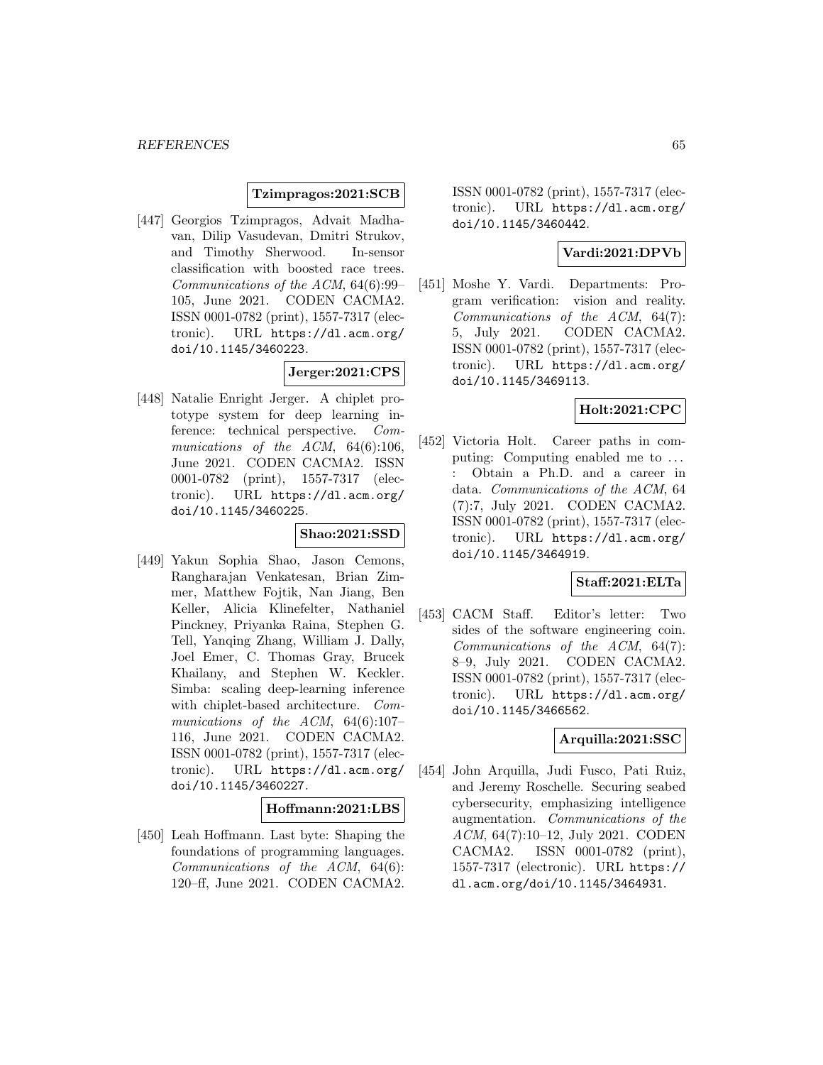**Tzimpragos:2021:SCB**

[447] Georgios Tzimpragos, Advait Madhavan, Dilip Vasudevan, Dmitri Strukov, and Timothy Sherwood. In-sensor classification with boosted race trees. *Communications of the ACM*, 64(6):99–105, June 2021. CODEN CACMA2. ISSN 0001-0782 (print), 1557-7317 (electronic). URL https://dl.acm.org/doi/10.1145/3460223.

**Jerger:2021:CPS**

[448] Natalie Enright Jerger. A chiplet prototype system for deep learning inference: technical perspective. *Communications of the ACM*, 64(6):106, June 2021. CODEN CACMA2. ISSN 0001-0782 (print), 1557-7317 (electronic). URL https://dl.acm.org/doi/10.1145/3460225.

**Shao:2021:SSD**

[449] Yakun Sophia Shao, Jason Cemons, Rangharajan Venkatesan, Brian Zimmer, Matthew Fojtik, Nan Jiang, Ben Keller, Alicia Klinefelter, Nathaniel Pinckney, Priyanka Raina, Stephen G. Tell, Yanqing Zhang, William J. Dally, Joel Emer, C. Thomas Gray, Brucek Khailany, and Stephen W. Keckler. Simba: scaling deep-learning inference with chiplet-based architecture. *Communications of the ACM*, 64(6):107–116, June 2021. CODEN CACMA2. ISSN 0001-0782 (print), 1557-7317 (electronic). URL https://dl.acm.org/doi/10.1145/3460227.

**Hoffmann:2021:LBS**

[450] Leah Hoffmann. Last byte: Shaping the foundations of programming languages. *Communications of the ACM*, 64(6):120–ff, June 2021. CODEN CACMA2. ISSN 0001-0782 (print), 1557-7317 (electronic). URL https://dl.acm.org/doi/10.1145/3460442.

**Vardi:2021:DPVb**

[451] Moshe Y. Vardi. Departments: Program verification: vision and reality. *Communications of the ACM*, 64(7):5, July 2021. CODEN CACMA2. ISSN 0001-0782 (print), 1557-7317 (electronic). URL https://dl.acm.org/doi/10.1145/3469113.

**Holt:2021:CPC**

[452] Victoria Holt. Career paths in computing: Computing enabled me to ... : Obtain a Ph.D. and a career in data. *Communications of the ACM*, 64(7):7, July 2021. CODEN CACMA2. ISSN 0001-0782 (print), 1557-7317 (electronic). URL https://dl.acm.org/doi/10.1145/3464919.

**Staff:2021:ELTa**

[453] CACM Staff. Editor's letter: Two sides of the software engineering coin. *Communications of the ACM*, 64(7):8–9, July 2021. CODEN CACMA2. ISSN 0001-0782 (print), 1557-7317 (electronic). URL https://dl.acm.org/doi/10.1145/3466562.

**Arquilla:2021:SSC**

[454] John Arquilla, Judi Fusco, Pati Ruiz, and Jeremy Roschelle. Securing seabed cybersecurity, emphasizing intelligence augmentation. *Communications of the ACM*, 64(7):10–12, July 2021. CODEN CACMA2. ISSN 0001-0782 (print), 1557-7317 (electronic). URL https://dl.acm.org/doi/10.1145/3464931.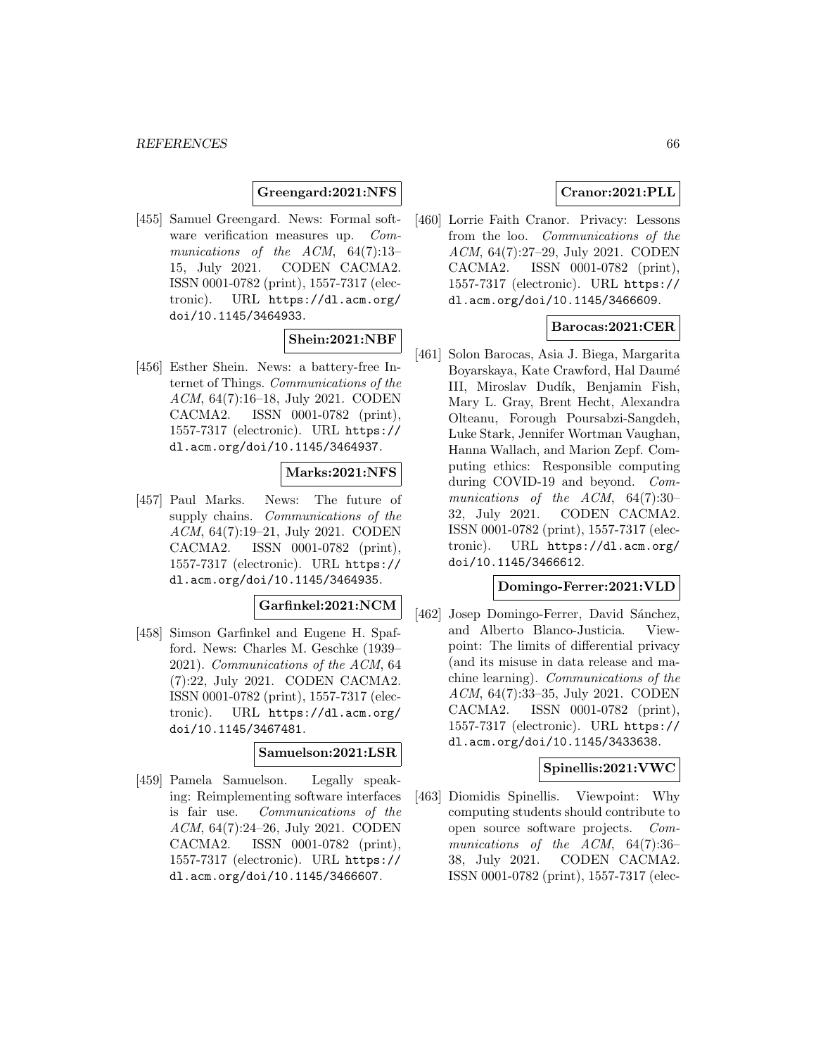**Greengard:2021:NFS**

[455] Samuel Greengard. News: Formal software verification measures up. *Communications of the ACM*, 64(7):13–15, July 2021. CODEN CACMA2. ISSN 0001-0782 (print), 1557-7317 (electronic). URL https://dl.acm.org/doi/10.1145/3464933.

**Shein:2021:NBF**

[456] Esther Shein. News: a battery-free Internet of Things. *Communications of the ACM*, 64(7):16–18, July 2021. CODEN CACMA2. ISSN 0001-0782 (print), 1557-7317 (electronic). URL https://dl.acm.org/doi/10.1145/3464937.

**Marks:2021:NFS**

[457] Paul Marks. News: The future of supply chains. *Communications of the ACM*, 64(7):19–21, July 2021. CODEN CACMA2. ISSN 0001-0782 (print), 1557-7317 (electronic). URL https://dl.acm.org/doi/10.1145/3464935.

**Garfinkel:2021:NCM**

[458] Simson Garfinkel and Eugene H. Spafford. News: Charles M. Geschke (1939–2021). *Communications of the ACM*, 64(7):22, July 2021. CODEN CACMA2. ISSN 0001-0782 (print), 1557-7317 (electronic). URL https://dl.acm.org/doi/10.1145/3467481.

**Samuelson:2021:LSR**

[459] Pamela Samuelson. Legally speaking: Reimplementing software interfaces is fair use. *Communications of the ACM*, 64(7):24–26, July 2021. CODEN CACMA2. ISSN 0001-0782 (print), 1557-7317 (electronic). URL https://dl.acm.org/doi/10.1145/3466607.

**Cranor:2021:PLL**

[460] Lorrie Faith Cranor. Privacy: Lessons from the loo. *Communications of the ACM*, 64(7):27–29, July 2021. CODEN CACMA2. ISSN 0001-0782 (print), 1557-7317 (electronic). URL https://dl.acm.org/doi/10.1145/3466609.

**Barocas:2021:CER**

[461] Solon Barocas, Asia J. Biega, Margarita Boyarskaya, Kate Crawford, Hal Daumé III, Miroslav Dudík, Benjamin Fish, Mary L. Gray, Brent Hecht, Alexandra Olteanu, Forough Poursabzi-Sangdeh, Luke Stark, Jennifer Wortman Vaughan, Hanna Wallach, and Marion Zepf. Computing ethics: Responsible computing during COVID-19 and beyond. *Communications of the ACM*, 64(7):30–32, July 2021. CODEN CACMA2. ISSN 0001-0782 (print), 1557-7317 (electronic). URL https://dl.acm.org/doi/10.1145/3466612.

**Domingo-Ferrer:2021:VLD**

[462] Josep Domingo-Ferrer, David Sánchez, and Alberto Blanco-Justicia. Viewpoint: The limits of differential privacy (and its misuse in data release and machine learning). *Communications of the ACM*, 64(7):33–35, July 2021. CODEN CACMA2. ISSN 0001-0782 (print), 1557-7317 (electronic). URL https://dl.acm.org/doi/10.1145/3433638.

**Spinellis:2021:VWC**

[463] Diomidis Spinellis. Viewpoint: Why computing students should contribute to open source software projects. *Communications of the ACM*, 64(7):36–38, July 2021. CODEN CACMA2. ISSN 0001-0782 (print), 1557-7317 (elec-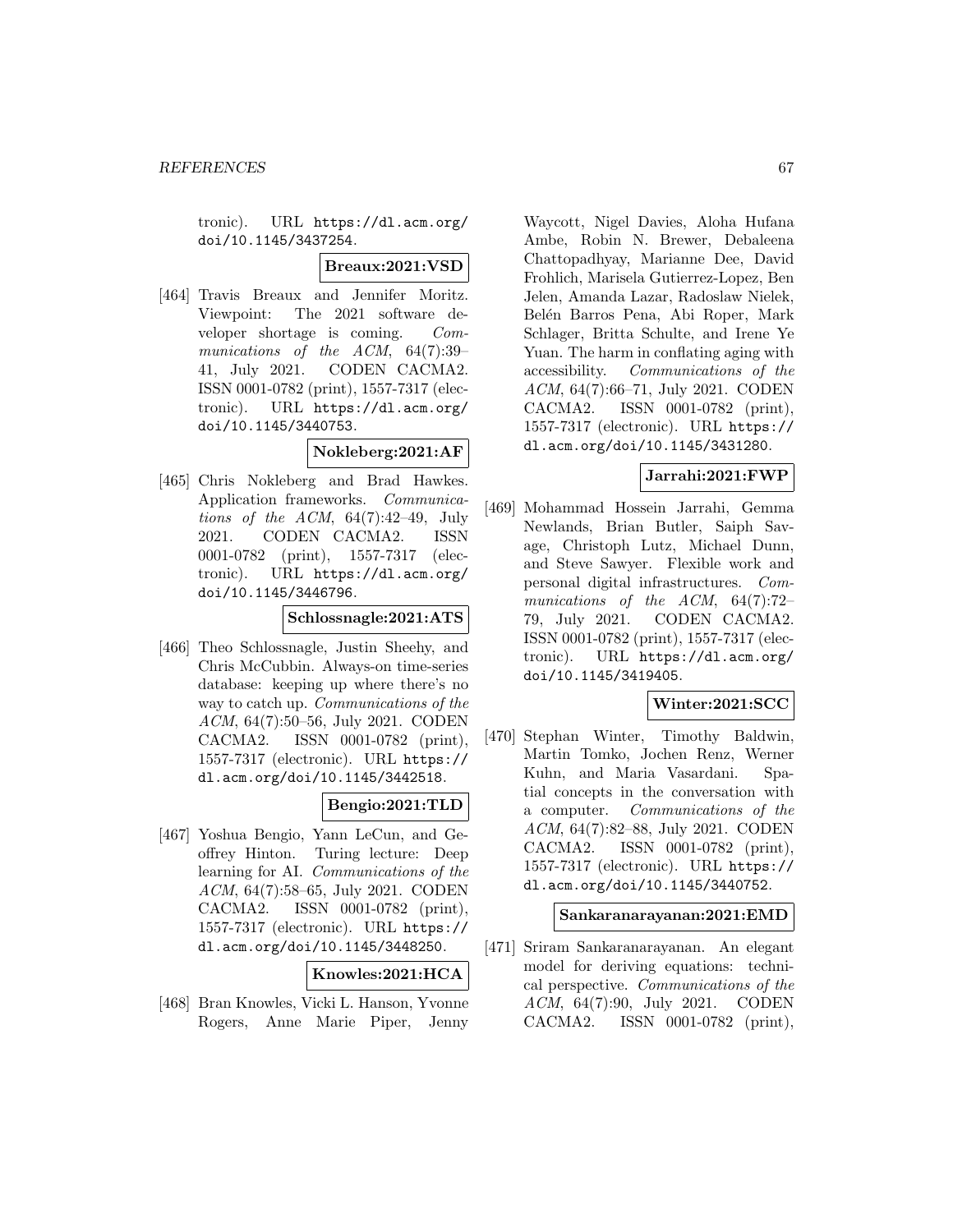tronic). URL https://dl.acm.org/doi/10.1145/3437254.

**Breaux:2021:VSD**

[464] Travis Breaux and Jennifer Moritz. Viewpoint: The 2021 software developer shortage is coming. *Communications of the ACM*, 64(7):39–41, July 2021. CODEN CACMA2. ISSN 0001-0782 (print), 1557-7317 (electronic). URL https://dl.acm.org/doi/10.1145/3440753.

**Nokleberg:2021:AF**

[465] Chris Nokleberg and Brad Hawkes. Application frameworks. *Communications of the ACM*, 64(7):42–49, July 2021. CODEN CACMA2. ISSN 0001-0782 (print), 1557-7317 (electronic). URL https://dl.acm.org/doi/10.1145/3446796.

**Schlossnagle:2021:ATS**

[466] Theo Schlossnagle, Justin Sheehy, and Chris McCubbin. Always-on time-series database: keeping up where there's no way to catch up. *Communications of the ACM*, 64(7):50–56, July 2021. CODEN CACMA2. ISSN 0001-0782 (print), 1557-7317 (electronic). URL https://dl.acm.org/doi/10.1145/3442518.

**Bengio:2021:TLD**

[467] Yoshua Bengio, Yann LeCun, and Geoffrey Hinton. Turing lecture: Deep learning for AI. *Communications of the ACM*, 64(7):58–65, July 2021. CODEN CACMA2. ISSN 0001-0782 (print), 1557-7317 (electronic). URL https://dl.acm.org/doi/10.1145/3448250.

**Knowles:2021:HCA**

[468] Bran Knowles, Vicki L. Hanson, Yvonne Rogers, Anne Marie Piper, Jenny Waycott, Nigel Davies, Aloha Hufana Ambe, Robin N. Brewer, Debaleena Chattopadhyay, Marianne Dee, David Frohlich, Marisela Gutierrez-Lopez, Ben Jelen, Amanda Lazar, Radoslaw Nielek, Belén Barros Pena, Abi Roper, Mark Schlager, Britta Schulte, and Irene Ye Yuan. The harm in conflating aging with accessibility. *Communications of the ACM*, 64(7):66–71, July 2021. CODEN CACMA2. ISSN 0001-0782 (print), 1557-7317 (electronic). URL https://dl.acm.org/doi/10.1145/3431280.

**Jarrahi:2021:FWP**

[469] Mohammad Hossein Jarrahi, Gemma Newlands, Brian Butler, Saiph Savage, Christoph Lutz, Michael Dunn, and Steve Sawyer. Flexible work and personal digital infrastructures. *Communications of the ACM*, 64(7):72–79, July 2021. CODEN CACMA2. ISSN 0001-0782 (print), 1557-7317 (electronic). URL https://dl.acm.org/doi/10.1145/3419405.

**Winter:2021:SCC**

[470] Stephan Winter, Timothy Baldwin, Martin Tomko, Jochen Renz, Werner Kuhn, and Maria Vasardani. Spatial concepts in the conversation with a computer. *Communications of the ACM*, 64(7):82–88, July 2021. CODEN CACMA2. ISSN 0001-0782 (print), 1557-7317 (electronic). URL https://dl.acm.org/doi/10.1145/3440752.

**Sankaranarayanan:2021:EMD**

[471] Sriram Sankaranarayanan. An elegant model for deriving equations: technical perspective. *Communications of the ACM*, 64(7):90, July 2021. CODEN CACMA2. ISSN 0001-0782 (print),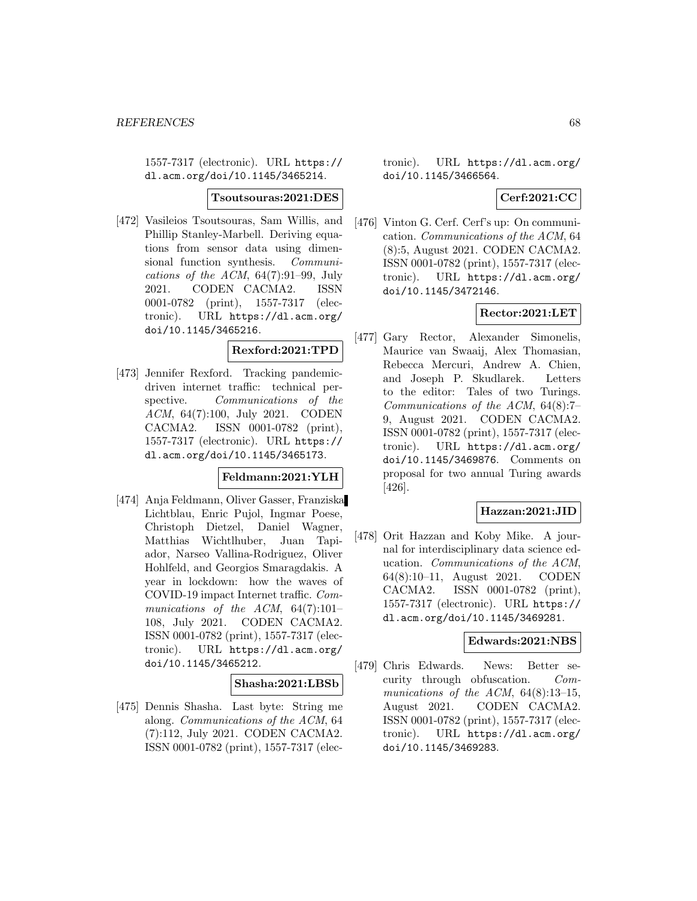1557-7317 (electronic). URL https://dl.acm.org/doi/10.1145/3465214.

**Tsoutsouras:2021:DES**

[472] Vasileios Tsoutsouras, Sam Willis, and Phillip Stanley-Marbell. Deriving equations from sensor data using dimensional function synthesis. *Communications of the ACM*, 64(7):91–99, July 2021. CODEN CACMA2. ISSN 0001-0782 (print), 1557-7317 (electronic). URL https://dl.acm.org/doi/10.1145/3465216.

**Rexford:2021:TPD**

[473] Jennifer Rexford. Tracking pandemic-driven internet traffic: technical perspective. *Communications of the ACM*, 64(7):100, July 2021. CODEN CACMA2. ISSN 0001-0782 (print), 1557-7317 (electronic). URL https://dl.acm.org/doi/10.1145/3465173.

**Feldmann:2021:YLH**

[474] Anja Feldmann, Oliver Gasser, Franziska Lichtblau, Enric Pujol, Ingmar Poese, Christoph Dietzel, Daniel Wagner, Matthias Wichtlhuber, Juan Tapiador, Narseo Vallina-Rodriguez, Oliver Hohlfeld, and Georgios Smaragdakis. A year in lockdown: how the waves of COVID-19 impact Internet traffic. *Communications of the ACM*, 64(7):101–108, July 2021. CODEN CACMA2. ISSN 0001-0782 (print), 1557-7317 (electronic). URL https://dl.acm.org/doi/10.1145/3465212.

**Shasha:2021:LBSb**

[475] Dennis Shasha. Last byte: String me along. *Communications of the ACM*, 64 (7):112, July 2021. CODEN CACMA2. ISSN 0001-0782 (print), 1557-7317 (electronic). URL https://dl.acm.org/doi/10.1145/3466564.

**Cerf:2021:CC**

[476] Vinton G. Cerf. Cerf's up: On communication. *Communications of the ACM*, 64 (8):5, August 2021. CODEN CACMA2. ISSN 0001-0782 (print), 1557-7317 (electronic). URL https://dl.acm.org/doi/10.1145/3472146.

**Rector:2021:LET**

[477] Gary Rector, Alexander Simonelis, Maurice van Swaaij, Alex Thomasian, Rebecca Mercuri, Andrew A. Chien, and Joseph P. Skudlarek. Letters to the editor: Tales of two Turings. *Communications of the ACM*, 64(8):7–9, August 2021. CODEN CACMA2. ISSN 0001-0782 (print), 1557-7317 (electronic). URL https://dl.acm.org/doi/10.1145/3469876. Comments on proposal for two annual Turing awards [426].

**Hazzan:2021:JID**

[478] Orit Hazzan and Koby Mike. A journal for interdisciplinary data science education. *Communications of the ACM*, 64(8):10–11, August 2021. CODEN CACMA2. ISSN 0001-0782 (print), 1557-7317 (electronic). URL https://dl.acm.org/doi/10.1145/3469281.

**Edwards:2021:NBS**

[479] Chris Edwards. News: Better security through obfuscation. *Communications of the ACM*, 64(8):13–15, August 2021. CODEN CACMA2. ISSN 0001-0782 (print), 1557-7317 (electronic). URL https://dl.acm.org/doi/10.1145/3469283.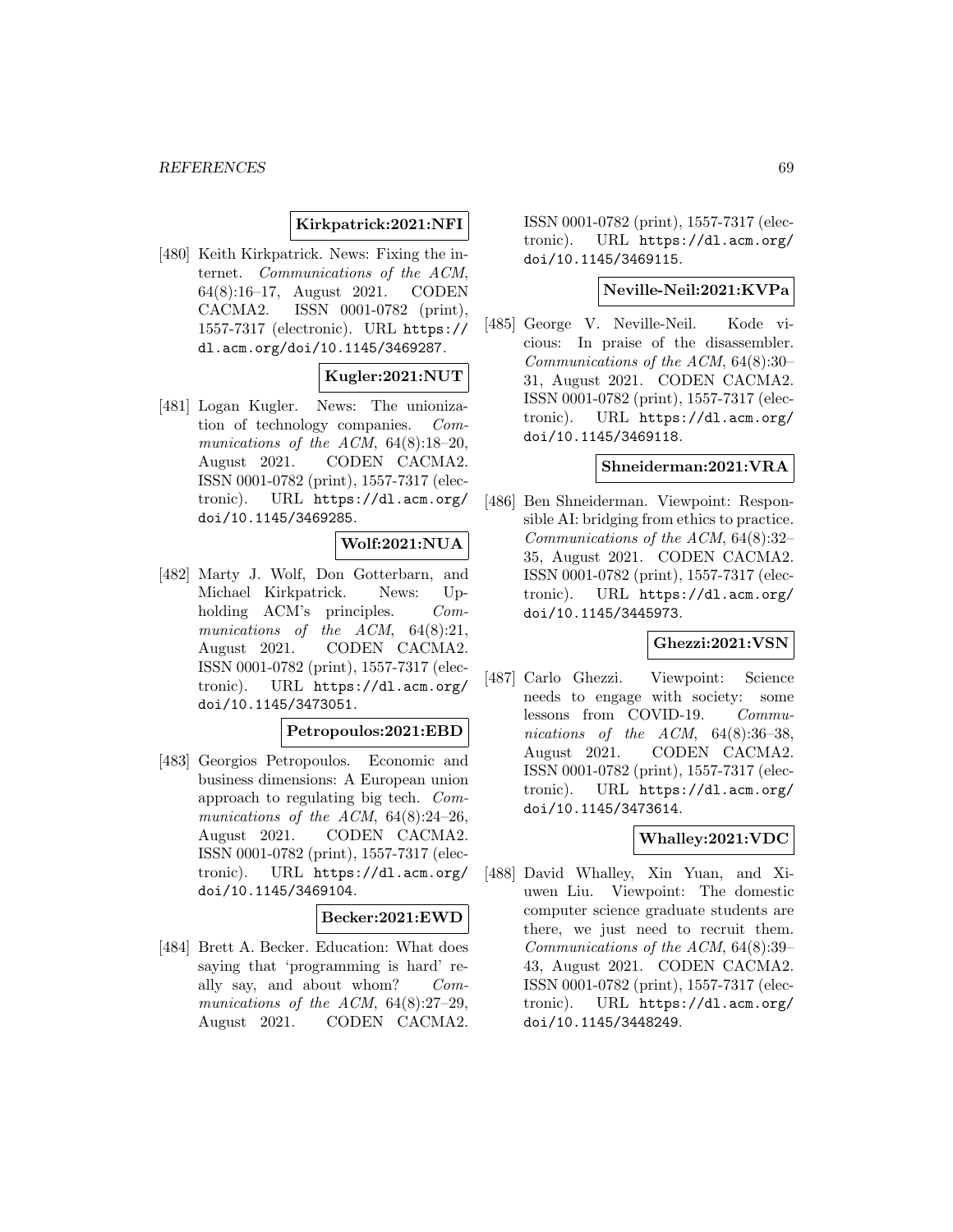**Kirkpatrick:2021:NFI**

[480] Keith Kirkpatrick. News: Fixing the internet. *Communications of the ACM*, 64(8):16–17, August 2021. CODEN CACMA2. ISSN 0001-0782 (print), 1557-7317 (electronic). URL https://dl.acm.org/doi/10.1145/3469287.

**Kugler:2021:NUT**

[481] Logan Kugler. News: The unionization of technology companies. *Communications of the ACM*, 64(8):18–20, August 2021. CODEN CACMA2. ISSN 0001-0782 (print), 1557-7317 (electronic). URL https://dl.acm.org/doi/10.1145/3469285.

**Wolf:2021:NUA**

[482] Marty J. Wolf, Don Gotterbarn, and Michael Kirkpatrick. News: Upholding ACM's principles. *Communications of the ACM*, 64(8):21, August 2021. CODEN CACMA2. ISSN 0001-0782 (print), 1557-7317 (electronic). URL https://dl.acm.org/doi/10.1145/3473051.

**Petropoulos:2021:EBD**

[483] Georgios Petropoulos. Economic and business dimensions: A European union approach to regulating big tech. *Communications of the ACM*, 64(8):24–26, August 2021. CODEN CACMA2. ISSN 0001-0782 (print), 1557-7317 (electronic). URL https://dl.acm.org/doi/10.1145/3469104.

**Becker:2021:EWD**

[484] Brett A. Becker. Education: What does saying that 'programming is hard' really say, and about whom? *Communications of the ACM*, 64(8):27–29, August 2021. CODEN CACMA2. ISSN 0001-0782 (print), 1557-7317 (electronic). URL https://dl.acm.org/doi/10.1145/3469115.

**Neville-Neil:2021:KVPa**

[485] George V. Neville-Neil. Kode vicious: In praise of the disassembler. *Communications of the ACM*, 64(8):30–31, August 2021. CODEN CACMA2. ISSN 0001-0782 (print), 1557-7317 (electronic). URL https://dl.acm.org/doi/10.1145/3469118.

**Shneiderman:2021:VRA**

[486] Ben Shneiderman. Viewpoint: Responsible AI: bridging from ethics to practice. *Communications of the ACM*, 64(8):32–35, August 2021. CODEN CACMA2. ISSN 0001-0782 (print), 1557-7317 (electronic). URL https://dl.acm.org/doi/10.1145/3445973.

**Ghezzi:2021:VSN**

[487] Carlo Ghezzi. Viewpoint: Science needs to engage with society: some lessons from COVID-19. *Communications of the ACM*, 64(8):36–38, August 2021. CODEN CACMA2. ISSN 0001-0782 (print), 1557-7317 (electronic). URL https://dl.acm.org/doi/10.1145/3473614.

**Whalley:2021:VDC**

[488] David Whalley, Xin Yuan, and Xiuwen Liu. Viewpoint: The domestic computer science graduate students are there, we just need to recruit them. *Communications of the ACM*, 64(8):39–43, August 2021. CODEN CACMA2. ISSN 0001-0782 (print), 1557-7317 (electronic). URL https://dl.acm.org/doi/10.1145/3448249.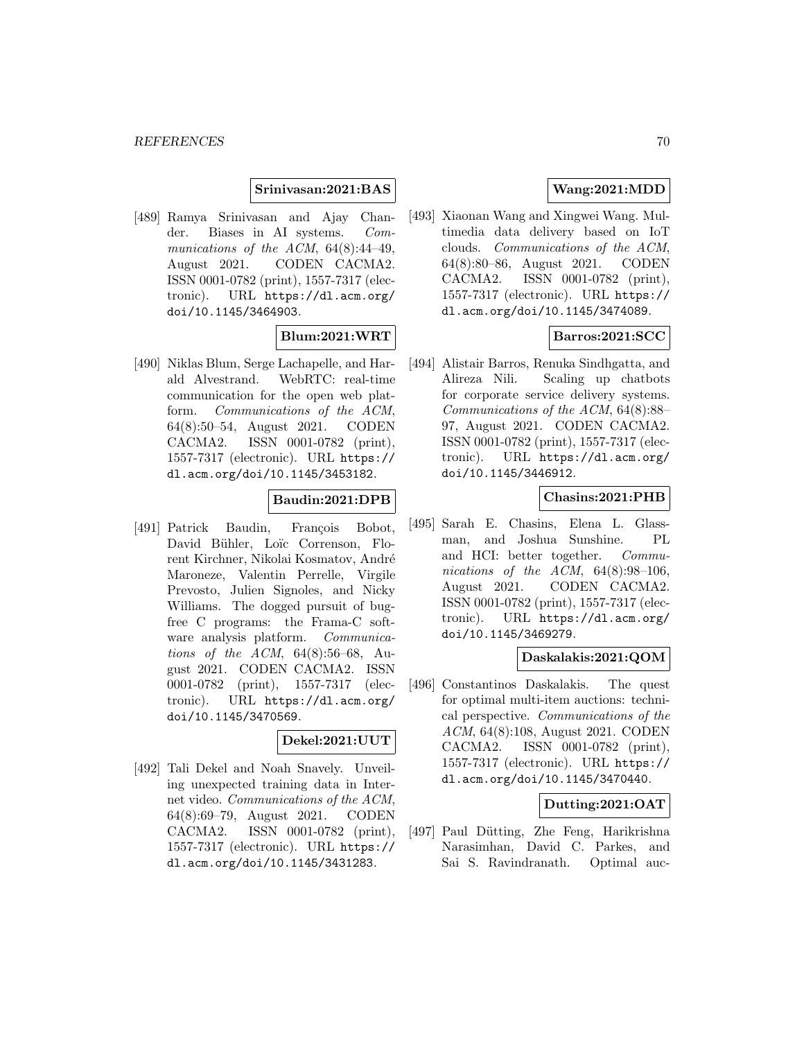**Srinivasan:2021:BAS**

[489] Ramya Srinivasan and Ajay Chander. Biases in AI systems. *Communications of the ACM*, 64(8):44–49, August 2021. CODEN CACMA2. ISSN 0001-0782 (print), 1557-7317 (electronic). URL `https://dl.acm.org/doi/10.1145/3464903`.

**Blum:2021:WRT**

[490] Niklas Blum, Serge Lachapelle, and Harald Alvestrand. WebRTC: real-time communication for the open web platform. *Communications of the ACM*, 64(8):50–54, August 2021. CODEN CACMA2. ISSN 0001-0782 (print), 1557-7317 (electronic). URL `https://dl.acm.org/doi/10.1145/3453182`.

**Baudin:2021:DPB**

[491] Patrick Baudin, François Bobot, David Bühler, Loïc Correnson, Florent Kirchner, Nikolai Kosmatov, André Maroneze, Valentin Perrelle, Virgile Prevosto, Julien Signoles, and Nicky Williams. The dogged pursuit of bug-free C programs: the Frama-C software analysis platform. *Communications of the ACM*, 64(8):56–68, August 2021. CODEN CACMA2. ISSN 0001-0782 (print), 1557-7317 (electronic). URL `https://dl.acm.org/doi/10.1145/3470569`.

**Dekel:2021:UUT**

[492] Tali Dekel and Noah Snavely. Unveiling unexpected training data in Internet video. *Communications of the ACM*, 64(8):69–79, August 2021. CODEN CACMA2. ISSN 0001-0782 (print), 1557-7317 (electronic). URL `https://dl.acm.org/doi/10.1145/3431283`.

**Wang:2021:MDD**

[493] Xiaonan Wang and Xingwei Wang. Multimedia data delivery based on IoT clouds. *Communications of the ACM*, 64(8):80–86, August 2021. CODEN CACMA2. ISSN 0001-0782 (print), 1557-7317 (electronic). URL `https://dl.acm.org/doi/10.1145/3474089`.

**Barros:2021:SCC**

[494] Alistair Barros, Renuka Sindhgatta, and Alireza Nili. Scaling up chatbots for corporate service delivery systems. *Communications of the ACM*, 64(8):88–97, August 2021. CODEN CACMA2. ISSN 0001-0782 (print), 1557-7317 (electronic). URL `https://dl.acm.org/doi/10.1145/3446912`.

**Chasins:2021:PHB**

[495] Sarah E. Chasins, Elena L. Glassman, and Joshua Sunshine. PL and HCI: better together. *Communications of the ACM*, 64(8):98–106, August 2021. CODEN CACMA2. ISSN 0001-0782 (print), 1557-7317 (electronic). URL `https://dl.acm.org/doi/10.1145/3469279`.

**Daskalakis:2021:QOM**

[496] Constantinos Daskalakis. The quest for optimal multi-item auctions: technical perspective. *Communications of the ACM*, 64(8):108, August 2021. CODEN CACMA2. ISSN 0001-0782 (print), 1557-7317 (electronic). URL `https://dl.acm.org/doi/10.1145/3470440`.

**Dutting:2021:OAT**

[497] Paul Dütting, Zhe Feng, Harikrishna Narasimhan, David C. Parkes, and Sai S. Ravindranath. Optimal auc-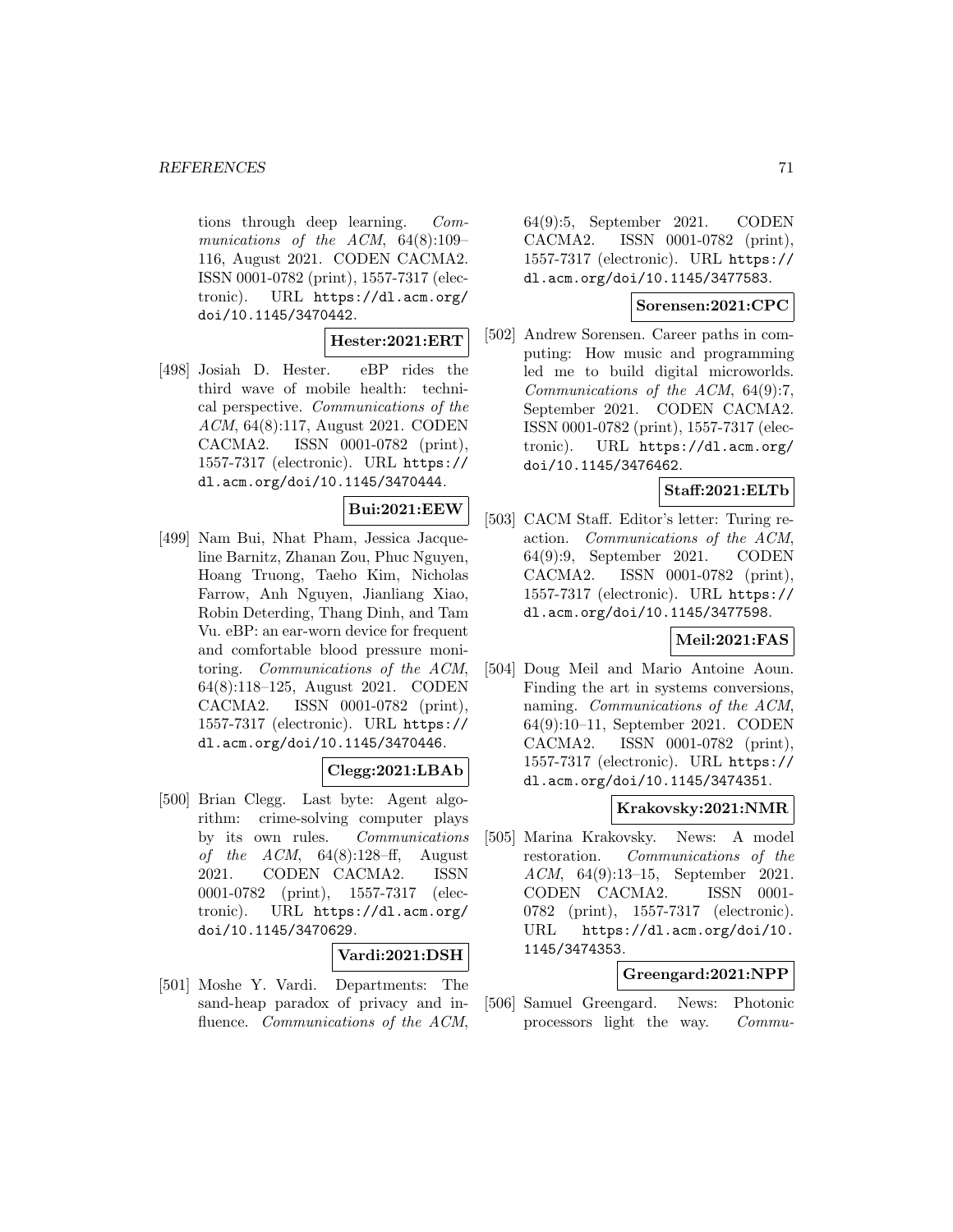tions through deep learning. *Communications of the ACM*, 64(8):109–116, August 2021. CODEN CACMA2. ISSN 0001-0782 (print), 1557-7317 (electronic). URL https://dl.acm.org/doi/10.1145/3470442.

**Hester:2021:ERT**

[498] Josiah D. Hester. eBP rides the third wave of mobile health: technical perspective. *Communications of the ACM*, 64(8):117, August 2021. CODEN CACMA2. ISSN 0001-0782 (print), 1557-7317 (electronic). URL https://dl.acm.org/doi/10.1145/3470444.

**Bui:2021:EEW**

[499] Nam Bui, Nhat Pham, Jessica Jacqueline Barnitz, Zhanan Zou, Phuc Nguyen, Hoang Truong, Taeho Kim, Nicholas Farrow, Anh Nguyen, Jianliang Xiao, Robin Deterding, Thang Dinh, and Tam Vu. eBP: an ear-worn device for frequent and comfortable blood pressure monitoring. *Communications of the ACM*, 64(8):118–125, August 2021. CODEN CACMA2. ISSN 0001-0782 (print), 1557-7317 (electronic). URL https://dl.acm.org/doi/10.1145/3470446.

**Clegg:2021:LBAb**

[500] Brian Clegg. Last byte: Agent algorithm: crime-solving computer plays by its own rules. *Communications of the ACM*, 64(8):128–ff, August 2021. CODEN CACMA2. ISSN 0001-0782 (print), 1557-7317 (electronic). URL https://dl.acm.org/doi/10.1145/3470629.

**Vardi:2021:DSH**

[501] Moshe Y. Vardi. Departments: The sand-heap paradox of privacy and influence. *Communications of the ACM*, 64(9):5, September 2021. CODEN CACMA2. ISSN 0001-0782 (print), 1557-7317 (electronic). URL https://dl.acm.org/doi/10.1145/3477583.

**Sorensen:2021:CPC**

[502] Andrew Sorensen. Career paths in computing: How music and programming led me to build digital microworlds. *Communications of the ACM*, 64(9):7, September 2021. CODEN CACMA2. ISSN 0001-0782 (print), 1557-7317 (electronic). URL https://dl.acm.org/doi/10.1145/3476462.

**Staff:2021:ELTb**

[503] CACM Staff. Editor's letter: Turing reaction. *Communications of the ACM*, 64(9):9, September 2021. CODEN CACMA2. ISSN 0001-0782 (print), 1557-7317 (electronic). URL https://dl.acm.org/doi/10.1145/3477598.

**Meil:2021:FAS**

[504] Doug Meil and Mario Antoine Aoun. Finding the art in systems conversions, naming. *Communications of the ACM*, 64(9):10–11, September 2021. CODEN CACMA2. ISSN 0001-0782 (print), 1557-7317 (electronic). URL https://dl.acm.org/doi/10.1145/3474351.

**Krakovsky:2021:NMR**

[505] Marina Krakovsky. News: A model restoration. *Communications of the ACM*, 64(9):13–15, September 2021. CODEN CACMA2. ISSN 0001-0782 (print), 1557-7317 (electronic). URL https://dl.acm.org/doi/10.1145/3474353.

**Greengard:2021:NPP**

[506] Samuel Greengard. News: Photonic processors light the way. *Commu-*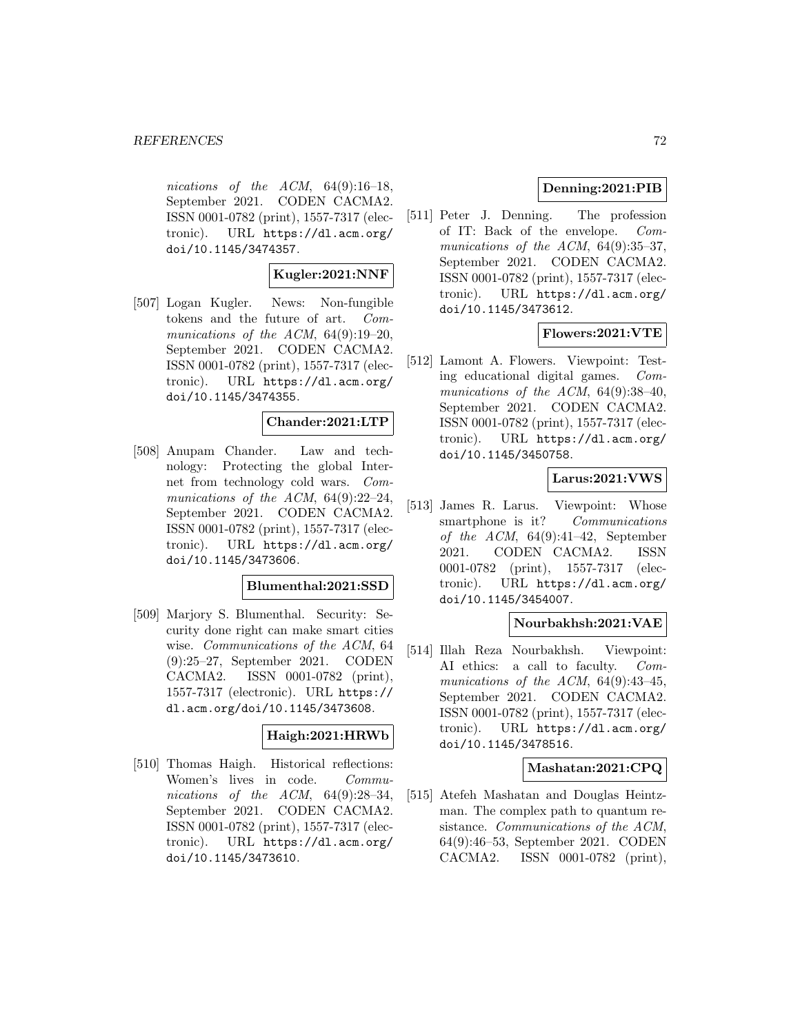nications of the ACM*, 64(9):16–18, September 2021. CODEN CACMA2. ISSN 0001-0782 (print), 1557-7317 (electronic). URL https://dl.acm.org/doi/10.1145/3474357.

**Kugler:2021:NNF**

[507] Logan Kugler. News: Non-fungible tokens and the future of art. *Communications of the ACM*, 64(9):19–20, September 2021. CODEN CACMA2. ISSN 0001-0782 (print), 1557-7317 (electronic). URL https://dl.acm.org/doi/10.1145/3474355.

**Chander:2021:LTP**

[508] Anupam Chander. Law and technology: Protecting the global Internet from technology cold wars. *Communications of the ACM*, 64(9):22–24, September 2021. CODEN CACMA2. ISSN 0001-0782 (print), 1557-7317 (electronic). URL https://dl.acm.org/doi/10.1145/3473606.

**Blumenthal:2021:SSD**

[509] Marjory S. Blumenthal. Security: Security done right can make smart cities wise. *Communications of the ACM*, 64 (9):25–27, September 2021. CODEN CACMA2. ISSN 0001-0782 (print), 1557-7317 (electronic). URL https://dl.acm.org/doi/10.1145/3473608.

**Haigh:2021:HRWb**

[510] Thomas Haigh. Historical reflections: Women's lives in code. *Communications of the ACM*, 64(9):28–34, September 2021. CODEN CACMA2. ISSN 0001-0782 (print), 1557-7317 (electronic). URL https://dl.acm.org/doi/10.1145/3473610.

**Denning:2021:PIB**

[511] Peter J. Denning. The profession of IT: Back of the envelope. *Communications of the ACM*, 64(9):35–37, September 2021. CODEN CACMA2. ISSN 0001-0782 (print), 1557-7317 (electronic). URL https://dl.acm.org/doi/10.1145/3473612.

**Flowers:2021:VTE**

[512] Lamont A. Flowers. Viewpoint: Testing educational digital games. *Communications of the ACM*, 64(9):38–40, September 2021. CODEN CACMA2. ISSN 0001-0782 (print), 1557-7317 (electronic). URL https://dl.acm.org/doi/10.1145/3450758.

**Larus:2021:VWS**

[513] James R. Larus. Viewpoint: Whose smartphone is it? *Communications of the ACM*, 64(9):41–42, September 2021. CODEN CACMA2. ISSN 0001-0782 (print), 1557-7317 (electronic). URL https://dl.acm.org/doi/10.1145/3454007.

**Nourbakhsh:2021:VAE**

[514] Illah Reza Nourbakhsh. Viewpoint: AI ethics: a call to faculty. *Communications of the ACM*, 64(9):43–45, September 2021. CODEN CACMA2. ISSN 0001-0782 (print), 1557-7317 (electronic). URL https://dl.acm.org/doi/10.1145/3478516.

**Mashatan:2021:CPQ**

[515] Atefeh Mashatan and Douglas Heintzman. The complex path to quantum resistance. *Communications of the ACM*, 64(9):46–53, September 2021. CODEN CACMA2. ISSN 0001-0782 (print),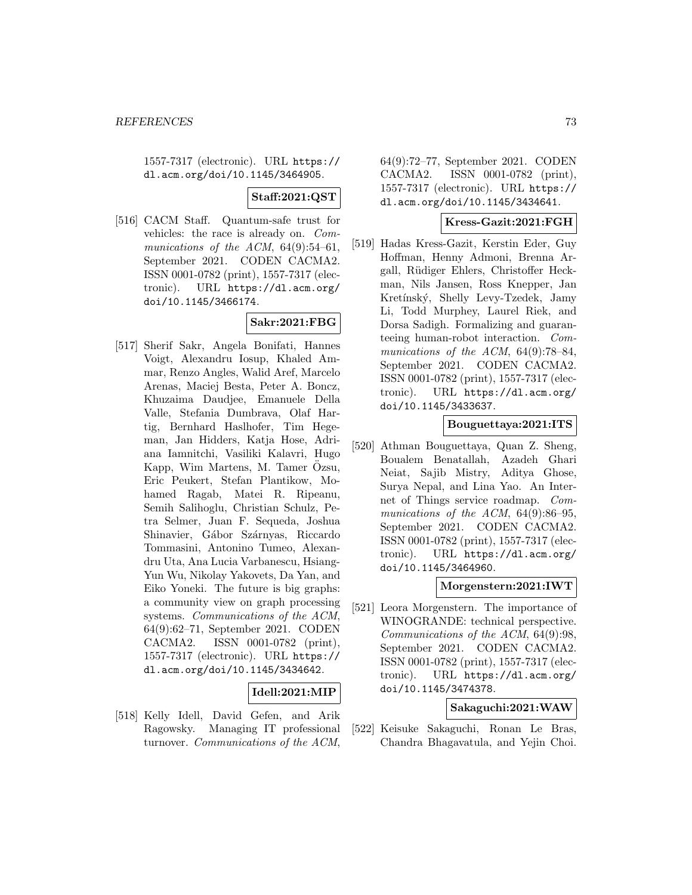1557-7317 (electronic). URL https://dl.acm.org/doi/10.1145/3464905.

**Staff:2021:QST**

[516] CACM Staff. Quantum-safe trust for vehicles: the race is already on. *Communications of the ACM*, 64(9):54–61, September 2021. CODEN CACMA2. ISSN 0001-0782 (print), 1557-7317 (electronic). URL https://dl.acm.org/doi/10.1145/3466174.

**Sakr:2021:FBG**

[517] Sherif Sakr, Angela Bonifati, Hannes Voigt, Alexandru Iosup, Khaled Ammar, Renzo Angles, Walid Aref, Marcelo Arenas, Maciej Besta, Peter A. Boncz, Khuzaima Daudjee, Emanuele Della Valle, Stefania Dumbrava, Olaf Hartig, Bernhard Haslhofer, Tim Hegeman, Jan Hidders, Katja Hose, Adriana Iamnitchi, Vasiliki Kalavri, Hugo Kapp, Wim Martens, M. Tamer Özsu, Eric Peukert, Stefan Plantikow, Mohamed Ragab, Matei R. Ripeanu, Semih Salihoglu, Christian Schulz, Petra Selmer, Juan F. Sequeda, Joshua Shinavier, Gábor Szárnyas, Riccardo Tommasini, Antonino Tumeo, Alexandru Uta, Ana Lucia Varbanescu, Hsiang-Yun Wu, Nikolay Yakovets, Da Yan, and Eiko Yoneki. The future is big graphs: a community view on graph processing systems. *Communications of the ACM*, 64(9):62–71, September 2021. CODEN CACMA2. ISSN 0001-0782 (print), 1557-7317 (electronic). URL https://dl.acm.org/doi/10.1145/3434642.

**Idell:2021:MIP**

[518] Kelly Idell, David Gefen, and Arik Ragowsky. Managing IT professional turnover. *Communications of the ACM*, 64(9):72–77, September 2021. CODEN CACMA2. ISSN 0001-0782 (print), 1557-7317 (electronic). URL https://dl.acm.org/doi/10.1145/3434641.

**Kress-Gazit:2021:FGH**

[519] Hadas Kress-Gazit, Kerstin Eder, Guy Hoffman, Henny Admoni, Brenna Argall, Rüdiger Ehlers, Christoffer Heckman, Nils Jansen, Ross Knepper, Jan Kretínský, Shelly Levy-Tzedek, Jamy Li, Todd Murphey, Laurel Riek, and Dorsa Sadigh. Formalizing and guaranteeing human-robot interaction. *Communications of the ACM*, 64(9):78–84, September 2021. CODEN CACMA2. ISSN 0001-0782 (print), 1557-7317 (electronic). URL https://dl.acm.org/doi/10.1145/3433637.

**Bouguettaya:2021:ITS**

[520] Athman Bouguettaya, Quan Z. Sheng, Boualem Benatallah, Azadeh Ghari Neiat, Sajib Mistry, Aditya Ghose, Surya Nepal, and Lina Yao. An Internet of Things service roadmap. *Communications of the ACM*, 64(9):86–95, September 2021. CODEN CACMA2. ISSN 0001-0782 (print), 1557-7317 (electronic). URL https://dl.acm.org/doi/10.1145/3464960.

**Morgenstern:2021:IWT**

[521] Leora Morgenstern. The importance of WINOGRANDE: technical perspective. *Communications of the ACM*, 64(9):98, September 2021. CODEN CACMA2. ISSN 0001-0782 (print), 1557-7317 (electronic). URL https://dl.acm.org/doi/10.1145/3474378.

**Sakaguchi:2021:WAW**

[522] Keisuke Sakaguchi, Ronan Le Bras, Chandra Bhagavatula, and Yejin Choi.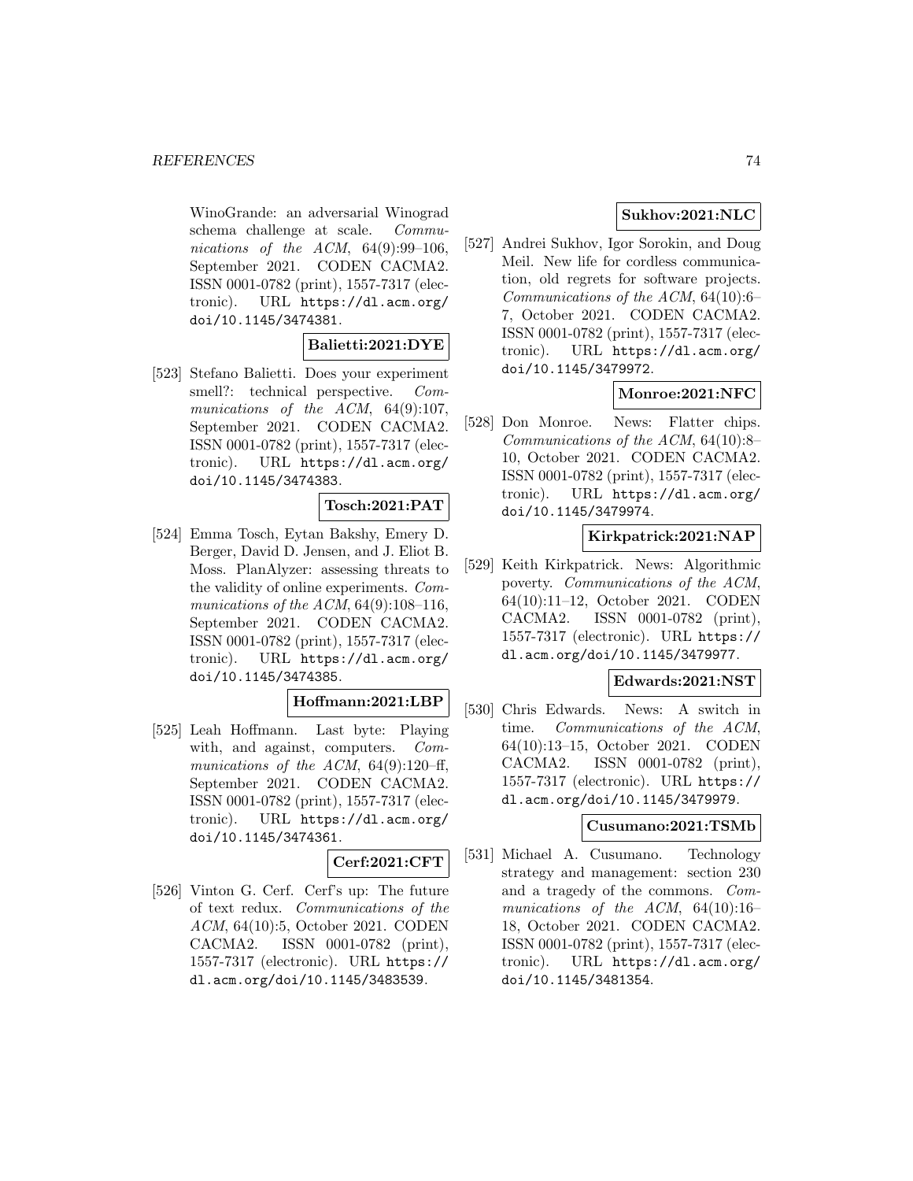WinoGrande: an adversarial Winograd schema challenge at scale. *Communications of the ACM*, 64(9):99–106, September 2021. CODEN CACMA2. ISSN 0001-0782 (print), 1557-7317 (electronic). URL https://dl.acm.org/doi/10.1145/3474381.

**Balietti:2021:DYE**

[523] Stefano Balietti. Does your experiment smell?: technical perspective. *Communications of the ACM*, 64(9):107, September 2021. CODEN CACMA2. ISSN 0001-0782 (print), 1557-7317 (electronic). URL https://dl.acm.org/doi/10.1145/3474383.

**Tosch:2021:PAT**

[524] Emma Tosch, Eytan Bakshy, Emery D. Berger, David D. Jensen, and J. Eliot B. Moss. PlanAlyzer: assessing threats to the validity of online experiments. *Communications of the ACM*, 64(9):108–116, September 2021. CODEN CACMA2. ISSN 0001-0782 (print), 1557-7317 (electronic). URL https://dl.acm.org/doi/10.1145/3474385.

**Hoffmann:2021:LBP**

[525] Leah Hoffmann. Last byte: Playing with, and against, computers. *Communications of the ACM*, 64(9):120–ff, September 2021. CODEN CACMA2. ISSN 0001-0782 (print), 1557-7317 (electronic). URL https://dl.acm.org/doi/10.1145/3474361.

**Cerf:2021:CFT**

[526] Vinton G. Cerf. Cerf's up: The future of text redux. *Communications of the ACM*, 64(10):5, October 2021. CODEN CACMA2. ISSN 0001-0782 (print), 1557-7317 (electronic). URL https://dl.acm.org/doi/10.1145/3483539.

**Sukhov:2021:NLC**

[527] Andrei Sukhov, Igor Sorokin, and Doug Meil. New life for cordless communication, old regrets for software projects. *Communications of the ACM*, 64(10):6–7, October 2021. CODEN CACMA2. ISSN 0001-0782 (print), 1557-7317 (electronic). URL https://dl.acm.org/doi/10.1145/3479972.

**Monroe:2021:NFC**

[528] Don Monroe. News: Flatter chips. *Communications of the ACM*, 64(10):8–10, October 2021. CODEN CACMA2. ISSN 0001-0782 (print), 1557-7317 (electronic). URL https://dl.acm.org/doi/10.1145/3479974.

**Kirkpatrick:2021:NAP**

[529] Keith Kirkpatrick. News: Algorithmic poverty. *Communications of the ACM*, 64(10):11–12, October 2021. CODEN CACMA2. ISSN 0001-0782 (print), 1557-7317 (electronic). URL https://dl.acm.org/doi/10.1145/3479977.

**Edwards:2021:NST**

[530] Chris Edwards. News: A switch in time. *Communications of the ACM*, 64(10):13–15, October 2021. CODEN CACMA2. ISSN 0001-0782 (print), 1557-7317 (electronic). URL https://dl.acm.org/doi/10.1145/3479979.

**Cusumano:2021:TSMb**

[531] Michael A. Cusumano. Technology strategy and management: section 230 and a tragedy of the commons. *Communications of the ACM*, 64(10):16–18, October 2021. CODEN CACMA2. ISSN 0001-0782 (print), 1557-7317 (electronic). URL https://dl.acm.org/doi/10.1145/3481354.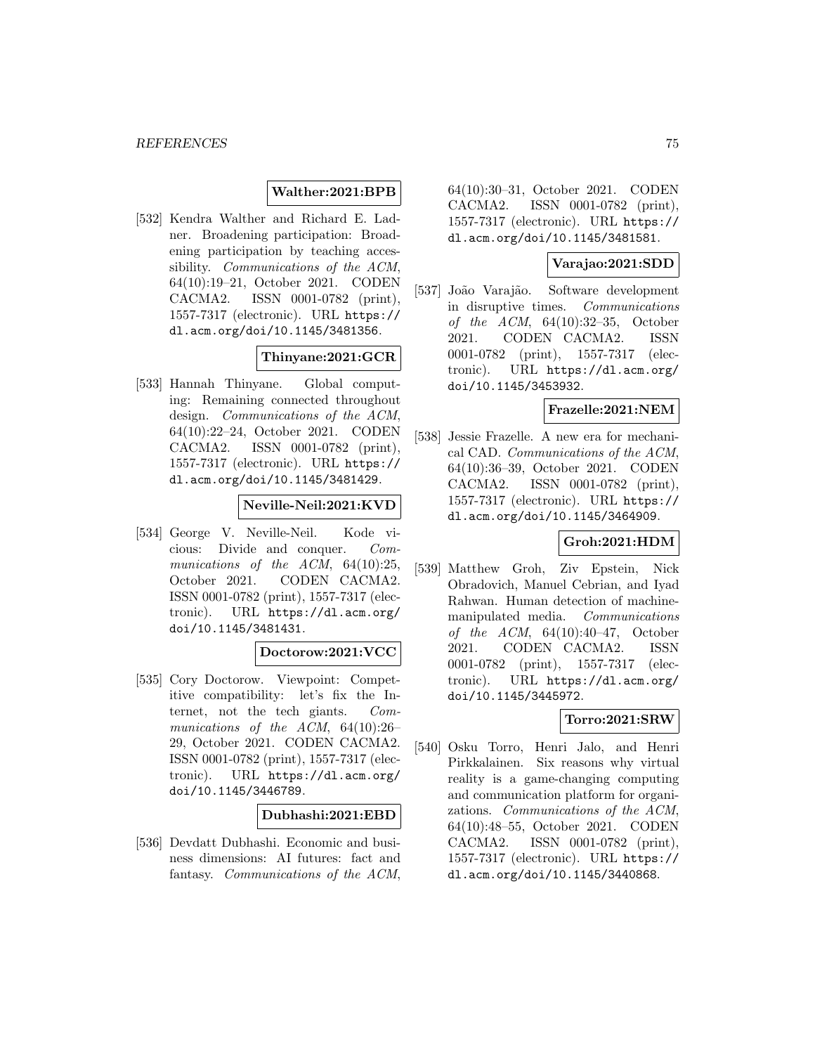**Walther:2021:BPB**

[532] Kendra Walther and Richard E. Ladner. Broadening participation: Broadening participation by teaching accessibility. *Communications of the ACM*, 64(10):19–21, October 2021. CODEN CACMA2. ISSN 0001-0782 (print), 1557-7317 (electronic). URL https://dl.acm.org/doi/10.1145/3481356.

**Thinyane:2021:GCR**

[533] Hannah Thinyane. Global computing: Remaining connected throughout design. *Communications of the ACM*, 64(10):22–24, October 2021. CODEN CACMA2. ISSN 0001-0782 (print), 1557-7317 (electronic). URL https://dl.acm.org/doi/10.1145/3481429.

**Neville-Neil:2021:KVD**

[534] George V. Neville-Neil. Kode vicious: Divide and conquer. *Communications of the ACM*, 64(10):25, October 2021. CODEN CACMA2. ISSN 0001-0782 (print), 1557-7317 (electronic). URL https://dl.acm.org/doi/10.1145/3481431.

**Doctorow:2021:VCC**

[535] Cory Doctorow. Viewpoint: Competitive compatibility: let's fix the Internet, not the tech giants. *Communications of the ACM*, 64(10):26–29, October 2021. CODEN CACMA2. ISSN 0001-0782 (print), 1557-7317 (electronic). URL https://dl.acm.org/doi/10.1145/3446789.

**Dubhashi:2021:EBD**

[536] Devdatt Dubhashi. Economic and business dimensions: AI futures: fact and fantasy. *Communications of the ACM*, 64(10):30–31, October 2021. CODEN CACMA2. ISSN 0001-0782 (print), 1557-7317 (electronic). URL https://dl.acm.org/doi/10.1145/3481581.

**Varajao:2021:SDD**

[537] João Varajão. Software development in disruptive times. *Communications of the ACM*, 64(10):32–35, October 2021. CODEN CACMA2. ISSN 0001-0782 (print), 1557-7317 (electronic). URL https://dl.acm.org/doi/10.1145/3453932.

**Frazelle:2021:NEM**

[538] Jessie Frazelle. A new era for mechanical CAD. *Communications of the ACM*, 64(10):36–39, October 2021. CODEN CACMA2. ISSN 0001-0782 (print), 1557-7317 (electronic). URL https://dl.acm.org/doi/10.1145/3464909.

**Groh:2021:HDM**

[539] Matthew Groh, Ziv Epstein, Nick Obradovich, Manuel Cebrian, and Iyad Rahwan. Human detection of machine-manipulated media. *Communications of the ACM*, 64(10):40–47, October 2021. CODEN CACMA2. ISSN 0001-0782 (print), 1557-7317 (electronic). URL https://dl.acm.org/doi/10.1145/3445972.

**Torro:2021:SRW**

[540] Osku Torro, Henri Jalo, and Henri Pirkkalainen. Six reasons why virtual reality is a game-changing computing and communication platform for organizations. *Communications of the ACM*, 64(10):48–55, October 2021. CODEN CACMA2. ISSN 0001-0782 (print), 1557-7317 (electronic). URL https://dl.acm.org/doi/10.1145/3440868.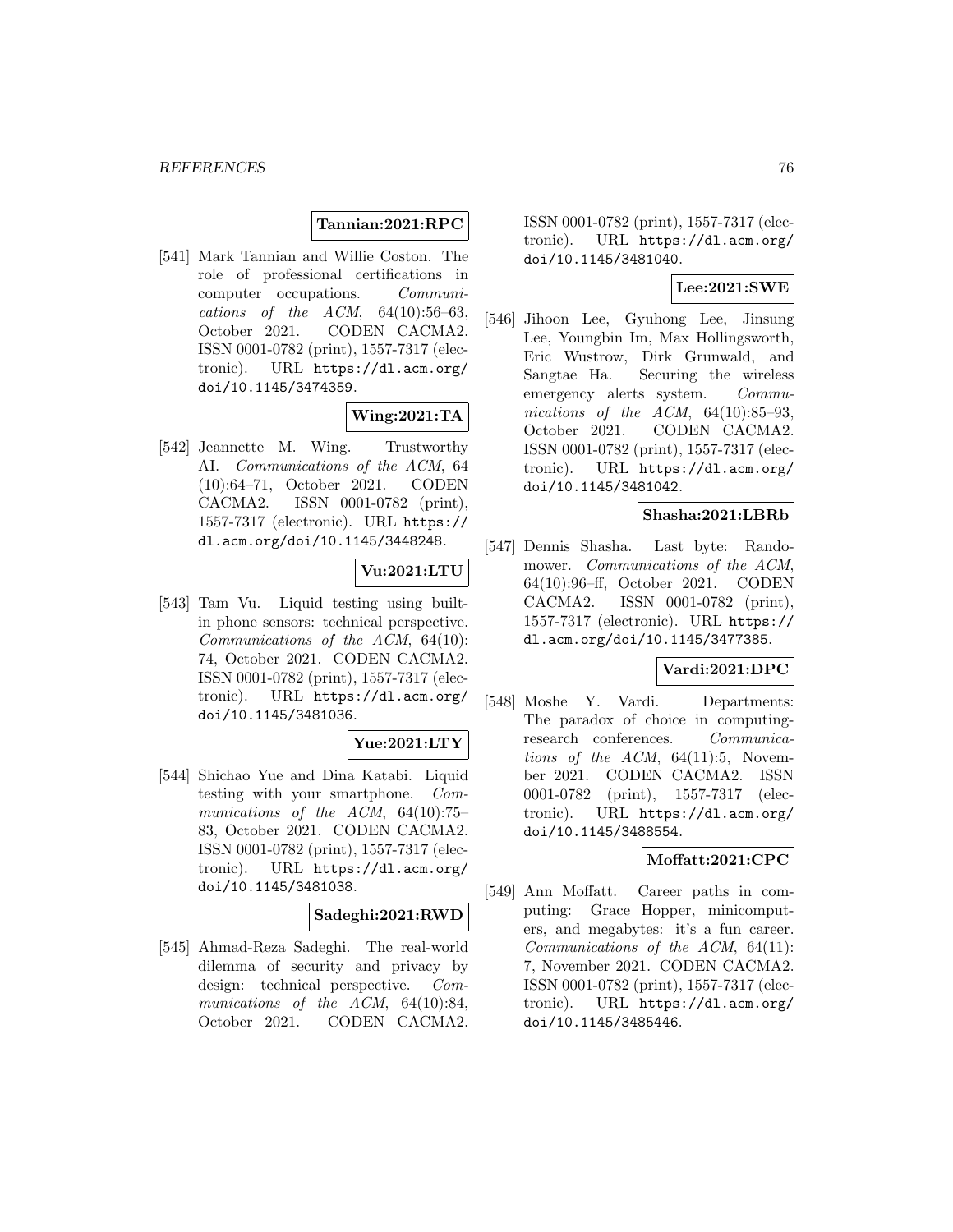**Tannian:2021:RPC**

[541] Mark Tannian and Willie Coston. The role of professional certifications in computer occupations. *Communications of the ACM*, 64(10):56–63, October 2021. CODEN CACMA2. ISSN 0001-0782 (print), 1557-7317 (electronic). URL https://dl.acm.org/doi/10.1145/3474359.

**Wing:2021:TA**

[542] Jeannette M. Wing. Trustworthy AI. *Communications of the ACM*, 64 (10):64–71, October 2021. CODEN CACMA2. ISSN 0001-0782 (print), 1557-7317 (electronic). URL https://dl.acm.org/doi/10.1145/3448248.

**Vu:2021:LTU**

[543] Tam Vu. Liquid testing using built-in phone sensors: technical perspective. *Communications of the ACM*, 64(10): 74, October 2021. CODEN CACMA2. ISSN 0001-0782 (print), 1557-7317 (electronic). URL https://dl.acm.org/doi/10.1145/3481036.

**Yue:2021:LTY**

[544] Shichao Yue and Dina Katabi. Liquid testing with your smartphone. *Communications of the ACM*, 64(10):75–83, October 2021. CODEN CACMA2. ISSN 0001-0782 (print), 1557-7317 (electronic). URL https://dl.acm.org/doi/10.1145/3481038.

**Sadeghi:2021:RWD**

[545] Ahmad-Reza Sadeghi. The real-world dilemma of security and privacy by design: technical perspective. *Communications of the ACM*, 64(10):84, October 2021. CODEN CACMA2. ISSN 0001-0782 (print), 1557-7317 (electronic). URL https://dl.acm.org/doi/10.1145/3481040.

**Lee:2021:SWE**

[546] Jihoon Lee, Gyuhong Lee, Jinsung Lee, Youngbin Im, Max Hollingsworth, Eric Wustrow, Dirk Grunwald, and Sangtae Ha. Securing the wireless emergency alerts system. *Communications of the ACM*, 64(10):85–93, October 2021. CODEN CACMA2. ISSN 0001-0782 (print), 1557-7317 (electronic). URL https://dl.acm.org/doi/10.1145/3481042.

**Shasha:2021:LBRb**

[547] Dennis Shasha. Last byte: Randomower. *Communications of the ACM*, 64(10):96–ff, October 2021. CODEN CACMA2. ISSN 0001-0782 (print), 1557-7317 (electronic). URL https://dl.acm.org/doi/10.1145/3477385.

**Vardi:2021:DPC**

[548] Moshe Y. Vardi. Departments: The paradox of choice in computing-research conferences. *Communications of the ACM*, 64(11):5, November 2021. CODEN CACMA2. ISSN 0001-0782 (print), 1557-7317 (electronic). URL https://dl.acm.org/doi/10.1145/3488554.

**Moffatt:2021:CPC**

[549] Ann Moffatt. Career paths in computing: Grace Hopper, minicomputers, and megabytes: it's a fun career. *Communications of the ACM*, 64(11): 7, November 2021. CODEN CACMA2. ISSN 0001-0782 (print), 1557-7317 (electronic). URL https://dl.acm.org/doi/10.1145/3485446.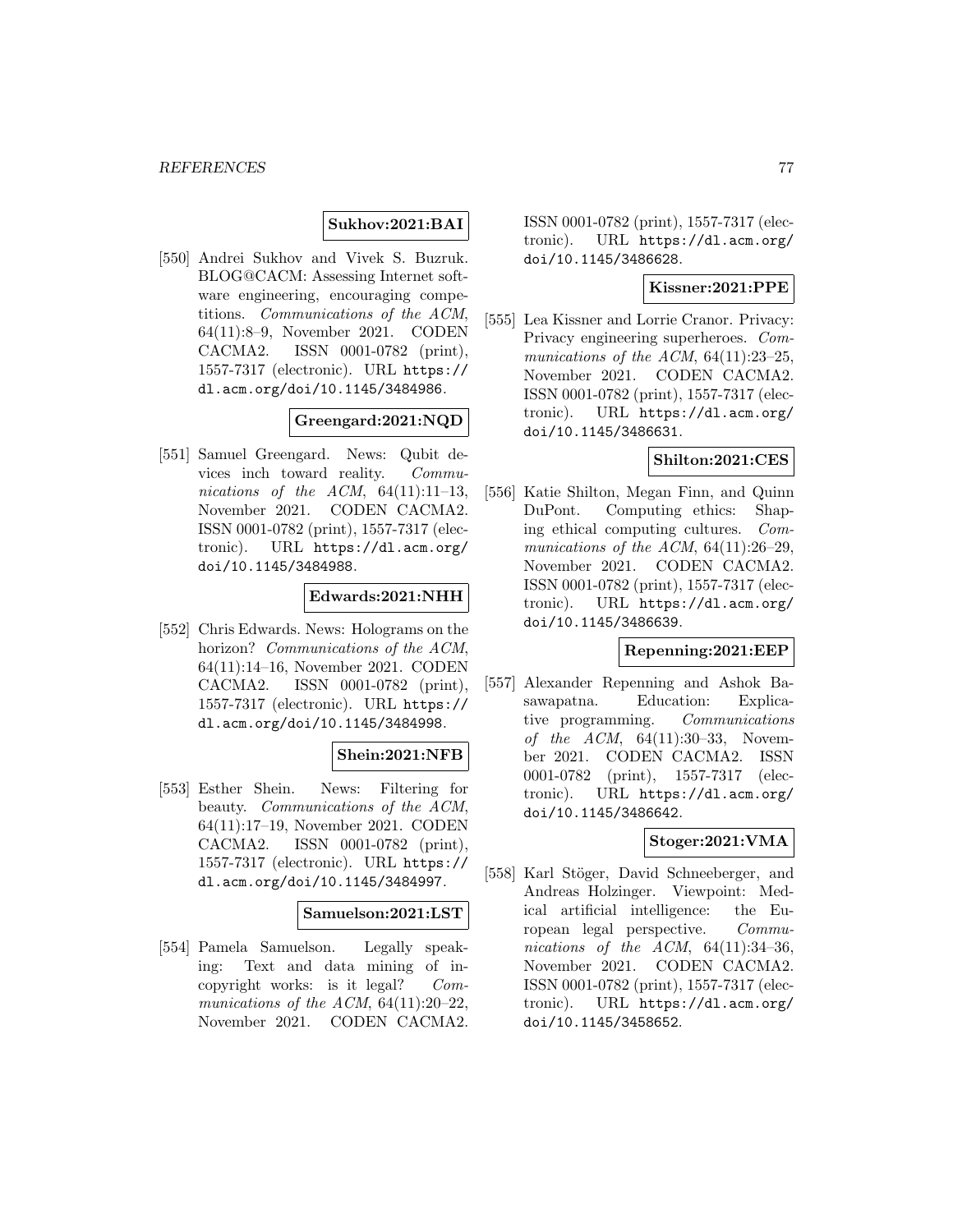**Sukhov:2021:BAI**

[550] Andrei Sukhov and Vivek S. Buzruk. BLOG@CACM: Assessing Internet software engineering, encouraging competitions. *Communications of the ACM*, 64(11):8–9, November 2021. CODEN CACMA2. ISSN 0001-0782 (print), 1557-7317 (electronic). URL https://dl.acm.org/doi/10.1145/3484986.

**Greengard:2021:NQD**

[551] Samuel Greengard. News: Qubit devices inch toward reality. *Communications of the ACM*, 64(11):11–13, November 2021. CODEN CACMA2. ISSN 0001-0782 (print), 1557-7317 (electronic). URL https://dl.acm.org/doi/10.1145/3484988.

**Edwards:2021:NHH**

[552] Chris Edwards. News: Holograms on the horizon? *Communications of the ACM*, 64(11):14–16, November 2021. CODEN CACMA2. ISSN 0001-0782 (print), 1557-7317 (electronic). URL https://dl.acm.org/doi/10.1145/3484998.

**Shein:2021:NFB**

[553] Esther Shein. News: Filtering for beauty. *Communications of the ACM*, 64(11):17–19, November 2021. CODEN CACMA2. ISSN 0001-0782 (print), 1557-7317 (electronic). URL https://dl.acm.org/doi/10.1145/3484997.

**Samuelson:2021:LST**

[554] Pamela Samuelson. Legally speaking: Text and data mining of in-copyright works: is it legal? *Communications of the ACM*, 64(11):20–22, November 2021. CODEN CACMA2. ISSN 0001-0782 (print), 1557-7317 (electronic). URL https://dl.acm.org/doi/10.1145/3486628.

**Kissner:2021:PPE**

[555] Lea Kissner and Lorrie Cranor. Privacy: Privacy engineering superheroes. *Communications of the ACM*, 64(11):23–25, November 2021. CODEN CACMA2. ISSN 0001-0782 (print), 1557-7317 (electronic). URL https://dl.acm.org/doi/10.1145/3486631.

**Shilton:2021:CES**

[556] Katie Shilton, Megan Finn, and Quinn DuPont. Computing ethics: Shaping ethical computing cultures. *Communications of the ACM*, 64(11):26–29, November 2021. CODEN CACMA2. ISSN 0001-0782 (print), 1557-7317 (electronic). URL https://dl.acm.org/doi/10.1145/3486639.

**Repenning:2021:EEP**

[557] Alexander Repenning and Ashok Basawapatna. Education: Explicative programming. *Communications of the ACM*, 64(11):30–33, November 2021. CODEN CACMA2. ISSN 0001-0782 (print), 1557-7317 (electronic). URL https://dl.acm.org/doi/10.1145/3486642.

**Stoger:2021:VMA**

[558] Karl Stöger, David Schneeberger, and Andreas Holzinger. Viewpoint: Medical artificial intelligence: the European legal perspective. *Communications of the ACM*, 64(11):34–36, November 2021. CODEN CACMA2. ISSN 0001-0782 (print), 1557-7317 (electronic). URL https://dl.acm.org/doi/10.1145/3458652.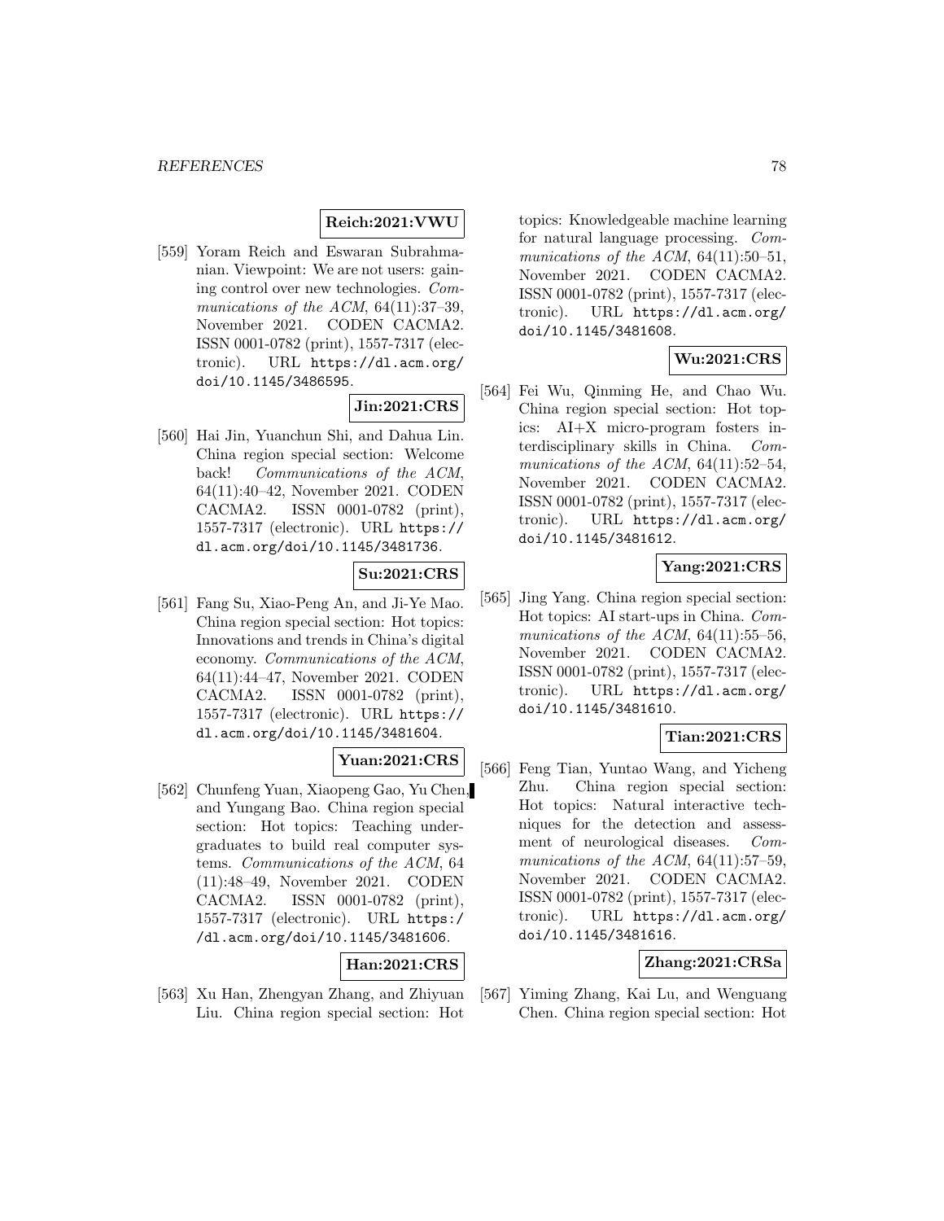**Reich:2021:VWU**

[559] Yoram Reich and Eswaran Subrahmanian. Viewpoint: We are not users: gaining control over new technologies. *Communications of the ACM*, 64(11):37–39, November 2021. CODEN CACMA2. ISSN 0001-0782 (print), 1557-7317 (electronic). URL https://dl.acm.org/doi/10.1145/3486595.

**Jin:2021:CRS**

[560] Hai Jin, Yuanchun Shi, and Dahua Lin. China region special section: Welcome back! *Communications of the ACM*, 64(11):40–42, November 2021. CODEN CACMA2. ISSN 0001-0782 (print), 1557-7317 (electronic). URL https://dl.acm.org/doi/10.1145/3481736.

**Su:2021:CRS**

[561] Fang Su, Xiao-Peng An, and Ji-Ye Mao. China region special section: Hot topics: Innovations and trends in China's digital economy. *Communications of the ACM*, 64(11):44–47, November 2021. CODEN CACMA2. ISSN 0001-0782 (print), 1557-7317 (electronic). URL https://dl.acm.org/doi/10.1145/3481604.

**Yuan:2021:CRS**

[562] Chunfeng Yuan, Xiaopeng Gao, Yu Chen, and Yungang Bao. China region special section: Hot topics: Teaching undergraduates to build real computer systems. *Communications of the ACM*, 64 (11):48–49, November 2021. CODEN CACMA2. ISSN 0001-0782 (print), 1557-7317 (electronic). URL https://dl.acm.org/doi/10.1145/3481606.

**Han:2021:CRS**

[563] Xu Han, Zhengyan Zhang, and Zhiyuan Liu. China region special section: Hot topics: Knowledgeable machine learning for natural language processing. *Communications of the ACM*, 64(11):50–51, November 2021. CODEN CACMA2. ISSN 0001-0782 (print), 1557-7317 (electronic). URL https://dl.acm.org/doi/10.1145/3481608.

**Wu:2021:CRS**

[564] Fei Wu, Qinming He, and Chao Wu. China region special section: Hot topics: AI+X micro-program fosters interdisciplinary skills in China. *Communications of the ACM*, 64(11):52–54, November 2021. CODEN CACMA2. ISSN 0001-0782 (print), 1557-7317 (electronic). URL https://dl.acm.org/doi/10.1145/3481612.

**Yang:2021:CRS**

[565] Jing Yang. China region special section: Hot topics: AI start-ups in China. *Communications of the ACM*, 64(11):55–56, November 2021. CODEN CACMA2. ISSN 0001-0782 (print), 1557-7317 (electronic). URL https://dl.acm.org/doi/10.1145/3481610.

**Tian:2021:CRS**

[566] Feng Tian, Yuntao Wang, and Yicheng Zhu. China region special section: Hot topics: Natural interactive techniques for the detection and assessment of neurological diseases. *Communications of the ACM*, 64(11):57–59, November 2021. CODEN CACMA2. ISSN 0001-0782 (print), 1557-7317 (electronic). URL https://dl.acm.org/doi/10.1145/3481616.

**Zhang:2021:CRSa**

[567] Yiming Zhang, Kai Lu, and Wenguang Chen. China region special section: Hot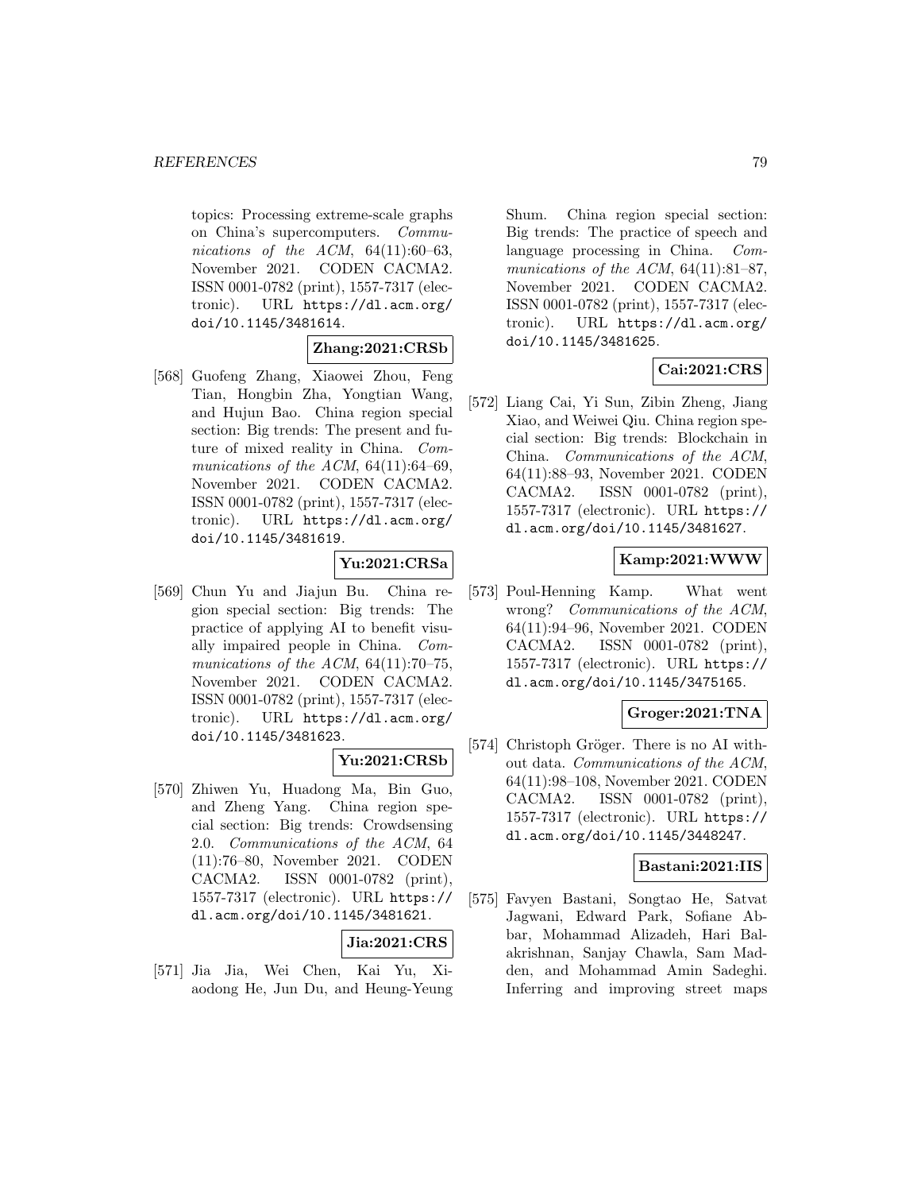topics: Processing extreme-scale graphs on China's supercomputers. *Communications of the ACM*, 64(11):60–63, November 2021. CODEN CACMA2. ISSN 0001-0782 (print), 1557-7317 (electronic). URL https://dl.acm.org/doi/10.1145/3481614.

**Zhang:2021:CRSb**

[568] Guofeng Zhang, Xiaowei Zhou, Feng Tian, Hongbin Zha, Yongtian Wang, and Hujun Bao. China region special section: Big trends: The present and future of mixed reality in China. *Communications of the ACM*, 64(11):64–69, November 2021. CODEN CACMA2. ISSN 0001-0782 (print), 1557-7317 (electronic). URL https://dl.acm.org/doi/10.1145/3481619.

**Yu:2021:CRSa**

[569] Chun Yu and Jiajun Bu. China region special section: Big trends: The practice of applying AI to benefit visually impaired people in China. *Communications of the ACM*, 64(11):70–75, November 2021. CODEN CACMA2. ISSN 0001-0782 (print), 1557-7317 (electronic). URL https://dl.acm.org/doi/10.1145/3481623.

**Yu:2021:CRSb**

[570] Zhiwen Yu, Huadong Ma, Bin Guo, and Zheng Yang. China region special section: Big trends: Crowdsensing 2.0. *Communications of the ACM*, 64 (11):76–80, November 2021. CODEN CACMA2. ISSN 0001-0782 (print), 1557-7317 (electronic). URL https://dl.acm.org/doi/10.1145/3481621.

**Jia:2021:CRS**

[571] Jia Jia, Wei Chen, Kai Yu, Xiaodong He, Jun Du, and Heung-Yeung Shum. China region special section: Big trends: The practice of speech and language processing in China. *Communications of the ACM*, 64(11):81–87, November 2021. CODEN CACMA2. ISSN 0001-0782 (print), 1557-7317 (electronic). URL https://dl.acm.org/doi/10.1145/3481625.

**Cai:2021:CRS**

[572] Liang Cai, Yi Sun, Zibin Zheng, Jiang Xiao, and Weiwei Qiu. China region special section: Big trends: Blockchain in China. *Communications of the ACM*, 64(11):88–93, November 2021. CODEN CACMA2. ISSN 0001-0782 (print), 1557-7317 (electronic). URL https://dl.acm.org/doi/10.1145/3481627.

**Kamp:2021:WWW**

[573] Poul-Henning Kamp. What went wrong? *Communications of the ACM*, 64(11):94–96, November 2021. CODEN CACMA2. ISSN 0001-0782 (print), 1557-7317 (electronic). URL https://dl.acm.org/doi/10.1145/3475165.

**Groger:2021:TNA**

[574] Christoph Gröger. There is no AI without data. *Communications of the ACM*, 64(11):98–108, November 2021. CODEN CACMA2. ISSN 0001-0782 (print), 1557-7317 (electronic). URL https://dl.acm.org/doi/10.1145/3448247.

**Bastani:2021:IIS**

[575] Favyen Bastani, Songtao He, Satvat Jagwani, Edward Park, Sofiane Abbar, Mohammad Alizadeh, Hari Balakrishnan, Sanjay Chawla, Sam Madden, and Mohammad Amin Sadeghi. Inferring and improving street maps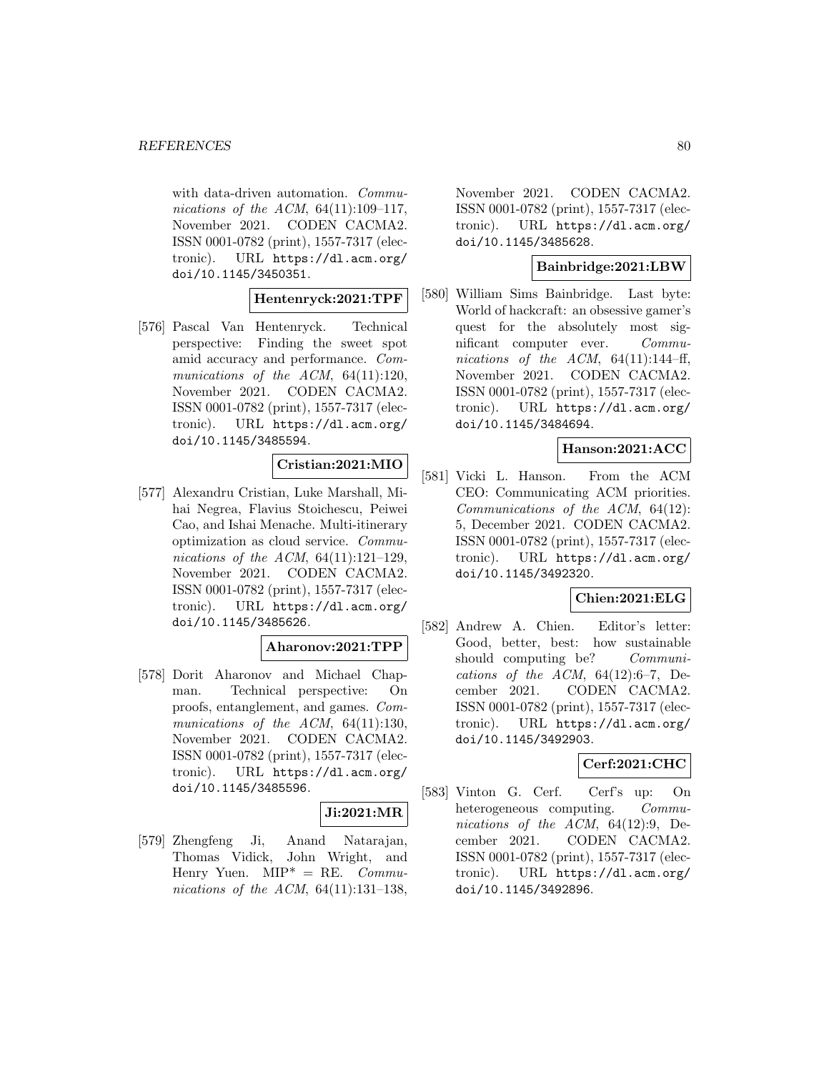with data-driven automation. *Communications of the ACM*, 64(11):109–117, November 2021. CODEN CACMA2. ISSN 0001-0782 (print), 1557-7317 (electronic). URL https://dl.acm.org/doi/10.1145/3450351.

**Hentenryck:2021:TPF**

[576] Pascal Van Hentenryck. Technical perspective: Finding the sweet spot amid accuracy and performance. *Communications of the ACM*, 64(11):120, November 2021. CODEN CACMA2. ISSN 0001-0782 (print), 1557-7317 (electronic). URL https://dl.acm.org/doi/10.1145/3485594.

**Cristian:2021:MIO**

[577] Alexandru Cristian, Luke Marshall, Mihai Negrea, Flavius Stoichescu, Peiwei Cao, and Ishai Menache. Multi-itinerary optimization as cloud service. *Communications of the ACM*, 64(11):121–129, November 2021. CODEN CACMA2. ISSN 0001-0782 (print), 1557-7317 (electronic). URL https://dl.acm.org/doi/10.1145/3485626.

**Aharonov:2021:TPP**

[578] Dorit Aharonov and Michael Chapman. Technical perspective: On proofs, entanglement, and games. *Communications of the ACM*, 64(11):130, November 2021. CODEN CACMA2. ISSN 0001-0782 (print), 1557-7317 (electronic). URL https://dl.acm.org/doi/10.1145/3485596.

**Ji:2021:MR**

[579] Zhengfeng Ji, Anand Natarajan, Thomas Vidick, John Wright, and Henry Yuen. MIP* = RE. *Communications of the ACM*, 64(11):131–138, November 2021. CODEN CACMA2. ISSN 0001-0782 (print), 1557-7317 (electronic). URL https://dl.acm.org/doi/10.1145/3485628.

**Bainbridge:2021:LBW**

[580] William Sims Bainbridge. Last byte: World of hackcraft: an obsessive gamer's quest for the absolutely most significant computer ever. *Communications of the ACM*, 64(11):144–ff, November 2021. CODEN CACMA2. ISSN 0001-0782 (print), 1557-7317 (electronic). URL https://dl.acm.org/doi/10.1145/3484694.

**Hanson:2021:ACC**

[581] Vicki L. Hanson. From the ACM CEO: Communicating ACM priorities. *Communications of the ACM*, 64(12): 5, December 2021. CODEN CACMA2. ISSN 0001-0782 (print), 1557-7317 (electronic). URL https://dl.acm.org/doi/10.1145/3492320.

**Chien:2021:ELG**

[582] Andrew A. Chien. Editor's letter: Good, better, best: how sustainable should computing be? *Communications of the ACM*, 64(12):6–7, December 2021. CODEN CACMA2. ISSN 0001-0782 (print), 1557-7317 (electronic). URL https://dl.acm.org/doi/10.1145/3492903.

**Cerf:2021:CHC**

[583] Vinton G. Cerf. Cerf's up: On heterogeneous computing. *Communications of the ACM*, 64(12):9, December 2021. CODEN CACMA2. ISSN 0001-0782 (print), 1557-7317 (electronic). URL https://dl.acm.org/doi/10.1145/3492896.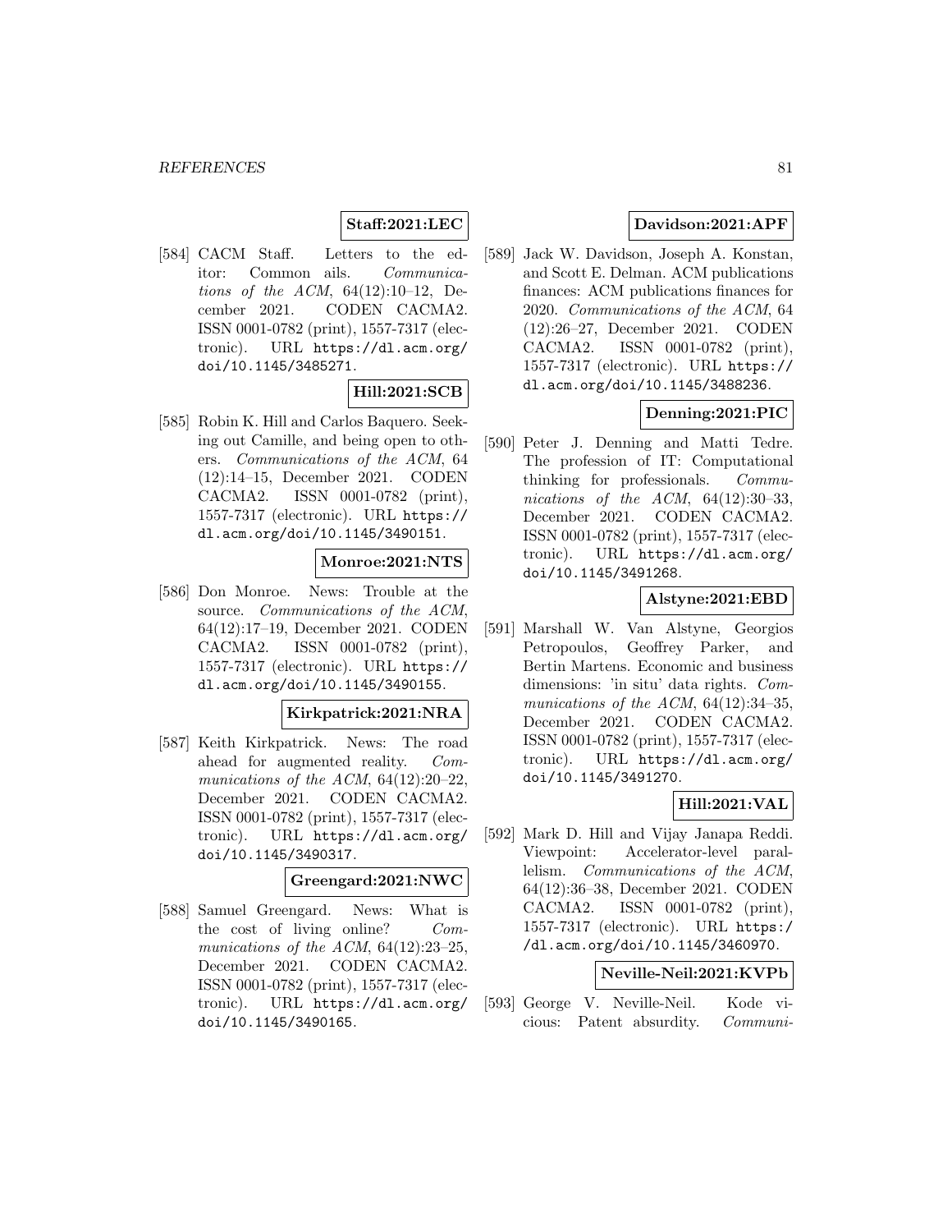**Staff:2021:LEC**

[584] CACM Staff. Letters to the editor: Common ails. *Communications of the ACM*, 64(12):10–12, December 2021. CODEN CACMA2. ISSN 0001-0782 (print), 1557-7317 (electronic). URL https://dl.acm.org/doi/10.1145/3485271.

**Hill:2021:SCB**

[585] Robin K. Hill and Carlos Baquero. Seeking out Camille, and being open to others. *Communications of the ACM*, 64 (12):14–15, December 2021. CODEN CACMA2. ISSN 0001-0782 (print), 1557-7317 (electronic). URL https://dl.acm.org/doi/10.1145/3490151.

**Monroe:2021:NTS**

[586] Don Monroe. News: Trouble at the source. *Communications of the ACM*, 64(12):17–19, December 2021. CODEN CACMA2. ISSN 0001-0782 (print), 1557-7317 (electronic). URL https://dl.acm.org/doi/10.1145/3490155.

**Kirkpatrick:2021:NRA**

[587] Keith Kirkpatrick. News: The road ahead for augmented reality. *Communications of the ACM*, 64(12):20–22, December 2021. CODEN CACMA2. ISSN 0001-0782 (print), 1557-7317 (electronic). URL https://dl.acm.org/doi/10.1145/3490317.

**Greengard:2021:NWC**

[588] Samuel Greengard. News: What is the cost of living online? *Communications of the ACM*, 64(12):23–25, December 2021. CODEN CACMA2. ISSN 0001-0782 (print), 1557-7317 (electronic). URL https://dl.acm.org/doi/10.1145/3490165.

**Davidson:2021:APF**

[589] Jack W. Davidson, Joseph A. Konstan, and Scott E. Delman. ACM publications finances: ACM publications finances for 2020. *Communications of the ACM*, 64 (12):26–27, December 2021. CODEN CACMA2. ISSN 0001-0782 (print), 1557-7317 (electronic). URL https://dl.acm.org/doi/10.1145/3488236.

**Denning:2021:PIC**

[590] Peter J. Denning and Matti Tedre. The profession of IT: Computational thinking for professionals. *Communications of the ACM*, 64(12):30–33, December 2021. CODEN CACMA2. ISSN 0001-0782 (print), 1557-7317 (electronic). URL https://dl.acm.org/doi/10.1145/3491268.

**Alstyne:2021:EBD**

[591] Marshall W. Van Alstyne, Georgios Petropoulos, Geoffrey Parker, and Bertin Martens. Economic and business dimensions: 'in situ' data rights. *Communications of the ACM*, 64(12):34–35, December 2021. CODEN CACMA2. ISSN 0001-0782 (print), 1557-7317 (electronic). URL https://dl.acm.org/doi/10.1145/3491270.

**Hill:2021:VAL**

[592] Mark D. Hill and Vijay Janapa Reddi. Viewpoint: Accelerator-level parallelism. *Communications of the ACM*, 64(12):36–38, December 2021. CODEN CACMA2. ISSN 0001-0782 (print), 1557-7317 (electronic). URL https://dl.acm.org/doi/10.1145/3460970.

**Neville-Neil:2021:KVPb**

[593] George V. Neville-Neil. Kode vicious: Patent absurdity. *Communi-*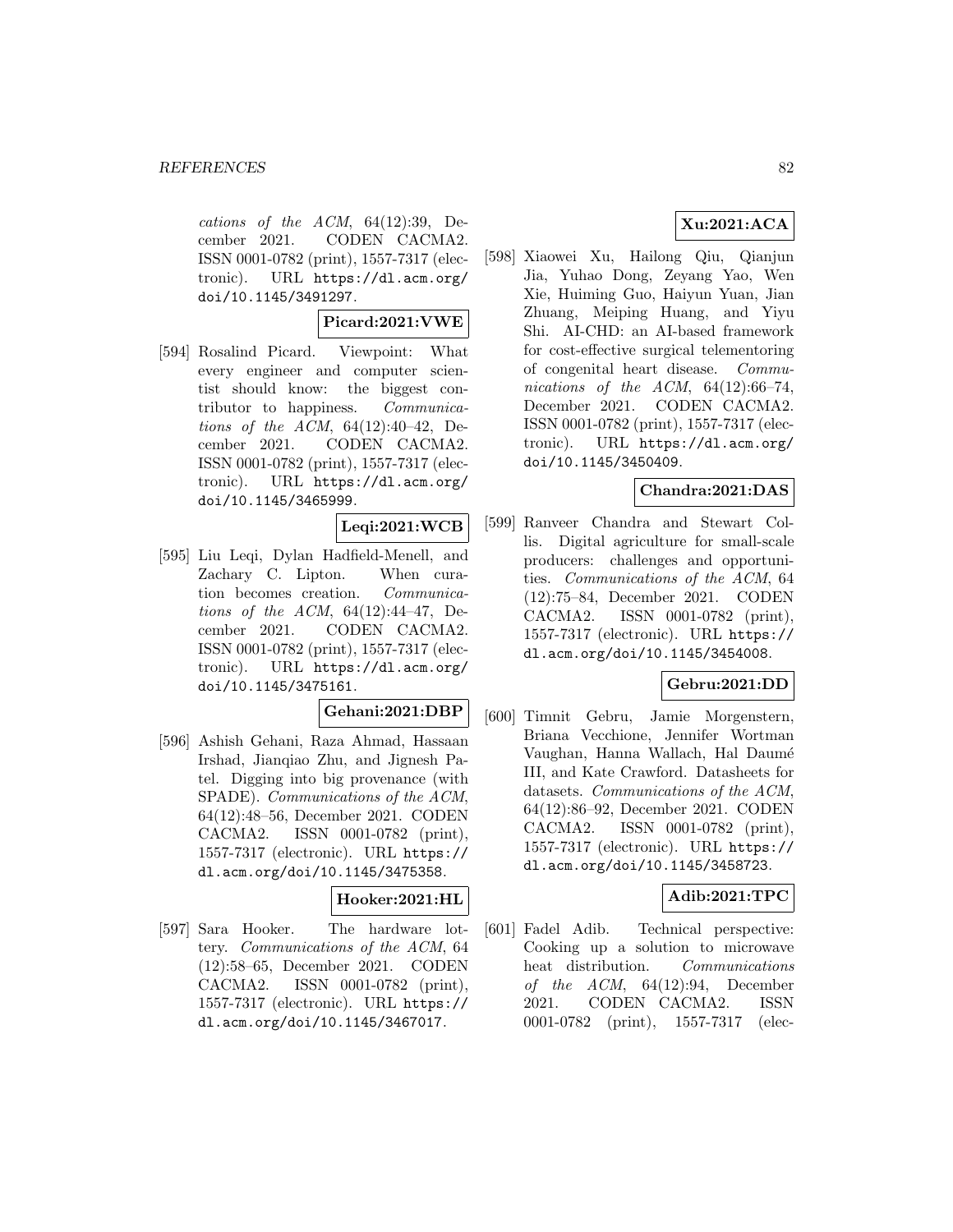*cations of the ACM*, 64(12):39, December 2021. CODEN CACMA2. ISSN 0001-0782 (print), 1557-7317 (electronic). URL https://dl.acm.org/doi/10.1145/3491297.

**Picard:2021:VWE**

[594] Rosalind Picard. Viewpoint: What every engineer and computer scientist should know: the biggest contributor to happiness. *Communications of the ACM*, 64(12):40–42, December 2021. CODEN CACMA2. ISSN 0001-0782 (print), 1557-7317 (electronic). URL https://dl.acm.org/doi/10.1145/3465999.

**Leqi:2021:WCB**

[595] Liu Leqi, Dylan Hadfield-Menell, and Zachary C. Lipton. When curation becomes creation. *Communications of the ACM*, 64(12):44–47, December 2021. CODEN CACMA2. ISSN 0001-0782 (print), 1557-7317 (electronic). URL https://dl.acm.org/doi/10.1145/3475161.

**Gehani:2021:DBP**

[596] Ashish Gehani, Raza Ahmad, Hassaan Irshad, Jianqiao Zhu, and Jignesh Patel. Digging into big provenance (with SPADE). *Communications of the ACM*, 64(12):48–56, December 2021. CODEN CACMA2. ISSN 0001-0782 (print), 1557-7317 (electronic). URL https://dl.acm.org/doi/10.1145/3475358.

**Hooker:2021:HL**

[597] Sara Hooker. The hardware lottery. *Communications of the ACM*, 64 (12):58–65, December 2021. CODEN CACMA2. ISSN 0001-0782 (print), 1557-7317 (electronic). URL https://dl.acm.org/doi/10.1145/3467017.

**Xu:2021:ACA**

[598] Xiaowei Xu, Hailong Qiu, Qianjun Jia, Yuhao Dong, Zeyang Yao, Wen Xie, Huiming Guo, Haiyun Yuan, Jian Zhuang, Meiping Huang, and Yiyu Shi. AI-CHD: an AI-based framework for cost-effective surgical telementoring of congenital heart disease. *Communications of the ACM*, 64(12):66–74, December 2021. CODEN CACMA2. ISSN 0001-0782 (print), 1557-7317 (electronic). URL https://dl.acm.org/doi/10.1145/3450409.

**Chandra:2021:DAS**

[599] Ranveer Chandra and Stewart Collis. Digital agriculture for small-scale producers: challenges and opportunities. *Communications of the ACM*, 64 (12):75–84, December 2021. CODEN CACMA2. ISSN 0001-0782 (print), 1557-7317 (electronic). URL https://dl.acm.org/doi/10.1145/3454008.

**Gebru:2021:DD**

[600] Timnit Gebru, Jamie Morgenstern, Briana Vecchione, Jennifer Wortman Vaughan, Hanna Wallach, Hal Daumé III, and Kate Crawford. Datasheets for datasets. *Communications of the ACM*, 64(12):86–92, December 2021. CODEN CACMA2. ISSN 0001-0782 (print), 1557-7317 (electronic). URL https://dl.acm.org/doi/10.1145/3458723.

**Adib:2021:TPC**

[601] Fadel Adib. Technical perspective: Cooking up a solution to microwave heat distribution. *Communications of the ACM*, 64(12):94, December 2021. CODEN CACMA2. ISSN 0001-0782 (print), 1557-7317 (elec-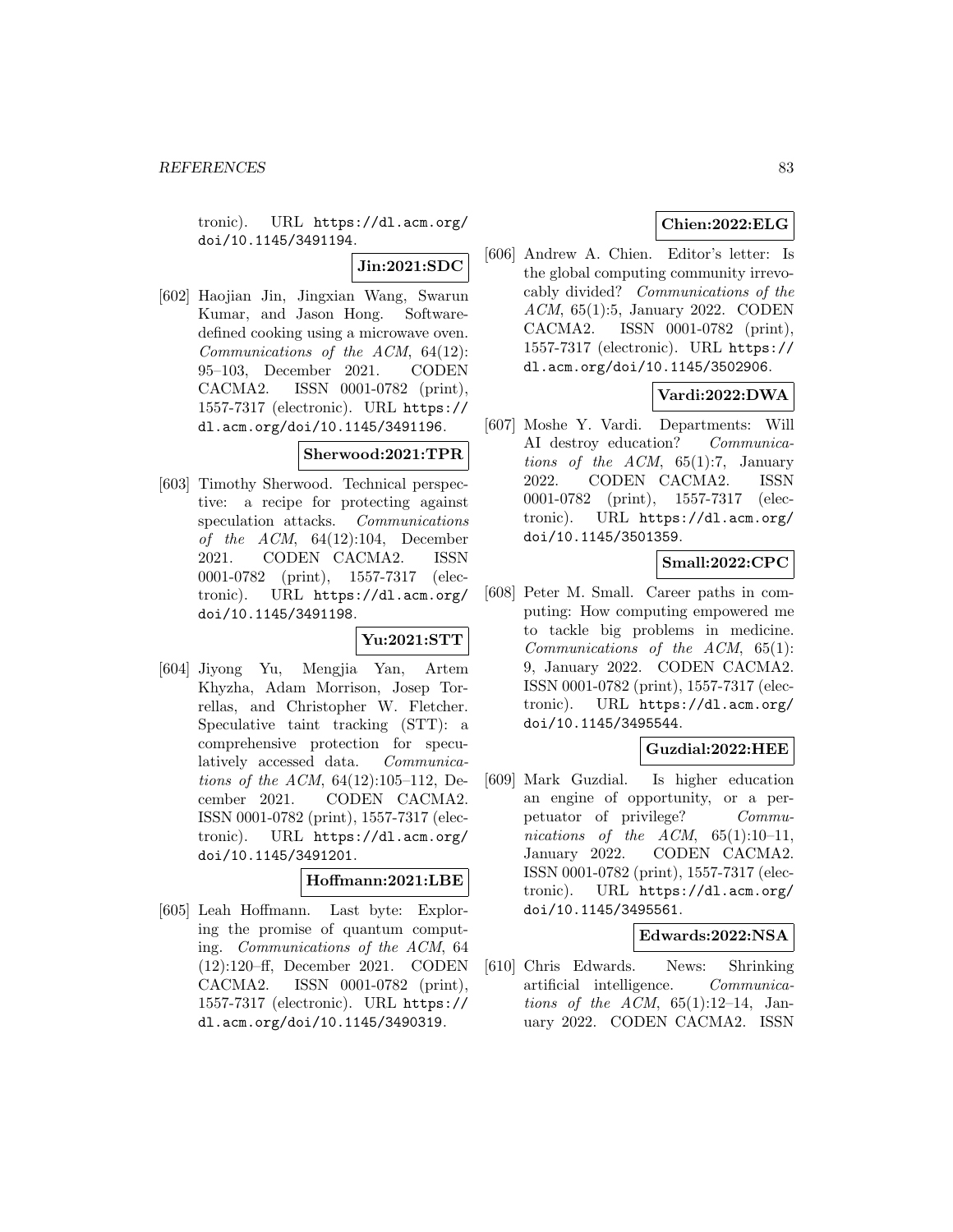tronic). URL https://dl.acm.org/doi/10.1145/3491194.

**Jin:2021:SDC**

[602] Haojian Jin, Jingxian Wang, Swarun Kumar, and Jason Hong. Software-defined cooking using a microwave oven. *Communications of the ACM*, 64(12): 95–103, December 2021. CODEN CACMA2. ISSN 0001-0782 (print), 1557-7317 (electronic). URL https://dl.acm.org/doi/10.1145/3491196.

**Sherwood:2021:TPR**

[603] Timothy Sherwood. Technical perspective: a recipe for protecting against speculation attacks. *Communications of the ACM*, 64(12):104, December 2021. CODEN CACMA2. ISSN 0001-0782 (print), 1557-7317 (electronic). URL https://dl.acm.org/doi/10.1145/3491198.

**Yu:2021:STT**

[604] Jiyong Yu, Mengjia Yan, Artem Khyzha, Adam Morrison, Josep Torrellas, and Christopher W. Fletcher. Speculative taint tracking (STT): a comprehensive protection for speculatively accessed data. *Communications of the ACM*, 64(12):105–112, December 2021. CODEN CACMA2. ISSN 0001-0782 (print), 1557-7317 (electronic). URL https://dl.acm.org/doi/10.1145/3491201.

**Hoffmann:2021:LBE**

[605] Leah Hoffmann. Last byte: Exploring the promise of quantum computing. *Communications of the ACM*, 64 (12):120–ff, December 2021. CODEN CACMA2. ISSN 0001-0782 (print), 1557-7317 (electronic). URL https://dl.acm.org/doi/10.1145/3490319.

**Chien:2022:ELG**

[606] Andrew A. Chien. Editor's letter: Is the global computing community irrevocably divided? *Communications of the ACM*, 65(1):5, January 2022. CODEN CACMA2. ISSN 0001-0782 (print), 1557-7317 (electronic). URL https://dl.acm.org/doi/10.1145/3502906.

**Vardi:2022:DWA**

[607] Moshe Y. Vardi. Departments: Will AI destroy education? *Communications of the ACM*, 65(1):7, January 2022. CODEN CACMA2. ISSN 0001-0782 (print), 1557-7317 (electronic). URL https://dl.acm.org/doi/10.1145/3501359.

**Small:2022:CPC**

[608] Peter M. Small. Career paths in computing: How computing empowered me to tackle big problems in medicine. *Communications of the ACM*, 65(1): 9, January 2022. CODEN CACMA2. ISSN 0001-0782 (print), 1557-7317 (electronic). URL https://dl.acm.org/doi/10.1145/3495544.

**Guzdial:2022:HEE**

[609] Mark Guzdial. Is higher education an engine of opportunity, or a perpetuator of privilege? *Communications of the ACM*, 65(1):10–11, January 2022. CODEN CACMA2. ISSN 0001-0782 (print), 1557-7317 (electronic). URL https://dl.acm.org/doi/10.1145/3495561.

**Edwards:2022:NSA**

[610] Chris Edwards. News: Shrinking artificial intelligence. *Communications of the ACM*, 65(1):12–14, January 2022. CODEN CACMA2. ISSN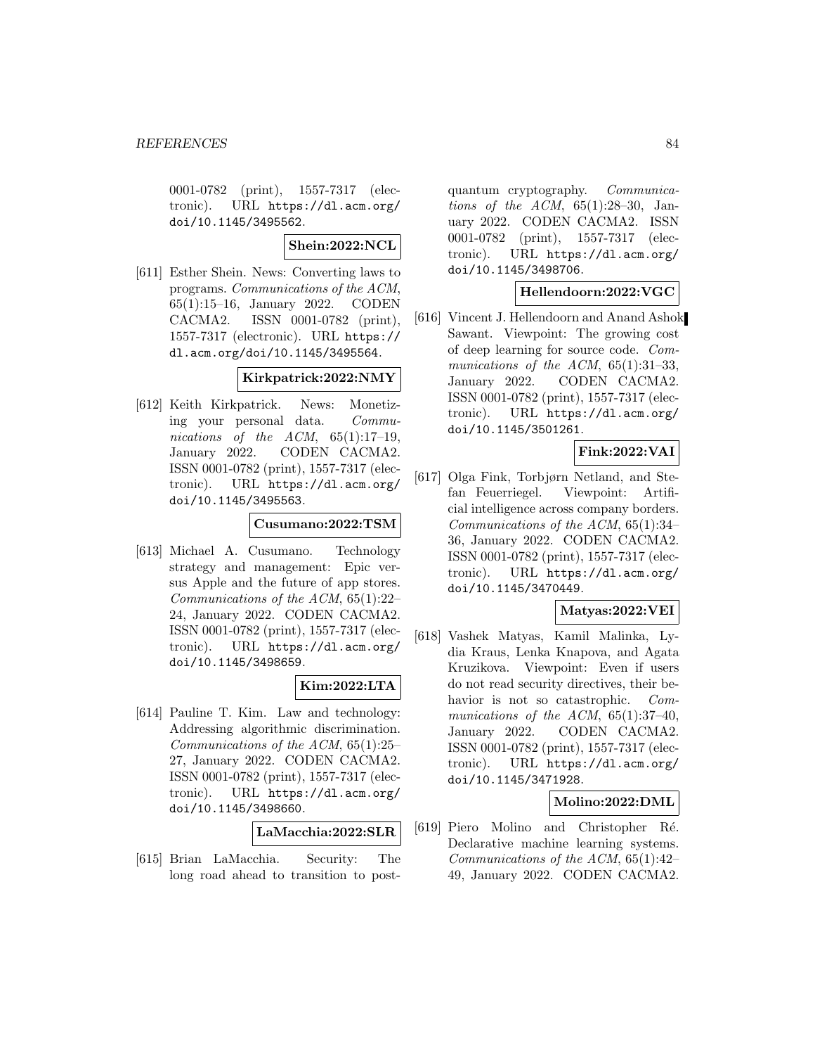0001-0782 (print), 1557-7317 (electronic). URL https://dl.acm.org/doi/10.1145/3495562.

**Shein:2022:NCL**

[611] Esther Shein. News: Converting laws to programs. *Communications of the ACM*, 65(1):15–16, January 2022. CODEN CACMA2. ISSN 0001-0782 (print), 1557-7317 (electronic). URL https://dl.acm.org/doi/10.1145/3495564.

**Kirkpatrick:2022:NMY**

[612] Keith Kirkpatrick. News: Monetizing your personal data. *Communications of the ACM*, 65(1):17–19, January 2022. CODEN CACMA2. ISSN 0001-0782 (print), 1557-7317 (electronic). URL https://dl.acm.org/doi/10.1145/3495563.

**Cusumano:2022:TSM**

[613] Michael A. Cusumano. Technology strategy and management: Epic versus Apple and the future of app stores. *Communications of the ACM*, 65(1):22–24, January 2022. CODEN CACMA2. ISSN 0001-0782 (print), 1557-7317 (electronic). URL https://dl.acm.org/doi/10.1145/3498659.

**Kim:2022:LTA**

[614] Pauline T. Kim. Law and technology: Addressing algorithmic discrimination. *Communications of the ACM*, 65(1):25–27, January 2022. CODEN CACMA2. ISSN 0001-0782 (print), 1557-7317 (electronic). URL https://dl.acm.org/doi/10.1145/3498660.

**LaMacchia:2022:SLR**

[615] Brian LaMacchia. Security: The long road ahead to transition to post-quantum cryptography. *Communications of the ACM*, 65(1):28–30, January 2022. CODEN CACMA2. ISSN 0001-0782 (print), 1557-7317 (electronic). URL https://dl.acm.org/doi/10.1145/3498706.

**Hellendoorn:2022:VGC**

[616] Vincent J. Hellendoorn and Anand Ashok Sawant. Viewpoint: The growing cost of deep learning for source code. *Communications of the ACM*, 65(1):31–33, January 2022. CODEN CACMA2. ISSN 0001-0782 (print), 1557-7317 (electronic). URL https://dl.acm.org/doi/10.1145/3501261.

**Fink:2022:VAI**

[617] Olga Fink, Torbjørn Netland, and Stefan Feuerriegel. Viewpoint: Artificial intelligence across company borders. *Communications of the ACM*, 65(1):34–36, January 2022. CODEN CACMA2. ISSN 0001-0782 (print), 1557-7317 (electronic). URL https://dl.acm.org/doi/10.1145/3470449.

**Matyas:2022:VEI**

[618] Vashek Matyas, Kamil Malinka, Lydia Kraus, Lenka Knapova, and Agata Kruzikova. Viewpoint: Even if users do not read security directives, their behavior is not so catastrophic. *Communications of the ACM*, 65(1):37–40, January 2022. CODEN CACMA2. ISSN 0001-0782 (print), 1557-7317 (electronic). URL https://dl.acm.org/doi/10.1145/3471928.

**Molino:2022:DML**

[619] Piero Molino and Christopher Ré. Declarative machine learning systems. *Communications of the ACM*, 65(1):42–49, January 2022. CODEN CACMA2.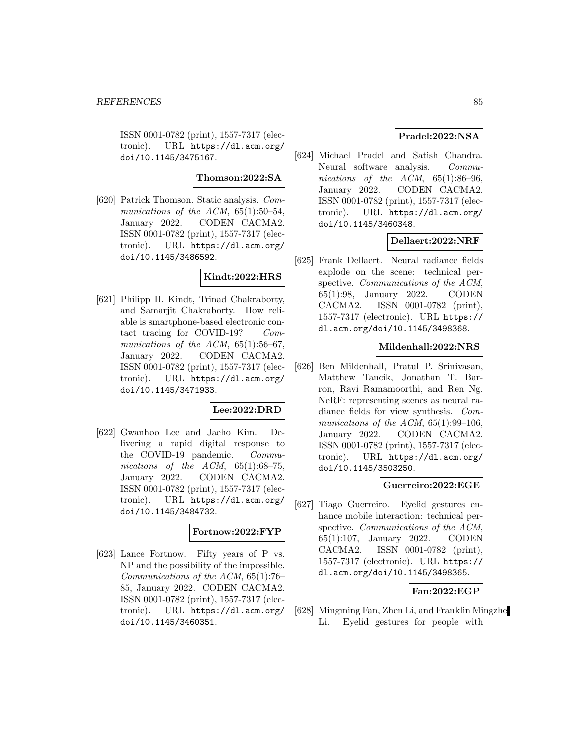ISSN 0001-0782 (print), 1557-7317 (electronic). URL https://dl.acm.org/doi/10.1145/3475167.

**Thomson:2022:SA**

[620] Patrick Thomson. Static analysis. *Communications of the ACM*, 65(1):50–54, January 2022. CODEN CACMA2. ISSN 0001-0782 (print), 1557-7317 (electronic). URL https://dl.acm.org/doi/10.1145/3486592.

**Kindt:2022:HRS**

[621] Philipp H. Kindt, Trinad Chakraborty, and Samarjit Chakraborty. How reliable is smartphone-based electronic contact tracing for COVID-19? *Communications of the ACM*, 65(1):56–67, January 2022. CODEN CACMA2. ISSN 0001-0782 (print), 1557-7317 (electronic). URL https://dl.acm.org/doi/10.1145/3471933.

**Lee:2022:DRD**

[622] Gwanhoo Lee and Jaeho Kim. Delivering a rapid digital response to the COVID-19 pandemic. *Communications of the ACM*, 65(1):68–75, January 2022. CODEN CACMA2. ISSN 0001-0782 (print), 1557-7317 (electronic). URL https://dl.acm.org/doi/10.1145/3484732.

**Fortnow:2022:FYP**

[623] Lance Fortnow. Fifty years of P vs. NP and the possibility of the impossible. *Communications of the ACM*, 65(1):76–85, January 2022. CODEN CACMA2. ISSN 0001-0782 (print), 1557-7317 (electronic). URL https://dl.acm.org/doi/10.1145/3460351.

**Pradel:2022:NSA**

[624] Michael Pradel and Satish Chandra. Neural software analysis. *Communications of the ACM*, 65(1):86–96, January 2022. CODEN CACMA2. ISSN 0001-0782 (print), 1557-7317 (electronic). URL https://dl.acm.org/doi/10.1145/3460348.

**Dellaert:2022:NRF**

[625] Frank Dellaert. Neural radiance fields explode on the scene: technical perspective. *Communications of the ACM*, 65(1):98, January 2022. CODEN CACMA2. ISSN 0001-0782 (print), 1557-7317 (electronic). URL https://dl.acm.org/doi/10.1145/3498368.

**Mildenhall:2022:NRS**

[626] Ben Mildenhall, Pratul P. Srinivasan, Matthew Tancik, Jonathan T. Barron, Ravi Ramamoorthi, and Ren Ng. NeRF: representing scenes as neural radiance fields for view synthesis. *Communications of the ACM*, 65(1):99–106, January 2022. CODEN CACMA2. ISSN 0001-0782 (print), 1557-7317 (electronic). URL https://dl.acm.org/doi/10.1145/3503250.

**Guerreiro:2022:EGE**

[627] Tiago Guerreiro. Eyelid gestures enhance mobile interaction: technical perspective. *Communications of the ACM*, 65(1):107, January 2022. CODEN CACMA2. ISSN 0001-0782 (print), 1557-7317 (electronic). URL https://dl.acm.org/doi/10.1145/3498365.

**Fan:2022:EGP**

[628] Mingming Fan, Zhen Li, and Franklin Mingzhe Li. Eyelid gestures for people with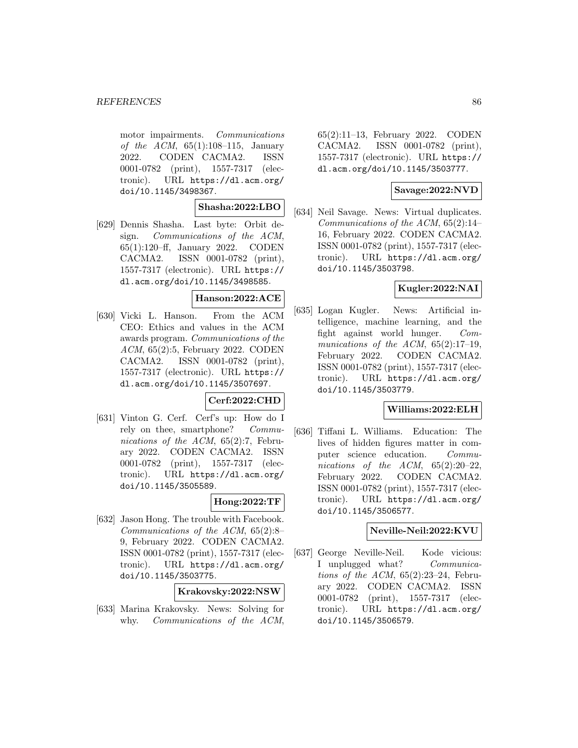motor impairments. *Communications of the ACM*, 65(1):108–115, January 2022. CODEN CACMA2. ISSN 0001-0782 (print), 1557-7317 (electronic). URL https://dl.acm.org/doi/10.1145/3498367.

**Shasha:2022:LBO**

[629] Dennis Shasha. Last byte: Orbit design. *Communications of the ACM*, 65(1):120–ff, January 2022. CODEN CACMA2. ISSN 0001-0782 (print), 1557-7317 (electronic). URL https://dl.acm.org/doi/10.1145/3498585.

**Hanson:2022:ACE**

[630] Vicki L. Hanson. From the ACM CEO: Ethics and values in the ACM awards program. *Communications of the ACM*, 65(2):5, February 2022. CODEN CACMA2. ISSN 0001-0782 (print), 1557-7317 (electronic). URL https://dl.acm.org/doi/10.1145/3507697.

**Cerf:2022:CHD**

[631] Vinton G. Cerf. Cerf's up: How do I rely on thee, smartphone? *Communications of the ACM*, 65(2):7, February 2022. CODEN CACMA2. ISSN 0001-0782 (print), 1557-7317 (electronic). URL https://dl.acm.org/doi/10.1145/3505589.

**Hong:2022:TF**

[632] Jason Hong. The trouble with Facebook. *Communications of the ACM*, 65(2):8–9, February 2022. CODEN CACMA2. ISSN 0001-0782 (print), 1557-7317 (electronic). URL https://dl.acm.org/doi/10.1145/3503775.

**Krakovsky:2022:NSW**

[633] Marina Krakovsky. News: Solving for why. *Communications of the ACM*, 65(2):11–13, February 2022. CODEN CACMA2. ISSN 0001-0782 (print), 1557-7317 (electronic). URL https://dl.acm.org/doi/10.1145/3503777.

**Savage:2022:NVD**

[634] Neil Savage. News: Virtual duplicates. *Communications of the ACM*, 65(2):14–16, February 2022. CODEN CACMA2. ISSN 0001-0782 (print), 1557-7317 (electronic). URL https://dl.acm.org/doi/10.1145/3503798.

**Kugler:2022:NAI**

[635] Logan Kugler. News: Artificial intelligence, machine learning, and the fight against world hunger. *Communications of the ACM*, 65(2):17–19, February 2022. CODEN CACMA2. ISSN 0001-0782 (print), 1557-7317 (electronic). URL https://dl.acm.org/doi/10.1145/3503779.

**Williams:2022:ELH**

[636] Tiffani L. Williams. Education: The lives of hidden figures matter in computer science education. *Communications of the ACM*, 65(2):20–22, February 2022. CODEN CACMA2. ISSN 0001-0782 (print), 1557-7317 (electronic). URL https://dl.acm.org/doi/10.1145/3506577.

**Neville-Neil:2022:KVU**

[637] George Neville-Neil. Kode vicious: I unplugged what? *Communications of the ACM*, 65(2):23–24, February 2022. CODEN CACMA2. ISSN 0001-0782 (print), 1557-7317 (electronic). URL https://dl.acm.org/doi/10.1145/3506579.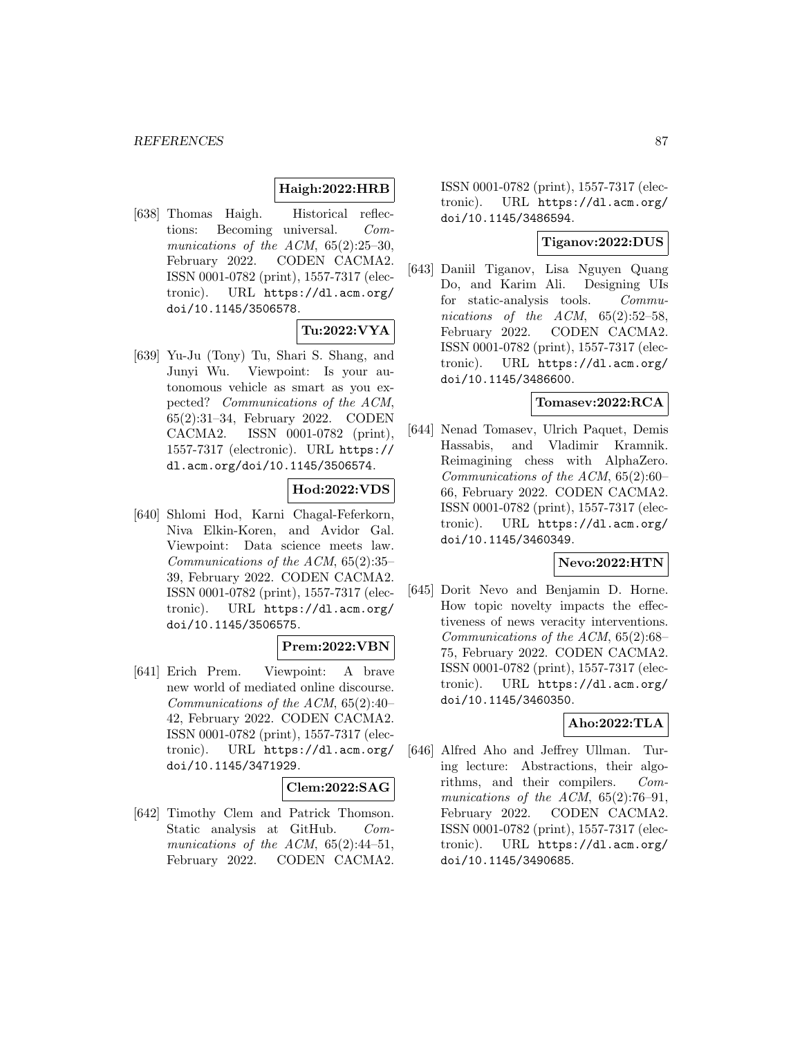**Haigh:2022:HRB**

[638] Thomas Haigh. Historical reflections: Becoming universal. *Communications of the ACM*, 65(2):25–30, February 2022. CODEN CACMA2. ISSN 0001-0782 (print), 1557-7317 (electronic). URL https://dl.acm.org/doi/10.1145/3506578.

**Tu:2022:VYA**

[639] Yu-Ju (Tony) Tu, Shari S. Shang, and Junyi Wu. Viewpoint: Is your autonomous vehicle as smart as you expected? *Communications of the ACM*, 65(2):31–34, February 2022. CODEN CACMA2. ISSN 0001-0782 (print), 1557-7317 (electronic). URL https://dl.acm.org/doi/10.1145/3506574.

**Hod:2022:VDS**

[640] Shlomi Hod, Karni Chagal-Feferkorn, Niva Elkin-Koren, and Avidor Gal. Viewpoint: Data science meets law. *Communications of the ACM*, 65(2):35–39, February 2022. CODEN CACMA2. ISSN 0001-0782 (print), 1557-7317 (electronic). URL https://dl.acm.org/doi/10.1145/3506575.

**Prem:2022:VBN**

[641] Erich Prem. Viewpoint: A brave new world of mediated online discourse. *Communications of the ACM*, 65(2):40–42, February 2022. CODEN CACMA2. ISSN 0001-0782 (print), 1557-7317 (electronic). URL https://dl.acm.org/doi/10.1145/3471929.

**Clem:2022:SAG**

[642] Timothy Clem and Patrick Thomson. Static analysis at GitHub. *Communications of the ACM*, 65(2):44–51, February 2022. CODEN CACMA2. ISSN 0001-0782 (print), 1557-7317 (electronic). URL https://dl.acm.org/doi/10.1145/3486594.

**Tiganov:2022:DUS**

[643] Daniil Tiganov, Lisa Nguyen Quang Do, and Karim Ali. Designing UIs for static-analysis tools. *Communications of the ACM*, 65(2):52–58, February 2022. CODEN CACMA2. ISSN 0001-0782 (print), 1557-7317 (electronic). URL https://dl.acm.org/doi/10.1145/3486600.

**Tomasev:2022:RCA**

[644] Nenad Tomasev, Ulrich Paquet, Demis Hassabis, and Vladimir Kramnik. Reimagining chess with AlphaZero. *Communications of the ACM*, 65(2):60–66, February 2022. CODEN CACMA2. ISSN 0001-0782 (print), 1557-7317 (electronic). URL https://dl.acm.org/doi/10.1145/3460349.

**Nevo:2022:HTN**

[645] Dorit Nevo and Benjamin D. Horne. How topic novelty impacts the effectiveness of news veracity interventions. *Communications of the ACM*, 65(2):68–75, February 2022. CODEN CACMA2. ISSN 0001-0782 (print), 1557-7317 (electronic). URL https://dl.acm.org/doi/10.1145/3460350.

**Aho:2022:TLA**

[646] Alfred Aho and Jeffrey Ullman. Turing lecture: Abstractions, their algorithms, and their compilers. *Communications of the ACM*, 65(2):76–91, February 2022. CODEN CACMA2. ISSN 0001-0782 (print), 1557-7317 (electronic). URL https://dl.acm.org/doi/10.1145/3490685.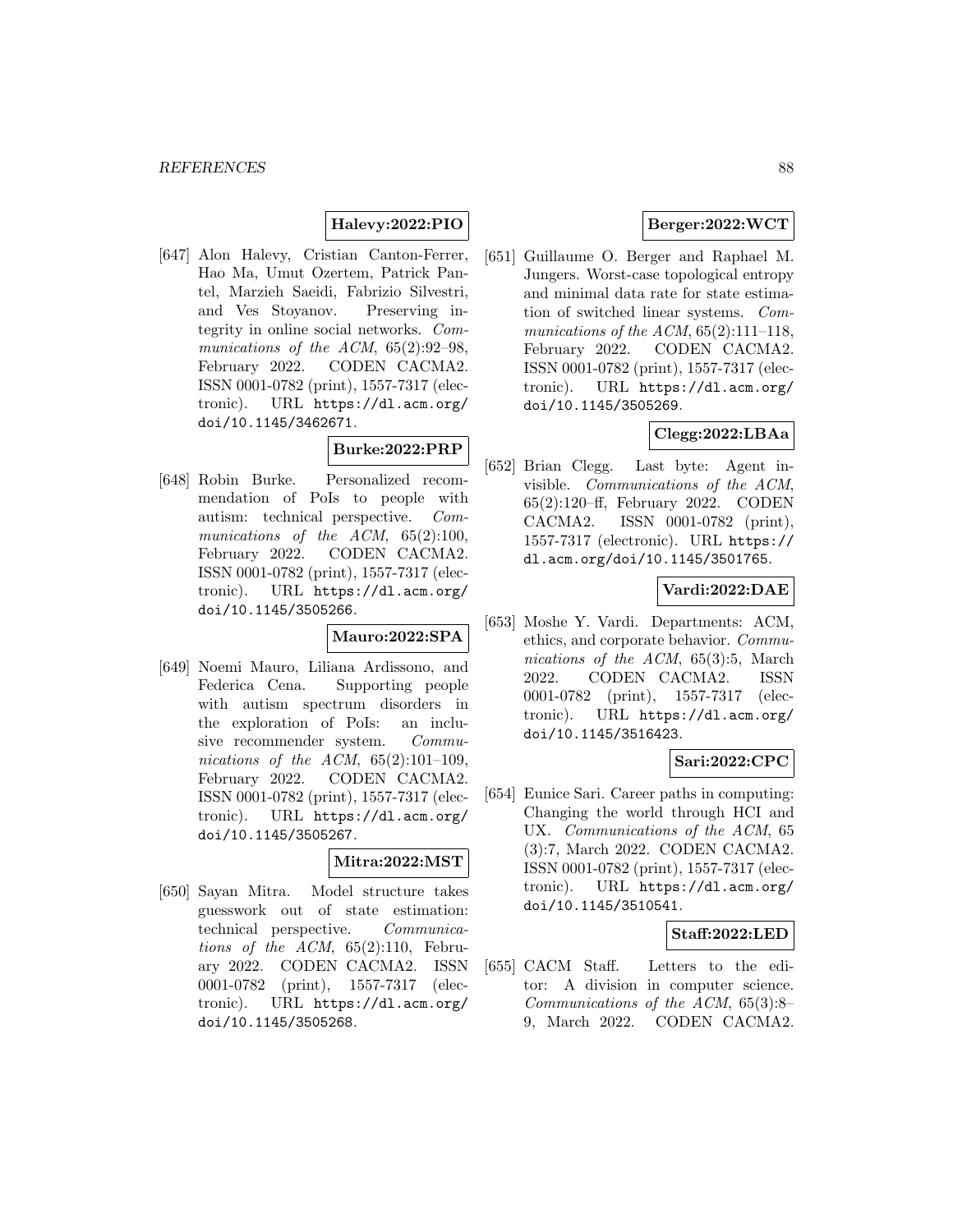**Halevy:2022:PIO**

[647] Alon Halevy, Cristian Canton-Ferrer, Hao Ma, Umut Ozertem, Patrick Pantel, Marzieh Saeidi, Fabrizio Silvestri, and Ves Stoyanov. Preserving integrity in online social networks. *Communications of the ACM*, 65(2):92–98, February 2022. CODEN CACMA2. ISSN 0001-0782 (print), 1557-7317 (electronic). URL `https://dl.acm.org/doi/10.1145/3462671`.

**Burke:2022:PRP**

[648] Robin Burke. Personalized recommendation of PoIs to people with autism: technical perspective. *Communications of the ACM*, 65(2):100, February 2022. CODEN CACMA2. ISSN 0001-0782 (print), 1557-7317 (electronic). URL `https://dl.acm.org/doi/10.1145/3505266`.

**Mauro:2022:SPA**

[649] Noemi Mauro, Liliana Ardissono, and Federica Cena. Supporting people with autism spectrum disorders in the exploration of PoIs: an inclusive recommender system. *Communications of the ACM*, 65(2):101–109, February 2022. CODEN CACMA2. ISSN 0001-0782 (print), 1557-7317 (electronic). URL `https://dl.acm.org/doi/10.1145/3505267`.

**Mitra:2022:MST**

[650] Sayan Mitra. Model structure takes guesswork out of state estimation: technical perspective. *Communications of the ACM*, 65(2):110, February 2022. CODEN CACMA2. ISSN 0001-0782 (print), 1557-7317 (electronic). URL `https://dl.acm.org/doi/10.1145/3505268`.

**Berger:2022:WCT**

[651] Guillaume O. Berger and Raphael M. Jungers. Worst-case topological entropy and minimal data rate for state estimation of switched linear systems. *Communications of the ACM*, 65(2):111–118, February 2022. CODEN CACMA2. ISSN 0001-0782 (print), 1557-7317 (electronic). URL `https://dl.acm.org/doi/10.1145/3505269`.

**Clegg:2022:LBAa**

[652] Brian Clegg. Last byte: Agent invisible. *Communications of the ACM*, 65(2):120–ff, February 2022. CODEN CACMA2. ISSN 0001-0782 (print), 1557-7317 (electronic). URL `https://dl.acm.org/doi/10.1145/3501765`.

**Vardi:2022:DAE**

[653] Moshe Y. Vardi. Departments: ACM, ethics, and corporate behavior. *Communications of the ACM*, 65(3):5, March 2022. CODEN CACMA2. ISSN 0001-0782 (print), 1557-7317 (electronic). URL `https://dl.acm.org/doi/10.1145/3516423`.

**Sari:2022:CPC**

[654] Eunice Sari. Career paths in computing: Changing the world through HCI and UX. *Communications of the ACM*, 65 (3):7, March 2022. CODEN CACMA2. ISSN 0001-0782 (print), 1557-7317 (electronic). URL `https://dl.acm.org/doi/10.1145/3510541`.

**Staff:2022:LED**

[655] CACM Staff. Letters to the editor: A division in computer science. *Communications of the ACM*, 65(3):8–9, March 2022. CODEN CACMA2.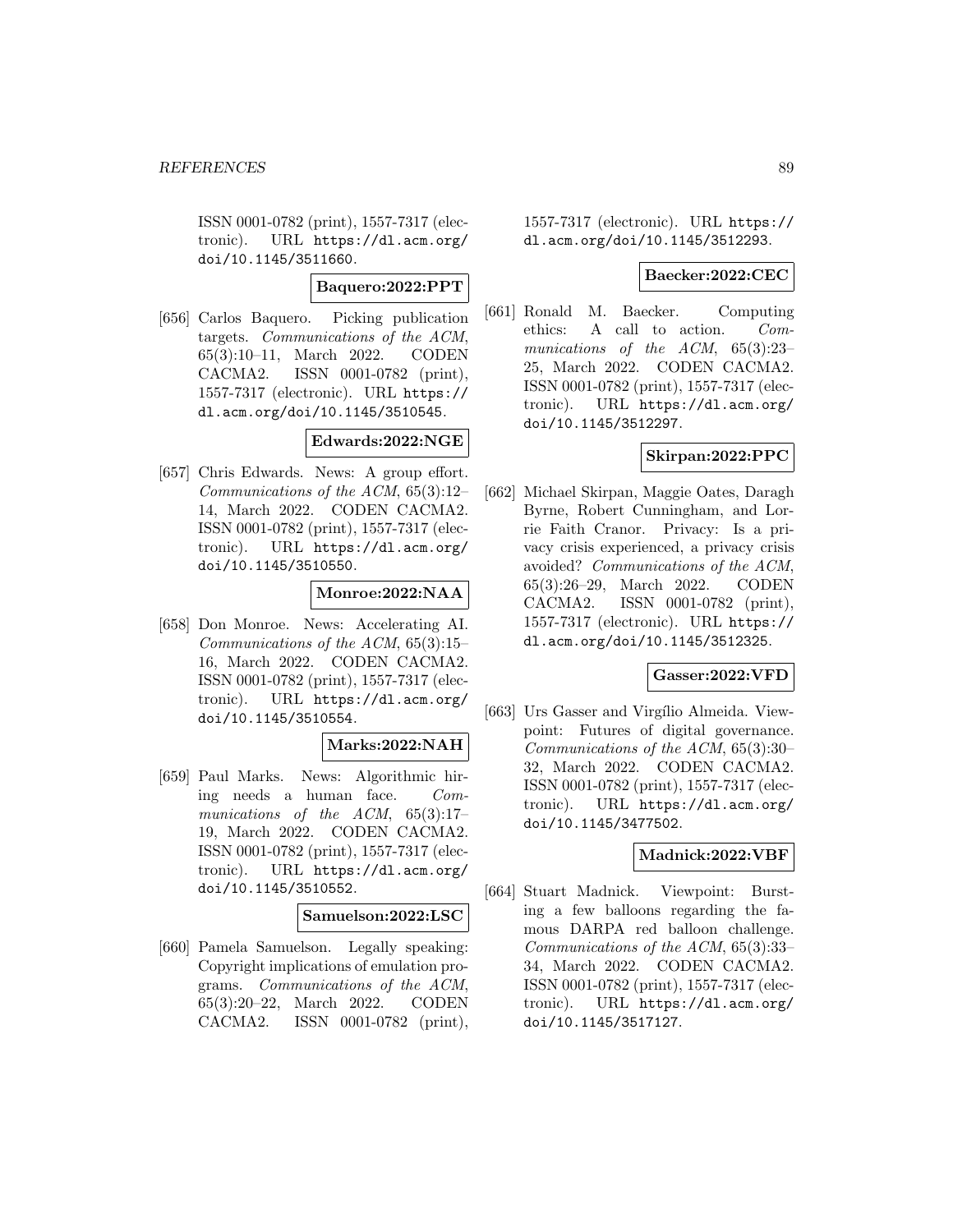ISSN 0001-0782 (print), 1557-7317 (electronic). URL https://dl.acm.org/doi/10.1145/3511660.

**Baquero:2022:PPT**

[656] Carlos Baquero. Picking publication targets. *Communications of the ACM*, 65(3):10–11, March 2022. CODEN CACMA2. ISSN 0001-0782 (print), 1557-7317 (electronic). URL https://dl.acm.org/doi/10.1145/3510545.

**Edwards:2022:NGE**

[657] Chris Edwards. News: A group effort. *Communications of the ACM*, 65(3):12–14, March 2022. CODEN CACMA2. ISSN 0001-0782 (print), 1557-7317 (electronic). URL https://dl.acm.org/doi/10.1145/3510550.

**Monroe:2022:NAA**

[658] Don Monroe. News: Accelerating AI. *Communications of the ACM*, 65(3):15–16, March 2022. CODEN CACMA2. ISSN 0001-0782 (print), 1557-7317 (electronic). URL https://dl.acm.org/doi/10.1145/3510554.

**Marks:2022:NAH**

[659] Paul Marks. News: Algorithmic hiring needs a human face. *Communications of the ACM*, 65(3):17–19, March 2022. CODEN CACMA2. ISSN 0001-0782 (print), 1557-7317 (electronic). URL https://dl.acm.org/doi/10.1145/3510552.

**Samuelson:2022:LSC**

[660] Pamela Samuelson. Legally speaking: Copyright implications of emulation programs. *Communications of the ACM*, 65(3):20–22, March 2022. CODEN CACMA2. ISSN 0001-0782 (print), 1557-7317 (electronic). URL https://dl.acm.org/doi/10.1145/3512293.

**Baecker:2022:CEC**

[661] Ronald M. Baecker. Computing ethics: A call to action. *Communications of the ACM*, 65(3):23–25, March 2022. CODEN CACMA2. ISSN 0001-0782 (print), 1557-7317 (electronic). URL https://dl.acm.org/doi/10.1145/3512297.

**Skirpan:2022:PPC**

[662] Michael Skirpan, Maggie Oates, Daragh Byrne, Robert Cunningham, and Lorrie Faith Cranor. Privacy: Is a privacy crisis experienced, a privacy crisis avoided? *Communications of the ACM*, 65(3):26–29, March 2022. CODEN CACMA2. ISSN 0001-0782 (print), 1557-7317 (electronic). URL https://dl.acm.org/doi/10.1145/3512325.

**Gasser:2022:VFD**

[663] Urs Gasser and Virgílio Almeida. Viewpoint: Futures of digital governance. *Communications of the ACM*, 65(3):30–32, March 2022. CODEN CACMA2. ISSN 0001-0782 (print), 1557-7317 (electronic). URL https://dl.acm.org/doi/10.1145/3477502.

**Madnick:2022:VBF**

[664] Stuart Madnick. Viewpoint: Bursting a few balloons regarding the famous DARPA red balloon challenge. *Communications of the ACM*, 65(3):33–34, March 2022. CODEN CACMA2. ISSN 0001-0782 (print), 1557-7317 (electronic). URL https://dl.acm.org/doi/10.1145/3517127.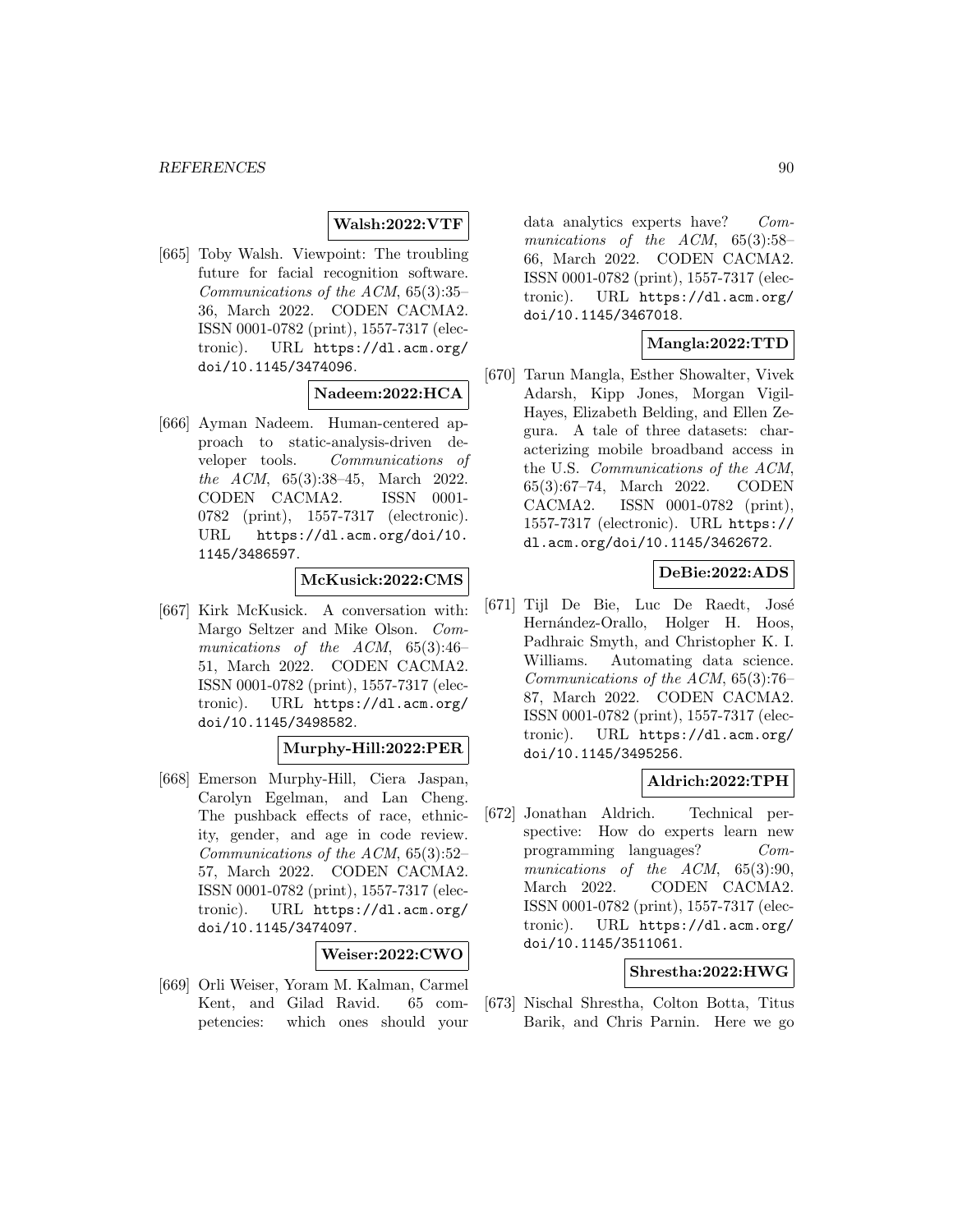**Walsh:2022:VTF**

[665] Toby Walsh. Viewpoint: The troubling future for facial recognition software. *Communications of the ACM*, 65(3):35–36, March 2022. CODEN CACMA2. ISSN 0001-0782 (print), 1557-7317 (electronic). URL https://dl.acm.org/doi/10.1145/3474096.

**Nadeem:2022:HCA**

[666] Ayman Nadeem. Human-centered approach to static-analysis-driven developer tools. *Communications of the ACM*, 65(3):38–45, March 2022. CODEN CACMA2. ISSN 0001-0782 (print), 1557-7317 (electronic). URL https://dl.acm.org/doi/10.1145/3486597.

**McKusick:2022:CMS**

[667] Kirk McKusick. A conversation with: Margo Seltzer and Mike Olson. *Communications of the ACM*, 65(3):46–51, March 2022. CODEN CACMA2. ISSN 0001-0782 (print), 1557-7317 (electronic). URL https://dl.acm.org/doi/10.1145/3498582.

**Murphy-Hill:2022:PER**

[668] Emerson Murphy-Hill, Ciera Jaspan, Carolyn Egelman, and Lan Cheng. The pushback effects of race, ethnicity, gender, and age in code review. *Communications of the ACM*, 65(3):52–57, March 2022. CODEN CACMA2. ISSN 0001-0782 (print), 1557-7317 (electronic). URL https://dl.acm.org/doi/10.1145/3474097.

**Weiser:2022:CWO**

[669] Orli Weiser, Yoram M. Kalman, Carmel Kent, and Gilad Ravid. 65 competencies: which ones should your data analytics experts have? *Communications of the ACM*, 65(3):58–66, March 2022. CODEN CACMA2. ISSN 0001-0782 (print), 1557-7317 (electronic). URL https://dl.acm.org/doi/10.1145/3467018.

**Mangla:2022:TTD**

[670] Tarun Mangla, Esther Showalter, Vivek Adarsh, Kipp Jones, Morgan Vigil-Hayes, Elizabeth Belding, and Ellen Zegura. A tale of three datasets: characterizing mobile broadband access in the U.S. *Communications of the ACM*, 65(3):67–74, March 2022. CODEN CACMA2. ISSN 0001-0782 (print), 1557-7317 (electronic). URL https://dl.acm.org/doi/10.1145/3462672.

**DeBie:2022:ADS**

[671] Tijl De Bie, Luc De Raedt, José Hernández-Orallo, Holger H. Hoos, Padhraic Smyth, and Christopher K. I. Williams. Automating data science. *Communications of the ACM*, 65(3):76–87, March 2022. CODEN CACMA2. ISSN 0001-0782 (print), 1557-7317 (electronic). URL https://dl.acm.org/doi/10.1145/3495256.

**Aldrich:2022:TPH**

[672] Jonathan Aldrich. Technical perspective: How do experts learn new programming languages? *Communications of the ACM*, 65(3):90, March 2022. CODEN CACMA2. ISSN 0001-0782 (print), 1557-7317 (electronic). URL https://dl.acm.org/doi/10.1145/3511061.

**Shrestha:2022:HWG**

[673] Nischal Shrestha, Colton Botta, Titus Barik, and Chris Parnin. Here we go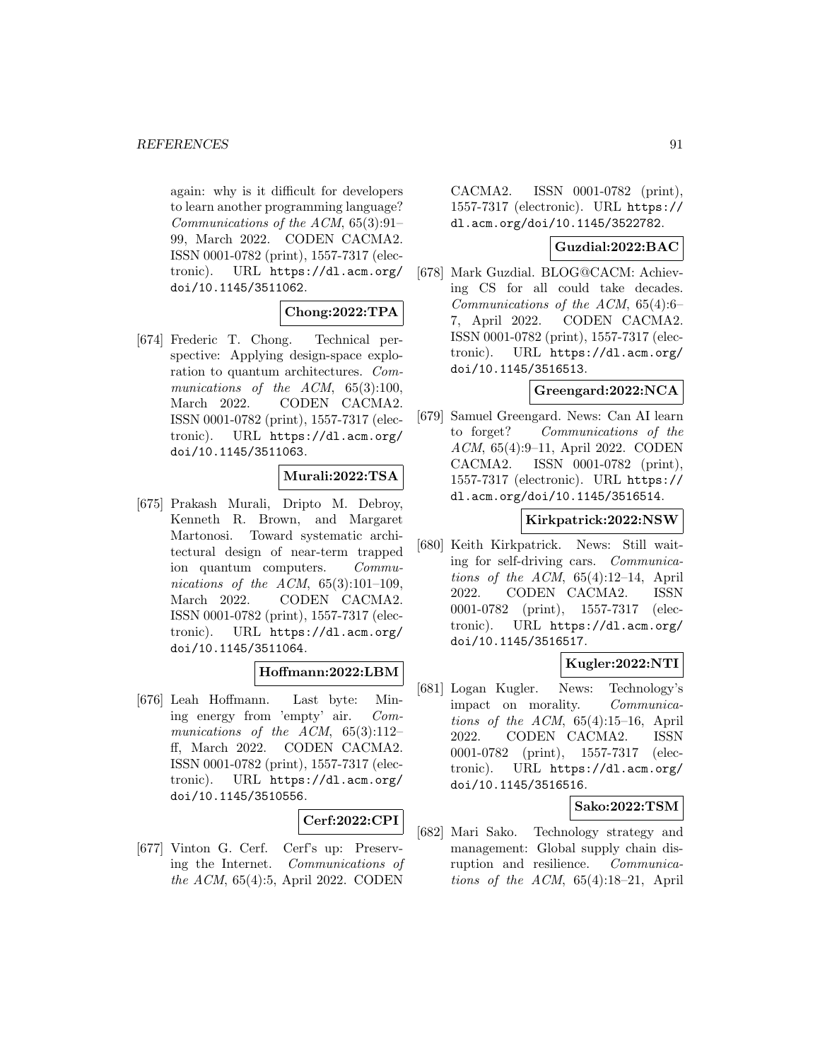again: why is it difficult for developers to learn another programming language? *Communications of the ACM*, 65(3):91–99, March 2022. CODEN CACMA2. ISSN 0001-0782 (print), 1557-7317 (electronic). URL https://dl.acm.org/doi/10.1145/3511062.

**Chong:2022:TPA**

[674] Frederic T. Chong. Technical perspective: Applying design-space exploration to quantum architectures. *Communications of the ACM*, 65(3):100, March 2022. CODEN CACMA2. ISSN 0001-0782 (print), 1557-7317 (electronic). URL https://dl.acm.org/doi/10.1145/3511063.

**Murali:2022:TSA**

[675] Prakash Murali, Dripto M. Debroy, Kenneth R. Brown, and Margaret Martonosi. Toward systematic architectural design of near-term trapped ion quantum computers. *Communications of the ACM*, 65(3):101–109, March 2022. CODEN CACMA2. ISSN 0001-0782 (print), 1557-7317 (electronic). URL https://dl.acm.org/doi/10.1145/3511064.

**Hoffmann:2022:LBM**

[676] Leah Hoffmann. Last byte: Mining energy from 'empty' air. *Communications of the ACM*, 65(3):112–ff, March 2022. CODEN CACMA2. ISSN 0001-0782 (print), 1557-7317 (electronic). URL https://dl.acm.org/doi/10.1145/3510556.

**Cerf:2022:CPI**

[677] Vinton G. Cerf. Cerf's up: Preserving the Internet. *Communications of the ACM*, 65(4):5, April 2022. CODEN CACMA2. ISSN 0001-0782 (print), 1557-7317 (electronic). URL https://dl.acm.org/doi/10.1145/3522782.

**Guzdial:2022:BAC**

[678] Mark Guzdial. BLOG@CACM: Achieving CS for all could take decades. *Communications of the ACM*, 65(4):6–7, April 2022. CODEN CACMA2. ISSN 0001-0782 (print), 1557-7317 (electronic). URL https://dl.acm.org/doi/10.1145/3516513.

**Greengard:2022:NCA**

[679] Samuel Greengard. News: Can AI learn to forget? *Communications of the ACM*, 65(4):9–11, April 2022. CODEN CACMA2. ISSN 0001-0782 (print), 1557-7317 (electronic). URL https://dl.acm.org/doi/10.1145/3516514.

**Kirkpatrick:2022:NSW**

[680] Keith Kirkpatrick. News: Still waiting for self-driving cars. *Communications of the ACM*, 65(4):12–14, April 2022. CODEN CACMA2. ISSN 0001-0782 (print), 1557-7317 (electronic). URL https://dl.acm.org/doi/10.1145/3516517.

**Kugler:2022:NTI**

[681] Logan Kugler. News: Technology's impact on morality. *Communications of the ACM*, 65(4):15–16, April 2022. CODEN CACMA2. ISSN 0001-0782 (print), 1557-7317 (electronic). URL https://dl.acm.org/doi/10.1145/3516516.

**Sako:2022:TSM**

[682] Mari Sako. Technology strategy and management: Global supply chain disruption and resilience. *Communications of the ACM*, 65(4):18–21, April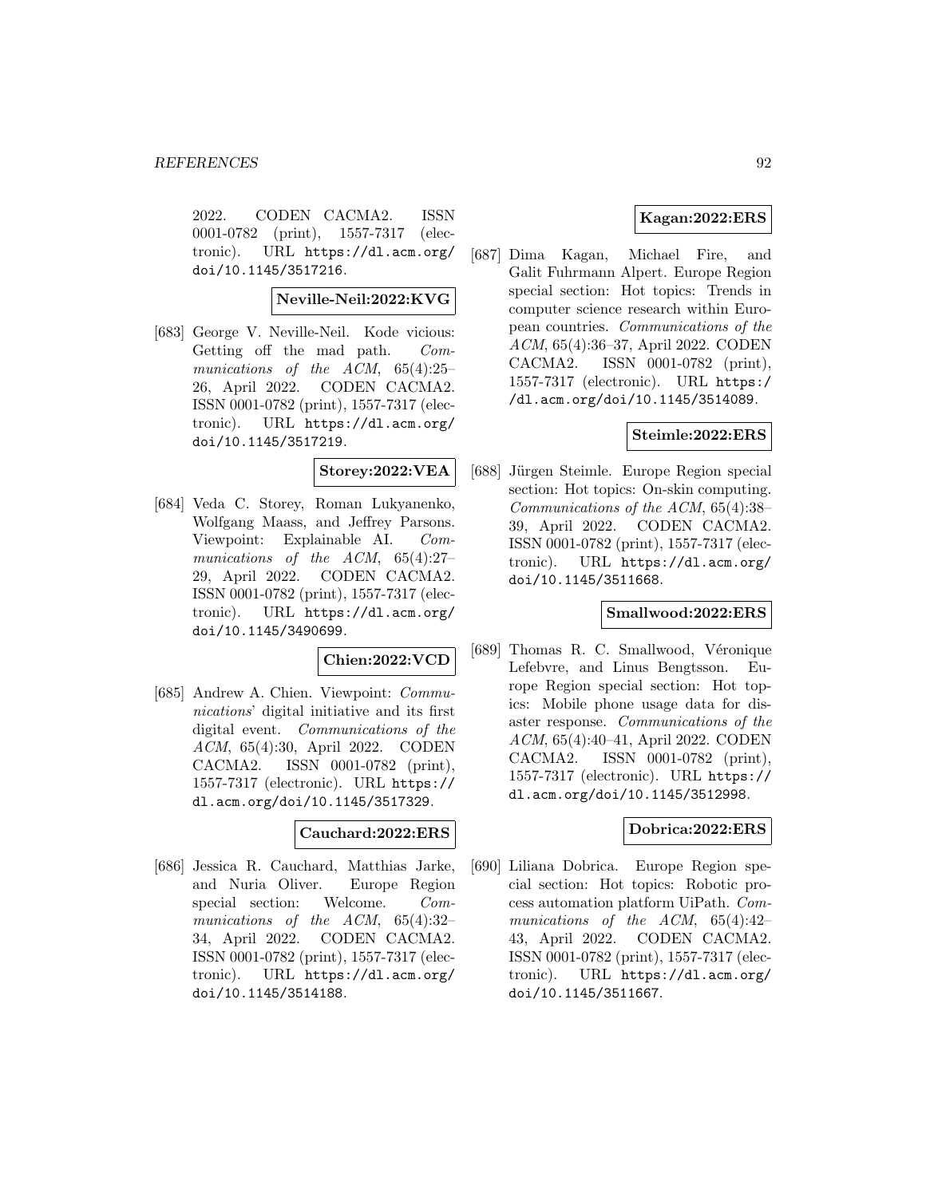2022. CODEN CACMA2. ISSN 0001-0782 (print), 1557-7317 (electronic). URL https://dl.acm.org/doi/10.1145/3517216.

**Neville-Neil:2022:KVG**

[683] George V. Neville-Neil. Kode vicious: Getting off the mad path. *Communications of the ACM*, 65(4):25–26, April 2022. CODEN CACMA2. ISSN 0001-0782 (print), 1557-7317 (electronic). URL https://dl.acm.org/doi/10.1145/3517219.

**Storey:2022:VEA**

[684] Veda C. Storey, Roman Lukyanenko, Wolfgang Maass, and Jeffrey Parsons. Viewpoint: Explainable AI. *Communications of the ACM*, 65(4):27–29, April 2022. CODEN CACMA2. ISSN 0001-0782 (print), 1557-7317 (electronic). URL https://dl.acm.org/doi/10.1145/3490699.

**Chien:2022:VCD**

[685] Andrew A. Chien. Viewpoint: *Communications*' digital initiative and its first digital event. *Communications of the ACM*, 65(4):30, April 2022. CODEN CACMA2. ISSN 0001-0782 (print), 1557-7317 (electronic). URL https://dl.acm.org/doi/10.1145/3517329.

**Cauchard:2022:ERS**

[686] Jessica R. Cauchard, Matthias Jarke, and Nuria Oliver. Europe Region special section: Welcome. *Communications of the ACM*, 65(4):32–34, April 2022. CODEN CACMA2. ISSN 0001-0782 (print), 1557-7317 (electronic). URL https://dl.acm.org/doi/10.1145/3514188.

**Kagan:2022:ERS**

[687] Dima Kagan, Michael Fire, and Galit Fuhrmann Alpert. Europe Region special section: Hot topics: Trends in computer science research within European countries. *Communications of the ACM*, 65(4):36–37, April 2022. CODEN CACMA2. ISSN 0001-0782 (print), 1557-7317 (electronic). URL https://dl.acm.org/doi/10.1145/3514089.

**Steimle:2022:ERS**

[688] Jürgen Steimle. Europe Region special section: Hot topics: On-skin computing. *Communications of the ACM*, 65(4):38–39, April 2022. CODEN CACMA2. ISSN 0001-0782 (print), 1557-7317 (electronic). URL https://dl.acm.org/doi/10.1145/3511668.

**Smallwood:2022:ERS**

[689] Thomas R. C. Smallwood, Véronique Lefebvre, and Linus Bengtsson. Europe Region special section: Hot topics: Mobile phone usage data for disaster response. *Communications of the ACM*, 65(4):40–41, April 2022. CODEN CACMA2. ISSN 0001-0782 (print), 1557-7317 (electronic). URL https://dl.acm.org/doi/10.1145/3512998.

**Dobrica:2022:ERS**

[690] Liliana Dobrica. Europe Region special section: Hot topics: Robotic process automation platform UiPath. *Communications of the ACM*, 65(4):42–43, April 2022. CODEN CACMA2. ISSN 0001-0782 (print), 1557-7317 (electronic). URL https://dl.acm.org/doi/10.1145/3511667.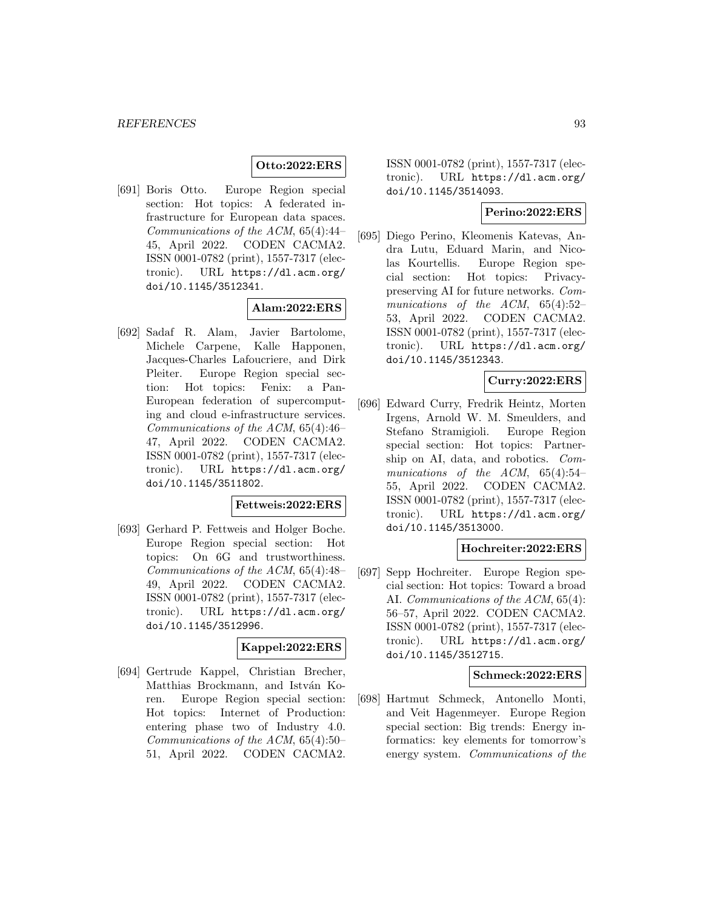**Otto:2022:ERS**

[691] Boris Otto. Europe Region special section: Hot topics: A federated infrastructure for European data spaces. *Communications of the ACM*, 65(4):44–45, April 2022. CODEN CACMA2. ISSN 0001-0782 (print), 1557-7317 (electronic). URL `https://dl.acm.org/doi/10.1145/3512341`.

**Alam:2022:ERS**

[692] Sadaf R. Alam, Javier Bartolome, Michele Carpene, Kalle Happonen, Jacques-Charles Lafoucriere, and Dirk Pleiter. Europe Region special section: Hot topics: Fenix: a Pan-European federation of supercomputing and cloud e-infrastructure services. *Communications of the ACM*, 65(4):46–47, April 2022. CODEN CACMA2. ISSN 0001-0782 (print), 1557-7317 (electronic). URL `https://dl.acm.org/doi/10.1145/3511802`.

**Fettweis:2022:ERS**

[693] Gerhard P. Fettweis and Holger Boche. Europe Region special section: Hot topics: On 6G and trustworthiness. *Communications of the ACM*, 65(4):48–49, April 2022. CODEN CACMA2. ISSN 0001-0782 (print), 1557-7317 (electronic). URL `https://dl.acm.org/doi/10.1145/3512996`.

**Kappel:2022:ERS**

[694] Gertrude Kappel, Christian Brecher, Matthias Brockmann, and István Koren. Europe Region special section: Hot topics: Internet of Production: entering phase two of Industry 4.0. *Communications of the ACM*, 65(4):50–51, April 2022. CODEN CACMA2. ISSN 0001-0782 (print), 1557-7317 (electronic). URL `https://dl.acm.org/doi/10.1145/3514093`.

**Perino:2022:ERS**

[695] Diego Perino, Kleomenis Katevas, Andra Lutu, Eduard Marin, and Nicolas Kourtellis. Europe Region special section: Hot topics: Privacy-preserving AI for future networks. *Communications of the ACM*, 65(4):52–53, April 2022. CODEN CACMA2. ISSN 0001-0782 (print), 1557-7317 (electronic). URL `https://dl.acm.org/doi/10.1145/3512343`.

**Curry:2022:ERS**

[696] Edward Curry, Fredrik Heintz, Morten Irgens, Arnold W. M. Smeulders, and Stefano Stramigioli. Europe Region special section: Hot topics: Partnership on AI, data, and robotics. *Communications of the ACM*, 65(4):54–55, April 2022. CODEN CACMA2. ISSN 0001-0782 (print), 1557-7317 (electronic). URL `https://dl.acm.org/doi/10.1145/3513000`.

**Hochreiter:2022:ERS**

[697] Sepp Hochreiter. Europe Region special section: Hot topics: Toward a broad AI. *Communications of the ACM*, 65(4):56–57, April 2022. CODEN CACMA2. ISSN 0001-0782 (print), 1557-7317 (electronic). URL `https://dl.acm.org/doi/10.1145/3512715`.

**Schmeck:2022:ERS**

[698] Hartmut Schmeck, Antonello Monti, and Veit Hagenmeyer. Europe Region special section: Big trends: Energy informatics: key elements for tomorrow's energy system. *Communications of the*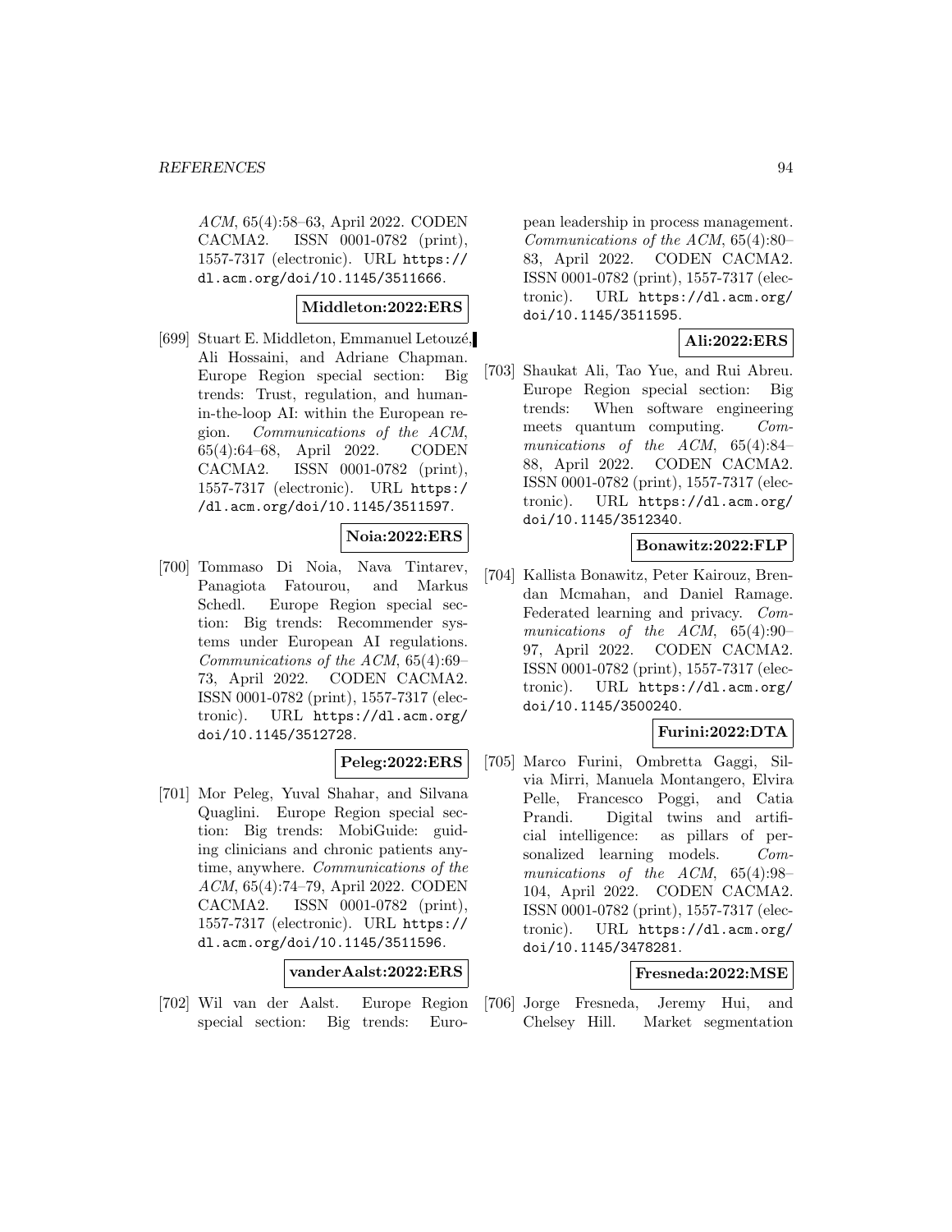ACM, 65(4):58–63, April 2022. CODEN CACMA2. ISSN 0001-0782 (print), 1557-7317 (electronic). URL https://dl.acm.org/doi/10.1145/3511666.

**Middleton:2022:ERS**

[699] Stuart E. Middleton, Emmanuel Letouzé, Ali Hossaini, and Adriane Chapman. Europe Region special section: Big trends: Trust, regulation, and human-in-the-loop AI: within the European region. *Communications of the ACM*, 65(4):64–68, April 2022. CODEN CACMA2. ISSN 0001-0782 (print), 1557-7317 (electronic). URL https://dl.acm.org/doi/10.1145/3511597.

**Noia:2022:ERS**

[700] Tommaso Di Noia, Nava Tintarev, Panagiota Fatourou, and Markus Schedl. Europe Region special section: Big trends: Recommender systems under European AI regulations. *Communications of the ACM*, 65(4):69–73, April 2022. CODEN CACMA2. ISSN 0001-0782 (print), 1557-7317 (electronic). URL https://dl.acm.org/doi/10.1145/3512728.

**Peleg:2022:ERS**

[701] Mor Peleg, Yuval Shahar, and Silvana Quaglini. Europe Region special section: Big trends: MobiGuide: guiding clinicians and chronic patients anytime, anywhere. *Communications of the ACM*, 65(4):74–79, April 2022. CODEN CACMA2. ISSN 0001-0782 (print), 1557-7317 (electronic). URL https://dl.acm.org/doi/10.1145/3511596.

**vanderAalst:2022:ERS**

[702] Wil van der Aalst. Europe Region special section: Big trends: European leadership in process management. *Communications of the ACM*, 65(4):80–83, April 2022. CODEN CACMA2. ISSN 0001-0782 (print), 1557-7317 (electronic). URL https://dl.acm.org/doi/10.1145/3511595.

**Ali:2022:ERS**

[703] Shaukat Ali, Tao Yue, and Rui Abreu. Europe Region special section: Big trends: When software engineering meets quantum computing. *Communications of the ACM*, 65(4):84–88, April 2022. CODEN CACMA2. ISSN 0001-0782 (print), 1557-7317 (electronic). URL https://dl.acm.org/doi/10.1145/3512340.

**Bonawitz:2022:FLP**

[704] Kallista Bonawitz, Peter Kairouz, Brendan Mcmahan, and Daniel Ramage. Federated learning and privacy. *Communications of the ACM*, 65(4):90–97, April 2022. CODEN CACMA2. ISSN 0001-0782 (print), 1557-7317 (electronic). URL https://dl.acm.org/doi/10.1145/3500240.

**Furini:2022:DTA**

[705] Marco Furini, Ombretta Gaggi, Silvia Mirri, Manuela Montangero, Elvira Pelle, Francesco Poggi, and Catia Prandi. Digital twins and artificial intelligence: as pillars of personalized learning models. *Communications of the ACM*, 65(4):98–104, April 2022. CODEN CACMA2. ISSN 0001-0782 (print), 1557-7317 (electronic). URL https://dl.acm.org/doi/10.1145/3478281.

**Fresneda:2022:MSE**

[706] Jorge Fresneda, Jeremy Hui, and Chelsey Hill. Market segmentation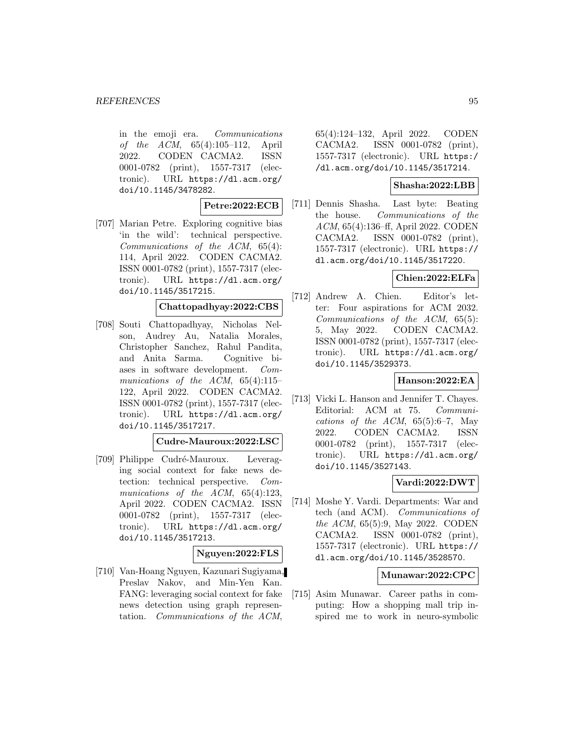in the emoji era. *Communications of the ACM*, 65(4):105–112, April 2022. CODEN CACMA2. ISSN 0001-0782 (print), 1557-7317 (electronic). URL https://dl.acm.org/doi/10.1145/3478282.

**Petre:2022:ECB**

[707] Marian Petre. Exploring cognitive bias 'in the wild': technical perspective. *Communications of the ACM*, 65(4): 114, April 2022. CODEN CACMA2. ISSN 0001-0782 (print), 1557-7317 (electronic). URL https://dl.acm.org/doi/10.1145/3517215.

**Chattopadhyay:2022:CBS**

[708] Souti Chattopadhyay, Nicholas Nelson, Audrey Au, Natalia Morales, Christopher Sanchez, Rahul Pandita, and Anita Sarma. Cognitive biases in software development. *Communications of the ACM*, 65(4):115–122, April 2022. CODEN CACMA2. ISSN 0001-0782 (print), 1557-7317 (electronic). URL https://dl.acm.org/doi/10.1145/3517217.

**Cudre-Mauroux:2022:LSC**

[709] Philippe Cudré-Mauroux. Leveraging social context for fake news detection: technical perspective. *Communications of the ACM*, 65(4):123, April 2022. CODEN CACMA2. ISSN 0001-0782 (print), 1557-7317 (electronic). URL https://dl.acm.org/doi/10.1145/3517213.

**Nguyen:2022:FLS**

[710] Van-Hoang Nguyen, Kazunari Sugiyama, Preslav Nakov, and Min-Yen Kan. FANG: leveraging social context for fake news detection using graph representation. *Communications of the ACM*, 65(4):124–132, April 2022. CODEN CACMA2. ISSN 0001-0782 (print), 1557-7317 (electronic). URL https://dl.acm.org/doi/10.1145/3517214.

**Shasha:2022:LBB**

[711] Dennis Shasha. Last byte: Beating the house. *Communications of the ACM*, 65(4):136–ff, April 2022. CODEN CACMA2. ISSN 0001-0782 (print), 1557-7317 (electronic). URL https://dl.acm.org/doi/10.1145/3517220.

**Chien:2022:ELFa**

[712] Andrew A. Chien. Editor's letter: Four aspirations for ACM 2032. *Communications of the ACM*, 65(5): 5, May 2022. CODEN CACMA2. ISSN 0001-0782 (print), 1557-7317 (electronic). URL https://dl.acm.org/doi/10.1145/3529373.

**Hanson:2022:EA**

[713] Vicki L. Hanson and Jennifer T. Chayes. Editorial: ACM at 75. *Communications of the ACM*, 65(5):6–7, May 2022. CODEN CACMA2. ISSN 0001-0782 (print), 1557-7317 (electronic). URL https://dl.acm.org/doi/10.1145/3527143.

**Vardi:2022:DWT**

[714] Moshe Y. Vardi. Departments: War and tech (and ACM). *Communications of the ACM*, 65(5):9, May 2022. CODEN CACMA2. ISSN 0001-0782 (print), 1557-7317 (electronic). URL https://dl.acm.org/doi/10.1145/3528570.

**Munawar:2022:CPC**

[715] Asim Munawar. Career paths in computing: How a shopping mall trip inspired me to work in neuro-symbolic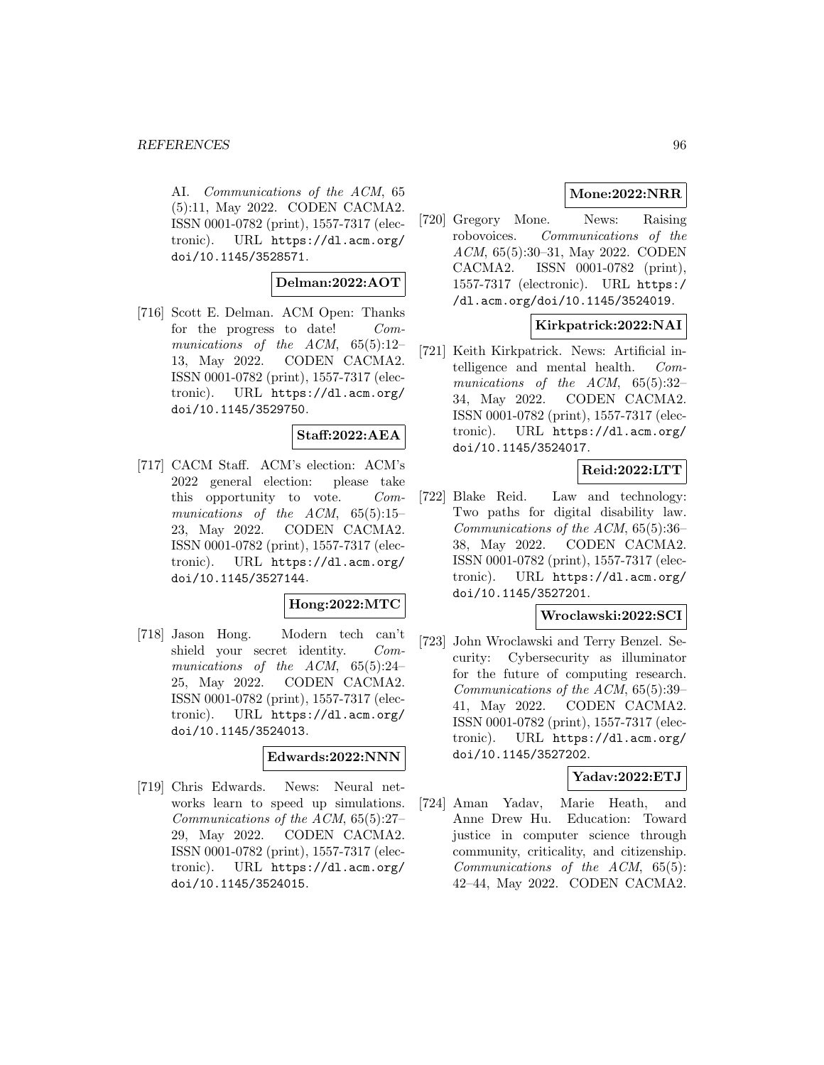AI. *Communications of the ACM*, 65 (5):11, May 2022. CODEN CACMA2. ISSN 0001-0782 (print), 1557-7317 (electronic). URL https://dl.acm.org/doi/10.1145/3528571.

**Delman:2022:AOT**

[716] Scott E. Delman. ACM Open: Thanks for the progress to date! *Communications of the ACM*, 65(5):12–13, May 2022. CODEN CACMA2. ISSN 0001-0782 (print), 1557-7317 (electronic). URL https://dl.acm.org/doi/10.1145/3529750.

**Staff:2022:AEA**

[717] CACM Staff. ACM's election: ACM's 2022 general election: please take this opportunity to vote. *Communications of the ACM*, 65(5):15–23, May 2022. CODEN CACMA2. ISSN 0001-0782 (print), 1557-7317 (electronic). URL https://dl.acm.org/doi/10.1145/3527144.

**Hong:2022:MTC**

[718] Jason Hong. Modern tech can't shield your secret identity. *Communications of the ACM*, 65(5):24–25, May 2022. CODEN CACMA2. ISSN 0001-0782 (print), 1557-7317 (electronic). URL https://dl.acm.org/doi/10.1145/3524013.

**Edwards:2022:NNN**

[719] Chris Edwards. News: Neural networks learn to speed up simulations. *Communications of the ACM*, 65(5):27–29, May 2022. CODEN CACMA2. ISSN 0001-0782 (print), 1557-7317 (electronic). URL https://dl.acm.org/doi/10.1145/3524015.

**Mone:2022:NRR**

[720] Gregory Mone. News: Raising robovoices. *Communications of the ACM*, 65(5):30–31, May 2022. CODEN CACMA2. ISSN 0001-0782 (print), 1557-7317 (electronic). URL https://dl.acm.org/doi/10.1145/3524019.

**Kirkpatrick:2022:NAI**

[721] Keith Kirkpatrick. News: Artificial intelligence and mental health. *Communications of the ACM*, 65(5):32–34, May 2022. CODEN CACMA2. ISSN 0001-0782 (print), 1557-7317 (electronic). URL https://dl.acm.org/doi/10.1145/3524017.

**Reid:2022:LTT**

[722] Blake Reid. Law and technology: Two paths for digital disability law. *Communications of the ACM*, 65(5):36–38, May 2022. CODEN CACMA2. ISSN 0001-0782 (print), 1557-7317 (electronic). URL https://dl.acm.org/doi/10.1145/3527201.

**Wroclawski:2022:SCI**

[723] John Wroclawski and Terry Benzel. Security: Cybersecurity as illuminator for the future of computing research. *Communications of the ACM*, 65(5):39–41, May 2022. CODEN CACMA2. ISSN 0001-0782 (print), 1557-7317 (electronic). URL https://dl.acm.org/doi/10.1145/3527202.

**Yadav:2022:ETJ**

[724] Aman Yadav, Marie Heath, and Anne Drew Hu. Education: Toward justice in computer science through community, criticality, and citizenship. *Communications of the ACM*, 65(5): 42–44, May 2022. CODEN CACMA2.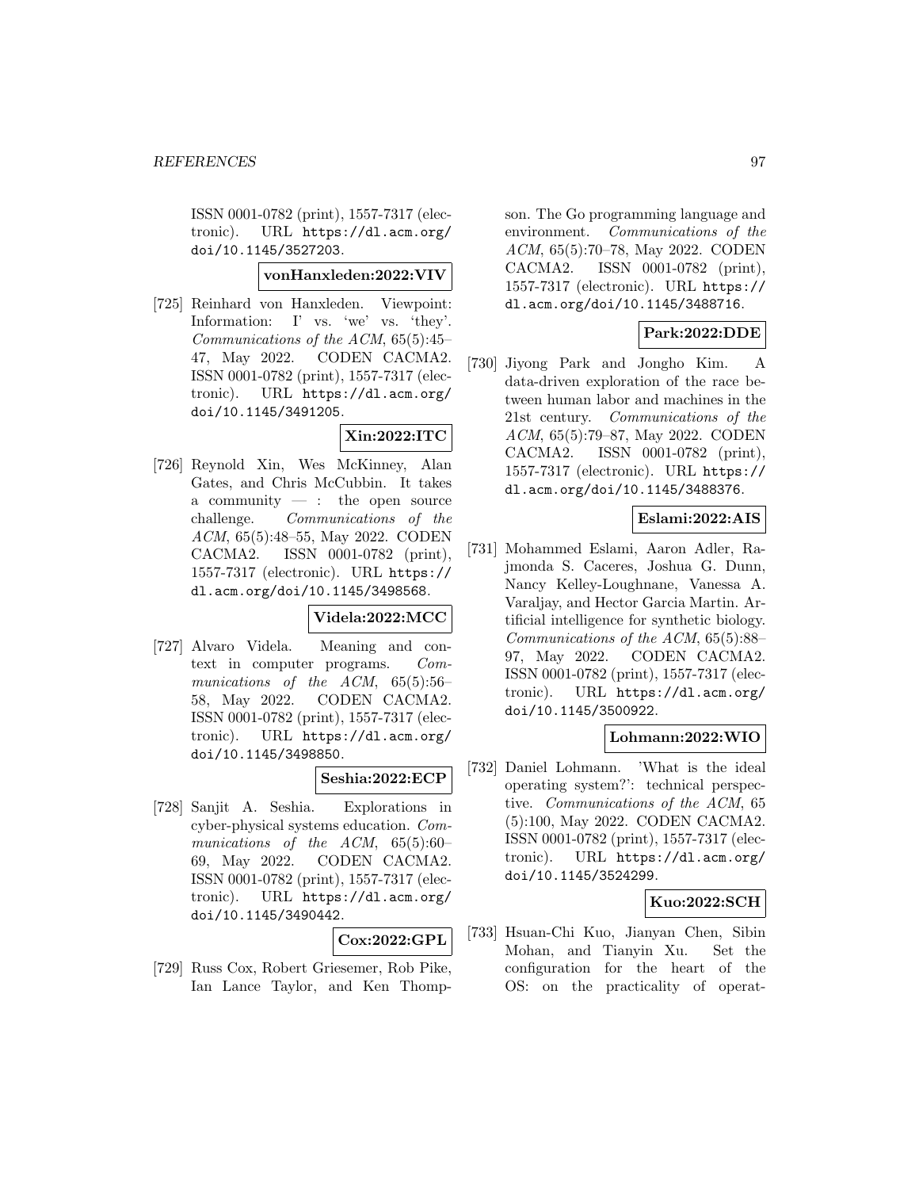ISSN 0001-0782 (print), 1557-7317 (electronic). URL https://dl.acm.org/doi/10.1145/3527203.

**vonHanxleden:2022:VIV**

[725] Reinhard von Hanxleden. Viewpoint: Information: I' vs. 'we' vs. 'they'. *Communications of the ACM*, 65(5):45–47, May 2022. CODEN CACMA2. ISSN 0001-0782 (print), 1557-7317 (electronic). URL https://dl.acm.org/doi/10.1145/3491205.

**Xin:2022:ITC**

[726] Reynold Xin, Wes McKinney, Alan Gates, and Chris McCubbin. It takes a community — : the open source challenge. *Communications of the ACM*, 65(5):48–55, May 2022. CODEN CACMA2. ISSN 0001-0782 (print), 1557-7317 (electronic). URL https://dl.acm.org/doi/10.1145/3498568.

**Videla:2022:MCC**

[727] Alvaro Videla. Meaning and context in computer programs. *Communications of the ACM*, 65(5):56–58, May 2022. CODEN CACMA2. ISSN 0001-0782 (print), 1557-7317 (electronic). URL https://dl.acm.org/doi/10.1145/3498850.

**Seshia:2022:ECP**

[728] Sanjit A. Seshia. Explorations in cyber-physical systems education. *Communications of the ACM*, 65(5):60–69, May 2022. CODEN CACMA2. ISSN 0001-0782 (print), 1557-7317 (electronic). URL https://dl.acm.org/doi/10.1145/3490442.

**Cox:2022:GPL**

[729] Russ Cox, Robert Griesemer, Rob Pike, Ian Lance Taylor, and Ken Thompson. The Go programming language and environment. *Communications of the ACM*, 65(5):70–78, May 2022. CODEN CACMA2. ISSN 0001-0782 (print), 1557-7317 (electronic). URL https://dl.acm.org/doi/10.1145/3488716.

**Park:2022:DDE**

[730] Jiyong Park and Jongho Kim. A data-driven exploration of the race between human labor and machines in the 21st century. *Communications of the ACM*, 65(5):79–87, May 2022. CODEN CACMA2. ISSN 0001-0782 (print), 1557-7317 (electronic). URL https://dl.acm.org/doi/10.1145/3488376.

**Eslami:2022:AIS**

[731] Mohammed Eslami, Aaron Adler, Rajmonda S. Caceres, Joshua G. Dunn, Nancy Kelley-Loughnane, Vanessa A. Varaljay, and Hector Garcia Martin. Artificial intelligence for synthetic biology. *Communications of the ACM*, 65(5):88–97, May 2022. CODEN CACMA2. ISSN 0001-0782 (print), 1557-7317 (electronic). URL https://dl.acm.org/doi/10.1145/3500922.

**Lohmann:2022:WIO**

[732] Daniel Lohmann. 'What is the ideal operating system?': technical perspective. *Communications of the ACM*, 65(5):100, May 2022. CODEN CACMA2. ISSN 0001-0782 (print), 1557-7317 (electronic). URL https://dl.acm.org/doi/10.1145/3524299.

**Kuo:2022:SCH**

[733] Hsuan-Chi Kuo, Jianyan Chen, Sibin Mohan, and Tianyin Xu. Set the configuration for the heart of the OS: on the practicality of operat-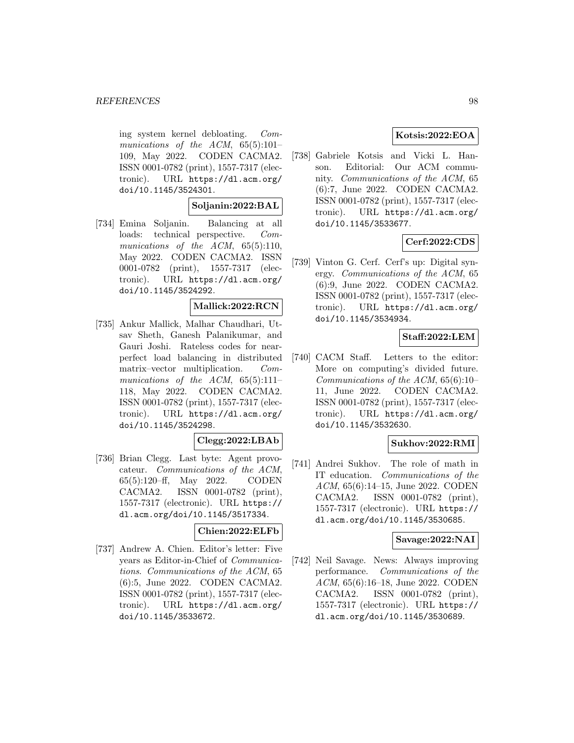ing system kernel debloating. *Communications of the ACM*, 65(5):101–109, May 2022. CODEN CACMA2. ISSN 0001-0782 (print), 1557-7317 (electronic). URL https://dl.acm.org/doi/10.1145/3524301.

**Soljanin:2022:BAL**

[734] Emina Soljanin. Balancing at all loads: technical perspective. *Communications of the ACM*, 65(5):110, May 2022. CODEN CACMA2. ISSN 0001-0782 (print), 1557-7317 (electronic). URL https://dl.acm.org/doi/10.1145/3524292.

**Mallick:2022:RCN**

[735] Ankur Mallick, Malhar Chaudhari, Utsav Sheth, Ganesh Palanikumar, and Gauri Joshi. Rateless codes for near-perfect load balancing in distributed matrix–vector multiplication. *Communications of the ACM*, 65(5):111–118, May 2022. CODEN CACMA2. ISSN 0001-0782 (print), 1557-7317 (electronic). URL https://dl.acm.org/doi/10.1145/3524298.

**Clegg:2022:LBAb**

[736] Brian Clegg. Last byte: Agent provocateur. *Communications of the ACM*, 65(5):120–ff, May 2022. CODEN CACMA2. ISSN 0001-0782 (print), 1557-7317 (electronic). URL https://dl.acm.org/doi/10.1145/3517334.

**Chien:2022:ELFb**

[737] Andrew A. Chien. Editor's letter: Five years as Editor-in-Chief of *Communications*. *Communications of the ACM*, 65 (6):5, June 2022. CODEN CACMA2. ISSN 0001-0782 (print), 1557-7317 (electronic). URL https://dl.acm.org/doi/10.1145/3533672.

**Kotsis:2022:EOA**

[738] Gabriele Kotsis and Vicki L. Hanson. Editorial: Our ACM community. *Communications of the ACM*, 65 (6):7, June 2022. CODEN CACMA2. ISSN 0001-0782 (print), 1557-7317 (electronic). URL https://dl.acm.org/doi/10.1145/3533677.

**Cerf:2022:CDS**

[739] Vinton G. Cerf. Cerf's up: Digital synergy. *Communications of the ACM*, 65 (6):9, June 2022. CODEN CACMA2. ISSN 0001-0782 (print), 1557-7317 (electronic). URL https://dl.acm.org/doi/10.1145/3534934.

**Staff:2022:LEM**

[740] CACM Staff. Letters to the editor: More on computing's divided future. *Communications of the ACM*, 65(6):10–11, June 2022. CODEN CACMA2. ISSN 0001-0782 (print), 1557-7317 (electronic). URL https://dl.acm.org/doi/10.1145/3532630.

**Sukhov:2022:RMI**

[741] Andrei Sukhov. The role of math in IT education. *Communications of the ACM*, 65(6):14–15, June 2022. CODEN CACMA2. ISSN 0001-0782 (print), 1557-7317 (electronic). URL https://dl.acm.org/doi/10.1145/3530685.

**Savage:2022:NAI**

[742] Neil Savage. News: Always improving performance. *Communications of the ACM*, 65(6):16–18, June 2022. CODEN CACMA2. ISSN 0001-0782 (print), 1557-7317 (electronic). URL https://dl.acm.org/doi/10.1145/3530689.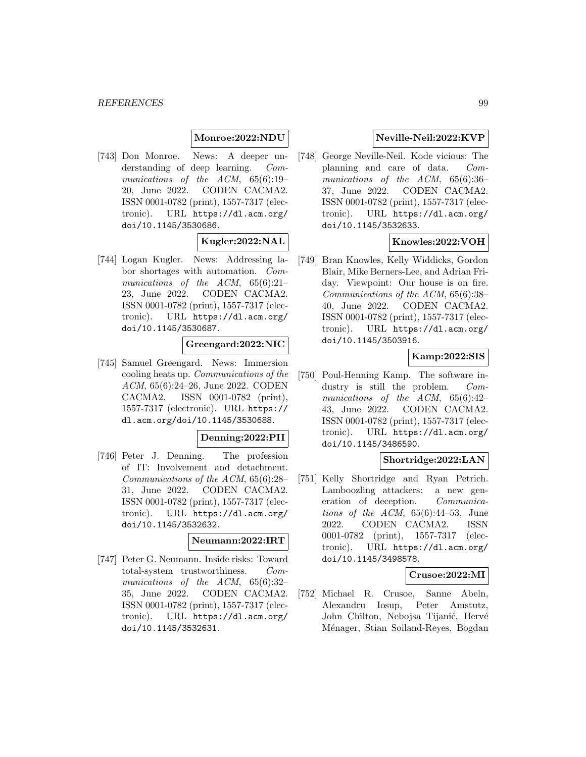**Monroe:2022:NDU**

[743] Don Monroe. News: A deeper understanding of deep learning. *Communications of the ACM*, 65(6):19–20, June 2022. CODEN CACMA2. ISSN 0001-0782 (print), 1557-7317 (electronic). URL https://dl.acm.org/doi/10.1145/3530686.

**Kugler:2022:NAL**

[744] Logan Kugler. News: Addressing labor shortages with automation. *Communications of the ACM*, 65(6):21–23, June 2022. CODEN CACMA2. ISSN 0001-0782 (print), 1557-7317 (electronic). URL https://dl.acm.org/doi/10.1145/3530687.

**Greengard:2022:NIC**

[745] Samuel Greengard. News: Immersion cooling heats up. *Communications of the ACM*, 65(6):24–26, June 2022. CODEN CACMA2. ISSN 0001-0782 (print), 1557-7317 (electronic). URL https://dl.acm.org/doi/10.1145/3530688.

**Denning:2022:PII**

[746] Peter J. Denning. The profession of IT: Involvement and detachment. *Communications of the ACM*, 65(6):28–31, June 2022. CODEN CACMA2. ISSN 0001-0782 (print), 1557-7317 (electronic). URL https://dl.acm.org/doi/10.1145/3532632.

**Neumann:2022:IRT**

[747] Peter G. Neumann. Inside risks: Toward total-system trustworthiness. *Communications of the ACM*, 65(6):32–35, June 2022. CODEN CACMA2. ISSN 0001-0782 (print), 1557-7317 (electronic). URL https://dl.acm.org/doi/10.1145/3532631.

**Neville-Neil:2022:KVP**

[748] George Neville-Neil. Kode vicious: The planning and care of data. *Communications of the ACM*, 65(6):36–37, June 2022. CODEN CACMA2. ISSN 0001-0782 (print), 1557-7317 (electronic). URL https://dl.acm.org/doi/10.1145/3532633.

**Knowles:2022:VOH**

[749] Bran Knowles, Kelly Widdicks, Gordon Blair, Mike Berners-Lee, and Adrian Friday. Viewpoint: Our house is on fire. *Communications of the ACM*, 65(6):38–40, June 2022. CODEN CACMA2. ISSN 0001-0782 (print), 1557-7317 (electronic). URL https://dl.acm.org/doi/10.1145/3503916.

**Kamp:2022:SIS**

[750] Poul-Henning Kamp. The software industry is still the problem. *Communications of the ACM*, 65(6):42–43, June 2022. CODEN CACMA2. ISSN 0001-0782 (print), 1557-7317 (electronic). URL https://dl.acm.org/doi/10.1145/3486590.

**Shortridge:2022:LAN**

[751] Kelly Shortridge and Ryan Petrich. Lamboozling attackers: a new generation of deception. *Communications of the ACM*, 65(6):44–53, June 2022. CODEN CACMA2. ISSN 0001-0782 (print), 1557-7317 (electronic). URL https://dl.acm.org/doi/10.1145/3498578.

**Crusoe:2022:MI**

[752] Michael R. Crusoe, Sanne Abeln, Alexandru Iosup, Peter Amstutz, John Chilton, Nebojsa Tijanić, Hervé Ménager, Stian Soiland-Reyes, Bogdan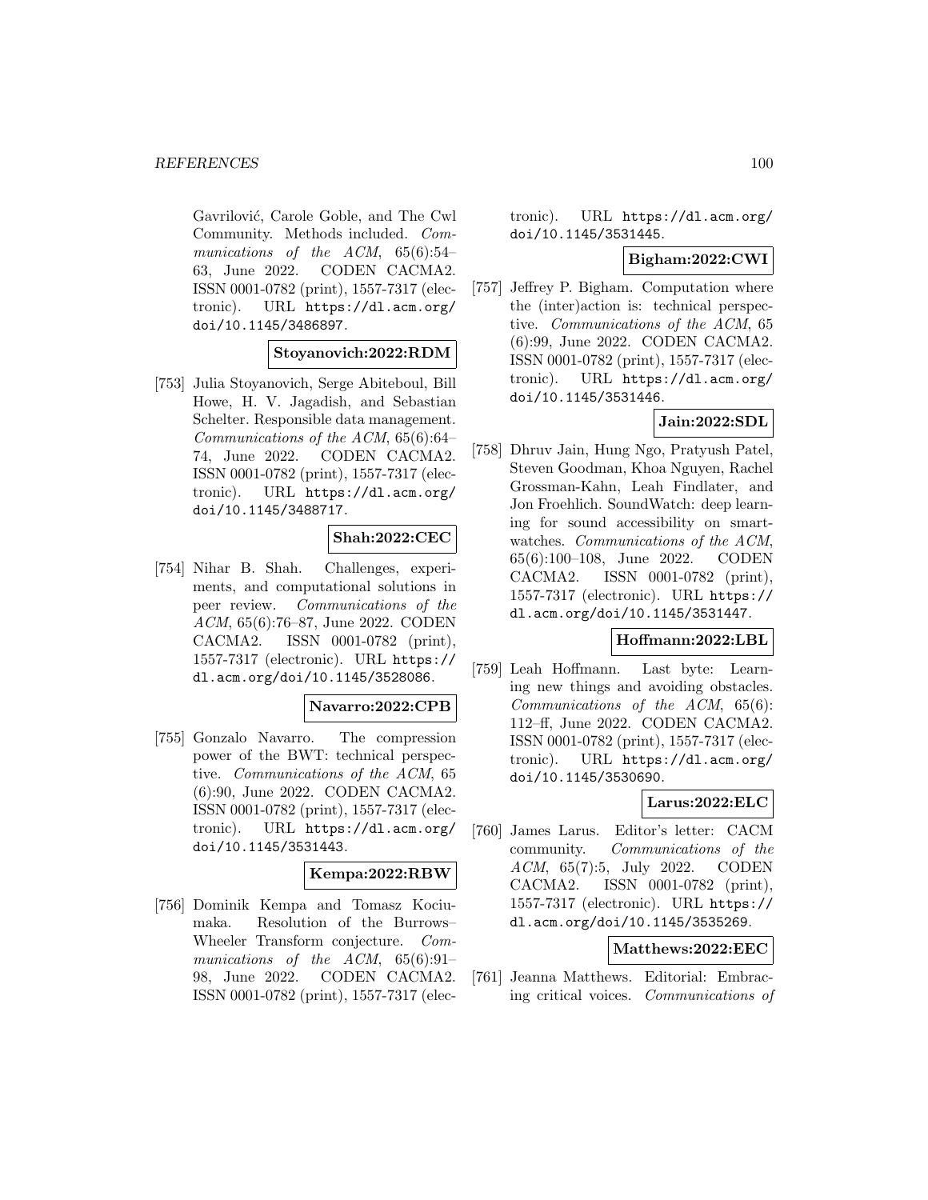Gavrilović, Carole Goble, and The Cwl Community. Methods included. *Communications of the ACM*, 65(6):54–63, June 2022. CODEN CACMA2. ISSN 0001-0782 (print), 1557-7317 (electronic). URL https://dl.acm.org/doi/10.1145/3486897.

**Stoyanovich:2022:RDM**

[753] Julia Stoyanovich, Serge Abiteboul, Bill Howe, H. V. Jagadish, and Sebastian Schelter. Responsible data management. *Communications of the ACM*, 65(6):64–74, June 2022. CODEN CACMA2. ISSN 0001-0782 (print), 1557-7317 (electronic). URL https://dl.acm.org/doi/10.1145/3488717.

**Shah:2022:CEC**

[754] Nihar B. Shah. Challenges, experiments, and computational solutions in peer review. *Communications of the ACM*, 65(6):76–87, June 2022. CODEN CACMA2. ISSN 0001-0782 (print), 1557-7317 (electronic). URL https://dl.acm.org/doi/10.1145/3528086.

**Navarro:2022:CPB**

[755] Gonzalo Navarro. The compression power of the BWT: technical perspective. *Communications of the ACM*, 65 (6):90, June 2022. CODEN CACMA2. ISSN 0001-0782 (print), 1557-7317 (electronic). URL https://dl.acm.org/doi/10.1145/3531443.

**Kempa:2022:RBW**

[756] Dominik Kempa and Tomasz Kociumaka. Resolution of the Burrows–Wheeler Transform conjecture. *Communications of the ACM*, 65(6):91–98, June 2022. CODEN CACMA2. ISSN 0001-0782 (print), 1557-7317 (electronic). URL https://dl.acm.org/doi/10.1145/3531445.

**Bigham:2022:CWI**

[757] Jeffrey P. Bigham. Computation where the (inter)action is: technical perspective. *Communications of the ACM*, 65 (6):99, June 2022. CODEN CACMA2. ISSN 0001-0782 (print), 1557-7317 (electronic). URL https://dl.acm.org/doi/10.1145/3531446.

**Jain:2022:SDL**

[758] Dhruv Jain, Hung Ngo, Pratyush Patel, Steven Goodman, Khoa Nguyen, Rachel Grossman-Kahn, Leah Findlater, and Jon Froehlich. SoundWatch: deep learning for sound accessibility on smartwatches. *Communications of the ACM*, 65(6):100–108, June 2022. CODEN CACMA2. ISSN 0001-0782 (print), 1557-7317 (electronic). URL https://dl.acm.org/doi/10.1145/3531447.

**Hoffmann:2022:LBL**

[759] Leah Hoffmann. Last byte: Learning new things and avoiding obstacles. *Communications of the ACM*, 65(6): 112–ff, June 2022. CODEN CACMA2. ISSN 0001-0782 (print), 1557-7317 (electronic). URL https://dl.acm.org/doi/10.1145/3530690.

**Larus:2022:ELC**

[760] James Larus. Editor's letter: CACM community. *Communications of the ACM*, 65(7):5, July 2022. CODEN CACMA2. ISSN 0001-0782 (print), 1557-7317 (electronic). URL https://dl.acm.org/doi/10.1145/3535269.

**Matthews:2022:EEC**

[761] Jeanna Matthews. Editorial: Embracing critical voices. *Communications of*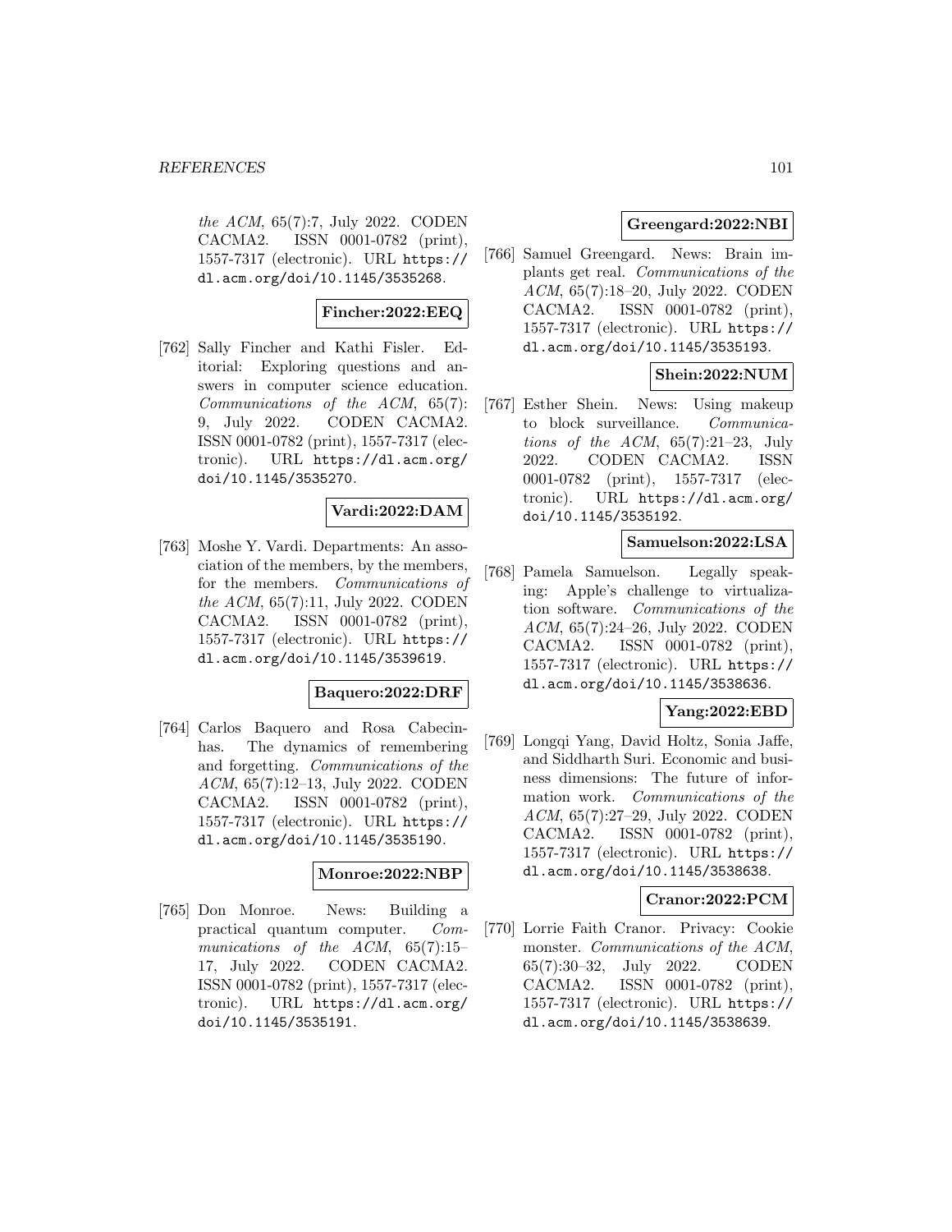*the ACM*, 65(7):7, July 2022. CODEN CACMA2. ISSN 0001-0782 (print), 1557-7317 (electronic). URL https://dl.acm.org/doi/10.1145/3535268.

**Fincher:2022:EEQ**

[762] Sally Fincher and Kathi Fisler. Editorial: Exploring questions and answers in computer science education. *Communications of the ACM*, 65(7): 9, July 2022. CODEN CACMA2. ISSN 0001-0782 (print), 1557-7317 (electronic). URL https://dl.acm.org/doi/10.1145/3535270.

**Vardi:2022:DAM**

[763] Moshe Y. Vardi. Departments: An association of the members, by the members, for the members. *Communications of the ACM*, 65(7):11, July 2022. CODEN CACMA2. ISSN 0001-0782 (print), 1557-7317 (electronic). URL https://dl.acm.org/doi/10.1145/3539619.

**Baquero:2022:DRF**

[764] Carlos Baquero and Rosa Cabecinhas. The dynamics of remembering and forgetting. *Communications of the ACM*, 65(7):12–13, July 2022. CODEN CACMA2. ISSN 0001-0782 (print), 1557-7317 (electronic). URL https://dl.acm.org/doi/10.1145/3535190.

**Monroe:2022:NBP**

[765] Don Monroe. News: Building a practical quantum computer. *Communications of the ACM*, 65(7):15–17, July 2022. CODEN CACMA2. ISSN 0001-0782 (print), 1557-7317 (electronic). URL https://dl.acm.org/doi/10.1145/3535191.

**Greengard:2022:NBI**

[766] Samuel Greengard. News: Brain implants get real. *Communications of the ACM*, 65(7):18–20, July 2022. CODEN CACMA2. ISSN 0001-0782 (print), 1557-7317 (electronic). URL https://dl.acm.org/doi/10.1145/3535193.

**Shein:2022:NUM**

[767] Esther Shein. News: Using makeup to block surveillance. *Communications of the ACM*, 65(7):21–23, July 2022. CODEN CACMA2. ISSN 0001-0782 (print), 1557-7317 (electronic). URL https://dl.acm.org/doi/10.1145/3535192.

**Samuelson:2022:LSA**

[768] Pamela Samuelson. Legally speaking: Apple's challenge to virtualization software. *Communications of the ACM*, 65(7):24–26, July 2022. CODEN CACMA2. ISSN 0001-0782 (print), 1557-7317 (electronic). URL https://dl.acm.org/doi/10.1145/3538636.

**Yang:2022:EBD**

[769] Longqi Yang, David Holtz, Sonia Jaffe, and Siddharth Suri. Economic and business dimensions: The future of information work. *Communications of the ACM*, 65(7):27–29, July 2022. CODEN CACMA2. ISSN 0001-0782 (print), 1557-7317 (electronic). URL https://dl.acm.org/doi/10.1145/3538638.

**Cranor:2022:PCM**

[770] Lorrie Faith Cranor. Privacy: Cookie monster. *Communications of the ACM*, 65(7):30–32, July 2022. CODEN CACMA2. ISSN 0001-0782 (print), 1557-7317 (electronic). URL https://dl.acm.org/doi/10.1145/3538639.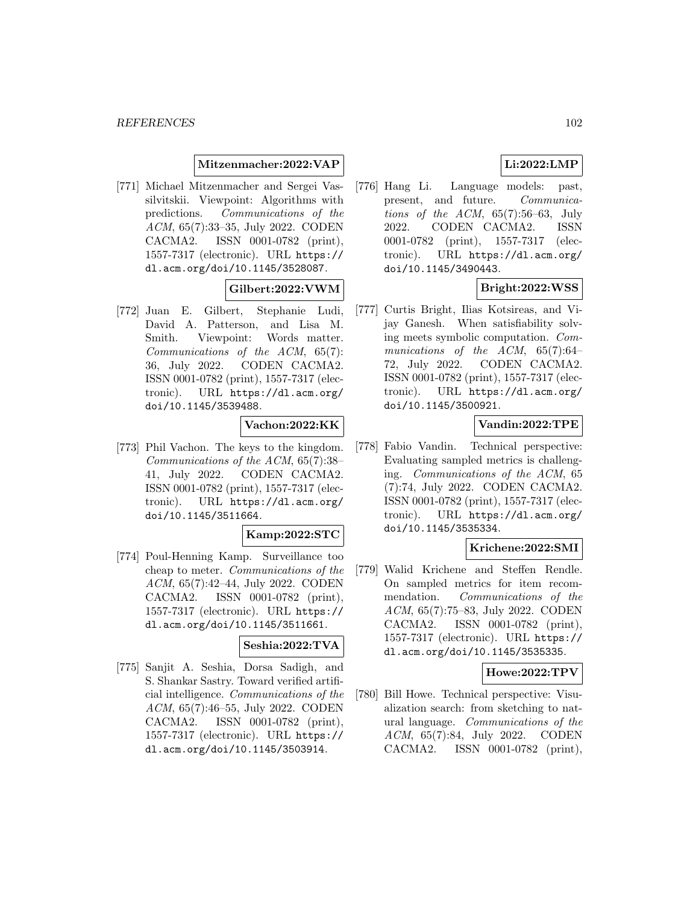**Mitzenmacher:2022:VAP**

[771] Michael Mitzenmacher and Sergei Vassilvitskii. Viewpoint: Algorithms with predictions. *Communications of the ACM*, 65(7):33–35, July 2022. CODEN CACMA2. ISSN 0001-0782 (print), 1557-7317 (electronic). URL https://dl.acm.org/doi/10.1145/3528087.

**Gilbert:2022:VWM**

[772] Juan E. Gilbert, Stephanie Ludi, David A. Patterson, and Lisa M. Smith. Viewpoint: Words matter. *Communications of the ACM*, 65(7): 36, July 2022. CODEN CACMA2. ISSN 0001-0782 (print), 1557-7317 (electronic). URL https://dl.acm.org/doi/10.1145/3539488.

**Vachon:2022:KK**

[773] Phil Vachon. The keys to the kingdom. *Communications of the ACM*, 65(7):38–41, July 2022. CODEN CACMA2. ISSN 0001-0782 (print), 1557-7317 (electronic). URL https://dl.acm.org/doi/10.1145/3511664.

**Kamp:2022:STC**

[774] Poul-Henning Kamp. Surveillance too cheap to meter. *Communications of the ACM*, 65(7):42–44, July 2022. CODEN CACMA2. ISSN 0001-0782 (print), 1557-7317 (electronic). URL https://dl.acm.org/doi/10.1145/3511661.

**Seshia:2022:TVA**

[775] Sanjit A. Seshia, Dorsa Sadigh, and S. Shankar Sastry. Toward verified artificial intelligence. *Communications of the ACM*, 65(7):46–55, July 2022. CODEN CACMA2. ISSN 0001-0782 (print), 1557-7317 (electronic). URL https://dl.acm.org/doi/10.1145/3503914.

**Li:2022:LMP**

[776] Hang Li. Language models: past, present, and future. *Communications of the ACM*, 65(7):56–63, July 2022. CODEN CACMA2. ISSN 0001-0782 (print), 1557-7317 (electronic). URL https://dl.acm.org/doi/10.1145/3490443.

**Bright:2022:WSS**

[777] Curtis Bright, Ilias Kotsireas, and Vijay Ganesh. When satisfiability solving meets symbolic computation. *Communications of the ACM*, 65(7):64–72, July 2022. CODEN CACMA2. ISSN 0001-0782 (print), 1557-7317 (electronic). URL https://dl.acm.org/doi/10.1145/3500921.

**Vandin:2022:TPE**

[778] Fabio Vandin. Technical perspective: Evaluating sampled metrics is challenging. *Communications of the ACM*, 65 (7):74, July 2022. CODEN CACMA2. ISSN 0001-0782 (print), 1557-7317 (electronic). URL https://dl.acm.org/doi/10.1145/3535334.

**Krichene:2022:SMI**

[779] Walid Krichene and Steffen Rendle. On sampled metrics for item recommendation. *Communications of the ACM*, 65(7):75–83, July 2022. CODEN CACMA2. ISSN 0001-0782 (print), 1557-7317 (electronic). URL https://dl.acm.org/doi/10.1145/3535335.

**Howe:2022:TPV**

[780] Bill Howe. Technical perspective: Visualization search: from sketching to natural language. *Communications of the ACM*, 65(7):84, July 2022. CODEN CACMA2. ISSN 0001-0782 (print),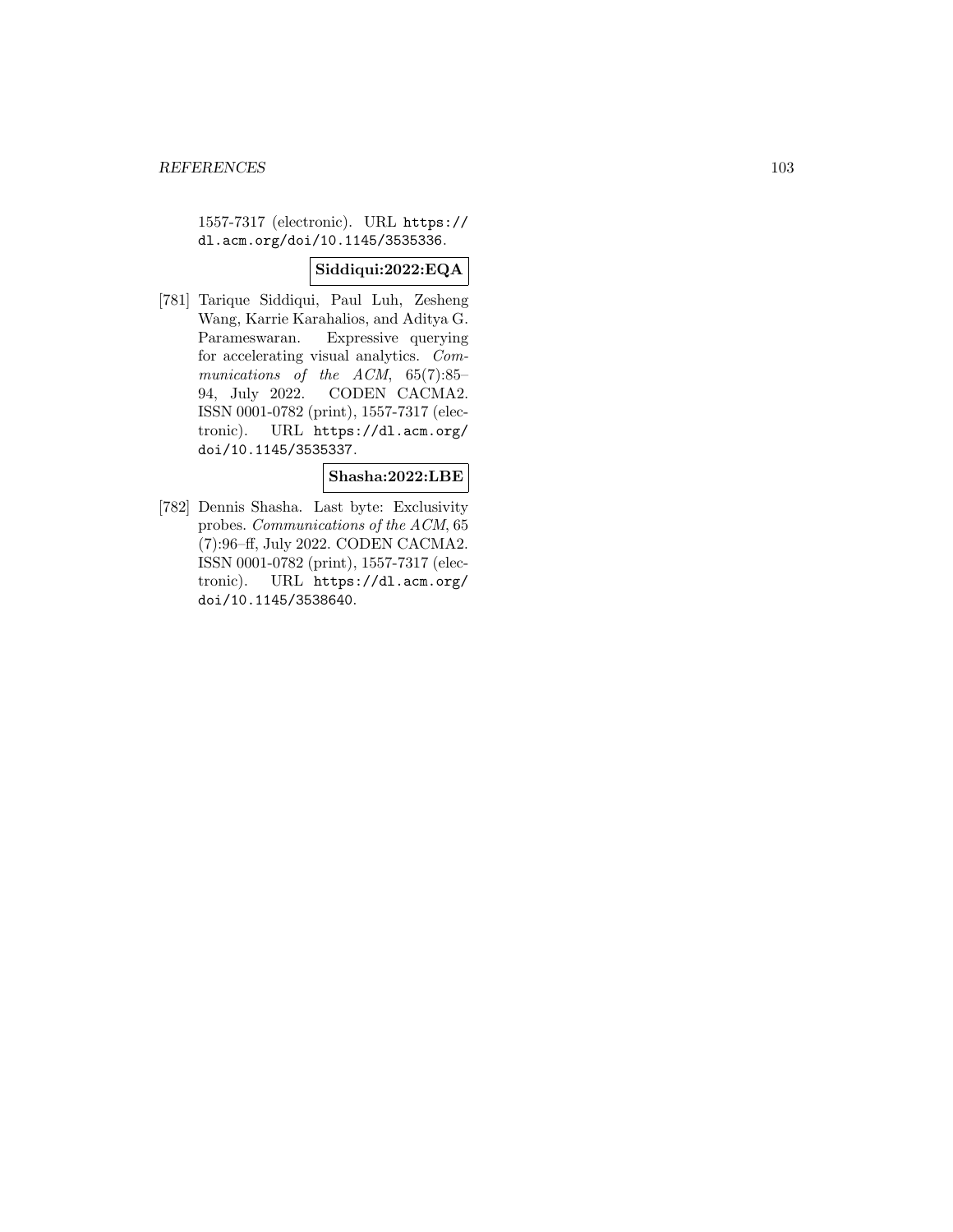1557-7317 (electronic). URL https://dl.acm.org/doi/10.1145/3535336.

**Siddiqui:2022:EQA**

[781] Tarique Siddiqui, Paul Luh, Zesheng Wang, Karrie Karahalios, and Aditya G. Parameswaran. Expressive querying for accelerating visual analytics. *Communications of the ACM*, 65(7):85–94, July 2022. CODEN CACMA2. ISSN 0001-0782 (print), 1557-7317 (electronic). URL https://dl.acm.org/doi/10.1145/3535337.

**Shasha:2022:LBE**

[782] Dennis Shasha. Last byte: Exclusivity probes. *Communications of the ACM*, 65 (7):96–ff, July 2022. CODEN CACMA2. ISSN 0001-0782 (print), 1557-7317 (electronic). URL https://dl.acm.org/doi/10.1145/3538640.